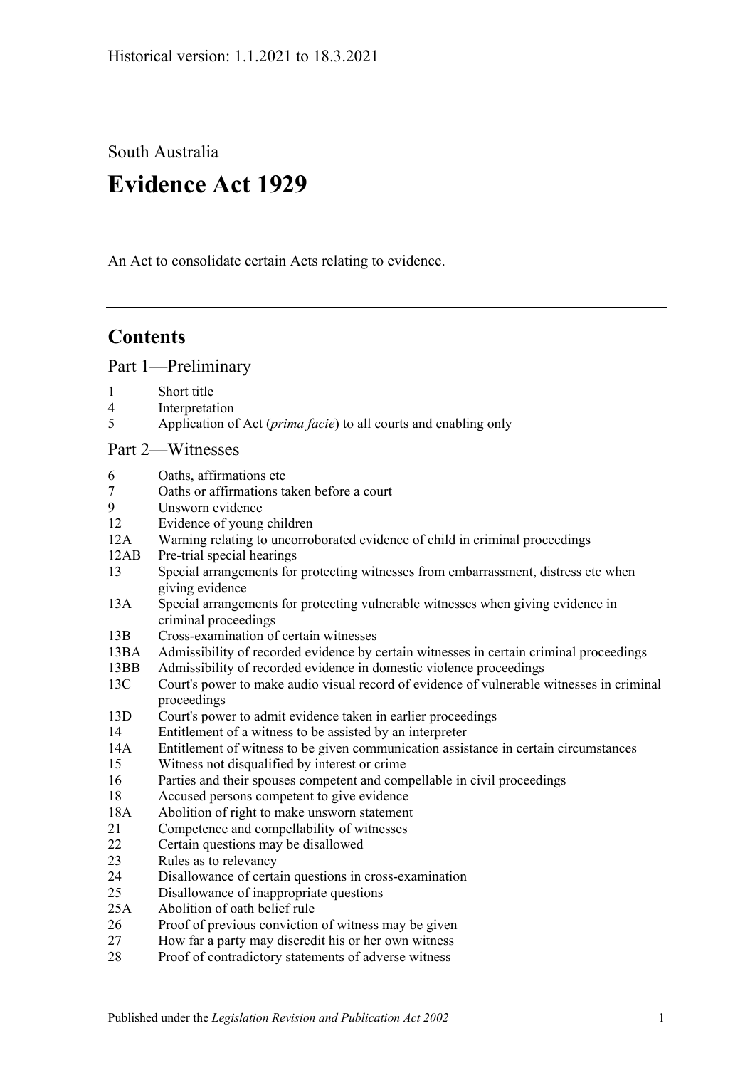Historical version: 1.1.2021 to 18.3.2021

South Australia

# Evidence Act 1929

An Act to consolidate certain Acts relating to evidence.

## Contents

### Part 1—Preliminary

1 Short title
4 Interpretation
5 Application of Act (*prima facie*) to all courts and enabling only

### Part 2—Witnesses

6 Oaths, affirmations etc
7 Oaths or affirmations taken before a court
9 Unsworn evidence
12 Evidence of young children
12A Warning relating to uncorroborated evidence of child in criminal proceedings
12AB Pre-trial special hearings
13 Special arrangements for protecting witnesses from embarrassment, distress etc when giving evidence
13A Special arrangements for protecting vulnerable witnesses when giving evidence in criminal proceedings
13B Cross-examination of certain witnesses
13BA Admissibility of recorded evidence by certain witnesses in certain criminal proceedings
13BB Admissibility of recorded evidence in domestic violence proceedings
13C Court's power to make audio visual record of evidence of vulnerable witnesses in criminal proceedings
13D Court's power to admit evidence taken in earlier proceedings
14 Entitlement of a witness to be assisted by an interpreter
14A Entitlement of witness to be given communication assistance in certain circumstances
15 Witness not disqualified by interest or crime
16 Parties and their spouses competent and compellable in civil proceedings
18 Accused persons competent to give evidence
18A Abolition of right to make unsworn statement
21 Competence and compellability of witnesses
22 Certain questions may be disallowed
23 Rules as to relevancy
24 Disallowance of certain questions in cross-examination
25 Disallowance of inappropriate questions
25A Abolition of oath belief rule
26 Proof of previous conviction of witness may be given
27 How far a party may discredit his or her own witness
28 Proof of contradictory statements of adverse witness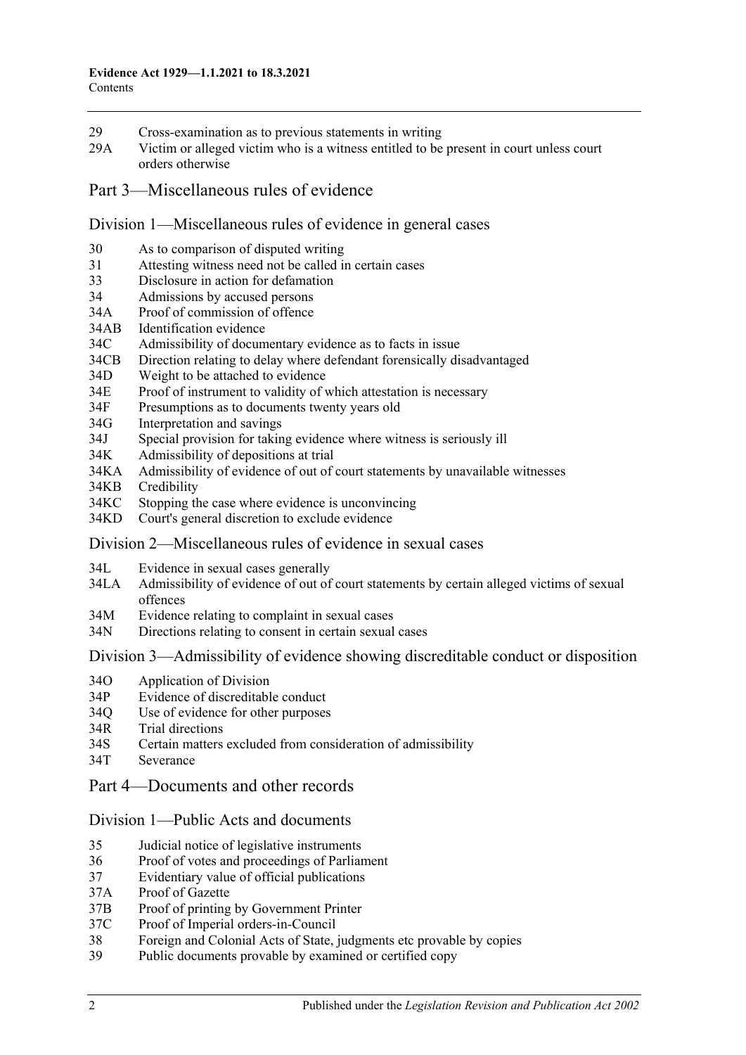29 Cross-examination as to previous statements in writing

29A Victim or alleged victim who is a witness entitled to be present in court unless court orders otherwise

## Part 3—Miscellaneous rules of evidence

### Division 1—Miscellaneous rules of evidence in general cases

30 As to comparison of disputed writing

31 Attesting witness need not be called in certain cases

33 Disclosure in action for defamation

34 Admissions by accused persons

34A Proof of commission of offence

34AB Identification evidence

34C Admissibility of documentary evidence as to facts in issue

34CB Direction relating to delay where defendant forensically disadvantaged

34D Weight to be attached to evidence

34E Proof of instrument to validity of which attestation is necessary

34F Presumptions as to documents twenty years old

34G Interpretation and savings

34J Special provision for taking evidence where witness is seriously ill

34K Admissibility of depositions at trial

34KA Admissibility of evidence of out of court statements by unavailable witnesses

34KB Credibility

34KC Stopping the case where evidence is unconvincing

34KD Court's general discretion to exclude evidence

### Division 2—Miscellaneous rules of evidence in sexual cases

34L Evidence in sexual cases generally

34LA Admissibility of evidence of out of court statements by certain alleged victims of sexual offences

34M Evidence relating to complaint in sexual cases

34N Directions relating to consent in certain sexual cases

### Division 3—Admissibility of evidence showing discreditable conduct or disposition

34O Application of Division

34P Evidence of discreditable conduct

34Q Use of evidence for other purposes

34R Trial directions

34S Certain matters excluded from consideration of admissibility

34T Severance

## Part 4—Documents and other records

### Division 1—Public Acts and documents

35 Judicial notice of legislative instruments

36 Proof of votes and proceedings of Parliament

37 Evidentiary value of official publications

37A Proof of Gazette

37B Proof of printing by Government Printer

37C Proof of Imperial orders-in-Council

38 Foreign and Colonial Acts of State, judgments etc provable by copies

39 Public documents provable by examined or certified copy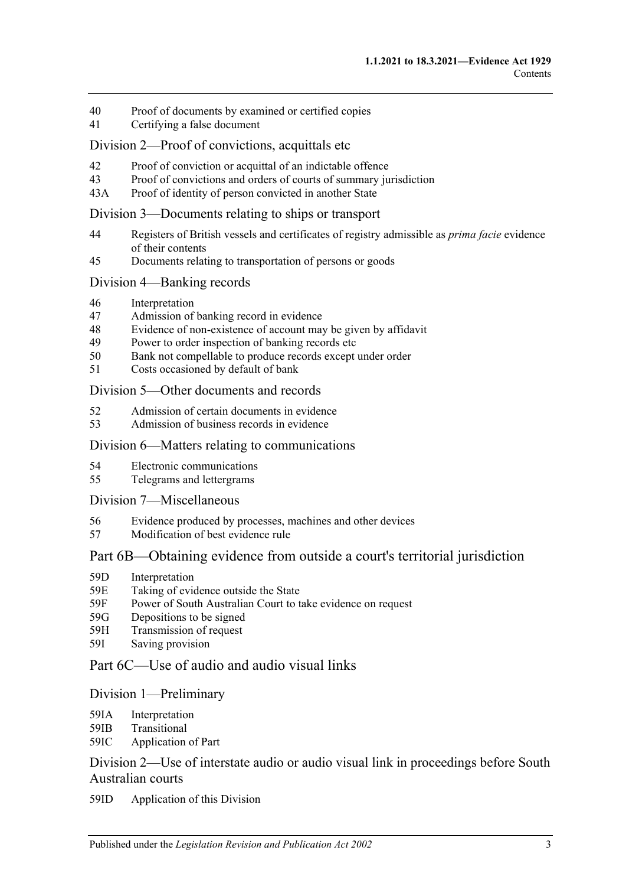40 Proof of documents by examined or certified copies
41 Certifying a false document

Division 2—Proof of convictions, acquittals etc

42 Proof of conviction or acquittal of an indictable offence
43 Proof of convictions and orders of courts of summary jurisdiction
43A Proof of identity of person convicted in another State

Division 3—Documents relating to ships or transport

44 Registers of British vessels and certificates of registry admissible as *prima facie* evidence of their contents
45 Documents relating to transportation of persons or goods

Division 4—Banking records

46 Interpretation
47 Admission of banking record in evidence
48 Evidence of non-existence of account may be given by affidavit
49 Power to order inspection of banking records etc
50 Bank not compellable to produce records except under order
51 Costs occasioned by default of bank

Division 5—Other documents and records

52 Admission of certain documents in evidence
53 Admission of business records in evidence

Division 6—Matters relating to communications

54 Electronic communications
55 Telegrams and lettergrams

Division 7—Miscellaneous

56 Evidence produced by processes, machines and other devices
57 Modification of best evidence rule

Part 6B—Obtaining evidence from outside a court's territorial jurisdiction

59D Interpretation
59E Taking of evidence outside the State
59F Power of South Australian Court to take evidence on request
59G Depositions to be signed
59H Transmission of request
59I Saving provision

Part 6C—Use of audio and audio visual links

Division 1—Preliminary

59IA Interpretation
59IB Transitional
59IC Application of Part

Division 2—Use of interstate audio or audio visual link in proceedings before South Australian courts

59ID Application of this Division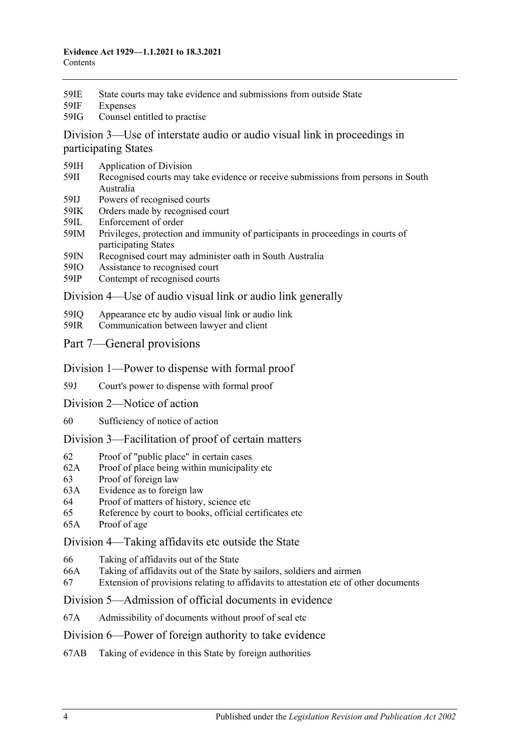59IE State courts may take evidence and submissions from outside State
59IF Expenses
59IG Counsel entitled to practise

## Division 3—Use of interstate audio or audio visual link in proceedings in participating States

59IH Application of Division
59II Recognised courts may take evidence or receive submissions from persons in South Australia
59IJ Powers of recognised courts
59IK Orders made by recognised court
59IL Enforcement of order
59IM Privileges, protection and immunity of participants in proceedings in courts of participating States
59IN Recognised court may administer oath in South Australia
59IO Assistance to recognised court
59IP Contempt of recognised courts

## Division 4—Use of audio visual link or audio link generally

59IQ Appearance etc by audio visual link or audio link
59IR Communication between lawyer and client

# Part 7—General provisions

## Division 1—Power to dispense with formal proof

59J Court's power to dispense with formal proof

## Division 2—Notice of action

60 Sufficiency of notice of action

## Division 3—Facilitation of proof of certain matters

62 Proof of "public place" in certain cases
62A Proof of place being within municipality etc
63 Proof of foreign law
63A Evidence as to foreign law
64 Proof of matters of history, science etc
65 Reference by court to books, official certificates etc
65A Proof of age

## Division 4—Taking affidavits etc outside the State

66 Taking of affidavits out of the State
66A Taking of affidavits out of the State by sailors, soldiers and airmen
67 Extension of provisions relating to affidavits to attestation etc of other documents

## Division 5—Admission of official documents in evidence

67A Admissibility of documents without proof of seal etc

## Division 6—Power of foreign authority to take evidence

67AB Taking of evidence in this State by foreign authorities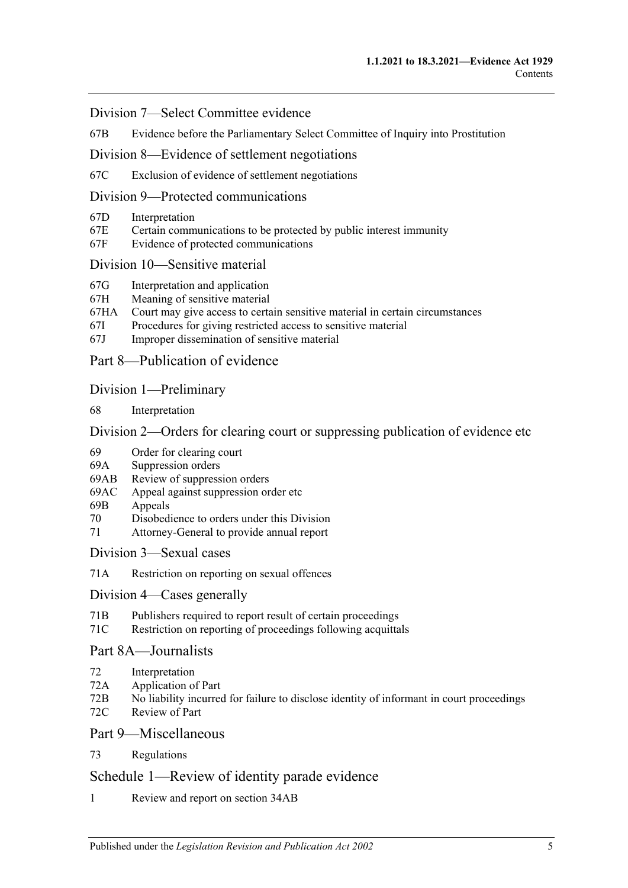## Division 7—Select Committee evidence

67B Evidence before the Parliamentary Select Committee of Inquiry into Prostitution

## Division 8—Evidence of settlement negotiations

67C Exclusion of evidence of settlement negotiations

## Division 9—Protected communications

67D Interpretation
67E Certain communications to be protected by public interest immunity
67F Evidence of protected communications

## Division 10—Sensitive material

67G Interpretation and application
67H Meaning of sensitive material
67HA Court may give access to certain sensitive material in certain circumstances
67I Procedures for giving restricted access to sensitive material
67J Improper dissemination of sensitive material

# Part 8—Publication of evidence

## Division 1—Preliminary

68 Interpretation

## Division 2—Orders for clearing court or suppressing publication of evidence etc

69 Order for clearing court
69A Suppression orders
69AB Review of suppression orders
69AC Appeal against suppression order etc
69B Appeals
70 Disobedience to orders under this Division
71 Attorney-General to provide annual report

## Division 3—Sexual cases

71A Restriction on reporting on sexual offences

## Division 4—Cases generally

71B Publishers required to report result of certain proceedings
71C Restriction on reporting of proceedings following acquittals

# Part 8A—Journalists

72 Interpretation
72A Application of Part
72B No liability incurred for failure to disclose identity of informant in court proceedings
72C Review of Part

# Part 9—Miscellaneous

73 Regulations

# Schedule 1—Review of identity parade evidence

1 Review and report on section 34AB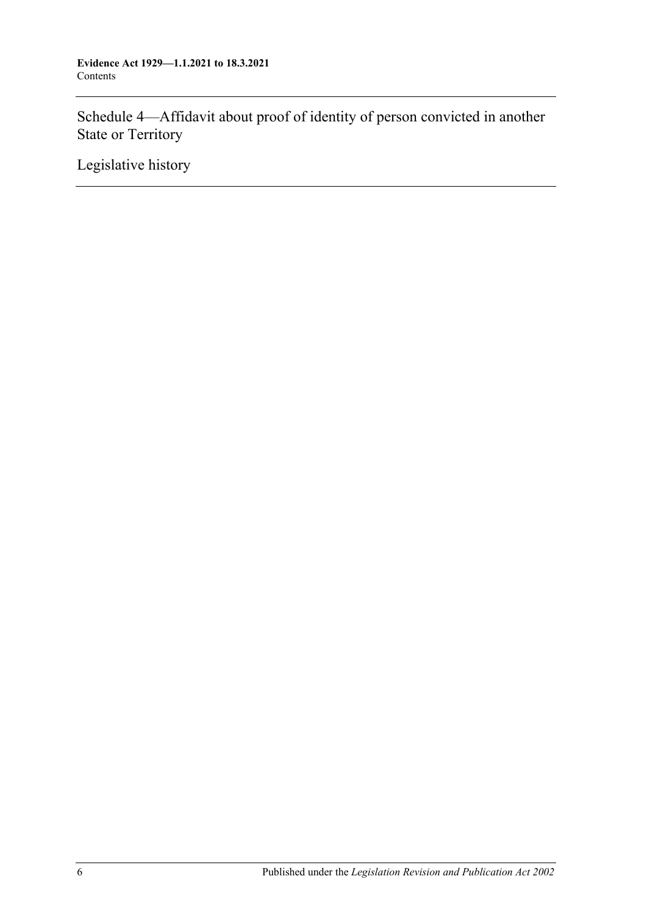Schedule 4—Affidavit about proof of identity of person convicted in another State or Territory

Legislative history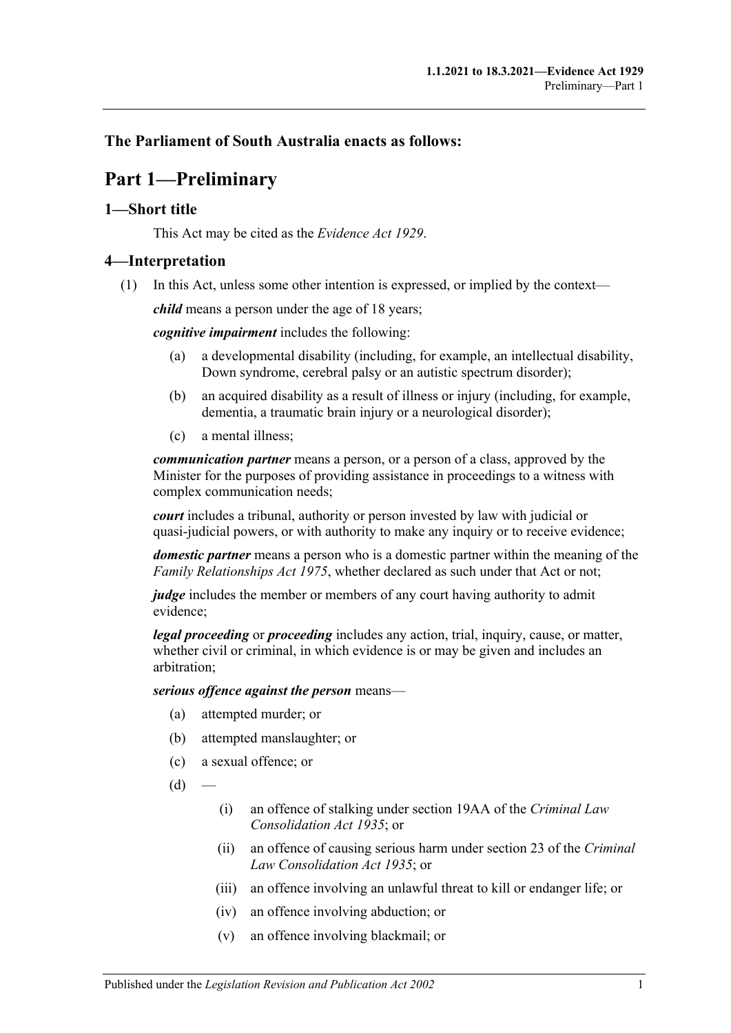## The Parliament of South Australia enacts as follows:

# Part 1—Preliminary

## 1—Short title

This Act may be cited as the *Evidence Act 1929*.

## 4—Interpretation

(1) In this Act, unless some other intention is expressed, or implied by the context—

***child*** means a person under the age of 18 years;

***cognitive impairment*** includes the following:

(a) a developmental disability (including, for example, an intellectual disability, Down syndrome, cerebral palsy or an autistic spectrum disorder);

(b) an acquired disability as a result of illness or injury (including, for example, dementia, a traumatic brain injury or a neurological disorder);

(c) a mental illness;

***communication partner*** means a person, or a person of a class, approved by the Minister for the purposes of providing assistance in proceedings to a witness with complex communication needs;

***court*** includes a tribunal, authority or person invested by law with judicial or quasi-judicial powers, or with authority to make any inquiry or to receive evidence;

***domestic partner*** means a person who is a domestic partner within the meaning of the *Family Relationships Act 1975*, whether declared as such under that Act or not;

***judge*** includes the member or members of any court having authority to admit evidence;

***legal proceeding*** or ***proceeding*** includes any action, trial, inquiry, cause, or matter, whether civil or criminal, in which evidence is or may be given and includes an arbitration;

***serious offence against the person*** means—

(a) attempted murder; or

(b) attempted manslaughter; or

(c) a sexual offence; or

(d) —

(i) an offence of stalking under section 19AA of the *Criminal Law Consolidation Act 1935*; or

(ii) an offence of causing serious harm under section 23 of the *Criminal Law Consolidation Act 1935*; or

(iii) an offence involving an unlawful threat to kill or endanger life; or

(iv) an offence involving abduction; or

(v) an offence involving blackmail; or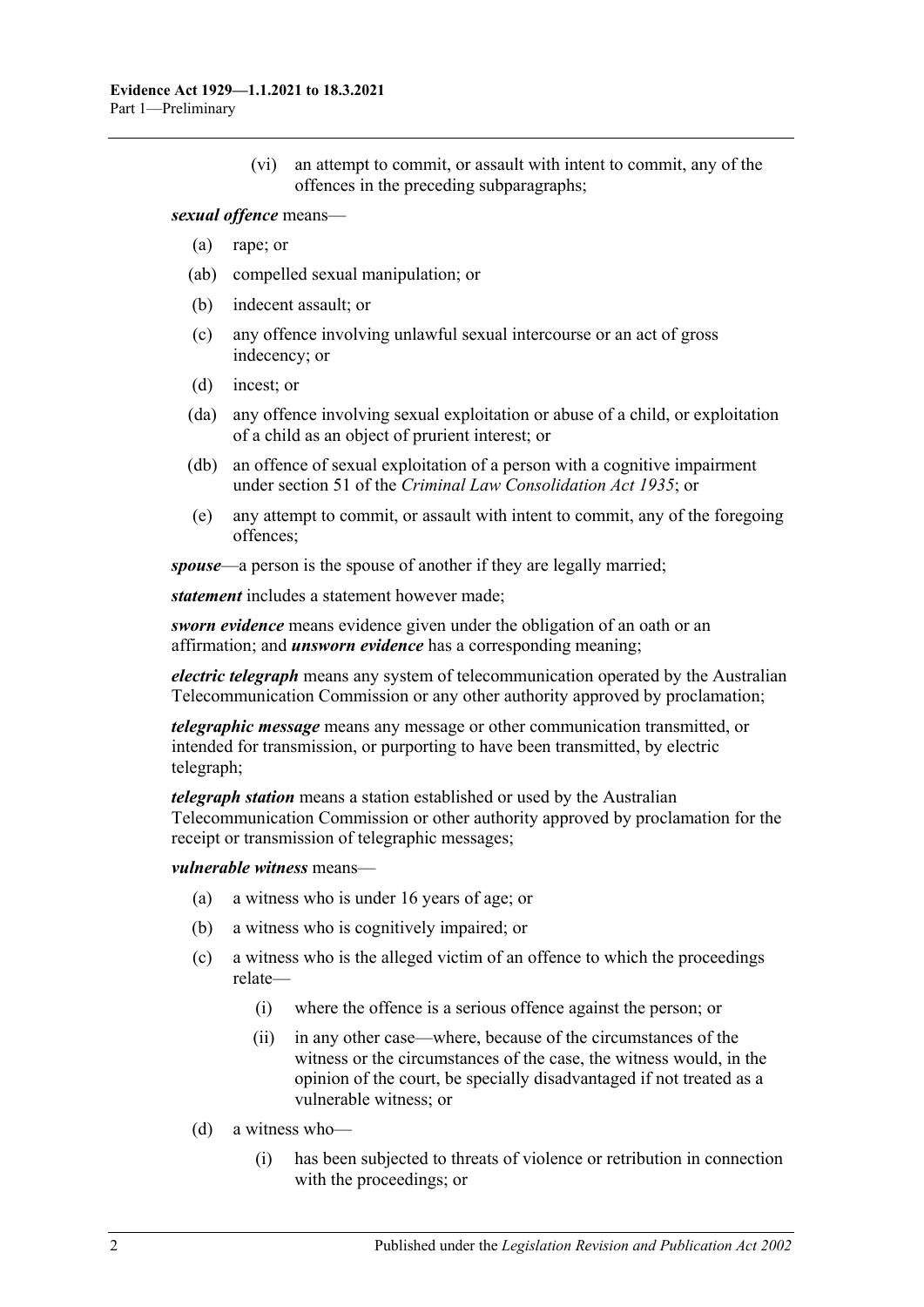(vi) an attempt to commit, or assault with intent to commit, any of the offences in the preceding subparagraphs;

***sexual offence*** means—

- (a) rape; or
- (ab) compelled sexual manipulation; or
- (b) indecent assault; or
- (c) any offence involving unlawful sexual intercourse or an act of gross indecency; or
- (d) incest; or
- (da) any offence involving sexual exploitation or abuse of a child, or exploitation of a child as an object of prurient interest; or
- (db) an offence of sexual exploitation of a person with a cognitive impairment under section 51 of the *Criminal Law Consolidation Act 1935*; or
- (e) any attempt to commit, or assault with intent to commit, any of the foregoing offences;

***spouse***—a person is the spouse of another if they are legally married;

***statement*** includes a statement however made;

***sworn evidence*** means evidence given under the obligation of an oath or an affirmation; and ***unsworn evidence*** has a corresponding meaning;

***electric telegraph*** means any system of telecommunication operated by the Australian Telecommunication Commission or any other authority approved by proclamation;

***telegraphic message*** means any message or other communication transmitted, or intended for transmission, or purporting to have been transmitted, by electric telegraph;

***telegraph station*** means a station established or used by the Australian Telecommunication Commission or other authority approved by proclamation for the receipt or transmission of telegraphic messages;

***vulnerable witness*** means—

- (a) a witness who is under 16 years of age; or
- (b) a witness who is cognitively impaired; or
- (c) a witness who is the alleged victim of an offence to which the proceedings relate—
  - (i) where the offence is a serious offence against the person; or
  - (ii) in any other case—where, because of the circumstances of the witness or the circumstances of the case, the witness would, in the opinion of the court, be specially disadvantaged if not treated as a vulnerable witness; or
- (d) a witness who—
  - (i) has been subjected to threats of violence or retribution in connection with the proceedings; or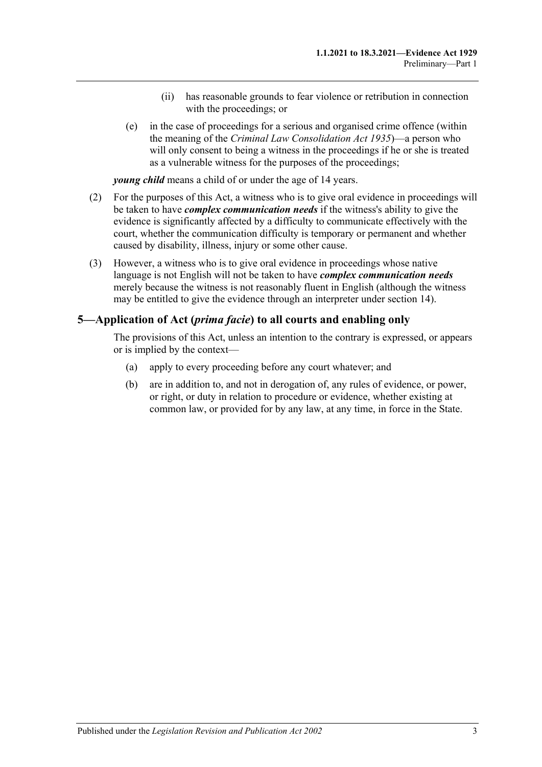(ii) has reasonable grounds to fear violence or retribution in connection with the proceedings; or

(e) in the case of proceedings for a serious and organised crime offence (within the meaning of the *Criminal Law Consolidation Act 1935*)—a person who will only consent to being a witness in the proceedings if he or she is treated as a vulnerable witness for the purposes of the proceedings;

***young child*** means a child of or under the age of 14 years.

(2) For the purposes of this Act, a witness who is to give oral evidence in proceedings will be taken to have ***complex communication needs*** if the witness's ability to give the evidence is significantly affected by a difficulty to communicate effectively with the court, whether the communication difficulty is temporary or permanent and whether caused by disability, illness, injury or some other cause.

(3) However, a witness who is to give oral evidence in proceedings whose native language is not English will not be taken to have ***complex communication needs*** merely because the witness is not reasonably fluent in English (although the witness may be entitled to give the evidence through an interpreter under section 14).

## 5—Application of Act (*prima facie*) to all courts and enabling only

The provisions of this Act, unless an intention to the contrary is expressed, or appears or is implied by the context—

(a) apply to every proceeding before any court whatever; and

(b) are in addition to, and not in derogation of, any rules of evidence, or power, or right, or duty in relation to procedure or evidence, whether existing at common law, or provided for by any law, at any time, in force in the State.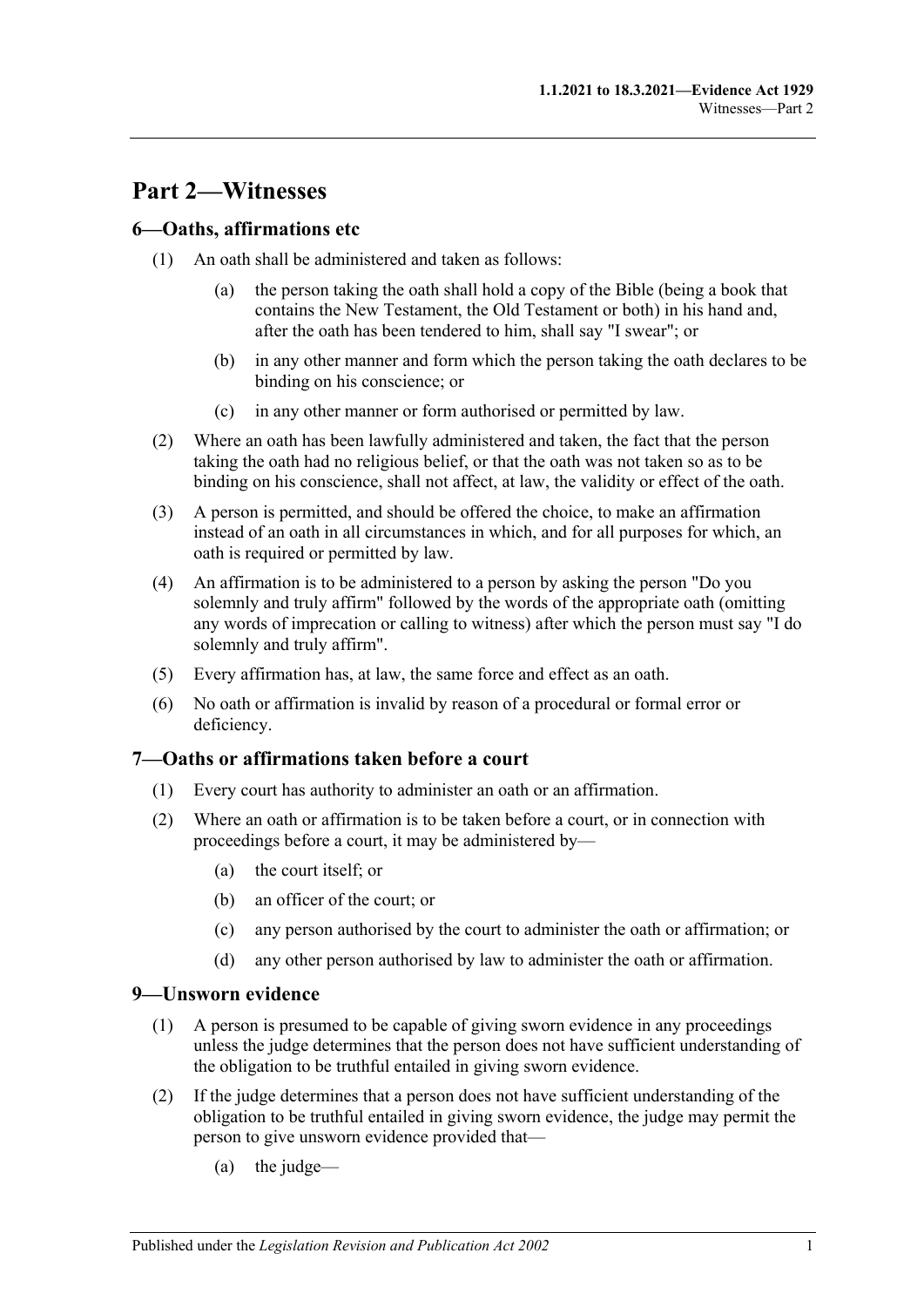# Part 2—Witnesses

## 6—Oaths, affirmations etc

(1) An oath shall be administered and taken as follows:

(a) the person taking the oath shall hold a copy of the Bible (being a book that contains the New Testament, the Old Testament or both) in his hand and, after the oath has been tendered to him, shall say "I swear"; or

(b) in any other manner and form which the person taking the oath declares to be binding on his conscience; or

(c) in any other manner or form authorised or permitted by law.

(2) Where an oath has been lawfully administered and taken, the fact that the person taking the oath had no religious belief, or that the oath was not taken so as to be binding on his conscience, shall not affect, at law, the validity or effect of the oath.

(3) A person is permitted, and should be offered the choice, to make an affirmation instead of an oath in all circumstances in which, and for all purposes for which, an oath is required or permitted by law.

(4) An affirmation is to be administered to a person by asking the person "Do you solemnly and truly affirm" followed by the words of the appropriate oath (omitting any words of imprecation or calling to witness) after which the person must say "I do solemnly and truly affirm".

(5) Every affirmation has, at law, the same force and effect as an oath.

(6) No oath or affirmation is invalid by reason of a procedural or formal error or deficiency.

## 7—Oaths or affirmations taken before a court

(1) Every court has authority to administer an oath or an affirmation.

(2) Where an oath or affirmation is to be taken before a court, or in connection with proceedings before a court, it may be administered by—

(a) the court itself; or

(b) an officer of the court; or

(c) any person authorised by the court to administer the oath or affirmation; or

(d) any other person authorised by law to administer the oath or affirmation.

## 9—Unsworn evidence

(1) A person is presumed to be capable of giving sworn evidence in any proceedings unless the judge determines that the person does not have sufficient understanding of the obligation to be truthful entailed in giving sworn evidence.

(2) If the judge determines that a person does not have sufficient understanding of the obligation to be truthful entailed in giving sworn evidence, the judge may permit the person to give unsworn evidence provided that—

(a) the judge—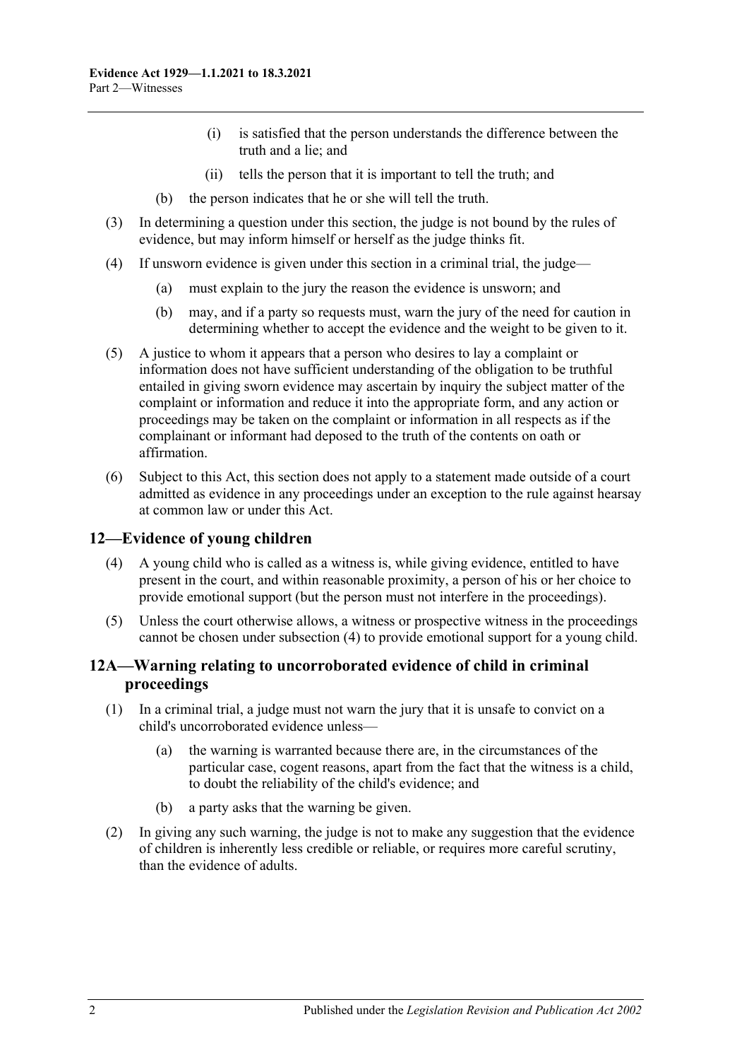(i) is satisfied that the person understands the difference between the truth and a lie; and

(ii) tells the person that it is important to tell the truth; and

(b) the person indicates that he or she will tell the truth.

(3) In determining a question under this section, the judge is not bound by the rules of evidence, but may inform himself or herself as the judge thinks fit.

(4) If unsworn evidence is given under this section in a criminal trial, the judge—

(a) must explain to the jury the reason the evidence is unsworn; and

(b) may, and if a party so requests must, warn the jury of the need for caution in determining whether to accept the evidence and the weight to be given to it.

(5) A justice to whom it appears that a person who desires to lay a complaint or information does not have sufficient understanding of the obligation to be truthful entailed in giving sworn evidence may ascertain by inquiry the subject matter of the complaint or information and reduce it into the appropriate form, and any action or proceedings may be taken on the complaint or information in all respects as if the complainant or informant had deposed to the truth of the contents on oath or affirmation.

(6) Subject to this Act, this section does not apply to a statement made outside of a court admitted as evidence in any proceedings under an exception to the rule against hearsay at common law or under this Act.

## 12—Evidence of young children

(4) A young child who is called as a witness is, while giving evidence, entitled to have present in the court, and within reasonable proximity, a person of his or her choice to provide emotional support (but the person must not interfere in the proceedings).

(5) Unless the court otherwise allows, a witness or prospective witness in the proceedings cannot be chosen under subsection (4) to provide emotional support for a young child.

## 12A—Warning relating to uncorroborated evidence of child in criminal proceedings

(1) In a criminal trial, a judge must not warn the jury that it is unsafe to convict on a child's uncorroborated evidence unless—

(a) the warning is warranted because there are, in the circumstances of the particular case, cogent reasons, apart from the fact that the witness is a child, to doubt the reliability of the child's evidence; and

(b) a party asks that the warning be given.

(2) In giving any such warning, the judge is not to make any suggestion that the evidence of children is inherently less credible or reliable, or requires more careful scrutiny, than the evidence of adults.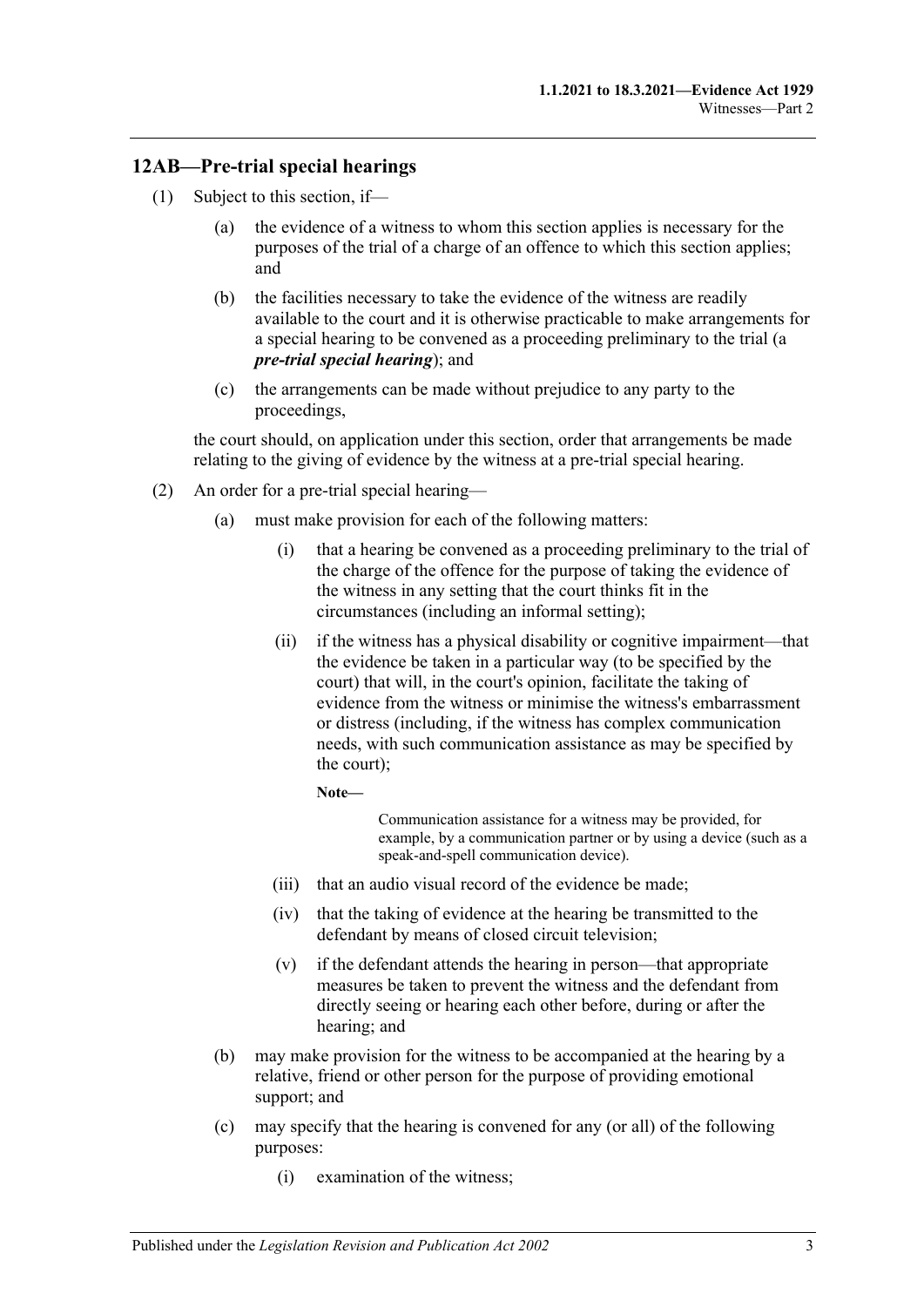## 12AB—Pre-trial special hearings

(1) Subject to this section, if—

(a) the evidence of a witness to whom this section applies is necessary for the purposes of the trial of a charge of an offence to which this section applies; and

(b) the facilities necessary to take the evidence of the witness are readily available to the court and it is otherwise practicable to make arrangements for a special hearing to be convened as a proceeding preliminary to the trial (a ***pre-trial special hearing***); and

(c) the arrangements can be made without prejudice to any party to the proceedings,

the court should, on application under this section, order that arrangements be made relating to the giving of evidence by the witness at a pre-trial special hearing.

(2) An order for a pre-trial special hearing—

(a) must make provision for each of the following matters:

(i) that a hearing be convened as a proceeding preliminary to the trial of the charge of the offence for the purpose of taking the evidence of the witness in any setting that the court thinks fit in the circumstances (including an informal setting);

(ii) if the witness has a physical disability or cognitive impairment—that the evidence be taken in a particular way (to be specified by the court) that will, in the court's opinion, facilitate the taking of evidence from the witness or minimise the witness's embarrassment or distress (including, if the witness has complex communication needs, with such communication assistance as may be specified by the court);

**Note—**

Communication assistance for a witness may be provided, for example, by a communication partner or by using a device (such as a speak-and-spell communication device).

(iii) that an audio visual record of the evidence be made;

(iv) that the taking of evidence at the hearing be transmitted to the defendant by means of closed circuit television;

(v) if the defendant attends the hearing in person—that appropriate measures be taken to prevent the witness and the defendant from directly seeing or hearing each other before, during or after the hearing; and

(b) may make provision for the witness to be accompanied at the hearing by a relative, friend or other person for the purpose of providing emotional support; and

(c) may specify that the hearing is convened for any (or all) of the following purposes:

(i) examination of the witness;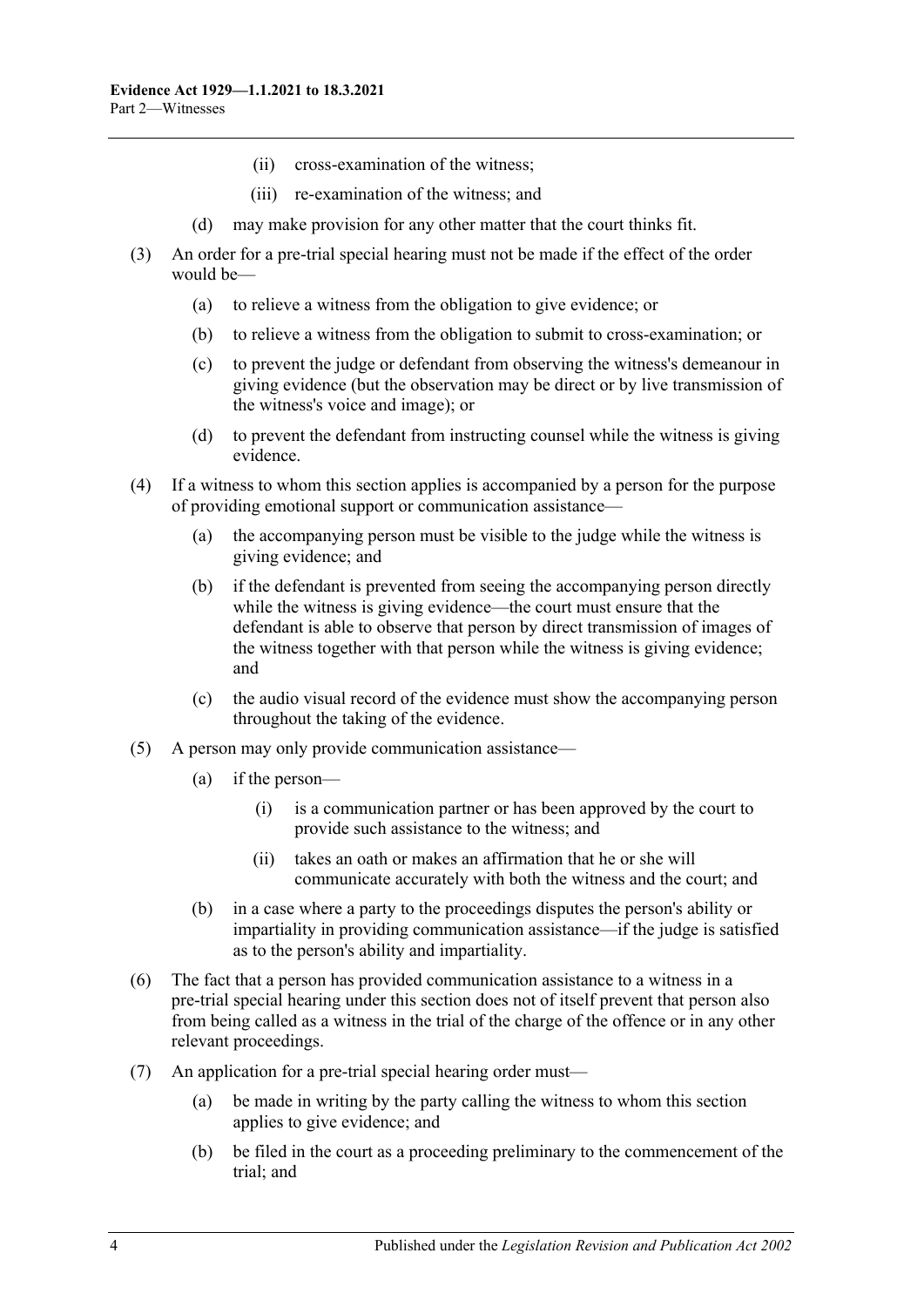(ii) cross-examination of the witness;

(iii) re-examination of the witness; and

(d) may make provision for any other matter that the court thinks fit.

(3) An order for a pre-trial special hearing must not be made if the effect of the order would be—

(a) to relieve a witness from the obligation to give evidence; or

(b) to relieve a witness from the obligation to submit to cross-examination; or

(c) to prevent the judge or defendant from observing the witness's demeanour in giving evidence (but the observation may be direct or by live transmission of the witness's voice and image); or

(d) to prevent the defendant from instructing counsel while the witness is giving evidence.

(4) If a witness to whom this section applies is accompanied by a person for the purpose of providing emotional support or communication assistance—

(a) the accompanying person must be visible to the judge while the witness is giving evidence; and

(b) if the defendant is prevented from seeing the accompanying person directly while the witness is giving evidence—the court must ensure that the defendant is able to observe that person by direct transmission of images of the witness together with that person while the witness is giving evidence; and

(c) the audio visual record of the evidence must show the accompanying person throughout the taking of the evidence.

(5) A person may only provide communication assistance—

(a) if the person—

(i) is a communication partner or has been approved by the court to provide such assistance to the witness; and

(ii) takes an oath or makes an affirmation that he or she will communicate accurately with both the witness and the court; and

(b) in a case where a party to the proceedings disputes the person's ability or impartiality in providing communication assistance—if the judge is satisfied as to the person's ability and impartiality.

(6) The fact that a person has provided communication assistance to a witness in a pre-trial special hearing under this section does not of itself prevent that person also from being called as a witness in the trial of the charge of the offence or in any other relevant proceedings.

(7) An application for a pre-trial special hearing order must—

(a) be made in writing by the party calling the witness to whom this section applies to give evidence; and

(b) be filed in the court as a proceeding preliminary to the commencement of the trial; and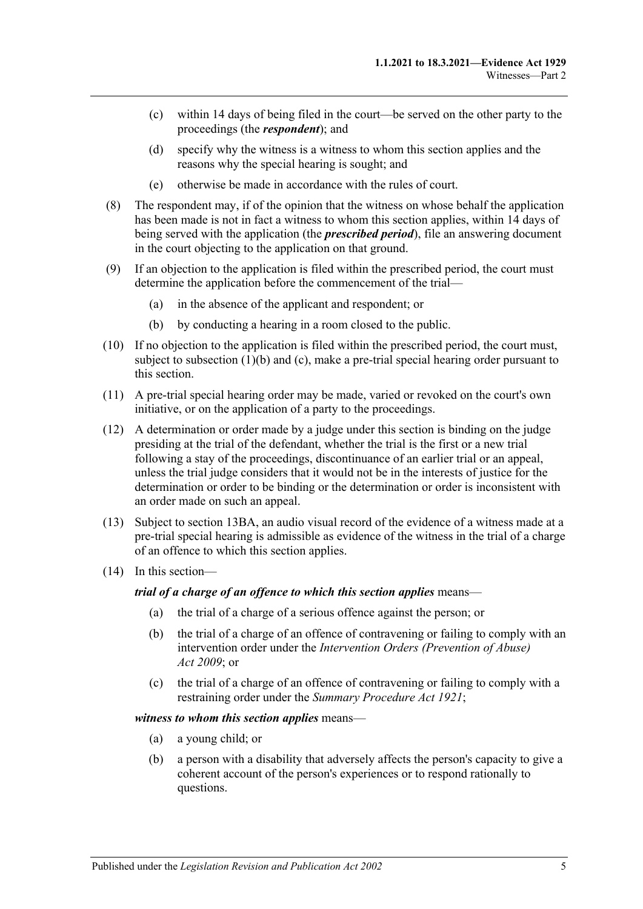(c) within 14 days of being filed in the court—be served on the other party to the proceedings (the ***respondent***); and

(d) specify why the witness is a witness to whom this section applies and the reasons why the special hearing is sought; and

(e) otherwise be made in accordance with the rules of court.

(8) The respondent may, if of the opinion that the witness on whose behalf the application has been made is not in fact a witness to whom this section applies, within 14 days of being served with the application (the ***prescribed period***), file an answering document in the court objecting to the application on that ground.

(9) If an objection to the application is filed within the prescribed period, the court must determine the application before the commencement of the trial—

(a) in the absence of the applicant and respondent; or

(b) by conducting a hearing in a room closed to the public.

(10) If no objection to the application is filed within the prescribed period, the court must, subject to subsection (1)(b) and (c), make a pre-trial special hearing order pursuant to this section.

(11) A pre-trial special hearing order may be made, varied or revoked on the court's own initiative, or on the application of a party to the proceedings.

(12) A determination or order made by a judge under this section is binding on the judge presiding at the trial of the defendant, whether the trial is the first or a new trial following a stay of the proceedings, discontinuance of an earlier trial or an appeal, unless the trial judge considers that it would not be in the interests of justice for the determination or order to be binding or the determination or order is inconsistent with an order made on such an appeal.

(13) Subject to section 13BA, an audio visual record of the evidence of a witness made at a pre-trial special hearing is admissible as evidence of the witness in the trial of a charge of an offence to which this section applies.

(14) In this section—

***trial of a charge of an offence to which this section applies*** means—

(a) the trial of a charge of a serious offence against the person; or

(b) the trial of a charge of an offence of contravening or failing to comply with an intervention order under the *Intervention Orders (Prevention of Abuse) Act 2009*; or

(c) the trial of a charge of an offence of contravening or failing to comply with a restraining order under the *Summary Procedure Act 1921*;

***witness to whom this section applies*** means—

(a) a young child; or

(b) a person with a disability that adversely affects the person's capacity to give a coherent account of the person's experiences or to respond rationally to questions.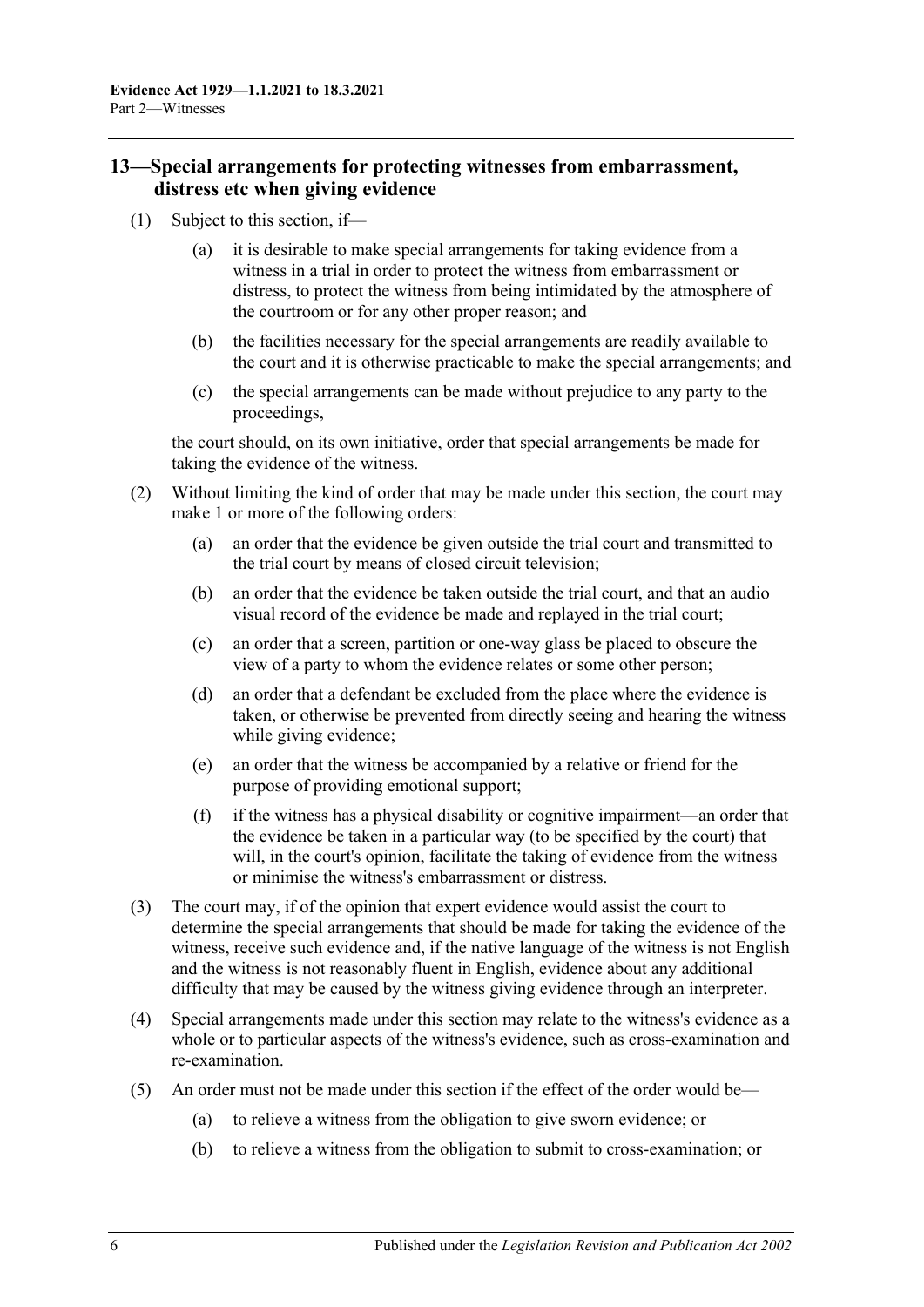## 13—Special arrangements for protecting witnesses from embarrassment, distress etc when giving evidence

(1) Subject to this section, if—

(a) it is desirable to make special arrangements for taking evidence from a witness in a trial in order to protect the witness from embarrassment or distress, to protect the witness from being intimidated by the atmosphere of the courtroom or for any other proper reason; and

(b) the facilities necessary for the special arrangements are readily available to the court and it is otherwise practicable to make the special arrangements; and

(c) the special arrangements can be made without prejudice to any party to the proceedings,

the court should, on its own initiative, order that special arrangements be made for taking the evidence of the witness.

(2) Without limiting the kind of order that may be made under this section, the court may make 1 or more of the following orders:

(a) an order that the evidence be given outside the trial court and transmitted to the trial court by means of closed circuit television;

(b) an order that the evidence be taken outside the trial court, and that an audio visual record of the evidence be made and replayed in the trial court;

(c) an order that a screen, partition or one-way glass be placed to obscure the view of a party to whom the evidence relates or some other person;

(d) an order that a defendant be excluded from the place where the evidence is taken, or otherwise be prevented from directly seeing and hearing the witness while giving evidence;

(e) an order that the witness be accompanied by a relative or friend for the purpose of providing emotional support;

(f) if the witness has a physical disability or cognitive impairment—an order that the evidence be taken in a particular way (to be specified by the court) that will, in the court's opinion, facilitate the taking of evidence from the witness or minimise the witness's embarrassment or distress.

(3) The court may, if of the opinion that expert evidence would assist the court to determine the special arrangements that should be made for taking the evidence of the witness, receive such evidence and, if the native language of the witness is not English and the witness is not reasonably fluent in English, evidence about any additional difficulty that may be caused by the witness giving evidence through an interpreter.

(4) Special arrangements made under this section may relate to the witness's evidence as a whole or to particular aspects of the witness's evidence, such as cross-examination and re-examination.

(5) An order must not be made under this section if the effect of the order would be—

(a) to relieve a witness from the obligation to give sworn evidence; or

(b) to relieve a witness from the obligation to submit to cross-examination; or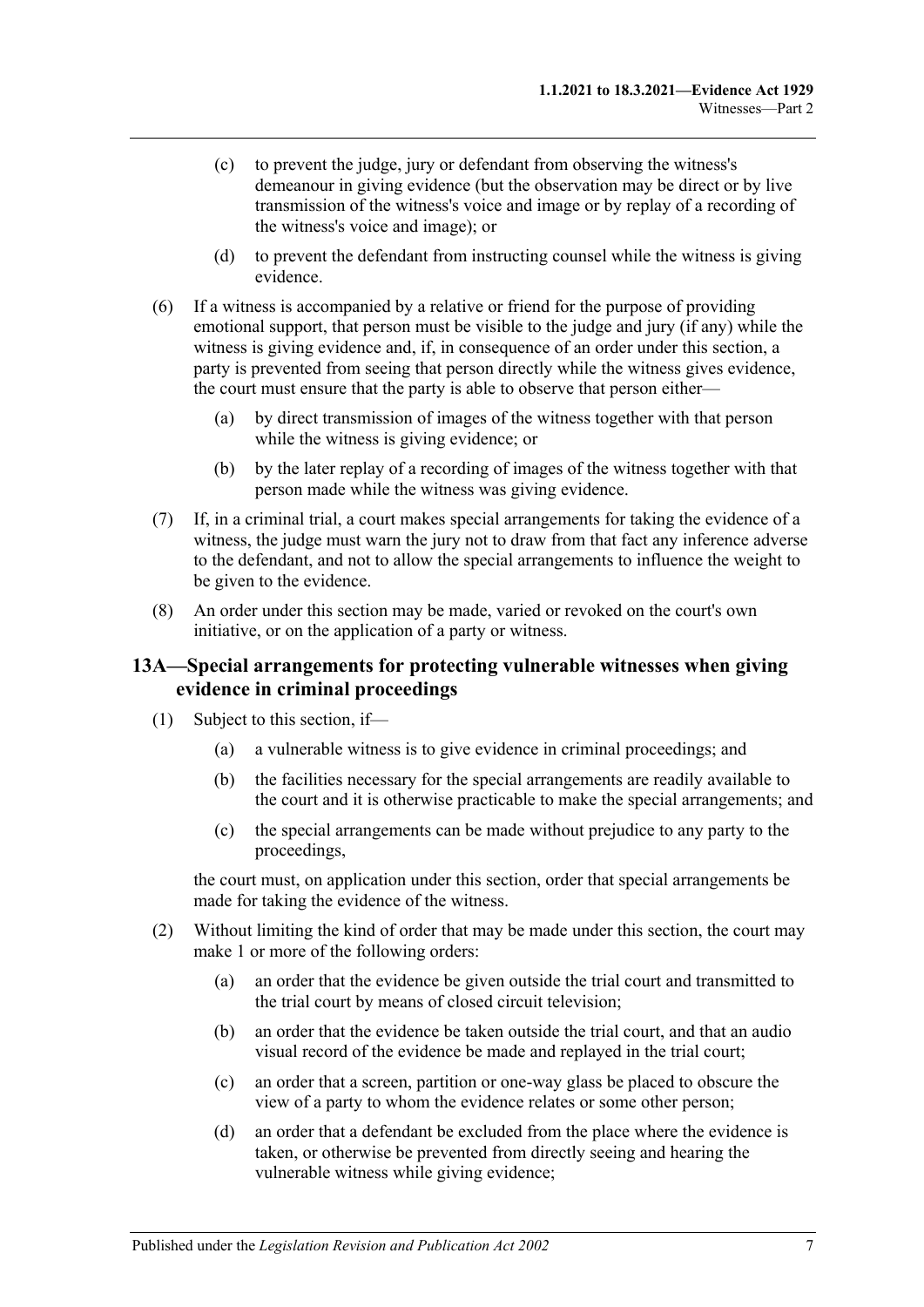(c) to prevent the judge, jury or defendant from observing the witness's demeanour in giving evidence (but the observation may be direct or by live transmission of the witness's voice and image or by replay of a recording of the witness's voice and image); or

(d) to prevent the defendant from instructing counsel while the witness is giving evidence.

(6) If a witness is accompanied by a relative or friend for the purpose of providing emotional support, that person must be visible to the judge and jury (if any) while the witness is giving evidence and, if, in consequence of an order under this section, a party is prevented from seeing that person directly while the witness gives evidence, the court must ensure that the party is able to observe that person either—

(a) by direct transmission of images of the witness together with that person while the witness is giving evidence; or

(b) by the later replay of a recording of images of the witness together with that person made while the witness was giving evidence.

(7) If, in a criminal trial, a court makes special arrangements for taking the evidence of a witness, the judge must warn the jury not to draw from that fact any inference adverse to the defendant, and not to allow the special arrangements to influence the weight to be given to the evidence.

(8) An order under this section may be made, varied or revoked on the court's own initiative, or on the application of a party or witness.

## 13A—Special arrangements for protecting vulnerable witnesses when giving evidence in criminal proceedings

(1) Subject to this section, if—

(a) a vulnerable witness is to give evidence in criminal proceedings; and

(b) the facilities necessary for the special arrangements are readily available to the court and it is otherwise practicable to make the special arrangements; and

(c) the special arrangements can be made without prejudice to any party to the proceedings,

the court must, on application under this section, order that special arrangements be made for taking the evidence of the witness.

(2) Without limiting the kind of order that may be made under this section, the court may make 1 or more of the following orders:

(a) an order that the evidence be given outside the trial court and transmitted to the trial court by means of closed circuit television;

(b) an order that the evidence be taken outside the trial court, and that an audio visual record of the evidence be made and replayed in the trial court;

(c) an order that a screen, partition or one-way glass be placed to obscure the view of a party to whom the evidence relates or some other person;

(d) an order that a defendant be excluded from the place where the evidence is taken, or otherwise be prevented from directly seeing and hearing the vulnerable witness while giving evidence;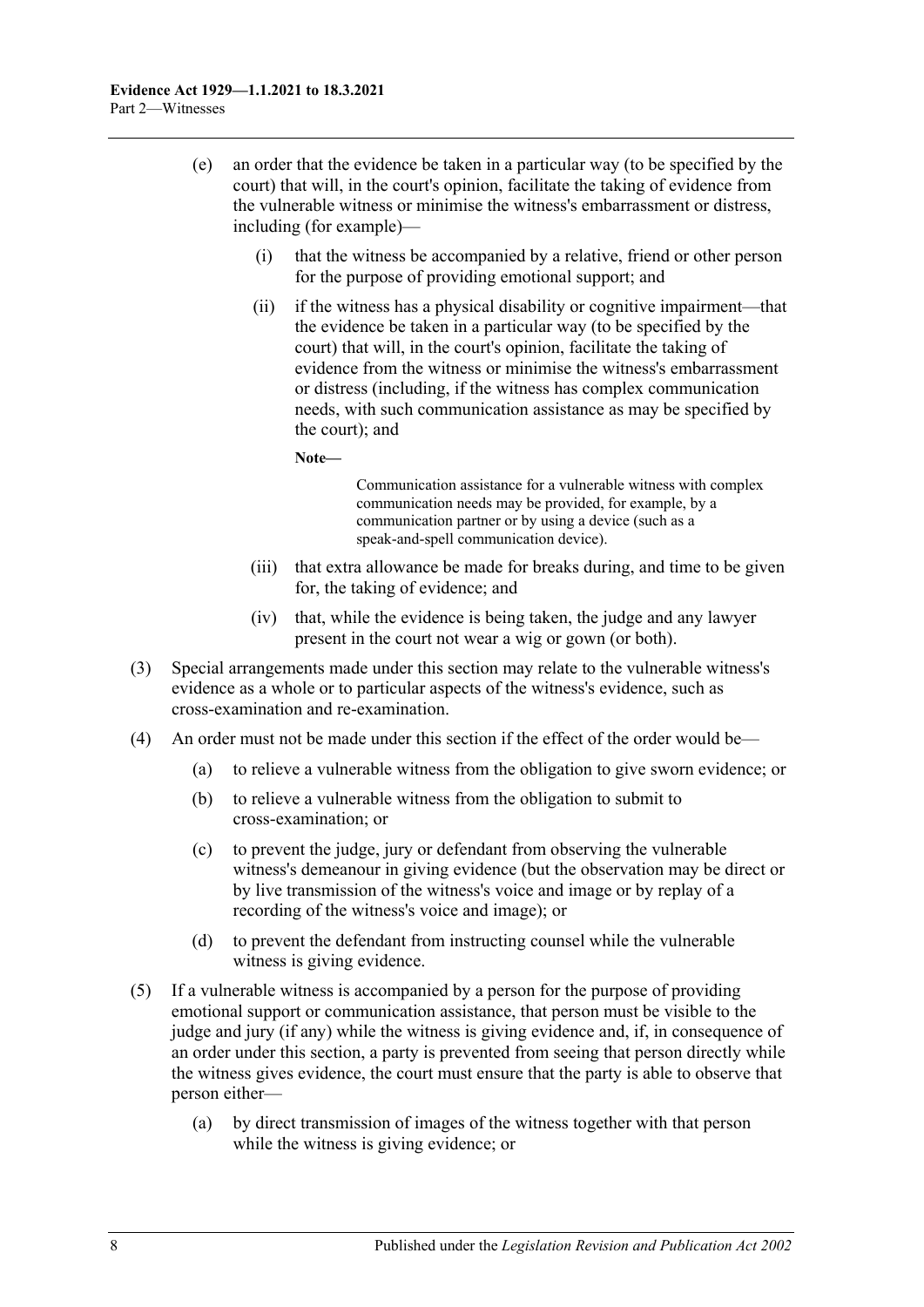(e) an order that the evidence be taken in a particular way (to be specified by the court) that will, in the court's opinion, facilitate the taking of evidence from the vulnerable witness or minimise the witness's embarrassment or distress, including (for example)—

   (i) that the witness be accompanied by a relative, friend or other person for the purpose of providing emotional support; and

   (ii) if the witness has a physical disability or cognitive impairment—that the evidence be taken in a particular way (to be specified by the court) that will, in the court's opinion, facilitate the taking of evidence from the witness or minimise the witness's embarrassment or distress (including, if the witness has complex communication needs, with such communication assistance as may be specified by the court); and

   **Note—**

   Communication assistance for a vulnerable witness with complex communication needs may be provided, for example, by a communication partner or by using a device (such as a speak-and-spell communication device).

   (iii) that extra allowance be made for breaks during, and time to be given for, the taking of evidence; and

   (iv) that, while the evidence is being taken, the judge and any lawyer present in the court not wear a wig or gown (or both).

(3) Special arrangements made under this section may relate to the vulnerable witness's evidence as a whole or to particular aspects of the witness's evidence, such as cross-examination and re-examination.

(4) An order must not be made under this section if the effect of the order would be—

   (a) to relieve a vulnerable witness from the obligation to give sworn evidence; or

   (b) to relieve a vulnerable witness from the obligation to submit to cross-examination; or

   (c) to prevent the judge, jury or defendant from observing the vulnerable witness's demeanour in giving evidence (but the observation may be direct or by live transmission of the witness's voice and image or by replay of a recording of the witness's voice and image); or

   (d) to prevent the defendant from instructing counsel while the vulnerable witness is giving evidence.

(5) If a vulnerable witness is accompanied by a person for the purpose of providing emotional support or communication assistance, that person must be visible to the judge and jury (if any) while the witness is giving evidence and, if, in consequence of an order under this section, a party is prevented from seeing that person directly while the witness gives evidence, the court must ensure that the party is able to observe that person either—

   (a) by direct transmission of images of the witness together with that person while the witness is giving evidence; or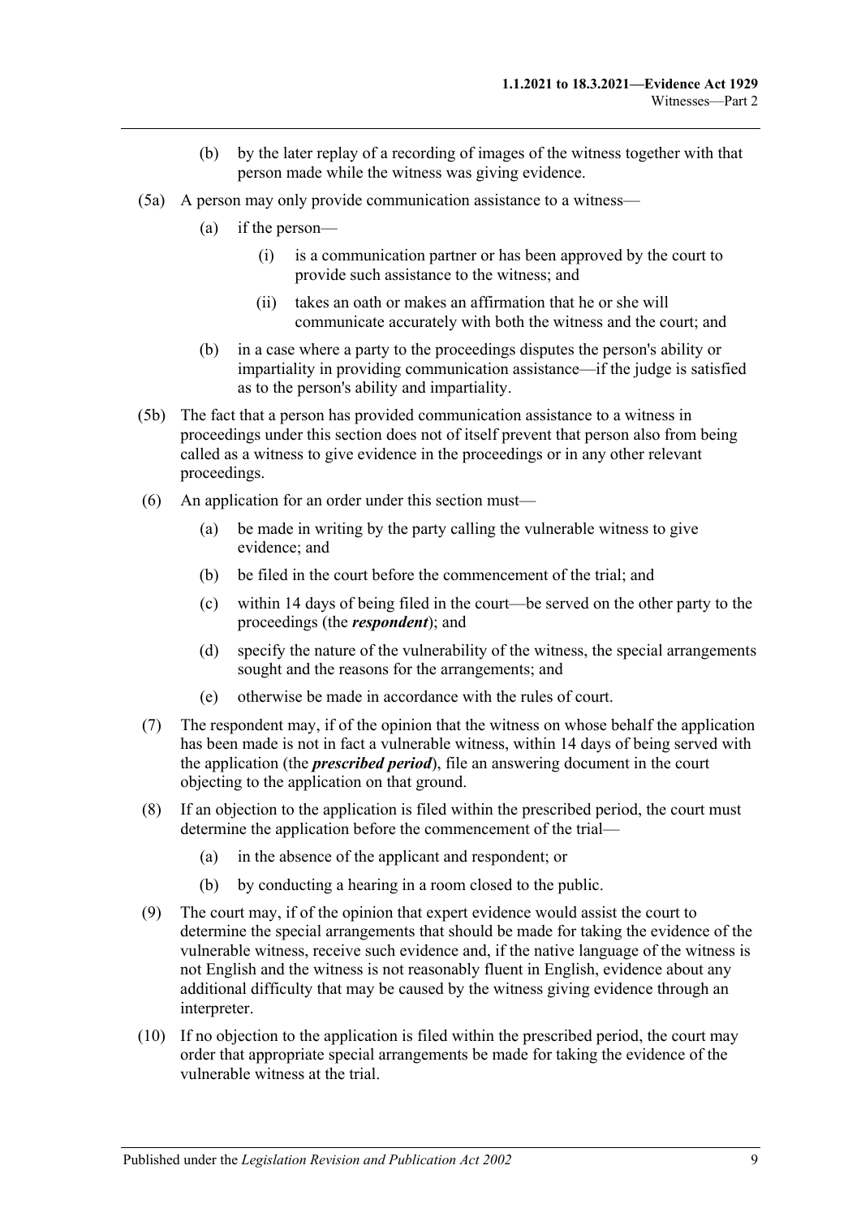(b) by the later replay of a recording of images of the witness together with that person made while the witness was giving evidence.

(5a) A person may only provide communication assistance to a witness—

(a) if the person—

(i) is a communication partner or has been approved by the court to provide such assistance to the witness; and

(ii) takes an oath or makes an affirmation that he or she will communicate accurately with both the witness and the court; and

(b) in a case where a party to the proceedings disputes the person's ability or impartiality in providing communication assistance—if the judge is satisfied as to the person's ability and impartiality.

(5b) The fact that a person has provided communication assistance to a witness in proceedings under this section does not of itself prevent that person also from being called as a witness to give evidence in the proceedings or in any other relevant proceedings.

(6) An application for an order under this section must—

(a) be made in writing by the party calling the vulnerable witness to give evidence; and

(b) be filed in the court before the commencement of the trial; and

(c) within 14 days of being filed in the court—be served on the other party to the proceedings (the ***respondent***); and

(d) specify the nature of the vulnerability of the witness, the special arrangements sought and the reasons for the arrangements; and

(e) otherwise be made in accordance with the rules of court.

(7) The respondent may, if of the opinion that the witness on whose behalf the application has been made is not in fact a vulnerable witness, within 14 days of being served with the application (the ***prescribed period***), file an answering document in the court objecting to the application on that ground.

(8) If an objection to the application is filed within the prescribed period, the court must determine the application before the commencement of the trial—

(a) in the absence of the applicant and respondent; or

(b) by conducting a hearing in a room closed to the public.

(9) The court may, if of the opinion that expert evidence would assist the court to determine the special arrangements that should be made for taking the evidence of the vulnerable witness, receive such evidence and, if the native language of the witness is not English and the witness is not reasonably fluent in English, evidence about any additional difficulty that may be caused by the witness giving evidence through an interpreter.

(10) If no objection to the application is filed within the prescribed period, the court may order that appropriate special arrangements be made for taking the evidence of the vulnerable witness at the trial.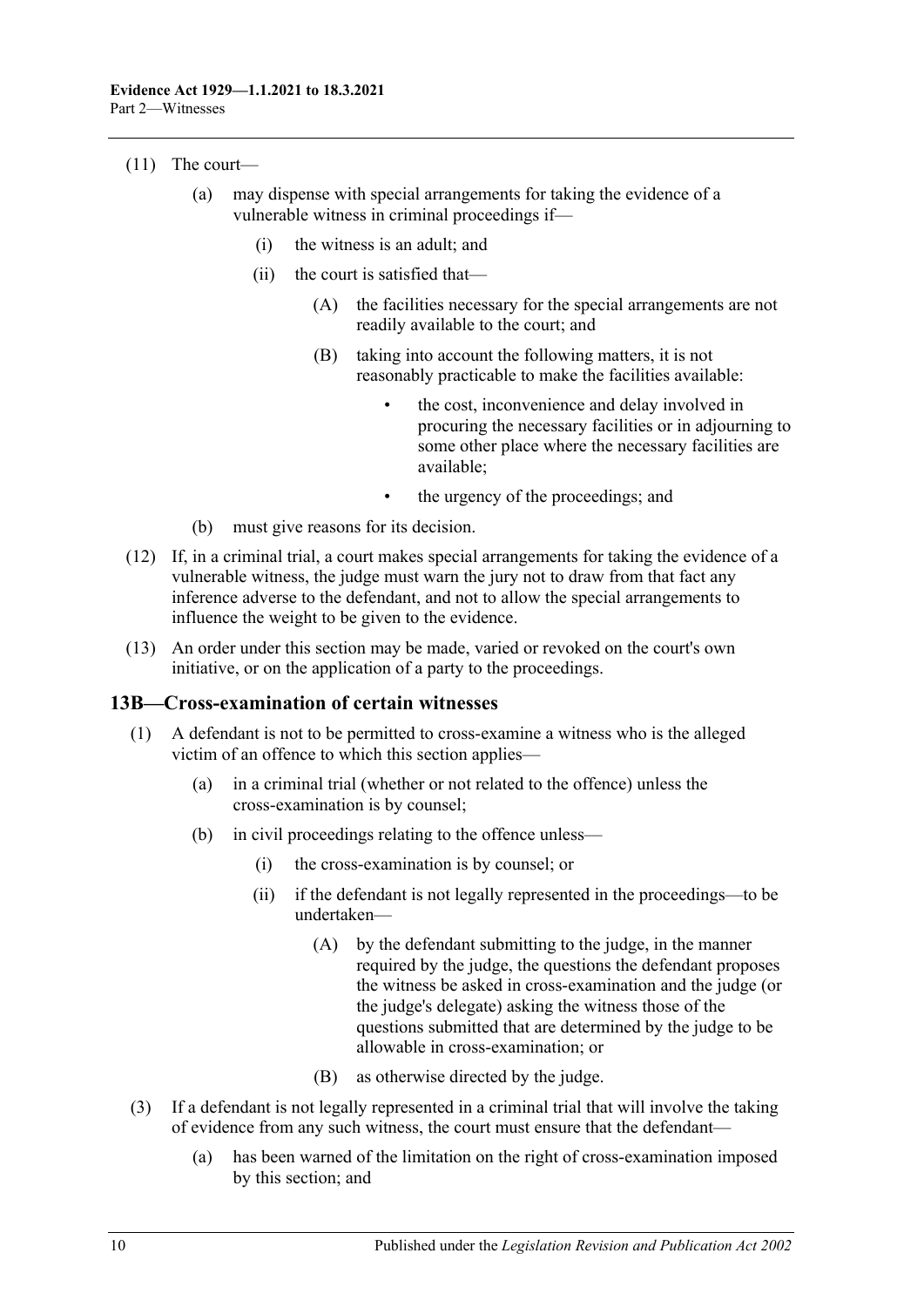(11) The court—

(a) may dispense with special arrangements for taking the evidence of a vulnerable witness in criminal proceedings if—

(i) the witness is an adult; and

(ii) the court is satisfied that—

(A) the facilities necessary for the special arrangements are not readily available to the court; and

(B) taking into account the following matters, it is not reasonably practicable to make the facilities available:

- the cost, inconvenience and delay involved in procuring the necessary facilities or in adjourning to some other place where the necessary facilities are available;
- the urgency of the proceedings; and

(b) must give reasons for its decision.

(12) If, in a criminal trial, a court makes special arrangements for taking the evidence of a vulnerable witness, the judge must warn the jury not to draw from that fact any inference adverse to the defendant, and not to allow the special arrangements to influence the weight to be given to the evidence.

(13) An order under this section may be made, varied or revoked on the court's own initiative, or on the application of a party to the proceedings.

## 13B—Cross-examination of certain witnesses

(1) A defendant is not to be permitted to cross-examine a witness who is the alleged victim of an offence to which this section applies—

(a) in a criminal trial (whether or not related to the offence) unless the cross-examination is by counsel;

(b) in civil proceedings relating to the offence unless—

(i) the cross-examination is by counsel; or

(ii) if the defendant is not legally represented in the proceedings—to be undertaken—

(A) by the defendant submitting to the judge, in the manner required by the judge, the questions the defendant proposes the witness be asked in cross-examination and the judge (or the judge's delegate) asking the witness those of the questions submitted that are determined by the judge to be allowable in cross-examination; or

(B) as otherwise directed by the judge.

(3) If a defendant is not legally represented in a criminal trial that will involve the taking of evidence from any such witness, the court must ensure that the defendant—

(a) has been warned of the limitation on the right of cross-examination imposed by this section; and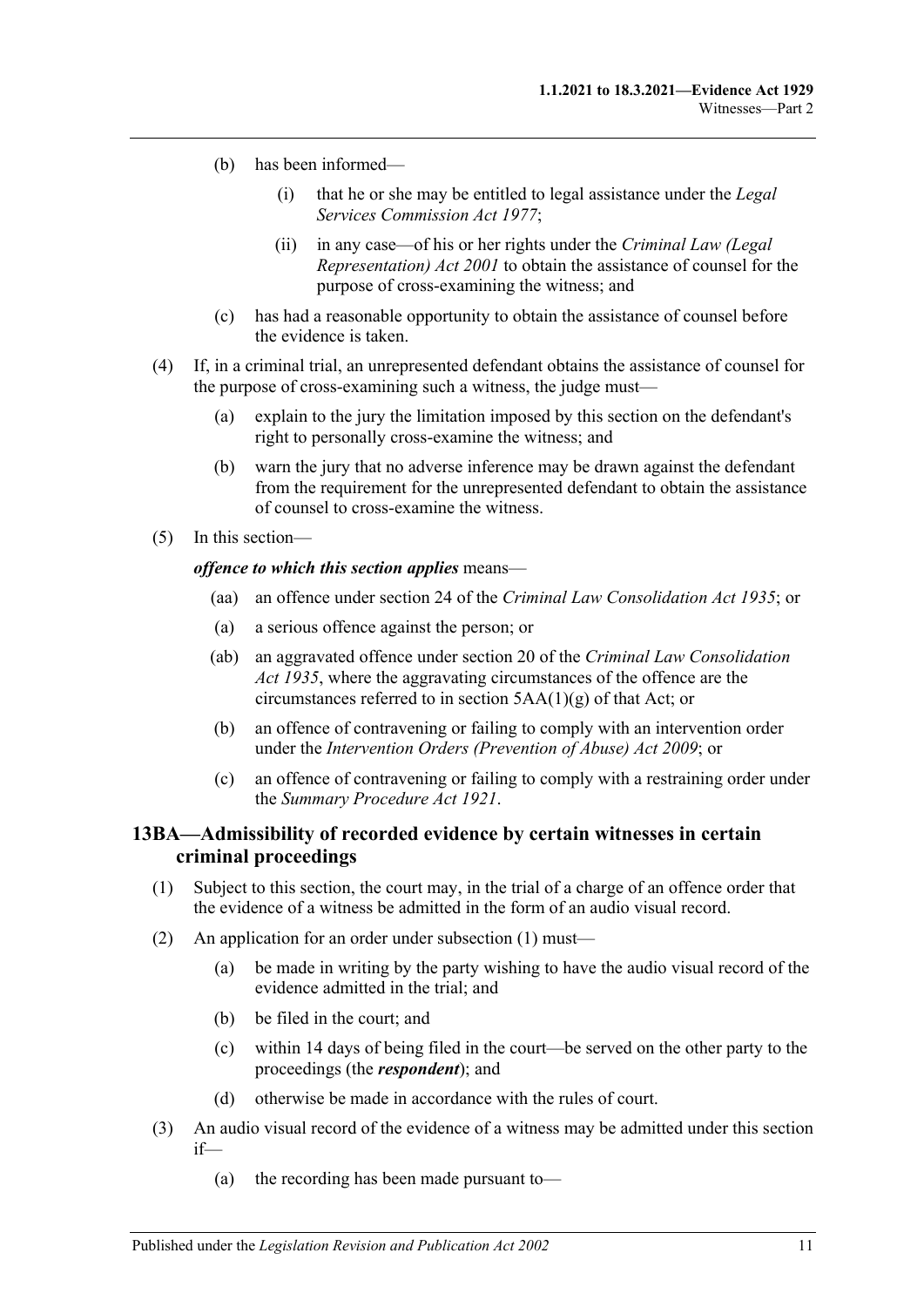(b) has been informed—

(i) that he or she may be entitled to legal assistance under the *Legal Services Commission Act 1977*;

(ii) in any case—of his or her rights under the *Criminal Law (Legal Representation) Act 2001* to obtain the assistance of counsel for the purpose of cross-examining the witness; and

(c) has had a reasonable opportunity to obtain the assistance of counsel before the evidence is taken.

(4) If, in a criminal trial, an unrepresented defendant obtains the assistance of counsel for the purpose of cross-examining such a witness, the judge must—

(a) explain to the jury the limitation imposed by this section on the defendant's right to personally cross-examine the witness; and

(b) warn the jury that no adverse inference may be drawn against the defendant from the requirement for the unrepresented defendant to obtain the assistance of counsel to cross-examine the witness.

(5) In this section—

***offence to which this section applies*** means—

(aa) an offence under section 24 of the *Criminal Law Consolidation Act 1935*; or

(a) a serious offence against the person; or

(ab) an aggravated offence under section 20 of the *Criminal Law Consolidation Act 1935*, where the aggravating circumstances of the offence are the circumstances referred to in section 5AA(1)(g) of that Act; or

(b) an offence of contravening or failing to comply with an intervention order under the *Intervention Orders (Prevention of Abuse) Act 2009*; or

(c) an offence of contravening or failing to comply with a restraining order under the *Summary Procedure Act 1921*.

### 13BA—Admissibility of recorded evidence by certain witnesses in certain criminal proceedings

(1) Subject to this section, the court may, in the trial of a charge of an offence order that the evidence of a witness be admitted in the form of an audio visual record.

(2) An application for an order under subsection (1) must—

(a) be made in writing by the party wishing to have the audio visual record of the evidence admitted in the trial; and

(b) be filed in the court; and

(c) within 14 days of being filed in the court—be served on the other party to the proceedings (the ***respondent***); and

(d) otherwise be made in accordance with the rules of court.

(3) An audio visual record of the evidence of a witness may be admitted under this section if—

(a) the recording has been made pursuant to—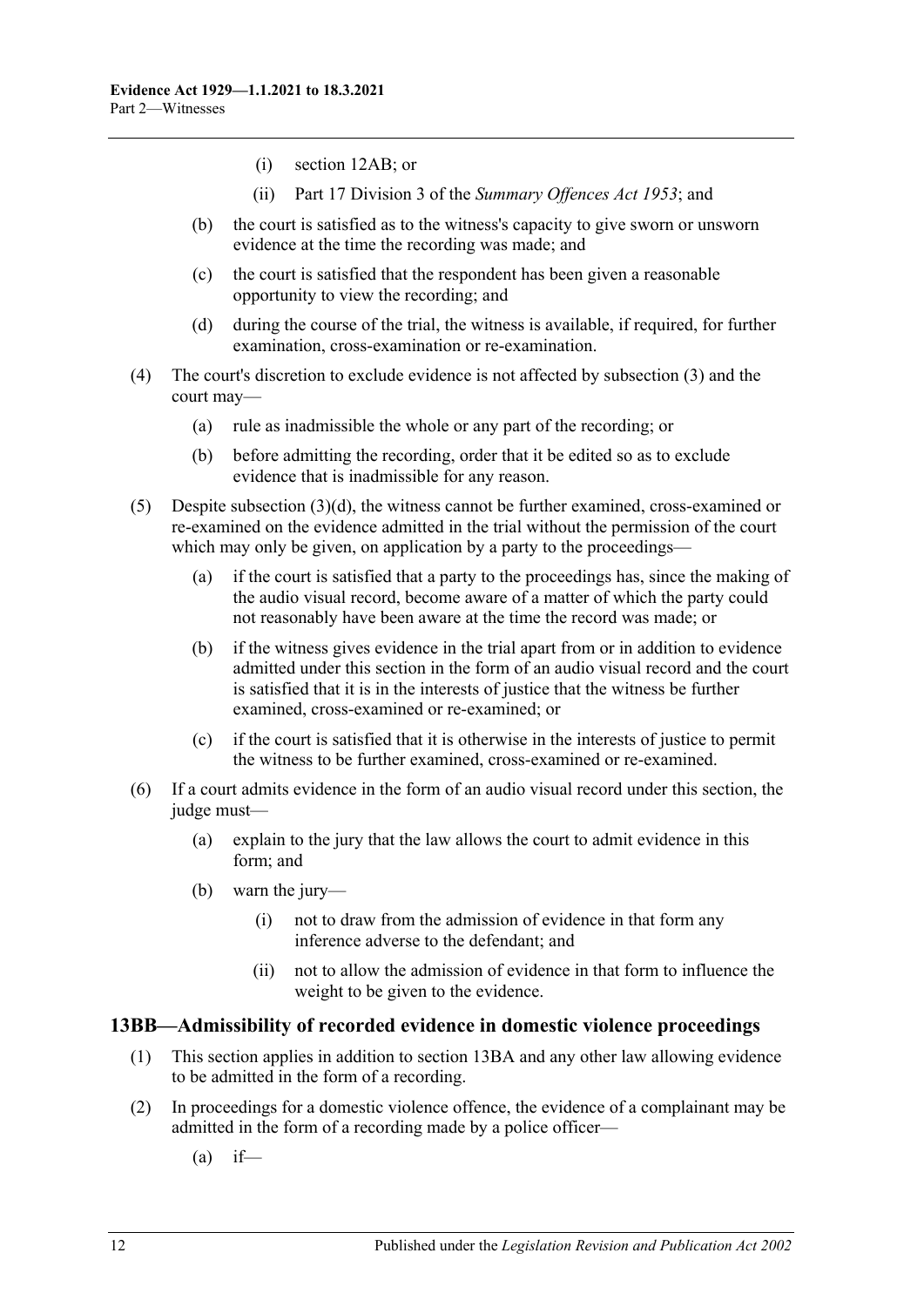(i) section 12AB; or

(ii) Part 17 Division 3 of the *Summary Offences Act 1953*; and

(b) the court is satisfied as to the witness's capacity to give sworn or unsworn evidence at the time the recording was made; and

(c) the court is satisfied that the respondent has been given a reasonable opportunity to view the recording; and

(d) during the course of the trial, the witness is available, if required, for further examination, cross-examination or re-examination.

(4) The court's discretion to exclude evidence is not affected by subsection (3) and the court may—

(a) rule as inadmissible the whole or any part of the recording; or

(b) before admitting the recording, order that it be edited so as to exclude evidence that is inadmissible for any reason.

(5) Despite subsection (3)(d), the witness cannot be further examined, cross-examined or re-examined on the evidence admitted in the trial without the permission of the court which may only be given, on application by a party to the proceedings—

(a) if the court is satisfied that a party to the proceedings has, since the making of the audio visual record, become aware of a matter of which the party could not reasonably have been aware at the time the record was made; or

(b) if the witness gives evidence in the trial apart from or in addition to evidence admitted under this section in the form of an audio visual record and the court is satisfied that it is in the interests of justice that the witness be further examined, cross-examined or re-examined; or

(c) if the court is satisfied that it is otherwise in the interests of justice to permit the witness to be further examined, cross-examined or re-examined.

(6) If a court admits evidence in the form of an audio visual record under this section, the judge must—

(a) explain to the jury that the law allows the court to admit evidence in this form; and

(b) warn the jury—

(i) not to draw from the admission of evidence in that form any inference adverse to the defendant; and

(ii) not to allow the admission of evidence in that form to influence the weight to be given to the evidence.

## 13BB—Admissibility of recorded evidence in domestic violence proceedings

(1) This section applies in addition to section 13BA and any other law allowing evidence to be admitted in the form of a recording.

(2) In proceedings for a domestic violence offence, the evidence of a complainant may be admitted in the form of a recording made by a police officer—

(a) if—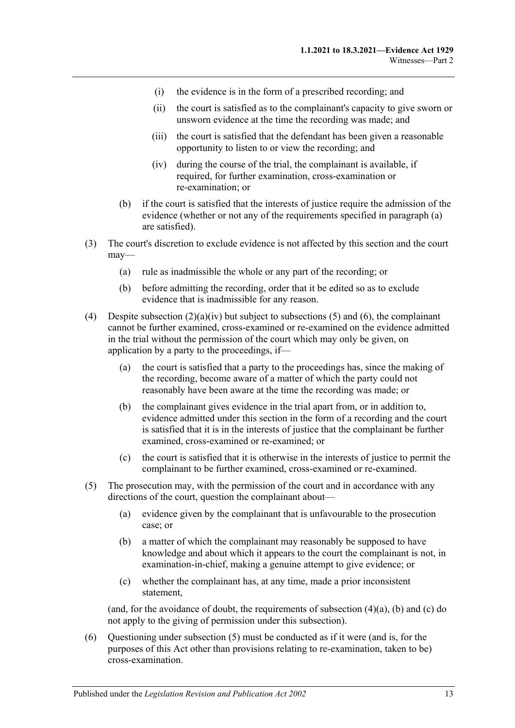(i) the evidence is in the form of a prescribed recording; and

(ii) the court is satisfied as to the complainant's capacity to give sworn or unsworn evidence at the time the recording was made; and

(iii) the court is satisfied that the defendant has been given a reasonable opportunity to listen to or view the recording; and

(iv) during the course of the trial, the complainant is available, if required, for further examination, cross-examination or re-examination; or

(b) if the court is satisfied that the interests of justice require the admission of the evidence (whether or not any of the requirements specified in paragraph (a) are satisfied).

(3) The court's discretion to exclude evidence is not affected by this section and the court may—

(a) rule as inadmissible the whole or any part of the recording; or

(b) before admitting the recording, order that it be edited so as to exclude evidence that is inadmissible for any reason.

(4) Despite subsection (2)(a)(iv) but subject to subsections (5) and (6), the complainant cannot be further examined, cross-examined or re-examined on the evidence admitted in the trial without the permission of the court which may only be given, on application by a party to the proceedings, if—

(a) the court is satisfied that a party to the proceedings has, since the making of the recording, become aware of a matter of which the party could not reasonably have been aware at the time the recording was made; or

(b) the complainant gives evidence in the trial apart from, or in addition to, evidence admitted under this section in the form of a recording and the court is satisfied that it is in the interests of justice that the complainant be further examined, cross-examined or re-examined; or

(c) the court is satisfied that it is otherwise in the interests of justice to permit the complainant to be further examined, cross-examined or re-examined.

(5) The prosecution may, with the permission of the court and in accordance with any directions of the court, question the complainant about—

(a) evidence given by the complainant that is unfavourable to the prosecution case; or

(b) a matter of which the complainant may reasonably be supposed to have knowledge and about which it appears to the court the complainant is not, in examination-in-chief, making a genuine attempt to give evidence; or

(c) whether the complainant has, at any time, made a prior inconsistent statement,

(and, for the avoidance of doubt, the requirements of subsection (4)(a), (b) and (c) do not apply to the giving of permission under this subsection).

(6) Questioning under subsection (5) must be conducted as if it were (and is, for the purposes of this Act other than provisions relating to re-examination, taken to be) cross-examination.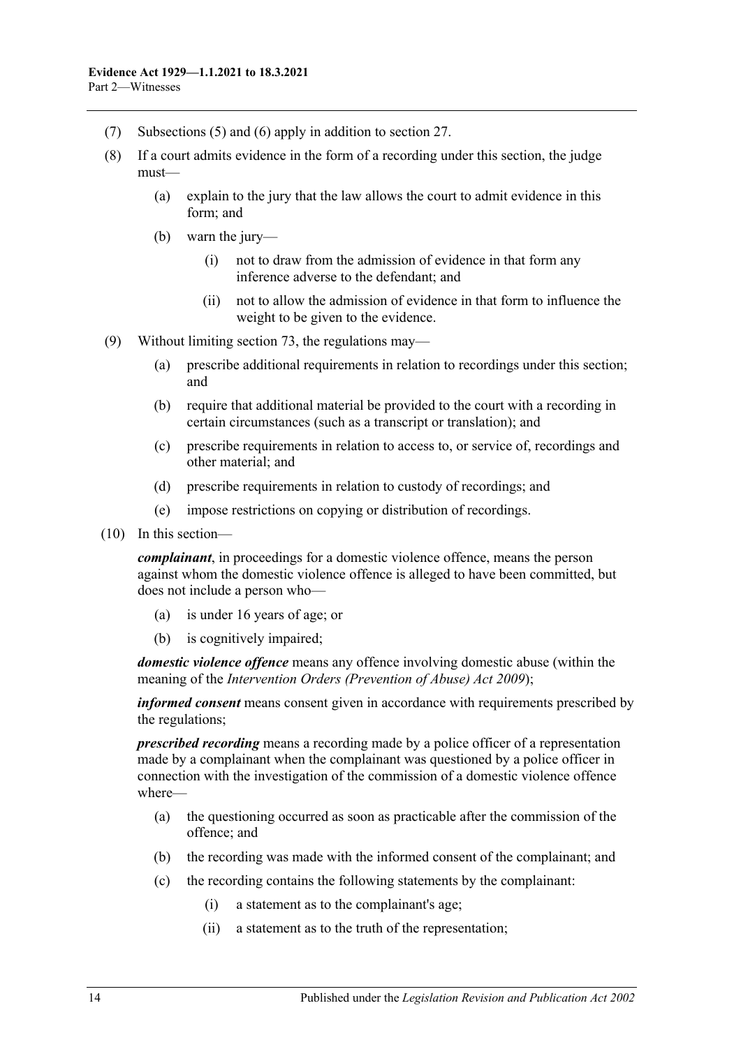(7) Subsections (5) and (6) apply in addition to section 27.

(8) If a court admits evidence in the form of a recording under this section, the judge must—

(a) explain to the jury that the law allows the court to admit evidence in this form; and

(b) warn the jury—

(i) not to draw from the admission of evidence in that form any inference adverse to the defendant; and

(ii) not to allow the admission of evidence in that form to influence the weight to be given to the evidence.

(9) Without limiting section 73, the regulations may—

(a) prescribe additional requirements in relation to recordings under this section; and

(b) require that additional material be provided to the court with a recording in certain circumstances (such as a transcript or translation); and

(c) prescribe requirements in relation to access to, or service of, recordings and other material; and

(d) prescribe requirements in relation to custody of recordings; and

(e) impose restrictions on copying or distribution of recordings.

(10) In this section—

***complainant***, in proceedings for a domestic violence offence, means the person against whom the domestic violence offence is alleged to have been committed, but does not include a person who—

(a) is under 16 years of age; or

(b) is cognitively impaired;

***domestic violence offence*** means any offence involving domestic abuse (within the meaning of the *Intervention Orders (Prevention of Abuse) Act 2009*);

***informed consent*** means consent given in accordance with requirements prescribed by the regulations;

***prescribed recording*** means a recording made by a police officer of a representation made by a complainant when the complainant was questioned by a police officer in connection with the investigation of the commission of a domestic violence offence where—

(a) the questioning occurred as soon as practicable after the commission of the offence; and

(b) the recording was made with the informed consent of the complainant; and

(c) the recording contains the following statements by the complainant:

(i) a statement as to the complainant's age;

(ii) a statement as to the truth of the representation;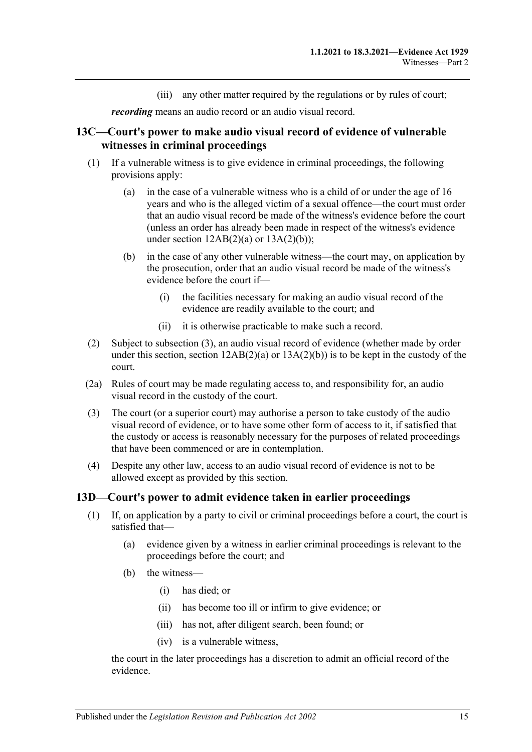(iii) any other matter required by the regulations or by rules of court;

***recording*** means an audio record or an audio visual record.

## 13C—Court's power to make audio visual record of evidence of vulnerable witnesses in criminal proceedings

(1) If a vulnerable witness is to give evidence in criminal proceedings, the following provisions apply:

(a) in the case of a vulnerable witness who is a child of or under the age of 16 years and who is the alleged victim of a sexual offence—the court must order that an audio visual record be made of the witness's evidence before the court (unless an order has already been made in respect of the witness's evidence under section 12AB(2)(a) or 13A(2)(b));

(b) in the case of any other vulnerable witness—the court may, on application by the prosecution, order that an audio visual record be made of the witness's evidence before the court if—

(i) the facilities necessary for making an audio visual record of the evidence are readily available to the court; and

(ii) it is otherwise practicable to make such a record.

(2) Subject to subsection (3), an audio visual record of evidence (whether made by order under this section, section 12AB(2)(a) or 13A(2)(b)) is to be kept in the custody of the court.

(2a) Rules of court may be made regulating access to, and responsibility for, an audio visual record in the custody of the court.

(3) The court (or a superior court) may authorise a person to take custody of the audio visual record of evidence, or to have some other form of access to it, if satisfied that the custody or access is reasonably necessary for the purposes of related proceedings that have been commenced or are in contemplation.

(4) Despite any other law, access to an audio visual record of evidence is not to be allowed except as provided by this section.

## 13D—Court's power to admit evidence taken in earlier proceedings

(1) If, on application by a party to civil or criminal proceedings before a court, the court is satisfied that—

(a) evidence given by a witness in earlier criminal proceedings is relevant to the proceedings before the court; and

(b) the witness—

(i) has died; or

(ii) has become too ill or infirm to give evidence; or

(iii) has not, after diligent search, been found; or

(iv) is a vulnerable witness,

the court in the later proceedings has a discretion to admit an official record of the evidence.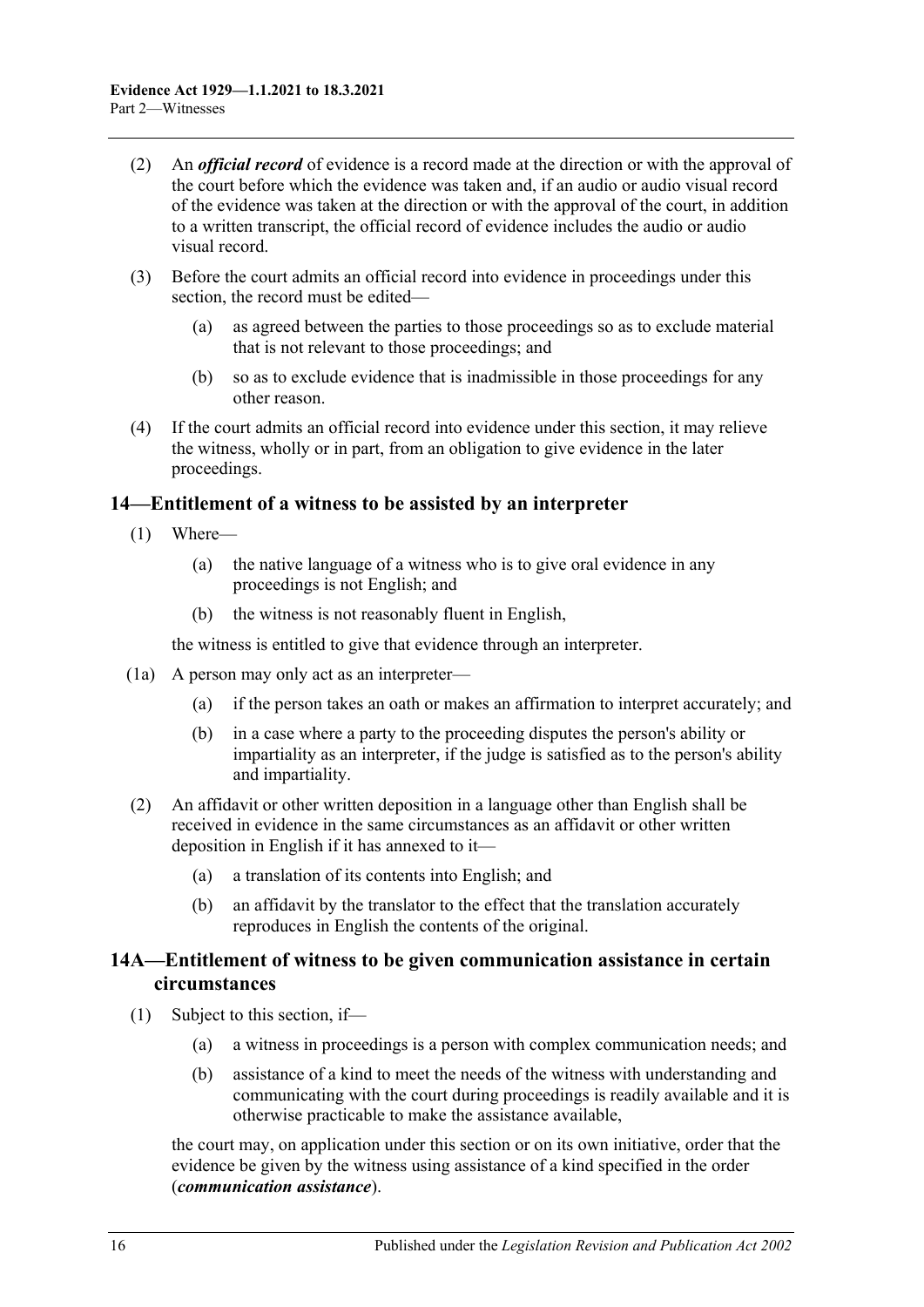(2) An ***official record*** of evidence is a record made at the direction or with the approval of the court before which the evidence was taken and, if an audio or audio visual record of the evidence was taken at the direction or with the approval of the court, in addition to a written transcript, the official record of evidence includes the audio or audio visual record.

(3) Before the court admits an official record into evidence in proceedings under this section, the record must be edited—

(a) as agreed between the parties to those proceedings so as to exclude material that is not relevant to those proceedings; and

(b) so as to exclude evidence that is inadmissible in those proceedings for any other reason.

(4) If the court admits an official record into evidence under this section, it may relieve the witness, wholly or in part, from an obligation to give evidence in the later proceedings.

## 14—Entitlement of a witness to be assisted by an interpreter

(1) Where—

(a) the native language of a witness who is to give oral evidence in any proceedings is not English; and

(b) the witness is not reasonably fluent in English,

the witness is entitled to give that evidence through an interpreter.

(1a) A person may only act as an interpreter—

(a) if the person takes an oath or makes an affirmation to interpret accurately; and

(b) in a case where a party to the proceeding disputes the person's ability or impartiality as an interpreter, if the judge is satisfied as to the person's ability and impartiality.

(2) An affidavit or other written deposition in a language other than English shall be received in evidence in the same circumstances as an affidavit or other written deposition in English if it has annexed to it—

(a) a translation of its contents into English; and

(b) an affidavit by the translator to the effect that the translation accurately reproduces in English the contents of the original.

## 14A—Entitlement of witness to be given communication assistance in certain circumstances

(1) Subject to this section, if—

(a) a witness in proceedings is a person with complex communication needs; and

(b) assistance of a kind to meet the needs of the witness with understanding and communicating with the court during proceedings is readily available and it is otherwise practicable to make the assistance available,

the court may, on application under this section or on its own initiative, order that the evidence be given by the witness using assistance of a kind specified in the order (***communication assistance***).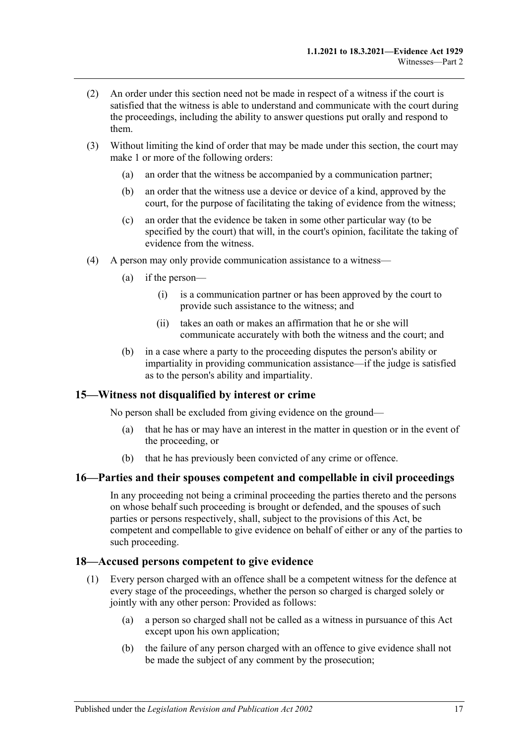(2) An order under this section need not be made in respect of a witness if the court is satisfied that the witness is able to understand and communicate with the court during the proceedings, including the ability to answer questions put orally and respond to them.

(3) Without limiting the kind of order that may be made under this section, the court may make 1 or more of the following orders:

(a) an order that the witness be accompanied by a communication partner;

(b) an order that the witness use a device or device of a kind, approved by the court, for the purpose of facilitating the taking of evidence from the witness;

(c) an order that the evidence be taken in some other particular way (to be specified by the court) that will, in the court's opinion, facilitate the taking of evidence from the witness.

(4) A person may only provide communication assistance to a witness—

(a) if the person—

(i) is a communication partner or has been approved by the court to provide such assistance to the witness; and

(ii) takes an oath or makes an affirmation that he or she will communicate accurately with both the witness and the court; and

(b) in a case where a party to the proceeding disputes the person's ability or impartiality in providing communication assistance—if the judge is satisfied as to the person's ability and impartiality.

## 15—Witness not disqualified by interest or crime

No person shall be excluded from giving evidence on the ground—

(a) that he has or may have an interest in the matter in question or in the event of the proceeding, or

(b) that he has previously been convicted of any crime or offence.

## 16—Parties and their spouses competent and compellable in civil proceedings

In any proceeding not being a criminal proceeding the parties thereto and the persons on whose behalf such proceeding is brought or defended, and the spouses of such parties or persons respectively, shall, subject to the provisions of this Act, be competent and compellable to give evidence on behalf of either or any of the parties to such proceeding.

## 18—Accused persons competent to give evidence

(1) Every person charged with an offence shall be a competent witness for the defence at every stage of the proceedings, whether the person so charged is charged solely or jointly with any other person: Provided as follows:

(a) a person so charged shall not be called as a witness in pursuance of this Act except upon his own application;

(b) the failure of any person charged with an offence to give evidence shall not be made the subject of any comment by the prosecution;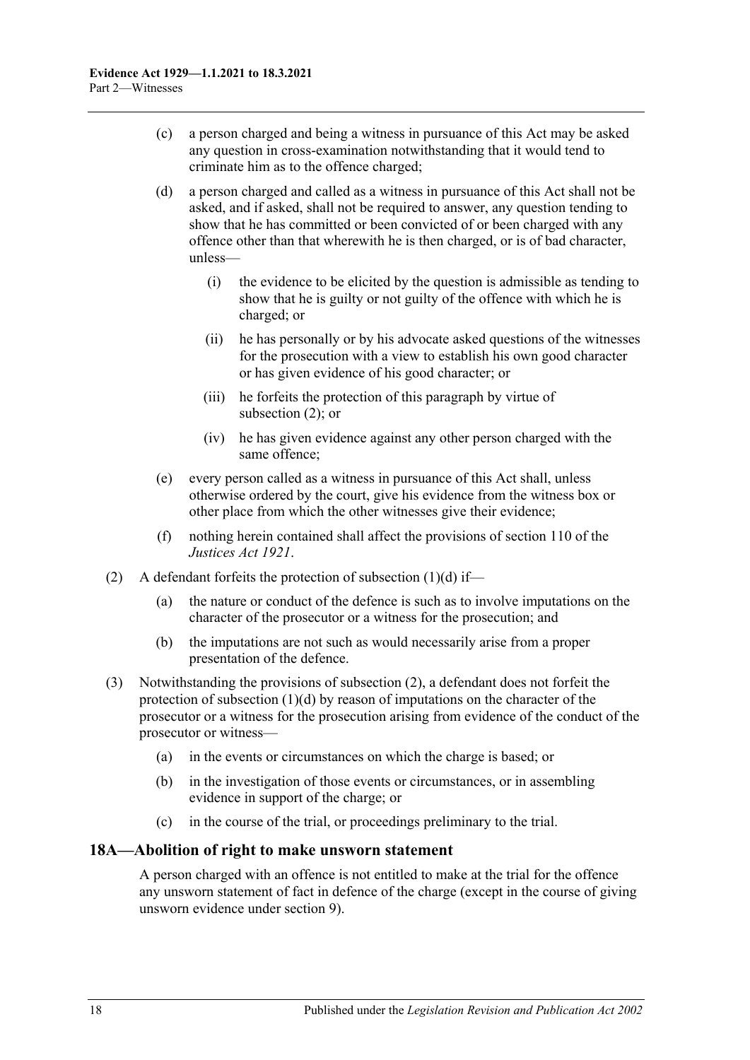(c) a person charged and being a witness in pursuance of this Act may be asked any question in cross-examination notwithstanding that it would tend to criminate him as to the offence charged;

(d) a person charged and called as a witness in pursuance of this Act shall not be asked, and if asked, shall not be required to answer, any question tending to show that he has committed or been convicted of or been charged with any offence other than that wherewith he is then charged, or is of bad character, unless—

(i) the evidence to be elicited by the question is admissible as tending to show that he is guilty or not guilty of the offence with which he is charged; or

(ii) he has personally or by his advocate asked questions of the witnesses for the prosecution with a view to establish his own good character or has given evidence of his good character; or

(iii) he forfeits the protection of this paragraph by virtue of subsection (2); or

(iv) he has given evidence against any other person charged with the same offence;

(e) every person called as a witness in pursuance of this Act shall, unless otherwise ordered by the court, give his evidence from the witness box or other place from which the other witnesses give their evidence;

(f) nothing herein contained shall affect the provisions of section 110 of the *Justices Act 1921*.

(2) A defendant forfeits the protection of subsection (1)(d) if—

(a) the nature or conduct of the defence is such as to involve imputations on the character of the prosecutor or a witness for the prosecution; and

(b) the imputations are not such as would necessarily arise from a proper presentation of the defence.

(3) Notwithstanding the provisions of subsection (2), a defendant does not forfeit the protection of subsection (1)(d) by reason of imputations on the character of the prosecutor or a witness for the prosecution arising from evidence of the conduct of the prosecutor or witness—

(a) in the events or circumstances on which the charge is based; or

(b) in the investigation of those events or circumstances, or in assembling evidence in support of the charge; or

(c) in the course of the trial, or proceedings preliminary to the trial.

## 18A—Abolition of right to make unsworn statement

A person charged with an offence is not entitled to make at the trial for the offence any unsworn statement of fact in defence of the charge (except in the course of giving unsworn evidence under section 9).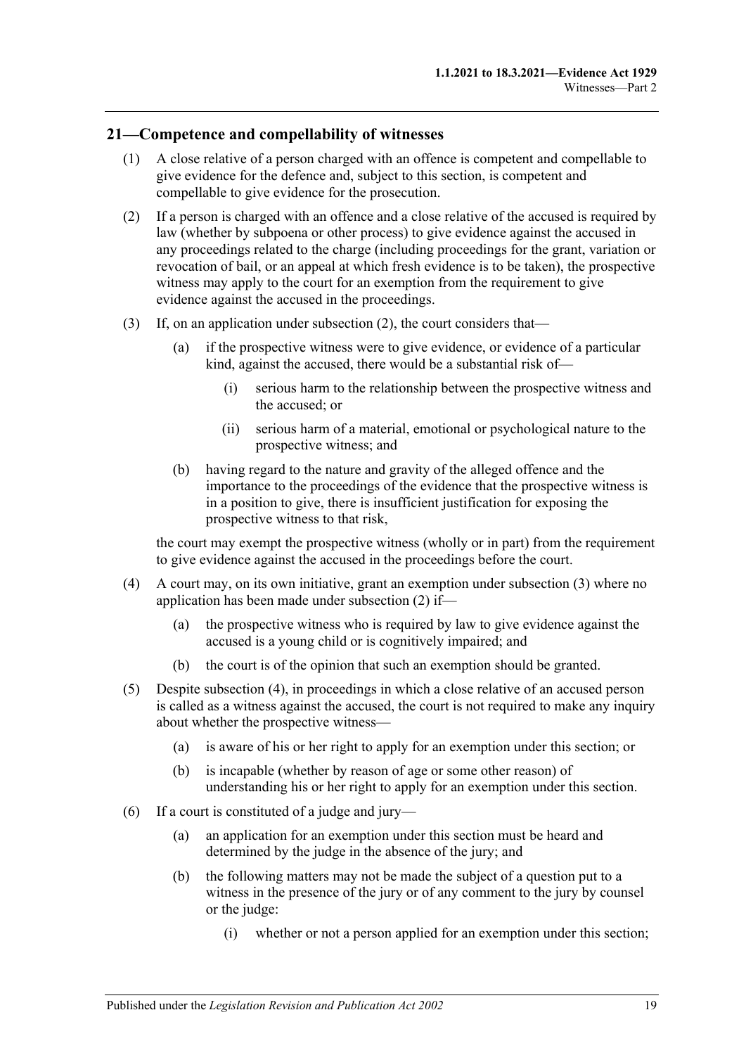## 21—Competence and compellability of witnesses

(1) A close relative of a person charged with an offence is competent and compellable to give evidence for the defence and, subject to this section, is competent and compellable to give evidence for the prosecution.

(2) If a person is charged with an offence and a close relative of the accused is required by law (whether by subpoena or other process) to give evidence against the accused in any proceedings related to the charge (including proceedings for the grant, variation or revocation of bail, or an appeal at which fresh evidence is to be taken), the prospective witness may apply to the court for an exemption from the requirement to give evidence against the accused in the proceedings.

(3) If, on an application under subsection (2), the court considers that—

  (a) if the prospective witness were to give evidence, or evidence of a particular kind, against the accused, there would be a substantial risk of—

    (i) serious harm to the relationship between the prospective witness and the accused; or

    (ii) serious harm of a material, emotional or psychological nature to the prospective witness; and

  (b) having regard to the nature and gravity of the alleged offence and the importance to the proceedings of the evidence that the prospective witness is in a position to give, there is insufficient justification for exposing the prospective witness to that risk,

the court may exempt the prospective witness (wholly or in part) from the requirement to give evidence against the accused in the proceedings before the court.

(4) A court may, on its own initiative, grant an exemption under subsection (3) where no application has been made under subsection (2) if—

  (a) the prospective witness who is required by law to give evidence against the accused is a young child or is cognitively impaired; and

  (b) the court is of the opinion that such an exemption should be granted.

(5) Despite subsection (4), in proceedings in which a close relative of an accused person is called as a witness against the accused, the court is not required to make any inquiry about whether the prospective witness—

  (a) is aware of his or her right to apply for an exemption under this section; or

  (b) is incapable (whether by reason of age or some other reason) of understanding his or her right to apply for an exemption under this section.

(6) If a court is constituted of a judge and jury—

  (a) an application for an exemption under this section must be heard and determined by the judge in the absence of the jury; and

  (b) the following matters may not be made the subject of a question put to a witness in the presence of the jury or of any comment to the jury by counsel or the judge:

    (i) whether or not a person applied for an exemption under this section;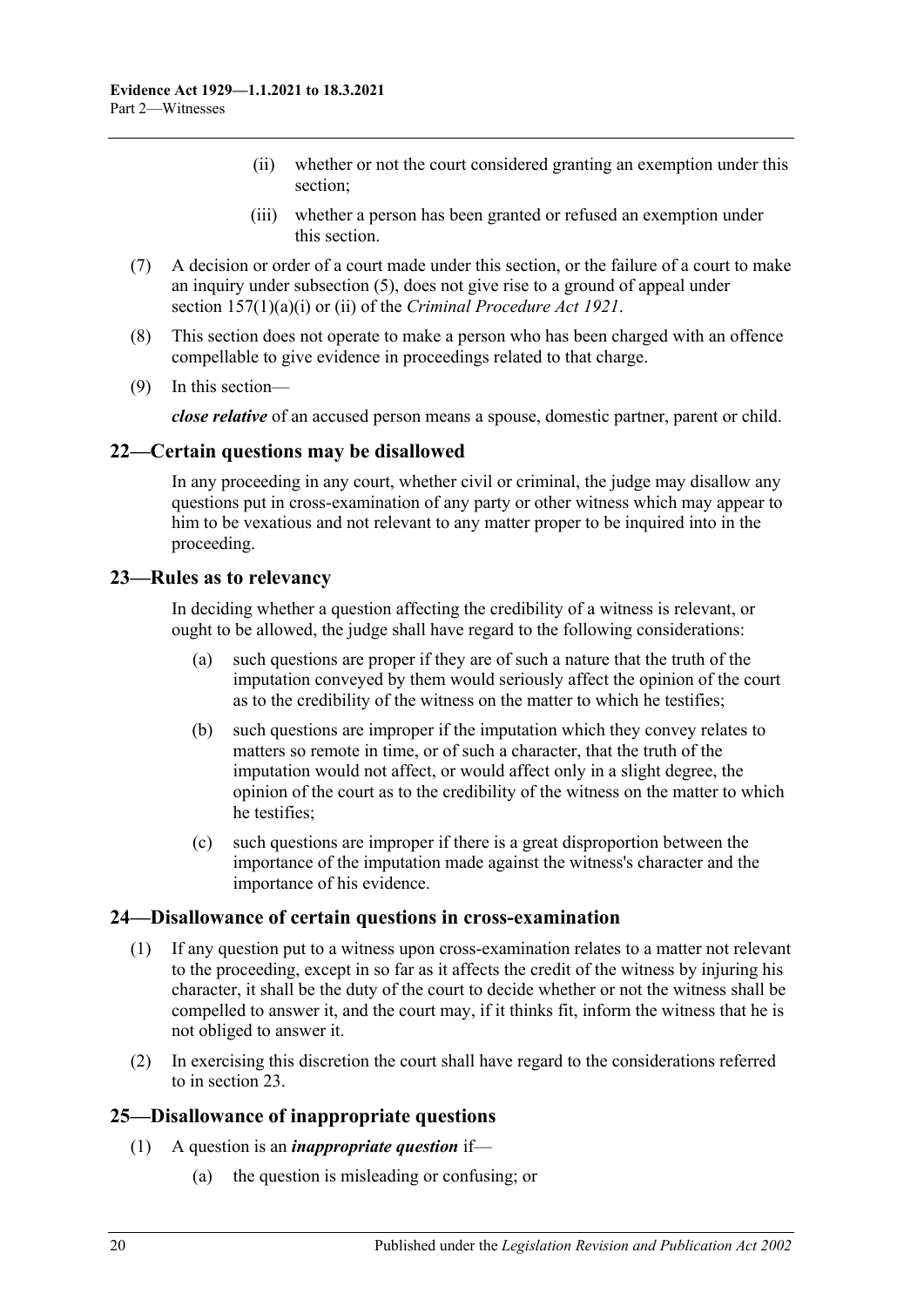(ii) whether or not the court considered granting an exemption under this section;

(iii) whether a person has been granted or refused an exemption under this section.

(7) A decision or order of a court made under this section, or the failure of a court to make an inquiry under subsection (5), does not give rise to a ground of appeal under section 157(1)(a)(i) or (ii) of the *Criminal Procedure Act 1921*.

(8) This section does not operate to make a person who has been charged with an offence compellable to give evidence in proceedings related to that charge.

(9) In this section—

***close relative*** of an accused person means a spouse, domestic partner, parent or child.

## 22—Certain questions may be disallowed

In any proceeding in any court, whether civil or criminal, the judge may disallow any questions put in cross-examination of any party or other witness which may appear to him to be vexatious and not relevant to any matter proper to be inquired into in the proceeding.

## 23—Rules as to relevancy

In deciding whether a question affecting the credibility of a witness is relevant, or ought to be allowed, the judge shall have regard to the following considerations:

(a) such questions are proper if they are of such a nature that the truth of the imputation conveyed by them would seriously affect the opinion of the court as to the credibility of the witness on the matter to which he testifies;

(b) such questions are improper if the imputation which they convey relates to matters so remote in time, or of such a character, that the truth of the imputation would not affect, or would affect only in a slight degree, the opinion of the court as to the credibility of the witness on the matter to which he testifies;

(c) such questions are improper if there is a great disproportion between the importance of the imputation made against the witness's character and the importance of his evidence.

## 24—Disallowance of certain questions in cross-examination

(1) If any question put to a witness upon cross-examination relates to a matter not relevant to the proceeding, except in so far as it affects the credit of the witness by injuring his character, it shall be the duty of the court to decide whether or not the witness shall be compelled to answer it, and the court may, if it thinks fit, inform the witness that he is not obliged to answer it.

(2) In exercising this discretion the court shall have regard to the considerations referred to in section 23.

## 25—Disallowance of inappropriate questions

(1) A question is an ***inappropriate question*** if—

(a) the question is misleading or confusing; or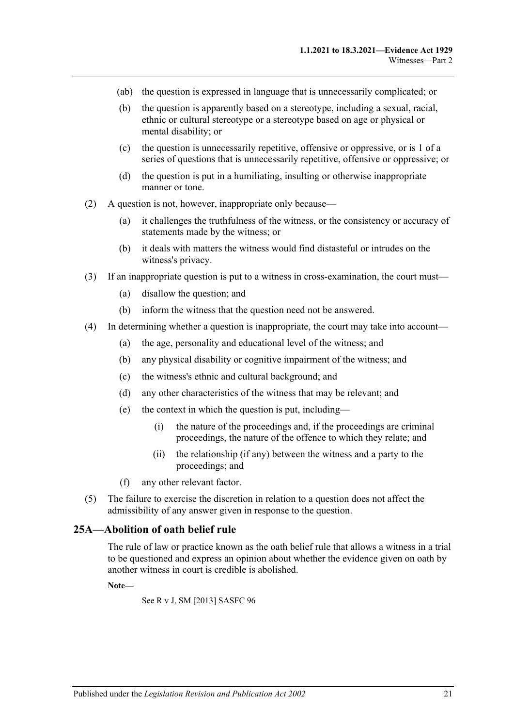(ab) the question is expressed in language that is unnecessarily complicated; or

(b) the question is apparently based on a stereotype, including a sexual, racial, ethnic or cultural stereotype or a stereotype based on age or physical or mental disability; or

(c) the question is unnecessarily repetitive, offensive or oppressive, or is 1 of a series of questions that is unnecessarily repetitive, offensive or oppressive; or

(d) the question is put in a humiliating, insulting or otherwise inappropriate manner or tone.

(2) A question is not, however, inappropriate only because—

(a) it challenges the truthfulness of the witness, or the consistency or accuracy of statements made by the witness; or

(b) it deals with matters the witness would find distasteful or intrudes on the witness's privacy.

(3) If an inappropriate question is put to a witness in cross-examination, the court must—

(a) disallow the question; and

(b) inform the witness that the question need not be answered.

(4) In determining whether a question is inappropriate, the court may take into account—

(a) the age, personality and educational level of the witness; and

(b) any physical disability or cognitive impairment of the witness; and

(c) the witness's ethnic and cultural background; and

(d) any other characteristics of the witness that may be relevant; and

(e) the context in which the question is put, including—

(i) the nature of the proceedings and, if the proceedings are criminal proceedings, the nature of the offence to which they relate; and

(ii) the relationship (if any) between the witness and a party to the proceedings; and

(f) any other relevant factor.

(5) The failure to exercise the discretion in relation to a question does not affect the admissibility of any answer given in response to the question.

## 25A—Abolition of oath belief rule

The rule of law or practice known as the oath belief rule that allows a witness in a trial to be questioned and express an opinion about whether the evidence given on oath by another witness in court is credible is abolished.

**Note—**

See R v J, SM [2013] SASFC 96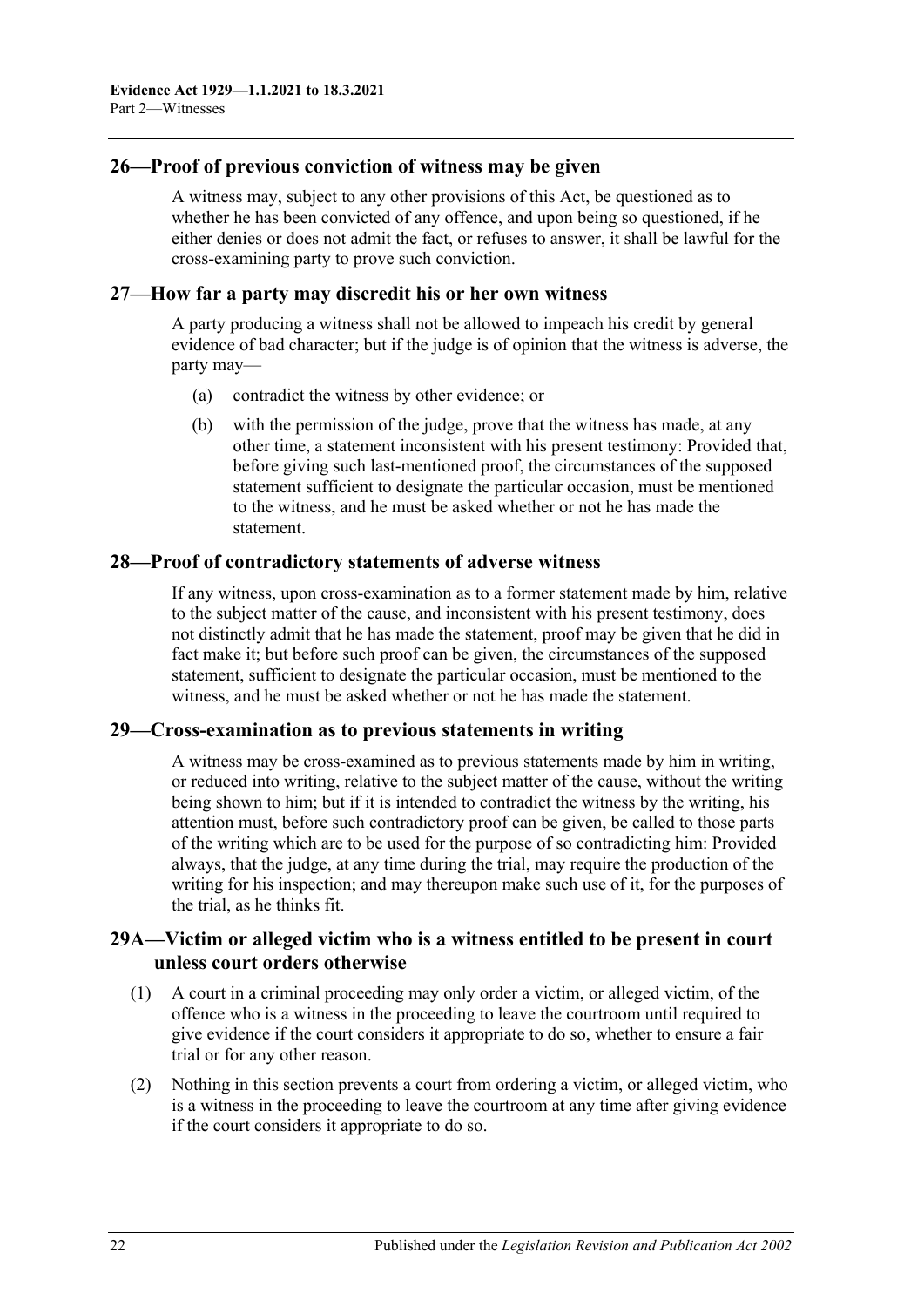## 26—Proof of previous conviction of witness may be given

A witness may, subject to any other provisions of this Act, be questioned as to whether he has been convicted of any offence, and upon being so questioned, if he either denies or does not admit the fact, or refuses to answer, it shall be lawful for the cross-examining party to prove such conviction.

## 27—How far a party may discredit his or her own witness

A party producing a witness shall not be allowed to impeach his credit by general evidence of bad character; but if the judge is of opinion that the witness is adverse, the party may—

- (a) contradict the witness by other evidence; or
- (b) with the permission of the judge, prove that the witness has made, at any other time, a statement inconsistent with his present testimony: Provided that, before giving such last-mentioned proof, the circumstances of the supposed statement sufficient to designate the particular occasion, must be mentioned to the witness, and he must be asked whether or not he has made the statement.

## 28—Proof of contradictory statements of adverse witness

If any witness, upon cross-examination as to a former statement made by him, relative to the subject matter of the cause, and inconsistent with his present testimony, does not distinctly admit that he has made the statement, proof may be given that he did in fact make it; but before such proof can be given, the circumstances of the supposed statement, sufficient to designate the particular occasion, must be mentioned to the witness, and he must be asked whether or not he has made the statement.

## 29—Cross-examination as to previous statements in writing

A witness may be cross-examined as to previous statements made by him in writing, or reduced into writing, relative to the subject matter of the cause, without the writing being shown to him; but if it is intended to contradict the witness by the writing, his attention must, before such contradictory proof can be given, be called to those parts of the writing which are to be used for the purpose of so contradicting him: Provided always, that the judge, at any time during the trial, may require the production of the writing for his inspection; and may thereupon make such use of it, for the purposes of the trial, as he thinks fit.

## 29A—Victim or alleged victim who is a witness entitled to be present in court unless court orders otherwise

(1) A court in a criminal proceeding may only order a victim, or alleged victim, of the offence who is a witness in the proceeding to leave the courtroom until required to give evidence if the court considers it appropriate to do so, whether to ensure a fair trial or for any other reason.

(2) Nothing in this section prevents a court from ordering a victim, or alleged victim, who is a witness in the proceeding to leave the courtroom at any time after giving evidence if the court considers it appropriate to do so.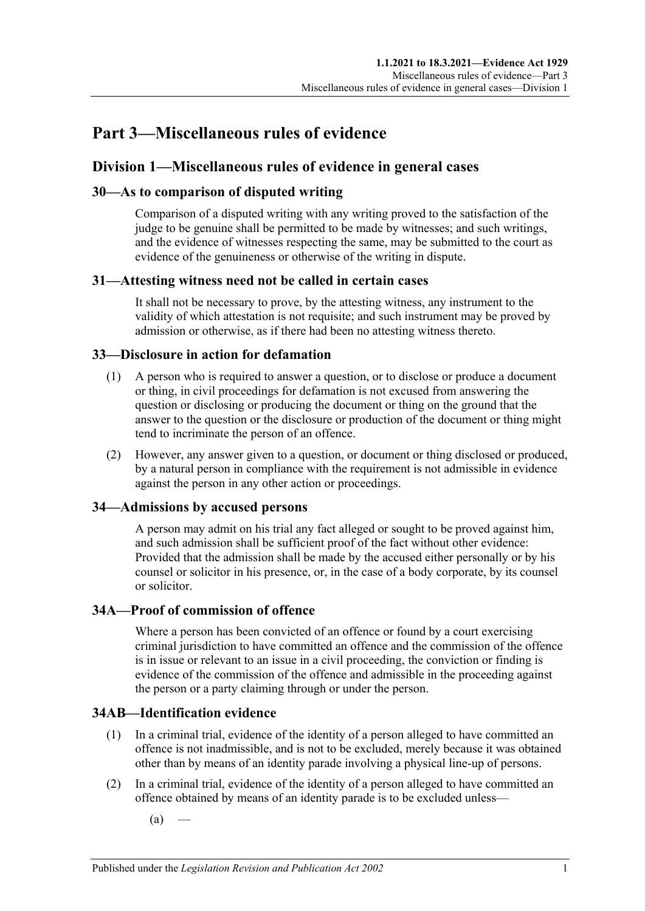# Part 3—Miscellaneous rules of evidence

## Division 1—Miscellaneous rules of evidence in general cases

### 30—As to comparison of disputed writing

Comparison of a disputed writing with any writing proved to the satisfaction of the judge to be genuine shall be permitted to be made by witnesses; and such writings, and the evidence of witnesses respecting the same, may be submitted to the court as evidence of the genuineness or otherwise of the writing in dispute.

### 31—Attesting witness need not be called in certain cases

It shall not be necessary to prove, by the attesting witness, any instrument to the validity of which attestation is not requisite; and such instrument may be proved by admission or otherwise, as if there had been no attesting witness thereto.

### 33—Disclosure in action for defamation

(1) A person who is required to answer a question, or to disclose or produce a document or thing, in civil proceedings for defamation is not excused from answering the question or disclosing or producing the document or thing on the ground that the answer to the question or the disclosure or production of the document or thing might tend to incriminate the person of an offence.

(2) However, any answer given to a question, or document or thing disclosed or produced, by a natural person in compliance with the requirement is not admissible in evidence against the person in any other action or proceedings.

### 34—Admissions by accused persons

A person may admit on his trial any fact alleged or sought to be proved against him, and such admission shall be sufficient proof of the fact without other evidence: Provided that the admission shall be made by the accused either personally or by his counsel or solicitor in his presence, or, in the case of a body corporate, by its counsel or solicitor.

### 34A—Proof of commission of offence

Where a person has been convicted of an offence or found by a court exercising criminal jurisdiction to have committed an offence and the commission of the offence is in issue or relevant to an issue in a civil proceeding, the conviction or finding is evidence of the commission of the offence and admissible in the proceeding against the person or a party claiming through or under the person.

### 34AB—Identification evidence

(1) In a criminal trial, evidence of the identity of a person alleged to have committed an offence is not inadmissible, and is not to be excluded, merely because it was obtained other than by means of an identity parade involving a physical line-up of persons.

(2) In a criminal trial, evidence of the identity of a person alleged to have committed an offence obtained by means of an identity parade is to be excluded unless—

(a) —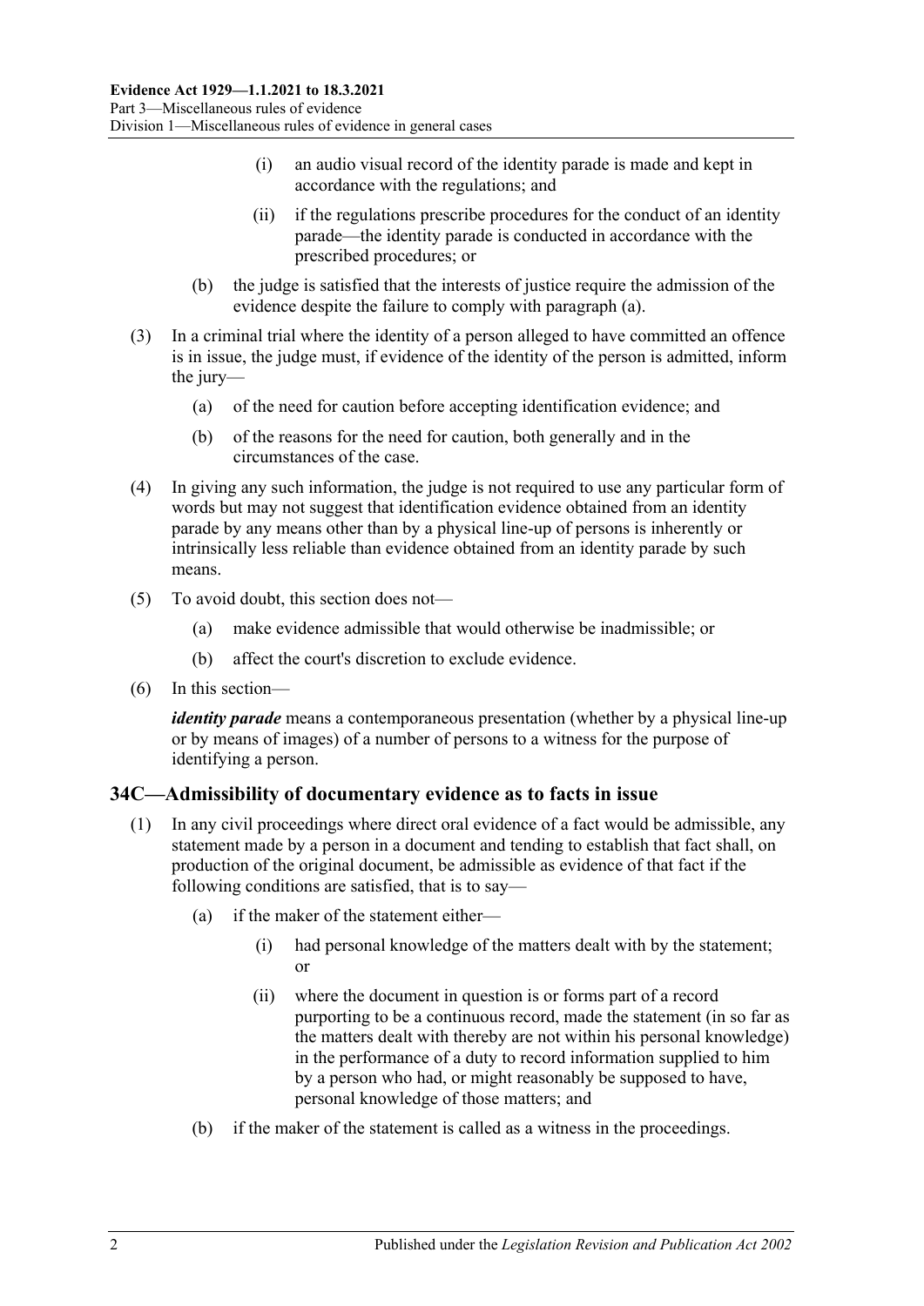(i) an audio visual record of the identity parade is made and kept in accordance with the regulations; and

(ii) if the regulations prescribe procedures for the conduct of an identity parade—the identity parade is conducted in accordance with the prescribed procedures; or

(b) the judge is satisfied that the interests of justice require the admission of the evidence despite the failure to comply with paragraph (a).

(3) In a criminal trial where the identity of a person alleged to have committed an offence is in issue, the judge must, if evidence of the identity of the person is admitted, inform the jury—

(a) of the need for caution before accepting identification evidence; and

(b) of the reasons for the need for caution, both generally and in the circumstances of the case.

(4) In giving any such information, the judge is not required to use any particular form of words but may not suggest that identification evidence obtained from an identity parade by any means other than by a physical line-up of persons is inherently or intrinsically less reliable than evidence obtained from an identity parade by such means.

(5) To avoid doubt, this section does not—

(a) make evidence admissible that would otherwise be inadmissible; or

(b) affect the court's discretion to exclude evidence.

(6) In this section—

***identity parade*** means a contemporaneous presentation (whether by a physical line-up or by means of images) of a number of persons to a witness for the purpose of identifying a person.

## 34C—Admissibility of documentary evidence as to facts in issue

(1) In any civil proceedings where direct oral evidence of a fact would be admissible, any statement made by a person in a document and tending to establish that fact shall, on production of the original document, be admissible as evidence of that fact if the following conditions are satisfied, that is to say—

(a) if the maker of the statement either—

(i) had personal knowledge of the matters dealt with by the statement; or

(ii) where the document in question is or forms part of a record purporting to be a continuous record, made the statement (in so far as the matters dealt with thereby are not within his personal knowledge) in the performance of a duty to record information supplied to him by a person who had, or might reasonably be supposed to have, personal knowledge of those matters; and

(b) if the maker of the statement is called as a witness in the proceedings.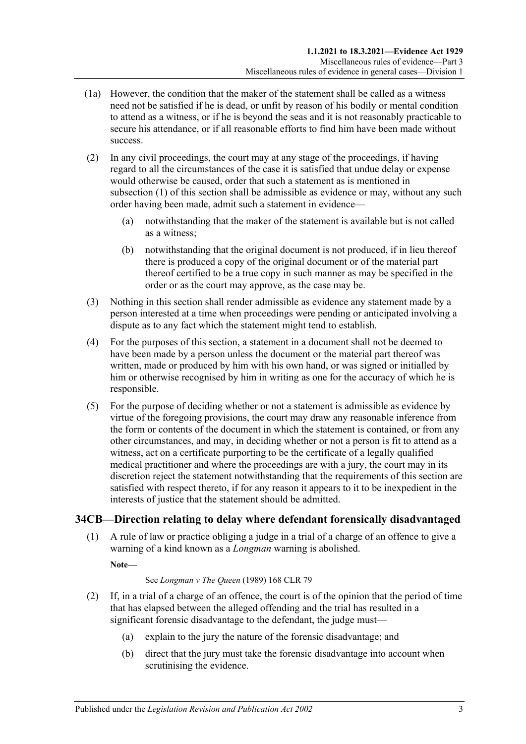(1a) However, the condition that the maker of the statement shall be called as a witness need not be satisfied if he is dead, or unfit by reason of his bodily or mental condition to attend as a witness, or if he is beyond the seas and it is not reasonably practicable to secure his attendance, or if all reasonable efforts to find him have been made without success.

(2) In any civil proceedings, the court may at any stage of the proceedings, if having regard to all the circumstances of the case it is satisfied that undue delay or expense would otherwise be caused, order that such a statement as is mentioned in subsection (1) of this section shall be admissible as evidence or may, without any such order having been made, admit such a statement in evidence—

(a) notwithstanding that the maker of the statement is available but is not called as a witness;

(b) notwithstanding that the original document is not produced, if in lieu thereof there is produced a copy of the original document or of the material part thereof certified to be a true copy in such manner as may be specified in the order or as the court may approve, as the case may be.

(3) Nothing in this section shall render admissible as evidence any statement made by a person interested at a time when proceedings were pending or anticipated involving a dispute as to any fact which the statement might tend to establish.

(4) For the purposes of this section, a statement in a document shall not be deemed to have been made by a person unless the document or the material part thereof was written, made or produced by him with his own hand, or was signed or initialled by him or otherwise recognised by him in writing as one for the accuracy of which he is responsible.

(5) For the purpose of deciding whether or not a statement is admissible as evidence by virtue of the foregoing provisions, the court may draw any reasonable inference from the form or contents of the document in which the statement is contained, or from any other circumstances, and may, in deciding whether or not a person is fit to attend as a witness, act on a certificate purporting to be the certificate of a legally qualified medical practitioner and where the proceedings are with a jury, the court may in its discretion reject the statement notwithstanding that the requirements of this section are satisfied with respect thereto, if for any reason it appears to it to be inexpedient in the interests of justice that the statement should be admitted.

## 34CB—Direction relating to delay where defendant forensically disadvantaged

(1) A rule of law or practice obliging a judge in a trial of a charge of an offence to give a warning of a kind known as a *Longman* warning is abolished.

**Note—**

See *Longman v The Queen* (1989) 168 CLR 79

(2) If, in a trial of a charge of an offence, the court is of the opinion that the period of time that has elapsed between the alleged offending and the trial has resulted in a significant forensic disadvantage to the defendant, the judge must—

(a) explain to the jury the nature of the forensic disadvantage; and

(b) direct that the jury must take the forensic disadvantage into account when scrutinising the evidence.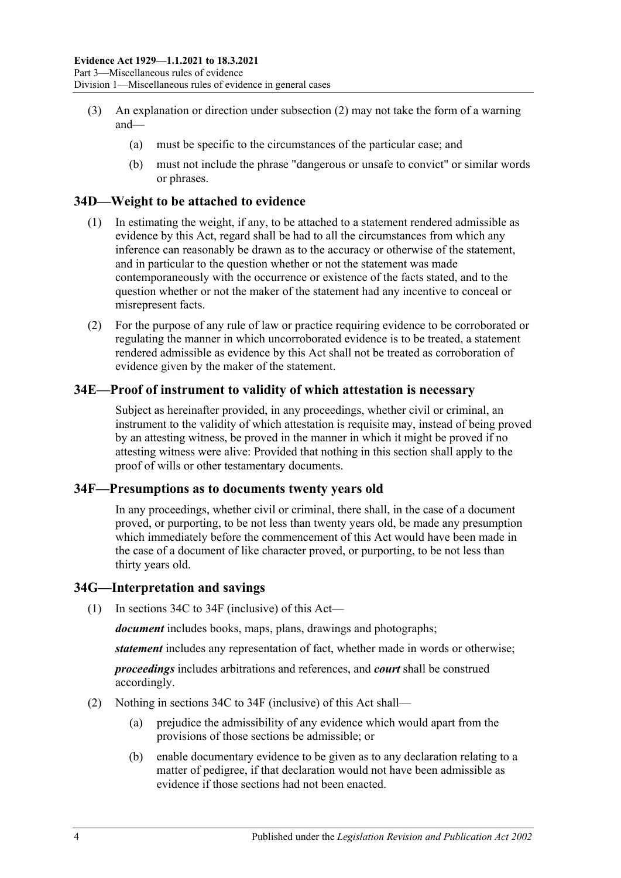(3) An explanation or direction under subsection (2) may not take the form of a warning and—

(a) must be specific to the circumstances of the particular case; and

(b) must not include the phrase "dangerous or unsafe to convict" or similar words or phrases.

## 34D—Weight to be attached to evidence

(1) In estimating the weight, if any, to be attached to a statement rendered admissible as evidence by this Act, regard shall be had to all the circumstances from which any inference can reasonably be drawn as to the accuracy or otherwise of the statement, and in particular to the question whether or not the statement was made contemporaneously with the occurrence or existence of the facts stated, and to the question whether or not the maker of the statement had any incentive to conceal or misrepresent facts.

(2) For the purpose of any rule of law or practice requiring evidence to be corroborated or regulating the manner in which uncorroborated evidence is to be treated, a statement rendered admissible as evidence by this Act shall not be treated as corroboration of evidence given by the maker of the statement.

## 34E—Proof of instrument to validity of which attestation is necessary

Subject as hereinafter provided, in any proceedings, whether civil or criminal, an instrument to the validity of which attestation is requisite may, instead of being proved by an attesting witness, be proved in the manner in which it might be proved if no attesting witness were alive: Provided that nothing in this section shall apply to the proof of wills or other testamentary documents.

## 34F—Presumptions as to documents twenty years old

In any proceedings, whether civil or criminal, there shall, in the case of a document proved, or purporting, to be not less than twenty years old, be made any presumption which immediately before the commencement of this Act would have been made in the case of a document of like character proved, or purporting, to be not less than thirty years old.

## 34G—Interpretation and savings

(1) In sections 34C to 34F (inclusive) of this Act—

***document*** includes books, maps, plans, drawings and photographs;

***statement*** includes any representation of fact, whether made in words or otherwise;

***proceedings*** includes arbitrations and references, and ***court*** shall be construed accordingly.

(2) Nothing in sections 34C to 34F (inclusive) of this Act shall—

(a) prejudice the admissibility of any evidence which would apart from the provisions of those sections be admissible; or

(b) enable documentary evidence to be given as to any declaration relating to a matter of pedigree, if that declaration would not have been admissible as evidence if those sections had not been enacted.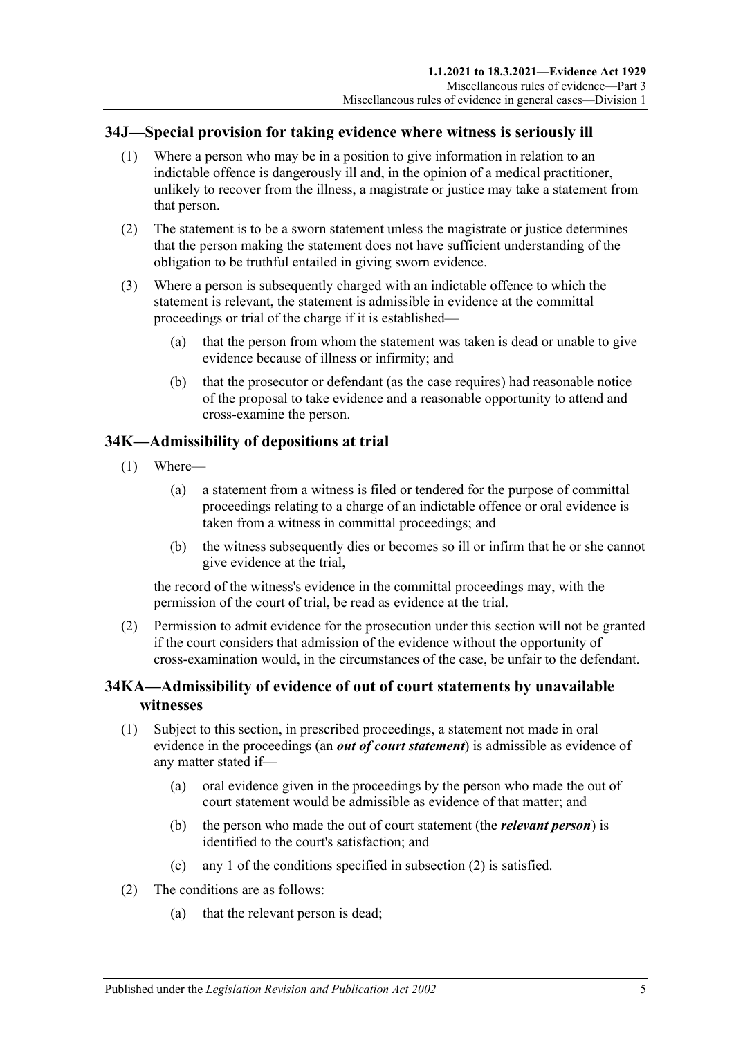## 34J—Special provision for taking evidence where witness is seriously ill

(1) Where a person who may be in a position to give information in relation to an indictable offence is dangerously ill and, in the opinion of a medical practitioner, unlikely to recover from the illness, a magistrate or justice may take a statement from that person.

(2) The statement is to be a sworn statement unless the magistrate or justice determines that the person making the statement does not have sufficient understanding of the obligation to be truthful entailed in giving sworn evidence.

(3) Where a person is subsequently charged with an indictable offence to which the statement is relevant, the statement is admissible in evidence at the committal proceedings or trial of the charge if it is established—

(a) that the person from whom the statement was taken is dead or unable to give evidence because of illness or infirmity; and

(b) that the prosecutor or defendant (as the case requires) had reasonable notice of the proposal to take evidence and a reasonable opportunity to attend and cross-examine the person.

## 34K—Admissibility of depositions at trial

(1) Where—

(a) a statement from a witness is filed or tendered for the purpose of committal proceedings relating to a charge of an indictable offence or oral evidence is taken from a witness in committal proceedings; and

(b) the witness subsequently dies or becomes so ill or infirm that he or she cannot give evidence at the trial,

the record of the witness's evidence in the committal proceedings may, with the permission of the court of trial, be read as evidence at the trial.

(2) Permission to admit evidence for the prosecution under this section will not be granted if the court considers that admission of the evidence without the opportunity of cross-examination would, in the circumstances of the case, be unfair to the defendant.

## 34KA—Admissibility of evidence of out of court statements by unavailable witnesses

(1) Subject to this section, in prescribed proceedings, a statement not made in oral evidence in the proceedings (an ***out of court statement***) is admissible as evidence of any matter stated if—

(a) oral evidence given in the proceedings by the person who made the out of court statement would be admissible as evidence of that matter; and

(b) the person who made the out of court statement (the ***relevant person***) is identified to the court's satisfaction; and

(c) any 1 of the conditions specified in subsection (2) is satisfied.

(2) The conditions are as follows:

(a) that the relevant person is dead;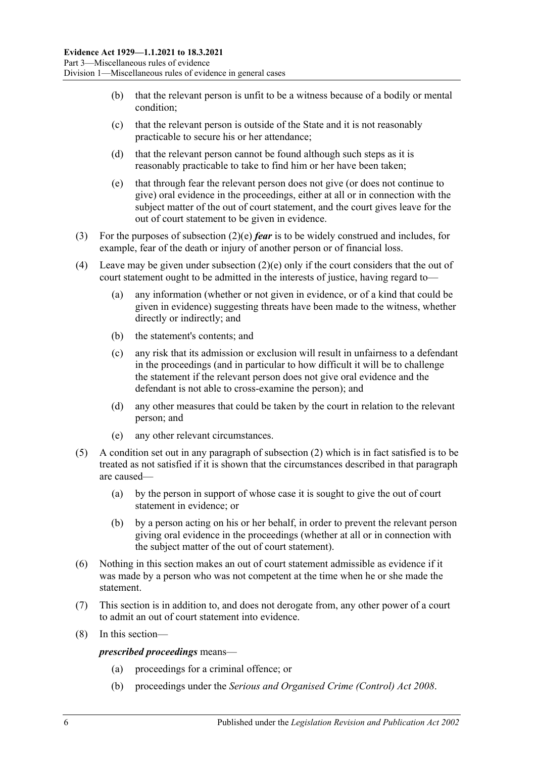(b) that the relevant person is unfit to be a witness because of a bodily or mental condition;

(c) that the relevant person is outside of the State and it is not reasonably practicable to secure his or her attendance;

(d) that the relevant person cannot be found although such steps as it is reasonably practicable to take to find him or her have been taken;

(e) that through fear the relevant person does not give (or does not continue to give) oral evidence in the proceedings, either at all or in connection with the subject matter of the out of court statement, and the court gives leave for the out of court statement to be given in evidence.

(3) For the purposes of subsection (2)(e) ***fear*** is to be widely construed and includes, for example, fear of the death or injury of another person or of financial loss.

(4) Leave may be given under subsection (2)(e) only if the court considers that the out of court statement ought to be admitted in the interests of justice, having regard to—

(a) any information (whether or not given in evidence, or of a kind that could be given in evidence) suggesting threats have been made to the witness, whether directly or indirectly; and

(b) the statement's contents; and

(c) any risk that its admission or exclusion will result in unfairness to a defendant in the proceedings (and in particular to how difficult it will be to challenge the statement if the relevant person does not give oral evidence and the defendant is not able to cross-examine the person); and

(d) any other measures that could be taken by the court in relation to the relevant person; and

(e) any other relevant circumstances.

(5) A condition set out in any paragraph of subsection (2) which is in fact satisfied is to be treated as not satisfied if it is shown that the circumstances described in that paragraph are caused—

(a) by the person in support of whose case it is sought to give the out of court statement in evidence; or

(b) by a person acting on his or her behalf, in order to prevent the relevant person giving oral evidence in the proceedings (whether at all or in connection with the subject matter of the out of court statement).

(6) Nothing in this section makes an out of court statement admissible as evidence if it was made by a person who was not competent at the time when he or she made the statement.

(7) This section is in addition to, and does not derogate from, any other power of a court to admit an out of court statement into evidence.

(8) In this section—

***prescribed proceedings*** means—

(a) proceedings for a criminal offence; or

(b) proceedings under the *Serious and Organised Crime (Control) Act 2008*.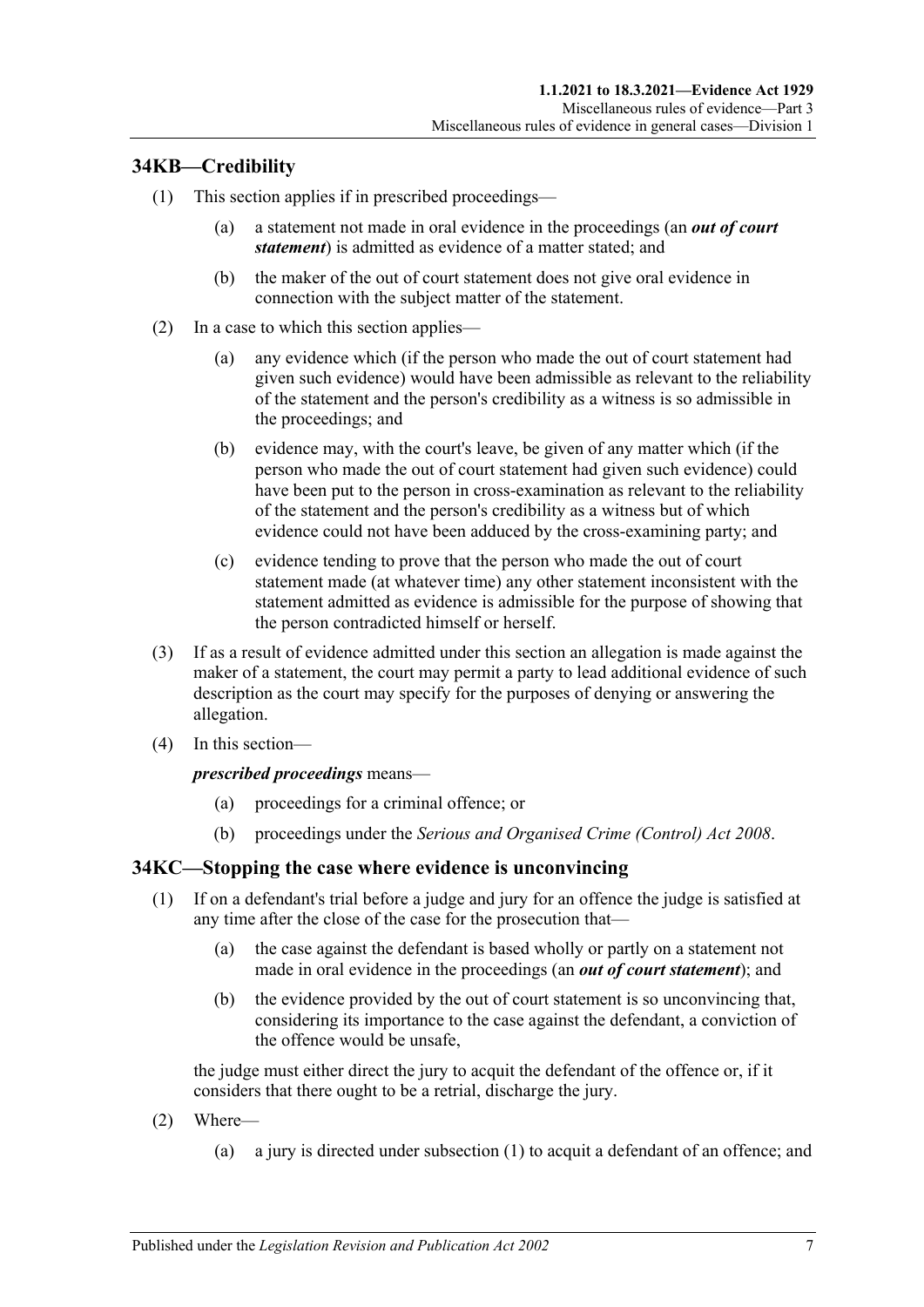## 34KB—Credibility

(1) This section applies if in prescribed proceedings—

(a) a statement not made in oral evidence in the proceedings (an ***out of court statement***) is admitted as evidence of a matter stated; and

(b) the maker of the out of court statement does not give oral evidence in connection with the subject matter of the statement.

(2) In a case to which this section applies—

(a) any evidence which (if the person who made the out of court statement had given such evidence) would have been admissible as relevant to the reliability of the statement and the person's credibility as a witness is so admissible in the proceedings; and

(b) evidence may, with the court's leave, be given of any matter which (if the person who made the out of court statement had given such evidence) could have been put to the person in cross-examination as relevant to the reliability of the statement and the person's credibility as a witness but of which evidence could not have been adduced by the cross-examining party; and

(c) evidence tending to prove that the person who made the out of court statement made (at whatever time) any other statement inconsistent with the statement admitted as evidence is admissible for the purpose of showing that the person contradicted himself or herself.

(3) If as a result of evidence admitted under this section an allegation is made against the maker of a statement, the court may permit a party to lead additional evidence of such description as the court may specify for the purposes of denying or answering the allegation.

(4) In this section—

***prescribed proceedings*** means—

(a) proceedings for a criminal offence; or

(b) proceedings under the *Serious and Organised Crime (Control) Act 2008*.

## 34KC—Stopping the case where evidence is unconvincing

(1) If on a defendant's trial before a judge and jury for an offence the judge is satisfied at any time after the close of the case for the prosecution that—

(a) the case against the defendant is based wholly or partly on a statement not made in oral evidence in the proceedings (an ***out of court statement***); and

(b) the evidence provided by the out of court statement is so unconvincing that, considering its importance to the case against the defendant, a conviction of the offence would be unsafe,

the judge must either direct the jury to acquit the defendant of the offence or, if it considers that there ought to be a retrial, discharge the jury.

(2) Where—

(a) a jury is directed under subsection (1) to acquit a defendant of an offence; and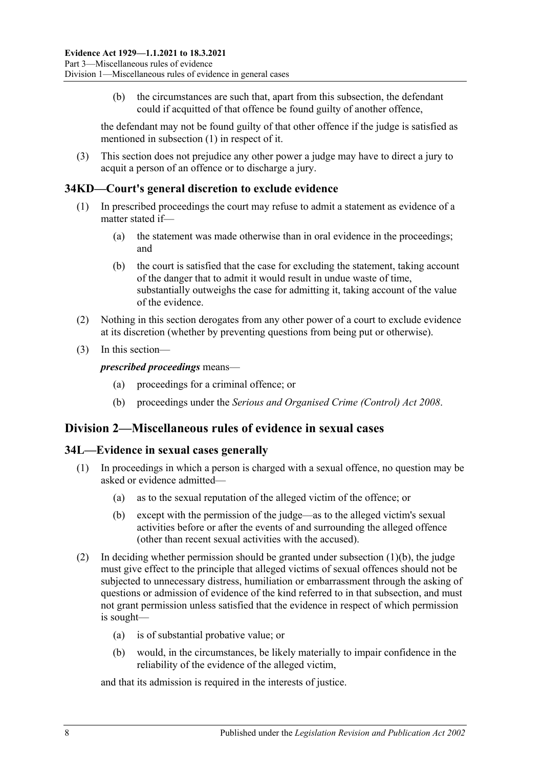(b) the circumstances are such that, apart from this subsection, the defendant could if acquitted of that offence be found guilty of another offence,

the defendant may not be found guilty of that other offence if the judge is satisfied as mentioned in subsection (1) in respect of it.

(3) This section does not prejudice any other power a judge may have to direct a jury to acquit a person of an offence or to discharge a jury.

### 34KD—Court's general discretion to exclude evidence

(1) In prescribed proceedings the court may refuse to admit a statement as evidence of a matter stated if—

(a) the statement was made otherwise than in oral evidence in the proceedings; and

(b) the court is satisfied that the case for excluding the statement, taking account of the danger that to admit it would result in undue waste of time, substantially outweighs the case for admitting it, taking account of the value of the evidence.

(2) Nothing in this section derogates from any other power of a court to exclude evidence at its discretion (whether by preventing questions from being put or otherwise).

(3) In this section—

***prescribed proceedings*** means—

(a) proceedings for a criminal offence; or

(b) proceedings under the *Serious and Organised Crime (Control) Act 2008*.

## Division 2—Miscellaneous rules of evidence in sexual cases

### 34L—Evidence in sexual cases generally

(1) In proceedings in which a person is charged with a sexual offence, no question may be asked or evidence admitted—

(a) as to the sexual reputation of the alleged victim of the offence; or

(b) except with the permission of the judge—as to the alleged victim's sexual activities before or after the events of and surrounding the alleged offence (other than recent sexual activities with the accused).

(2) In deciding whether permission should be granted under subsection (1)(b), the judge must give effect to the principle that alleged victims of sexual offences should not be subjected to unnecessary distress, humiliation or embarrassment through the asking of questions or admission of evidence of the kind referred to in that subsection, and must not grant permission unless satisfied that the evidence in respect of which permission is sought—

(a) is of substantial probative value; or

(b) would, in the circumstances, be likely materially to impair confidence in the reliability of the evidence of the alleged victim,

and that its admission is required in the interests of justice.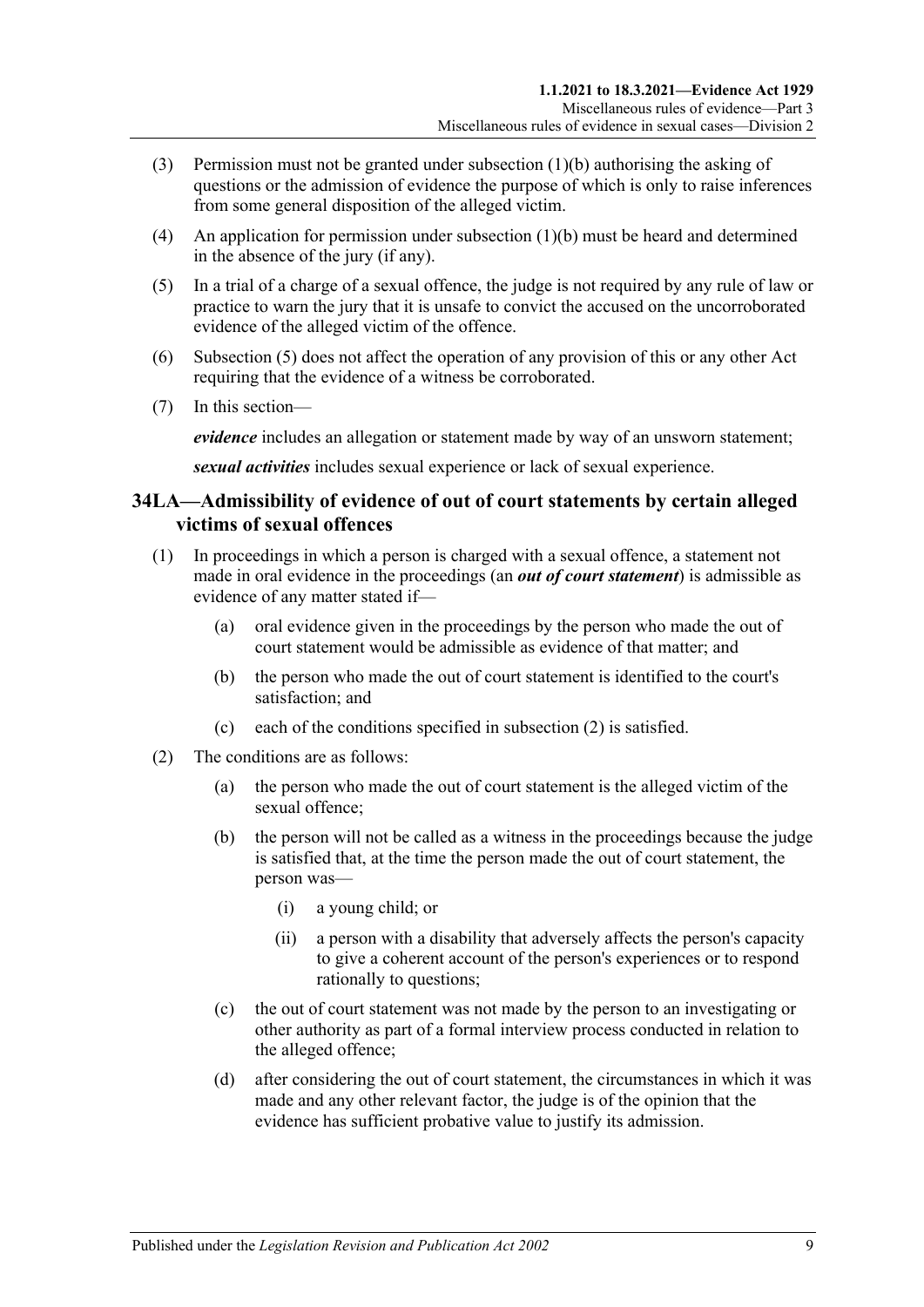(3) Permission must not be granted under subsection (1)(b) authorising the asking of questions or the admission of evidence the purpose of which is only to raise inferences from some general disposition of the alleged victim.

(4) An application for permission under subsection (1)(b) must be heard and determined in the absence of the jury (if any).

(5) In a trial of a charge of a sexual offence, the judge is not required by any rule of law or practice to warn the jury that it is unsafe to convict the accused on the uncorroborated evidence of the alleged victim of the offence.

(6) Subsection (5) does not affect the operation of any provision of this or any other Act requiring that the evidence of a witness be corroborated.

(7) In this section—

***evidence*** includes an allegation or statement made by way of an unsworn statement;

***sexual activities*** includes sexual experience or lack of sexual experience.

## 34LA—Admissibility of evidence of out of court statements by certain alleged victims of sexual offences

(1) In proceedings in which a person is charged with a sexual offence, a statement not made in oral evidence in the proceedings (an ***out of court statement***) is admissible as evidence of any matter stated if—

- (a) oral evidence given in the proceedings by the person who made the out of court statement would be admissible as evidence of that matter; and
- (b) the person who made the out of court statement is identified to the court's satisfaction; and
- (c) each of the conditions specified in subsection (2) is satisfied.

(2) The conditions are as follows:

- (a) the person who made the out of court statement is the alleged victim of the sexual offence;
- (b) the person will not be called as a witness in the proceedings because the judge is satisfied that, at the time the person made the out of court statement, the person was—
  - (i) a young child; or
  - (ii) a person with a disability that adversely affects the person's capacity to give a coherent account of the person's experiences or to respond rationally to questions;
- (c) the out of court statement was not made by the person to an investigating or other authority as part of a formal interview process conducted in relation to the alleged offence;
- (d) after considering the out of court statement, the circumstances in which it was made and any other relevant factor, the judge is of the opinion that the evidence has sufficient probative value to justify its admission.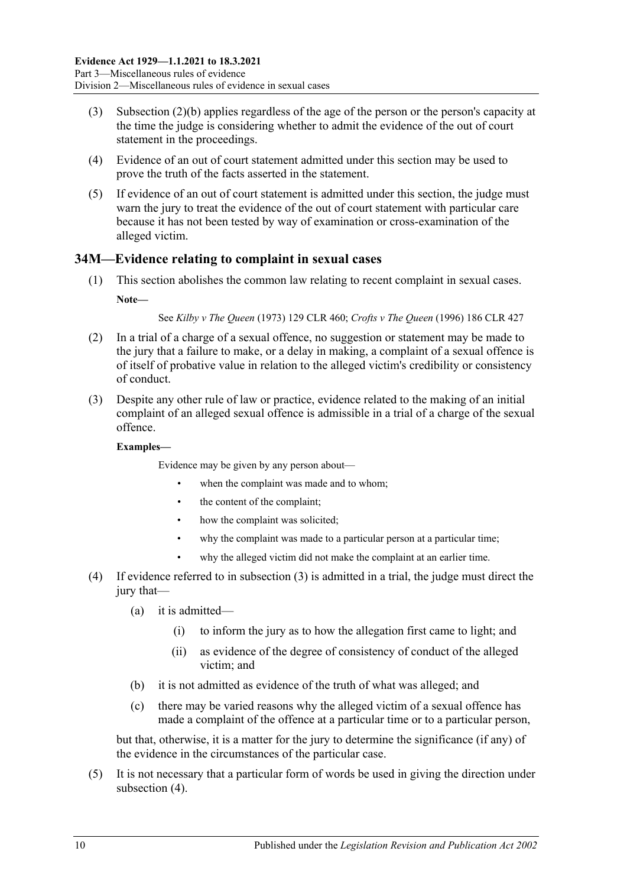(3) Subsection (2)(b) applies regardless of the age of the person or the person's capacity at the time the judge is considering whether to admit the evidence of the out of court statement in the proceedings.

(4) Evidence of an out of court statement admitted under this section may be used to prove the truth of the facts asserted in the statement.

(5) If evidence of an out of court statement is admitted under this section, the judge must warn the jury to treat the evidence of the out of court statement with particular care because it has not been tested by way of examination or cross-examination of the alleged victim.

## 34M—Evidence relating to complaint in sexual cases

(1) This section abolishes the common law relating to recent complaint in sexual cases.

**Note—**

See *Kilby v The Queen* (1973) 129 CLR 460; *Crofts v The Queen* (1996) 186 CLR 427

(2) In a trial of a charge of a sexual offence, no suggestion or statement may be made to the jury that a failure to make, or a delay in making, a complaint of a sexual offence is of itself of probative value in relation to the alleged victim's credibility or consistency of conduct.

(3) Despite any other rule of law or practice, evidence related to the making of an initial complaint of an alleged sexual offence is admissible in a trial of a charge of the sexual offence.

**Examples—**

Evidence may be given by any person about—

- when the complaint was made and to whom;
- the content of the complaint;
- how the complaint was solicited;
- why the complaint was made to a particular person at a particular time;
- why the alleged victim did not make the complaint at an earlier time.

(4) If evidence referred to in subsection (3) is admitted in a trial, the judge must direct the jury that—

(a) it is admitted—

(i) to inform the jury as to how the allegation first came to light; and

(ii) as evidence of the degree of consistency of conduct of the alleged victim; and

(b) it is not admitted as evidence of the truth of what was alleged; and

(c) there may be varied reasons why the alleged victim of a sexual offence has made a complaint of the offence at a particular time or to a particular person,

but that, otherwise, it is a matter for the jury to determine the significance (if any) of the evidence in the circumstances of the particular case.

(5) It is not necessary that a particular form of words be used in giving the direction under subsection (4).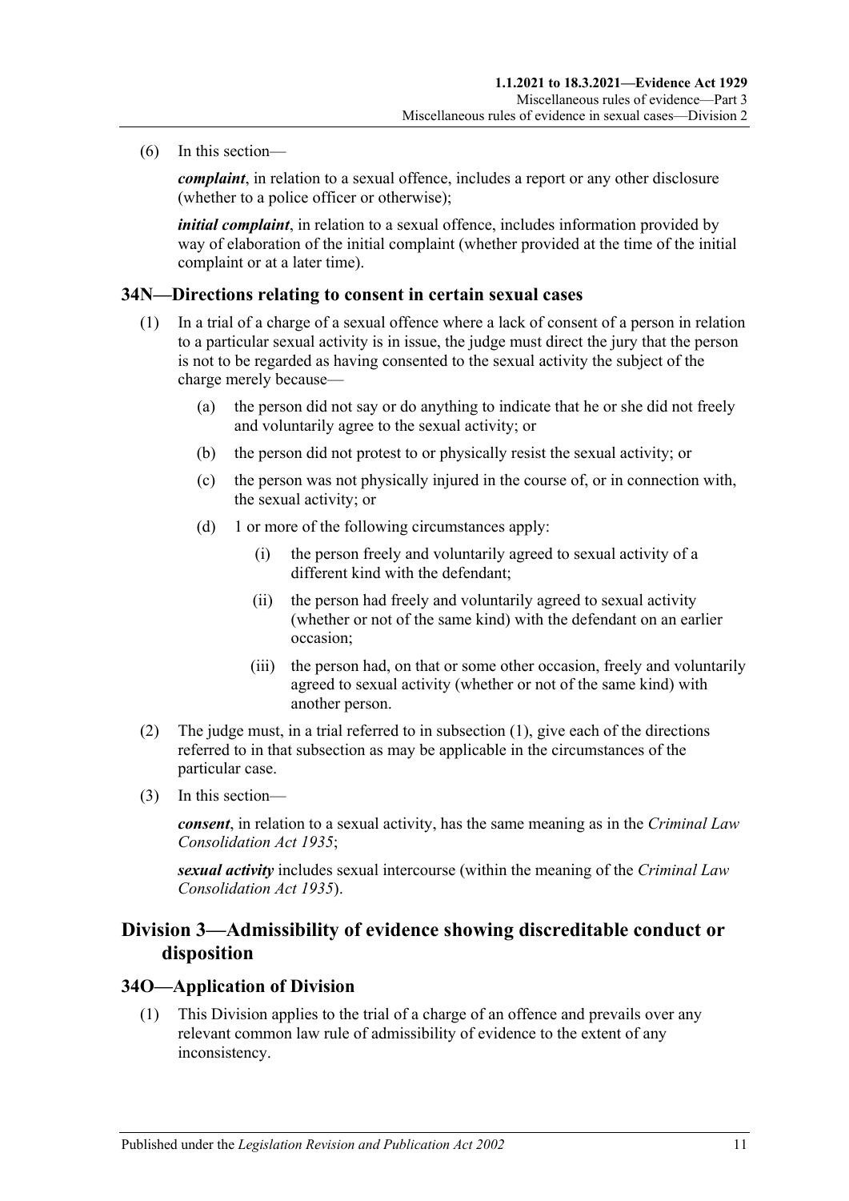(6) In this section—

***complaint***, in relation to a sexual offence, includes a report or any other disclosure (whether to a police officer or otherwise);

***initial complaint***, in relation to a sexual offence, includes information provided by way of elaboration of the initial complaint (whether provided at the time of the initial complaint or at a later time).

### 34N—Directions relating to consent in certain sexual cases

(1) In a trial of a charge of a sexual offence where a lack of consent of a person in relation to a particular sexual activity is in issue, the judge must direct the jury that the person is not to be regarded as having consented to the sexual activity the subject of the charge merely because—

(a) the person did not say or do anything to indicate that he or she did not freely and voluntarily agree to the sexual activity; or

(b) the person did not protest to or physically resist the sexual activity; or

(c) the person was not physically injured in the course of, or in connection with, the sexual activity; or

(d) 1 or more of the following circumstances apply:

(i) the person freely and voluntarily agreed to sexual activity of a different kind with the defendant;

(ii) the person had freely and voluntarily agreed to sexual activity (whether or not of the same kind) with the defendant on an earlier occasion;

(iii) the person had, on that or some other occasion, freely and voluntarily agreed to sexual activity (whether or not of the same kind) with another person.

(2) The judge must, in a trial referred to in subsection (1), give each of the directions referred to in that subsection as may be applicable in the circumstances of the particular case.

(3) In this section—

***consent***, in relation to a sexual activity, has the same meaning as in the *Criminal Law Consolidation Act 1935*;

***sexual activity*** includes sexual intercourse (within the meaning of the *Criminal Law Consolidation Act 1935*).

## Division 3—Admissibility of evidence showing discreditable conduct or disposition

### 34O—Application of Division

(1) This Division applies to the trial of a charge of an offence and prevails over any relevant common law rule of admissibility of evidence to the extent of any inconsistency.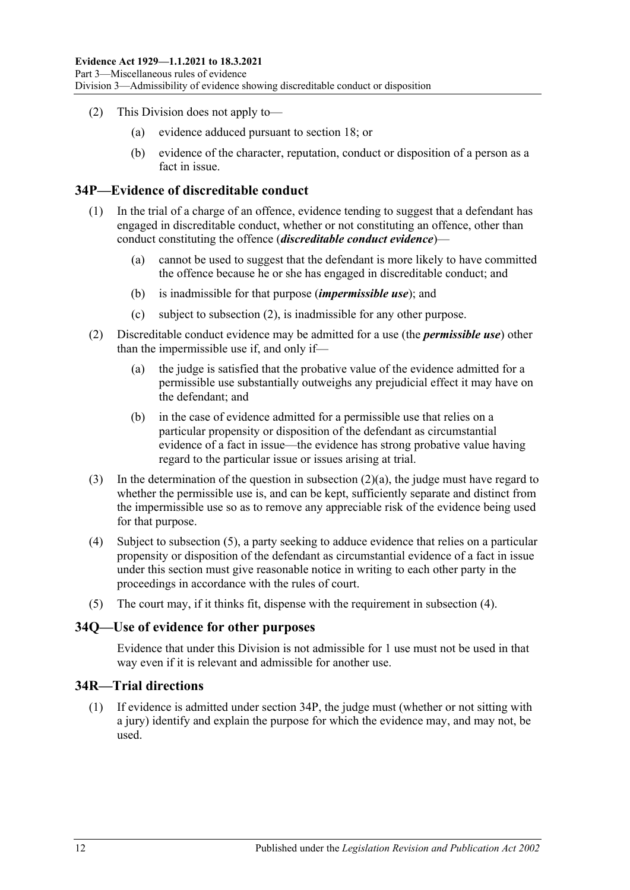(2) This Division does not apply to—

(a) evidence adduced pursuant to section 18; or

(b) evidence of the character, reputation, conduct or disposition of a person as a fact in issue.

## 34P—Evidence of discreditable conduct

(1) In the trial of a charge of an offence, evidence tending to suggest that a defendant has engaged in discreditable conduct, whether or not constituting an offence, other than conduct constituting the offence (***discreditable conduct evidence***)—

(a) cannot be used to suggest that the defendant is more likely to have committed the offence because he or she has engaged in discreditable conduct; and

(b) is inadmissible for that purpose (***impermissible use***); and

(c) subject to subsection (2), is inadmissible for any other purpose.

(2) Discreditable conduct evidence may be admitted for a use (the ***permissible use***) other than the impermissible use if, and only if—

(a) the judge is satisfied that the probative value of the evidence admitted for a permissible use substantially outweighs any prejudicial effect it may have on the defendant; and

(b) in the case of evidence admitted for a permissible use that relies on a particular propensity or disposition of the defendant as circumstantial evidence of a fact in issue—the evidence has strong probative value having regard to the particular issue or issues arising at trial.

(3) In the determination of the question in subsection (2)(a), the judge must have regard to whether the permissible use is, and can be kept, sufficiently separate and distinct from the impermissible use so as to remove any appreciable risk of the evidence being used for that purpose.

(4) Subject to subsection (5), a party seeking to adduce evidence that relies on a particular propensity or disposition of the defendant as circumstantial evidence of a fact in issue under this section must give reasonable notice in writing to each other party in the proceedings in accordance with the rules of court.

(5) The court may, if it thinks fit, dispense with the requirement in subsection (4).

## 34Q—Use of evidence for other purposes

Evidence that under this Division is not admissible for 1 use must not be used in that way even if it is relevant and admissible for another use.

## 34R—Trial directions

(1) If evidence is admitted under section 34P, the judge must (whether or not sitting with a jury) identify and explain the purpose for which the evidence may, and may not, be used.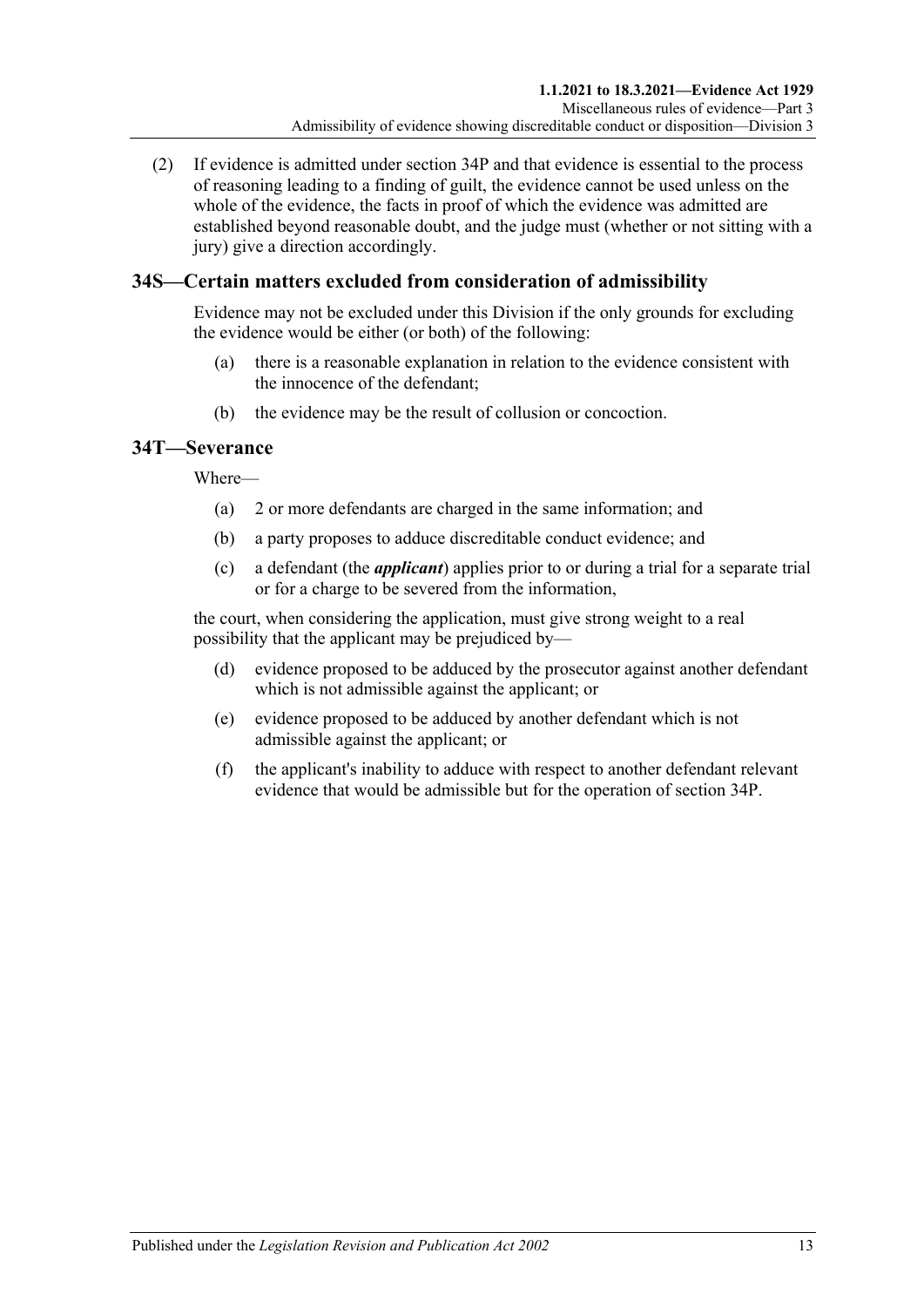(2) If evidence is admitted under section 34P and that evidence is essential to the process of reasoning leading to a finding of guilt, the evidence cannot be used unless on the whole of the evidence, the facts in proof of which the evidence was admitted are established beyond reasonable doubt, and the judge must (whether or not sitting with a jury) give a direction accordingly.

## 34S—Certain matters excluded from consideration of admissibility

Evidence may not be excluded under this Division if the only grounds for excluding the evidence would be either (or both) of the following:

(a) there is a reasonable explanation in relation to the evidence consistent with the innocence of the defendant;

(b) the evidence may be the result of collusion or concoction.

## 34T—Severance

Where—

(a) 2 or more defendants are charged in the same information; and

(b) a party proposes to adduce discreditable conduct evidence; and

(c) a defendant (the ***applicant***) applies prior to or during a trial for a separate trial or for a charge to be severed from the information,

the court, when considering the application, must give strong weight to a real possibility that the applicant may be prejudiced by—

(d) evidence proposed to be adduced by the prosecutor against another defendant which is not admissible against the applicant; or

(e) evidence proposed to be adduced by another defendant which is not admissible against the applicant; or

(f) the applicant's inability to adduce with respect to another defendant relevant evidence that would be admissible but for the operation of section 34P.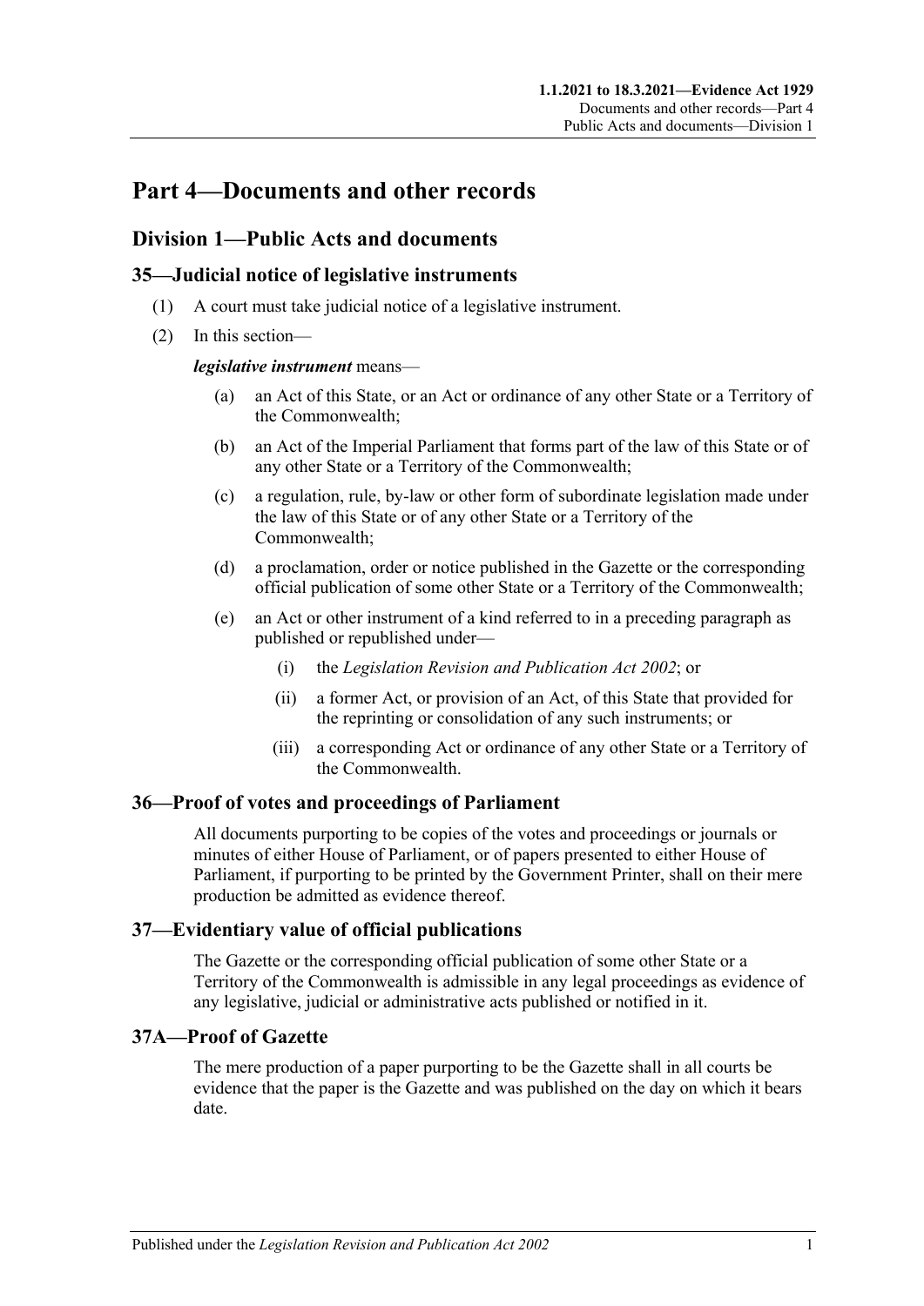# Part 4—Documents and other records

## Division 1—Public Acts and documents

### 35—Judicial notice of legislative instruments

(1) A court must take judicial notice of a legislative instrument.

(2) In this section—

***legislative instrument*** means—

(a) an Act of this State, or an Act or ordinance of any other State or a Territory of the Commonwealth;

(b) an Act of the Imperial Parliament that forms part of the law of this State or of any other State or a Territory of the Commonwealth;

(c) a regulation, rule, by-law or other form of subordinate legislation made under the law of this State or of any other State or a Territory of the Commonwealth;

(d) a proclamation, order or notice published in the Gazette or the corresponding official publication of some other State or a Territory of the Commonwealth;

(e) an Act or other instrument of a kind referred to in a preceding paragraph as published or republished under—

(i) the *Legislation Revision and Publication Act 2002*; or

(ii) a former Act, or provision of an Act, of this State that provided for the reprinting or consolidation of any such instruments; or

(iii) a corresponding Act or ordinance of any other State or a Territory of the Commonwealth.

### 36—Proof of votes and proceedings of Parliament

All documents purporting to be copies of the votes and proceedings or journals or minutes of either House of Parliament, or of papers presented to either House of Parliament, if purporting to be printed by the Government Printer, shall on their mere production be admitted as evidence thereof.

### 37—Evidentiary value of official publications

The Gazette or the corresponding official publication of some other State or a Territory of the Commonwealth is admissible in any legal proceedings as evidence of any legislative, judicial or administrative acts published or notified in it.

### 37A—Proof of Gazette

The mere production of a paper purporting to be the Gazette shall in all courts be evidence that the paper is the Gazette and was published on the day on which it bears date.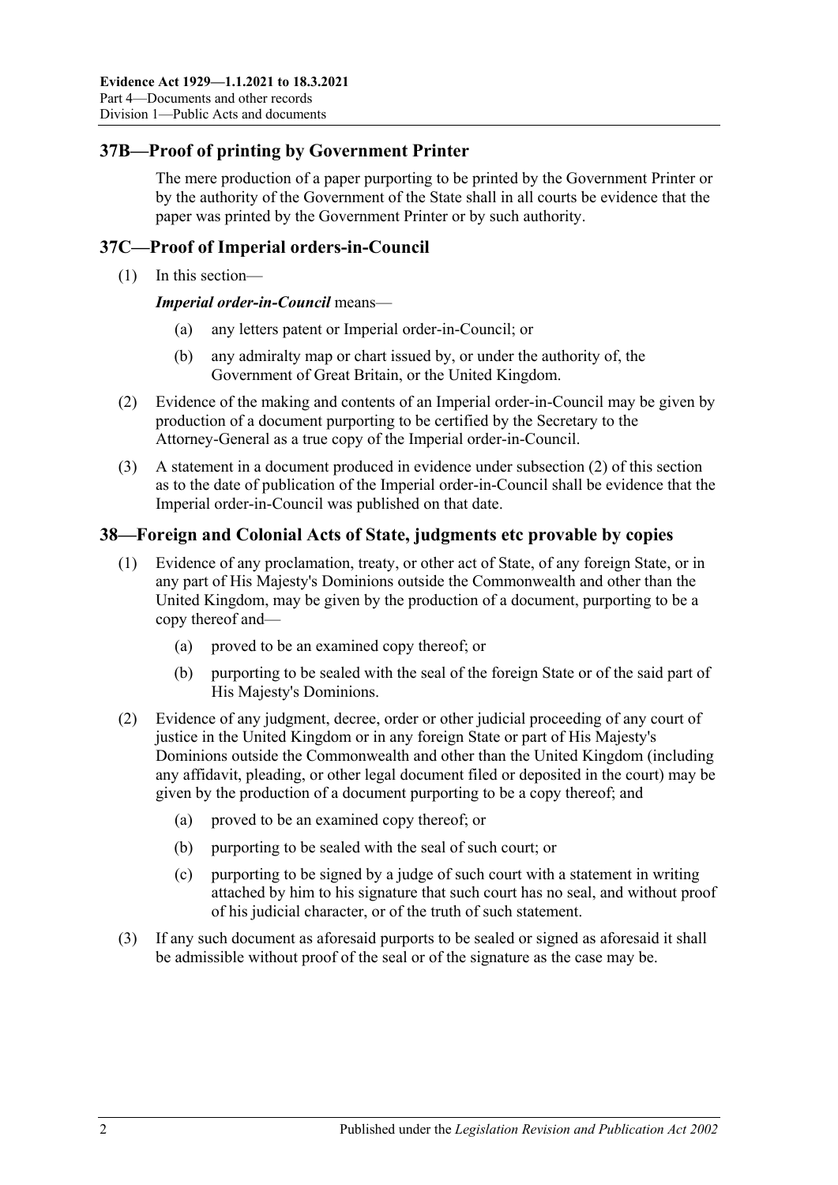## 37B—Proof of printing by Government Printer

The mere production of a paper purporting to be printed by the Government Printer or by the authority of the Government of the State shall in all courts be evidence that the paper was printed by the Government Printer or by such authority.

## 37C—Proof of Imperial orders-in-Council

(1) In this section—

***Imperial order-in-Council*** means—

(a) any letters patent or Imperial order-in-Council; or

(b) any admiralty map or chart issued by, or under the authority of, the Government of Great Britain, or the United Kingdom.

(2) Evidence of the making and contents of an Imperial order-in-Council may be given by production of a document purporting to be certified by the Secretary to the Attorney-General as a true copy of the Imperial order-in-Council.

(3) A statement in a document produced in evidence under subsection (2) of this section as to the date of publication of the Imperial order-in-Council shall be evidence that the Imperial order-in-Council was published on that date.

## 38—Foreign and Colonial Acts of State, judgments etc provable by copies

(1) Evidence of any proclamation, treaty, or other act of State, of any foreign State, or in any part of His Majesty's Dominions outside the Commonwealth and other than the United Kingdom, may be given by the production of a document, purporting to be a copy thereof and—

(a) proved to be an examined copy thereof; or

(b) purporting to be sealed with the seal of the foreign State or of the said part of His Majesty's Dominions.

(2) Evidence of any judgment, decree, order or other judicial proceeding of any court of justice in the United Kingdom or in any foreign State or part of His Majesty's Dominions outside the Commonwealth and other than the United Kingdom (including any affidavit, pleading, or other legal document filed or deposited in the court) may be given by the production of a document purporting to be a copy thereof; and

(a) proved to be an examined copy thereof; or

(b) purporting to be sealed with the seal of such court; or

(c) purporting to be signed by a judge of such court with a statement in writing attached by him to his signature that such court has no seal, and without proof of his judicial character, or of the truth of such statement.

(3) If any such document as aforesaid purports to be sealed or signed as aforesaid it shall be admissible without proof of the seal or of the signature as the case may be.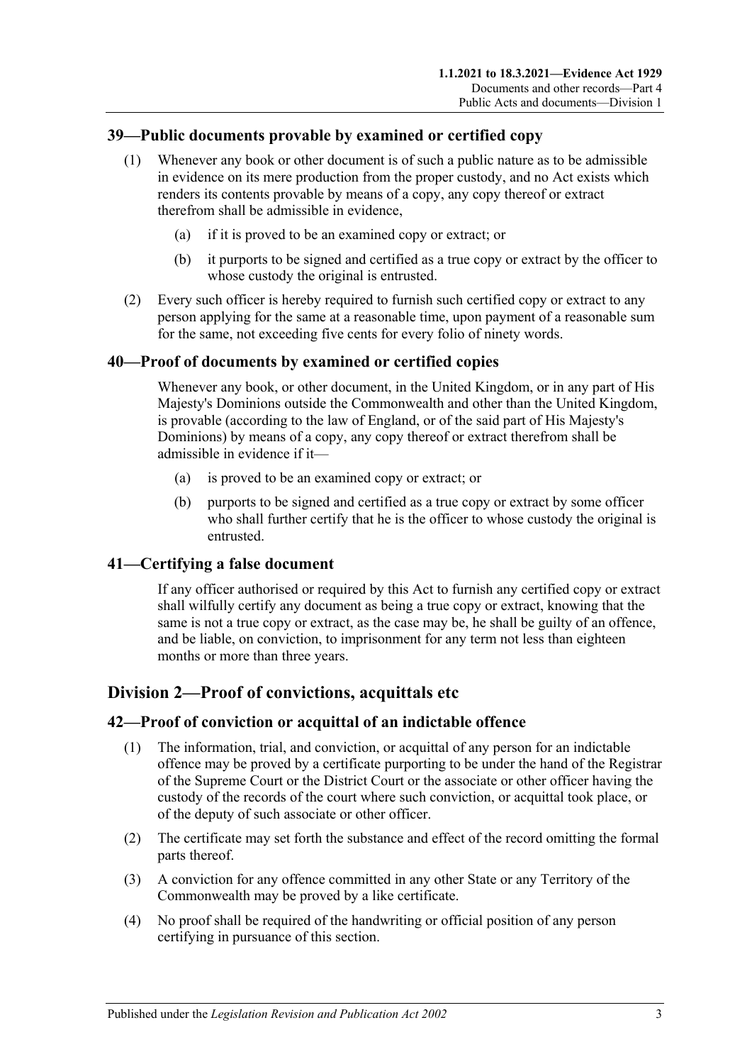## 39—Public documents provable by examined or certified copy

(1) Whenever any book or other document is of such a public nature as to be admissible in evidence on its mere production from the proper custody, and no Act exists which renders its contents provable by means of a copy, any copy thereof or extract therefrom shall be admissible in evidence,

(a) if it is proved to be an examined copy or extract; or

(b) it purports to be signed and certified as a true copy or extract by the officer to whose custody the original is entrusted.

(2) Every such officer is hereby required to furnish such certified copy or extract to any person applying for the same at a reasonable time, upon payment of a reasonable sum for the same, not exceeding five cents for every folio of ninety words.

## 40—Proof of documents by examined or certified copies

Whenever any book, or other document, in the United Kingdom, or in any part of His Majesty's Dominions outside the Commonwealth and other than the United Kingdom, is provable (according to the law of England, or of the said part of His Majesty's Dominions) by means of a copy, any copy thereof or extract therefrom shall be admissible in evidence if it—

(a) is proved to be an examined copy or extract; or

(b) purports to be signed and certified as a true copy or extract by some officer who shall further certify that he is the officer to whose custody the original is entrusted.

## 41—Certifying a false document

If any officer authorised or required by this Act to furnish any certified copy or extract shall wilfully certify any document as being a true copy or extract, knowing that the same is not a true copy or extract, as the case may be, he shall be guilty of an offence, and be liable, on conviction, to imprisonment for any term not less than eighteen months or more than three years.

# Division 2—Proof of convictions, acquittals etc

## 42—Proof of conviction or acquittal of an indictable offence

(1) The information, trial, and conviction, or acquittal of any person for an indictable offence may be proved by a certificate purporting to be under the hand of the Registrar of the Supreme Court or the District Court or the associate or other officer having the custody of the records of the court where such conviction, or acquittal took place, or of the deputy of such associate or other officer.

(2) The certificate may set forth the substance and effect of the record omitting the formal parts thereof.

(3) A conviction for any offence committed in any other State or any Territory of the Commonwealth may be proved by a like certificate.

(4) No proof shall be required of the handwriting or official position of any person certifying in pursuance of this section.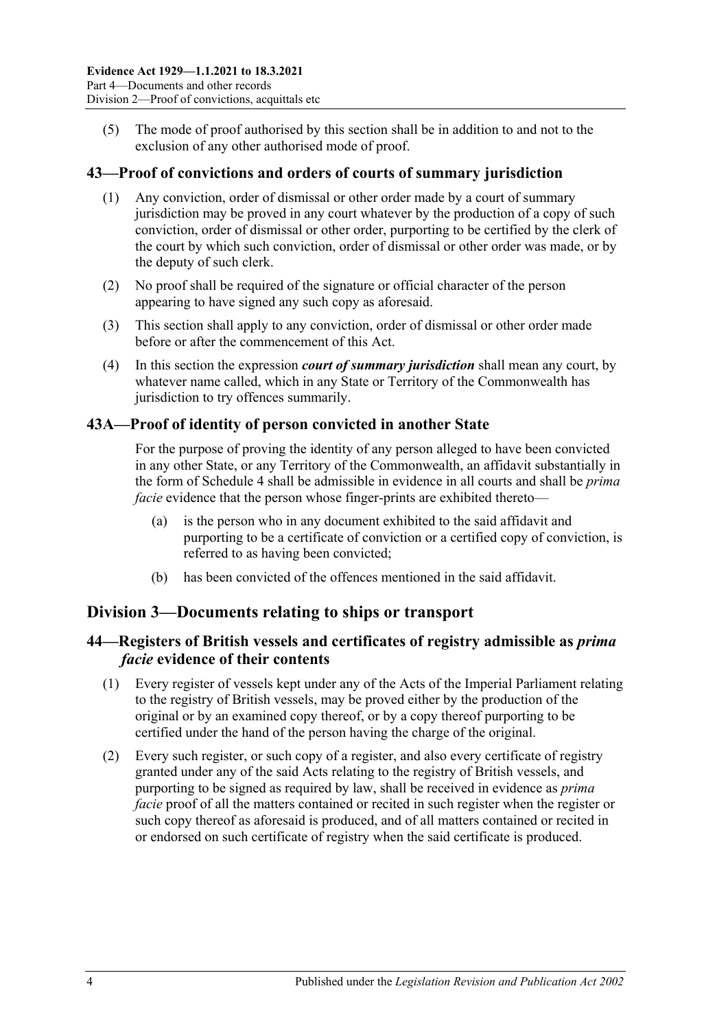(5) The mode of proof authorised by this section shall be in addition to and not to the exclusion of any other authorised mode of proof.

### 43—Proof of convictions and orders of courts of summary jurisdiction

(1) Any conviction, order of dismissal or other order made by a court of summary jurisdiction may be proved in any court whatever by the production of a copy of such conviction, order of dismissal or other order, purporting to be certified by the clerk of the court by which such conviction, order of dismissal or other order was made, or by the deputy of such clerk.

(2) No proof shall be required of the signature or official character of the person appearing to have signed any such copy as aforesaid.

(3) This section shall apply to any conviction, order of dismissal or other order made before or after the commencement of this Act.

(4) In this section the expression ***court of summary jurisdiction*** shall mean any court, by whatever name called, which in any State or Territory of the Commonwealth has jurisdiction to try offences summarily.

### 43A—Proof of identity of person convicted in another State

For the purpose of proving the identity of any person alleged to have been convicted in any other State, or any Territory of the Commonwealth, an affidavit substantially in the form of Schedule 4 shall be admissible in evidence in all courts and shall be *prima facie* evidence that the person whose finger-prints are exhibited thereto—

(a) is the person who in any document exhibited to the said affidavit and purporting to be a certificate of conviction or a certified copy of conviction, is referred to as having been convicted;

(b) has been convicted of the offences mentioned in the said affidavit.

## Division 3—Documents relating to ships or transport

### 44—Registers of British vessels and certificates of registry admissible as *prima facie* evidence of their contents

(1) Every register of vessels kept under any of the Acts of the Imperial Parliament relating to the registry of British vessels, may be proved either by the production of the original or by an examined copy thereof, or by a copy thereof purporting to be certified under the hand of the person having the charge of the original.

(2) Every such register, or such copy of a register, and also every certificate of registry granted under any of the said Acts relating to the registry of British vessels, and purporting to be signed as required by law, shall be received in evidence as *prima facie* proof of all the matters contained or recited in such register when the register or such copy thereof as aforesaid is produced, and of all matters contained or recited in or endorsed on such certificate of registry when the said certificate is produced.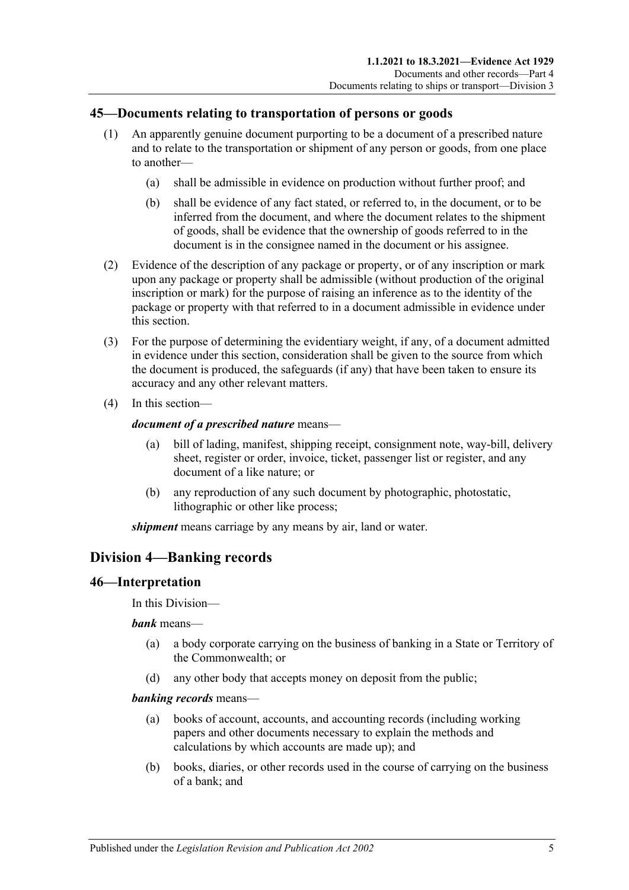## 45—Documents relating to transportation of persons or goods

(1) An apparently genuine document purporting to be a document of a prescribed nature and to relate to the transportation or shipment of any person or goods, from one place to another—

(a) shall be admissible in evidence on production without further proof; and

(b) shall be evidence of any fact stated, or referred to, in the document, or to be inferred from the document, and where the document relates to the shipment of goods, shall be evidence that the ownership of goods referred to in the document is in the consignee named in the document or his assignee.

(2) Evidence of the description of any package or property, or of any inscription or mark upon any package or property shall be admissible (without production of the original inscription or mark) for the purpose of raising an inference as to the identity of the package or property with that referred to in a document admissible in evidence under this section.

(3) For the purpose of determining the evidentiary weight, if any, of a document admitted in evidence under this section, consideration shall be given to the source from which the document is produced, the safeguards (if any) that have been taken to ensure its accuracy and any other relevant matters.

(4) In this section—

***document of a prescribed nature*** means—

(a) bill of lading, manifest, shipping receipt, consignment note, way-bill, delivery sheet, register or order, invoice, ticket, passenger list or register, and any document of a like nature; or

(b) any reproduction of any such document by photographic, photostatic, lithographic or other like process;

***shipment*** means carriage by any means by air, land or water.

# Division 4—Banking records

## 46—Interpretation

In this Division—

***bank*** means—

(a) a body corporate carrying on the business of banking in a State or Territory of the Commonwealth; or

(d) any other body that accepts money on deposit from the public;

***banking records*** means—

(a) books of account, accounts, and accounting records (including working papers and other documents necessary to explain the methods and calculations by which accounts are made up); and

(b) books, diaries, or other records used in the course of carrying on the business of a bank; and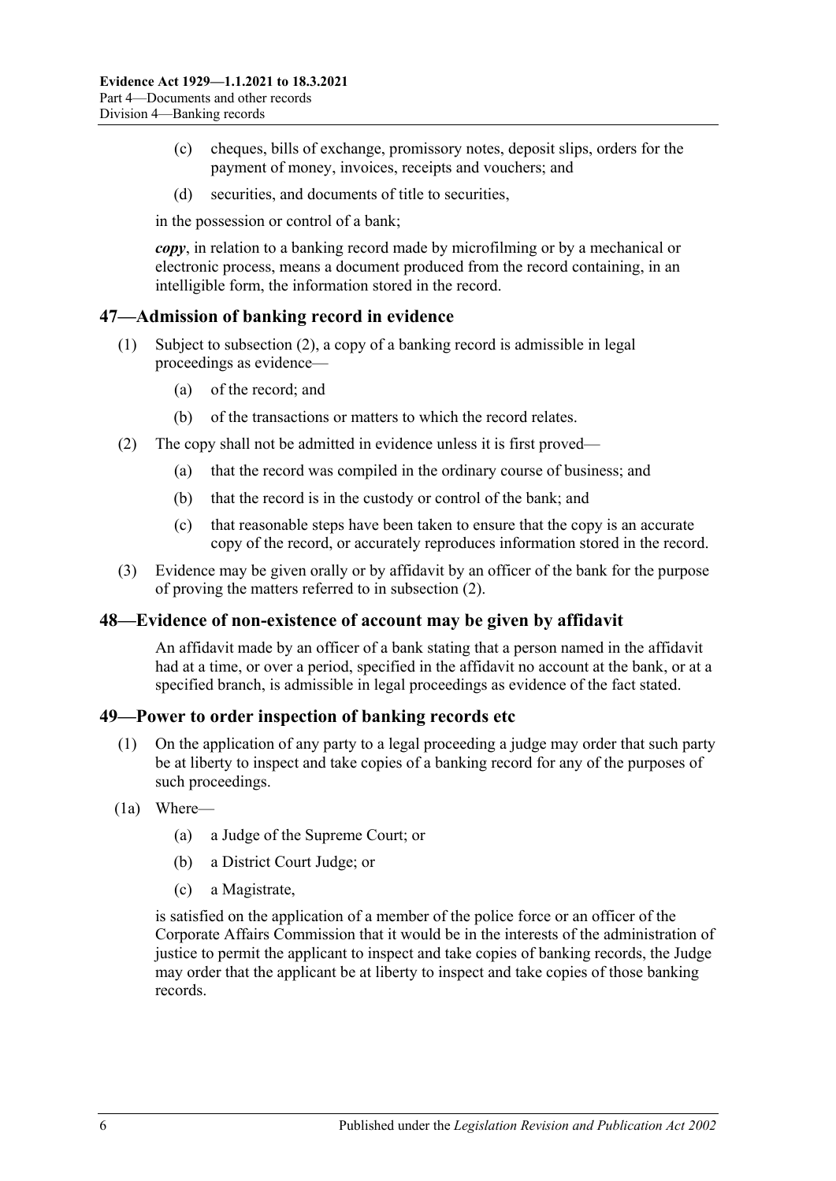(c) cheques, bills of exchange, promissory notes, deposit slips, orders for the payment of money, invoices, receipts and vouchers; and

(d) securities, and documents of title to securities,

in the possession or control of a bank;

***copy***, in relation to a banking record made by microfilming or by a mechanical or electronic process, means a document produced from the record containing, in an intelligible form, the information stored in the record.

## 47—Admission of banking record in evidence

(1) Subject to subsection (2), a copy of a banking record is admissible in legal proceedings as evidence—

(a) of the record; and

(b) of the transactions or matters to which the record relates.

(2) The copy shall not be admitted in evidence unless it is first proved—

(a) that the record was compiled in the ordinary course of business; and

(b) that the record is in the custody or control of the bank; and

(c) that reasonable steps have been taken to ensure that the copy is an accurate copy of the record, or accurately reproduces information stored in the record.

(3) Evidence may be given orally or by affidavit by an officer of the bank for the purpose of proving the matters referred to in subsection (2).

## 48—Evidence of non-existence of account may be given by affidavit

An affidavit made by an officer of a bank stating that a person named in the affidavit had at a time, or over a period, specified in the affidavit no account at the bank, or at a specified branch, is admissible in legal proceedings as evidence of the fact stated.

## 49—Power to order inspection of banking records etc

(1) On the application of any party to a legal proceeding a judge may order that such party be at liberty to inspect and take copies of a banking record for any of the purposes of such proceedings.

(1a) Where—

(a) a Judge of the Supreme Court; or

(b) a District Court Judge; or

(c) a Magistrate,

is satisfied on the application of a member of the police force or an officer of the Corporate Affairs Commission that it would be in the interests of the administration of justice to permit the applicant to inspect and take copies of banking records, the Judge may order that the applicant be at liberty to inspect and take copies of those banking records.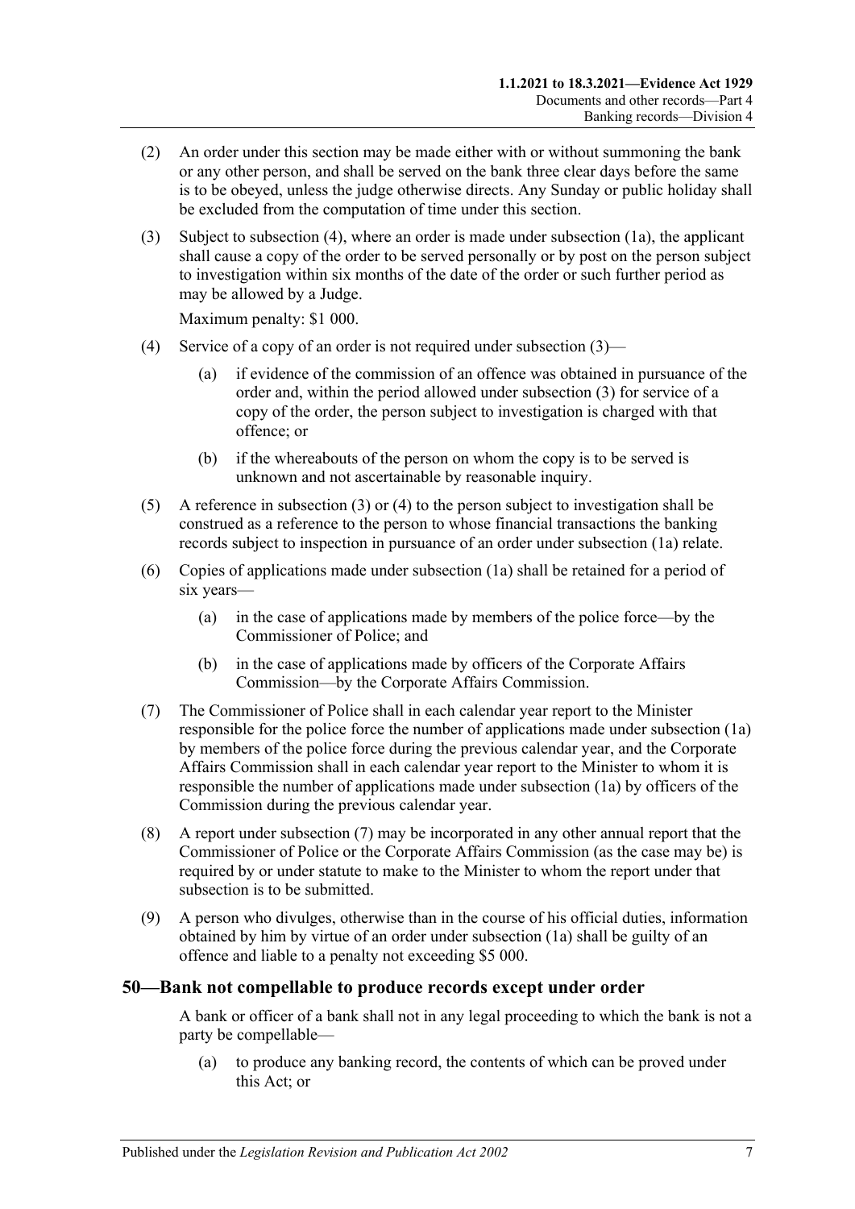(2) An order under this section may be made either with or without summoning the bank or any other person, and shall be served on the bank three clear days before the same is to be obeyed, unless the judge otherwise directs. Any Sunday or public holiday shall be excluded from the computation of time under this section.

(3) Subject to subsection (4), where an order is made under subsection (1a), the applicant shall cause a copy of the order to be served personally or by post on the person subject to investigation within six months of the date of the order or such further period as may be allowed by a Judge.

Maximum penalty: $1 000.

(4) Service of a copy of an order is not required under subsection (3)—

(a) if evidence of the commission of an offence was obtained in pursuance of the order and, within the period allowed under subsection (3) for service of a copy of the order, the person subject to investigation is charged with that offence; or

(b) if the whereabouts of the person on whom the copy is to be served is unknown and not ascertainable by reasonable inquiry.

(5) A reference in subsection (3) or (4) to the person subject to investigation shall be construed as a reference to the person to whose financial transactions the banking records subject to inspection in pursuance of an order under subsection (1a) relate.

(6) Copies of applications made under subsection (1a) shall be retained for a period of six years—

(a) in the case of applications made by members of the police force—by the Commissioner of Police; and

(b) in the case of applications made by officers of the Corporate Affairs Commission—by the Corporate Affairs Commission.

(7) The Commissioner of Police shall in each calendar year report to the Minister responsible for the police force the number of applications made under subsection (1a) by members of the police force during the previous calendar year, and the Corporate Affairs Commission shall in each calendar year report to the Minister to whom it is responsible the number of applications made under subsection (1a) by officers of the Commission during the previous calendar year.

(8) A report under subsection (7) may be incorporated in any other annual report that the Commissioner of Police or the Corporate Affairs Commission (as the case may be) is required by or under statute to make to the Minister to whom the report under that subsection is to be submitted.

(9) A person who divulges, otherwise than in the course of his official duties, information obtained by him by virtue of an order under subsection (1a) shall be guilty of an offence and liable to a penalty not exceeding $5 000.

## 50—Bank not compellable to produce records except under order

A bank or officer of a bank shall not in any legal proceeding to which the bank is not a party be compellable—

(a) to produce any banking record, the contents of which can be proved under this Act; or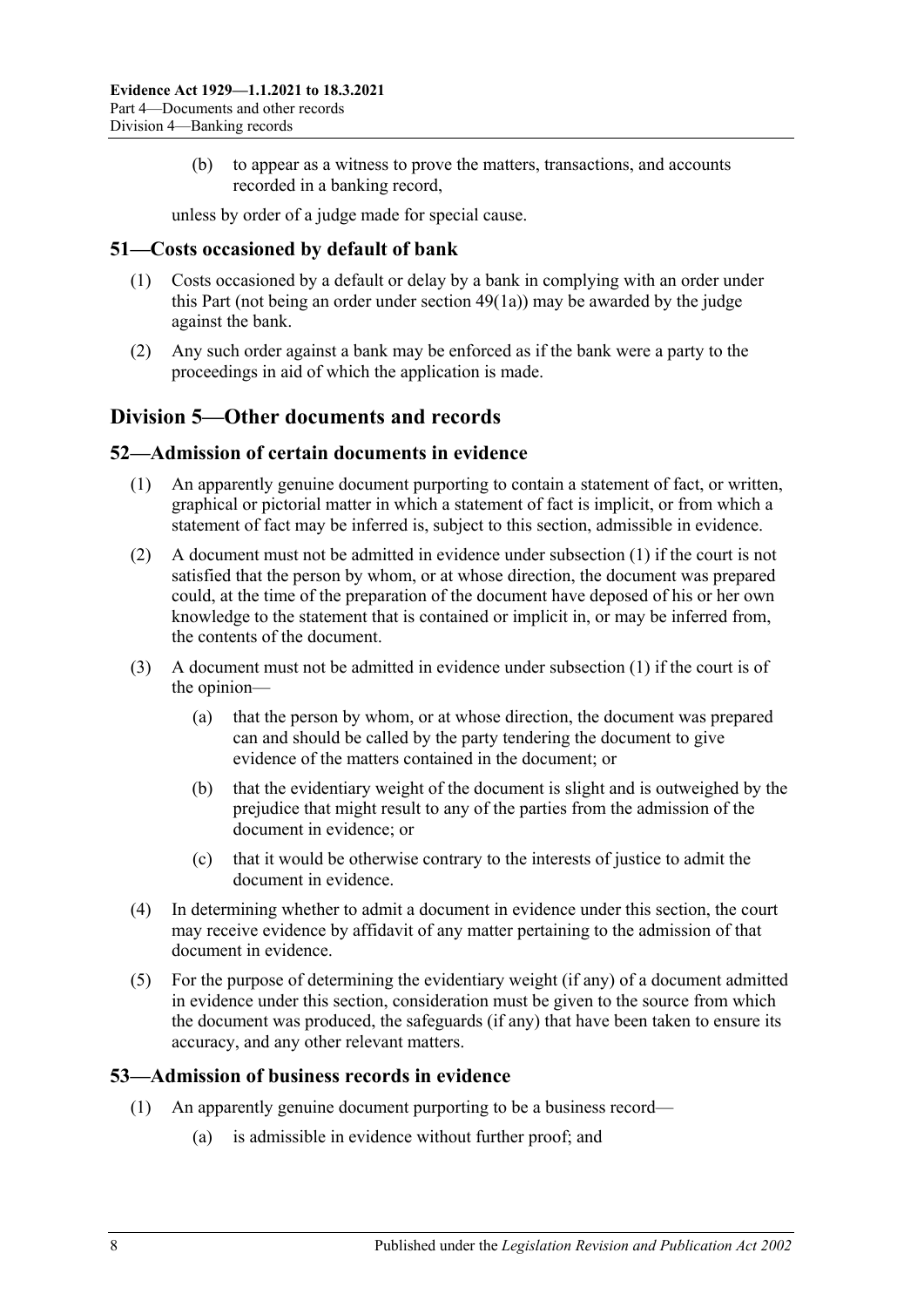(b) to appear as a witness to prove the matters, transactions, and accounts recorded in a banking record,

unless by order of a judge made for special cause.

## 51—Costs occasioned by default of bank

(1) Costs occasioned by a default or delay by a bank in complying with an order under this Part (not being an order under section 49(1a)) may be awarded by the judge against the bank.

(2) Any such order against a bank may be enforced as if the bank were a party to the proceedings in aid of which the application is made.

# Division 5—Other documents and records

## 52—Admission of certain documents in evidence

(1) An apparently genuine document purporting to contain a statement of fact, or written, graphical or pictorial matter in which a statement of fact is implicit, or from which a statement of fact may be inferred is, subject to this section, admissible in evidence.

(2) A document must not be admitted in evidence under subsection (1) if the court is not satisfied that the person by whom, or at whose direction, the document was prepared could, at the time of the preparation of the document have deposed of his or her own knowledge to the statement that is contained or implicit in, or may be inferred from, the contents of the document.

(3) A document must not be admitted in evidence under subsection (1) if the court is of the opinion—

(a) that the person by whom, or at whose direction, the document was prepared can and should be called by the party tendering the document to give evidence of the matters contained in the document; or

(b) that the evidentiary weight of the document is slight and is outweighed by the prejudice that might result to any of the parties from the admission of the document in evidence; or

(c) that it would be otherwise contrary to the interests of justice to admit the document in evidence.

(4) In determining whether to admit a document in evidence under this section, the court may receive evidence by affidavit of any matter pertaining to the admission of that document in evidence.

(5) For the purpose of determining the evidentiary weight (if any) of a document admitted in evidence under this section, consideration must be given to the source from which the document was produced, the safeguards (if any) that have been taken to ensure its accuracy, and any other relevant matters.

## 53—Admission of business records in evidence

(1) An apparently genuine document purporting to be a business record—

(a) is admissible in evidence without further proof; and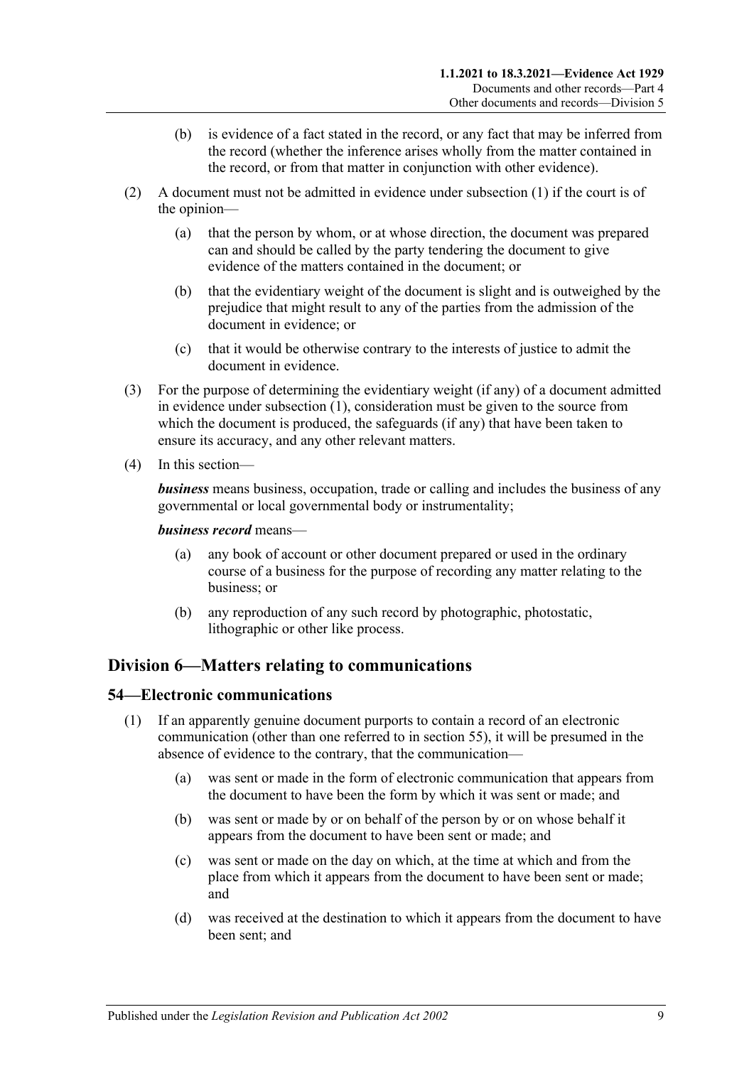(b) is evidence of a fact stated in the record, or any fact that may be inferred from the record (whether the inference arises wholly from the matter contained in the record, or from that matter in conjunction with other evidence).

(2) A document must not be admitted in evidence under subsection (1) if the court is of the opinion—

(a) that the person by whom, or at whose direction, the document was prepared can and should be called by the party tendering the document to give evidence of the matters contained in the document; or

(b) that the evidentiary weight of the document is slight and is outweighed by the prejudice that might result to any of the parties from the admission of the document in evidence; or

(c) that it would be otherwise contrary to the interests of justice to admit the document in evidence.

(3) For the purpose of determining the evidentiary weight (if any) of a document admitted in evidence under subsection (1), consideration must be given to the source from which the document is produced, the safeguards (if any) that have been taken to ensure its accuracy, and any other relevant matters.

(4) In this section—

***business*** means business, occupation, trade or calling and includes the business of any governmental or local governmental body or instrumentality;

***business record*** means—

(a) any book of account or other document prepared or used in the ordinary course of a business for the purpose of recording any matter relating to the business; or

(b) any reproduction of any such record by photographic, photostatic, lithographic or other like process.

## Division 6—Matters relating to communications

### 54—Electronic communications

(1) If an apparently genuine document purports to contain a record of an electronic communication (other than one referred to in section 55), it will be presumed in the absence of evidence to the contrary, that the communication—

(a) was sent or made in the form of electronic communication that appears from the document to have been the form by which it was sent or made; and

(b) was sent or made by or on behalf of the person by or on whose behalf it appears from the document to have been sent or made; and

(c) was sent or made on the day on which, at the time at which and from the place from which it appears from the document to have been sent or made; and

(d) was received at the destination to which it appears from the document to have been sent; and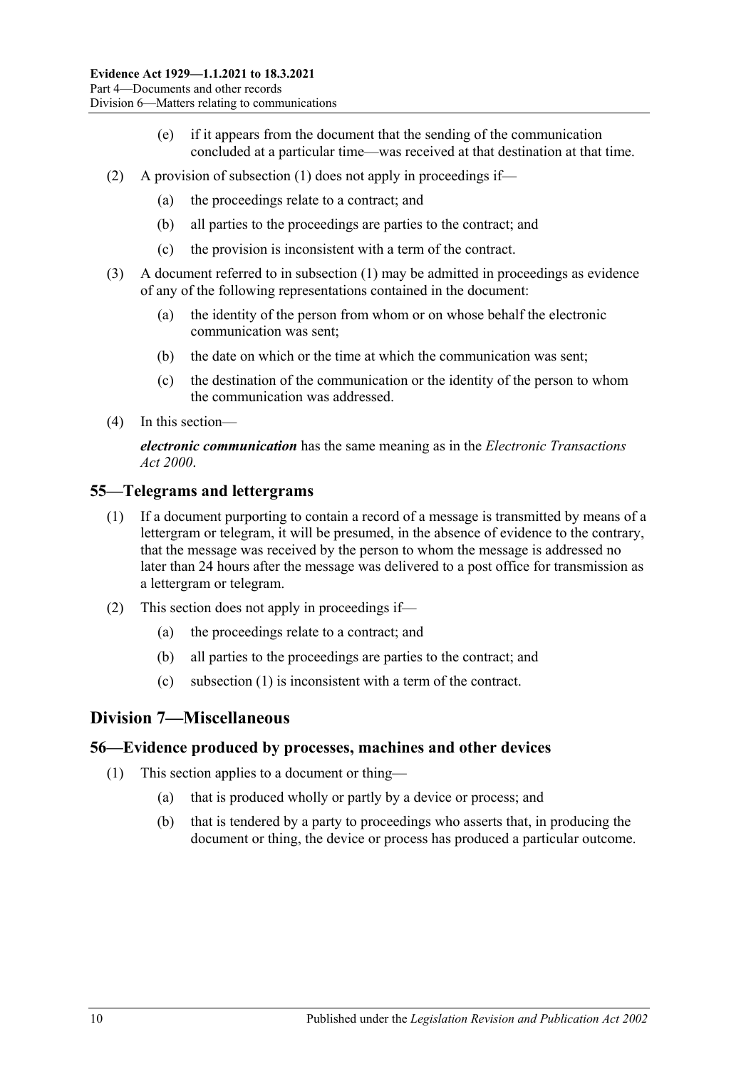(e) if it appears from the document that the sending of the communication concluded at a particular time—was received at that destination at that time.

(2) A provision of subsection (1) does not apply in proceedings if—

(a) the proceedings relate to a contract; and

(b) all parties to the proceedings are parties to the contract; and

(c) the provision is inconsistent with a term of the contract.

(3) A document referred to in subsection (1) may be admitted in proceedings as evidence of any of the following representations contained in the document:

(a) the identity of the person from whom or on whose behalf the electronic communication was sent;

(b) the date on which or the time at which the communication was sent;

(c) the destination of the communication or the identity of the person to whom the communication was addressed.

(4) In this section—

***electronic communication*** has the same meaning as in the *Electronic Transactions Act 2000*.

## 55—Telegrams and lettergrams

(1) If a document purporting to contain a record of a message is transmitted by means of a lettergram or telegram, it will be presumed, in the absence of evidence to the contrary, that the message was received by the person to whom the message is addressed no later than 24 hours after the message was delivered to a post office for transmission as a lettergram or telegram.

(2) This section does not apply in proceedings if—

(a) the proceedings relate to a contract; and

(b) all parties to the proceedings are parties to the contract; and

(c) subsection (1) is inconsistent with a term of the contract.

# Division 7—Miscellaneous

## 56—Evidence produced by processes, machines and other devices

(1) This section applies to a document or thing—

(a) that is produced wholly or partly by a device or process; and

(b) that is tendered by a party to proceedings who asserts that, in producing the document or thing, the device or process has produced a particular outcome.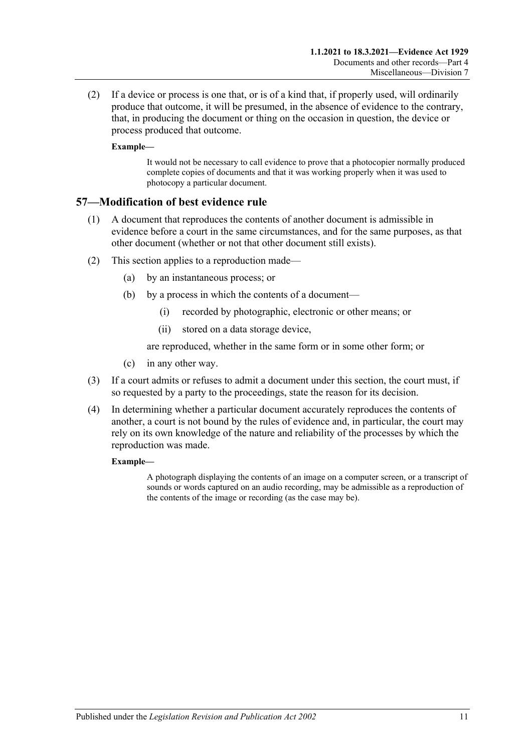(2) If a device or process is one that, or is of a kind that, if properly used, will ordinarily produce that outcome, it will be presumed, in the absence of evidence to the contrary, that, in producing the document or thing on the occasion in question, the device or process produced that outcome.

**Example—**

> It would not be necessary to call evidence to prove that a photocopier normally produced complete copies of documents and that it was working properly when it was used to photocopy a particular document.

## 57—Modification of best evidence rule

(1) A document that reproduces the contents of another document is admissible in evidence before a court in the same circumstances, and for the same purposes, as that other document (whether or not that other document still exists).

(2) This section applies to a reproduction made—

- (a) by an instantaneous process; or
- (b) by a process in which the contents of a document—
  - (i) recorded by photographic, electronic or other means; or
  - (ii) stored on a data storage device,

  are reproduced, whether in the same form or in some other form; or
- (c) in any other way.

(3) If a court admits or refuses to admit a document under this section, the court must, if so requested by a party to the proceedings, state the reason for its decision.

(4) In determining whether a particular document accurately reproduces the contents of another, a court is not bound by the rules of evidence and, in particular, the court may rely on its own knowledge of the nature and reliability of the processes by which the reproduction was made.

**Example—**

> A photograph displaying the contents of an image on a computer screen, or a transcript of sounds or words captured on an audio recording, may be admissible as a reproduction of the contents of the image or recording (as the case may be).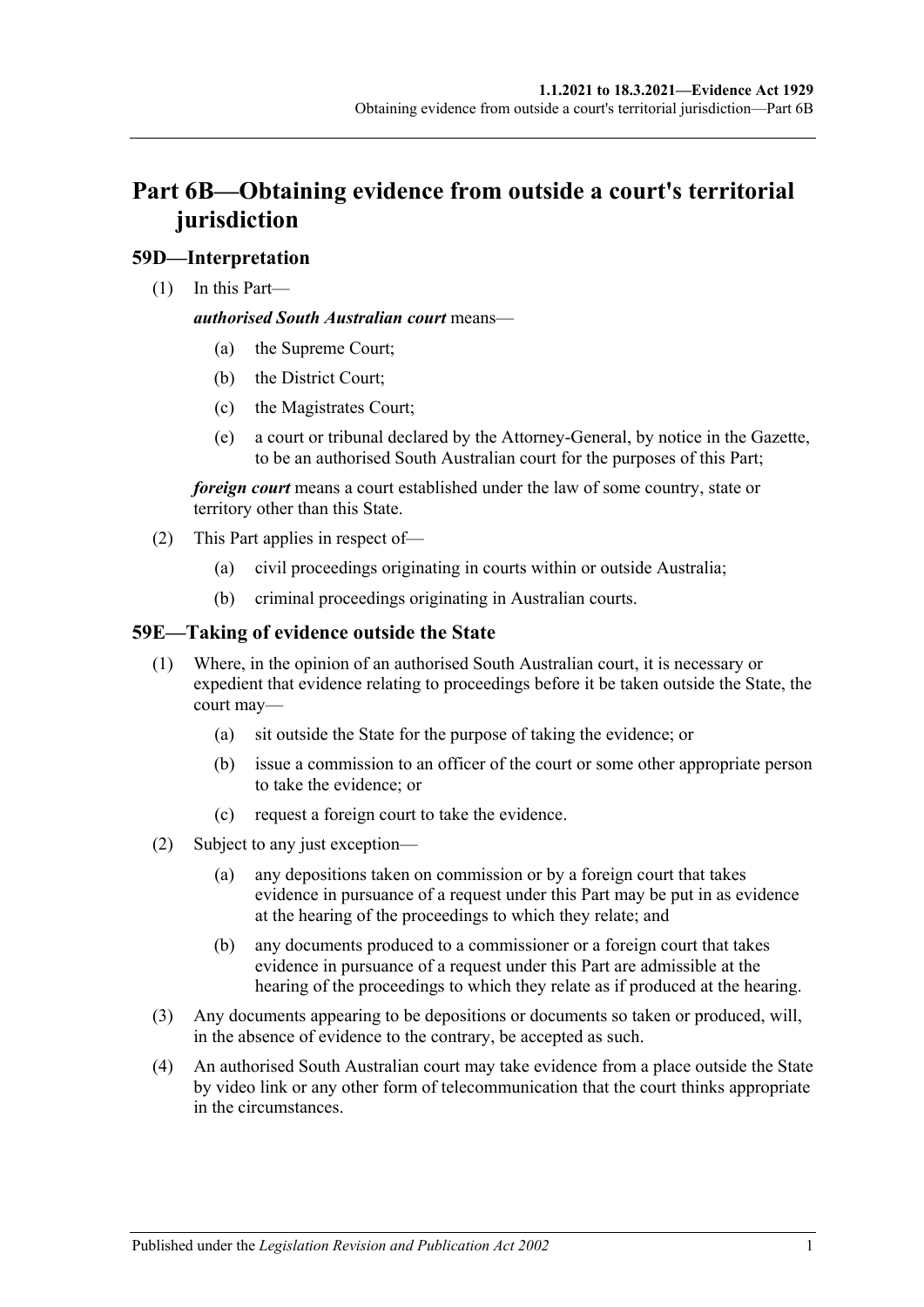# Part 6B—Obtaining evidence from outside a court's territorial jurisdiction

## 59D—Interpretation

(1) In this Part—

***authorised South Australian court*** means—

- (a) the Supreme Court;
- (b) the District Court;
- (c) the Magistrates Court;
- (e) a court or tribunal declared by the Attorney-General, by notice in the Gazette, to be an authorised South Australian court for the purposes of this Part;

***foreign court*** means a court established under the law of some country, state or territory other than this State.

(2) This Part applies in respect of—

- (a) civil proceedings originating in courts within or outside Australia;
- (b) criminal proceedings originating in Australian courts.

## 59E—Taking of evidence outside the State

(1) Where, in the opinion of an authorised South Australian court, it is necessary or expedient that evidence relating to proceedings before it be taken outside the State, the court may—

- (a) sit outside the State for the purpose of taking the evidence; or
- (b) issue a commission to an officer of the court or some other appropriate person to take the evidence; or
- (c) request a foreign court to take the evidence.

(2) Subject to any just exception—

- (a) any depositions taken on commission or by a foreign court that takes evidence in pursuance of a request under this Part may be put in as evidence at the hearing of the proceedings to which they relate; and
- (b) any documents produced to a commissioner or a foreign court that takes evidence in pursuance of a request under this Part are admissible at the hearing of the proceedings to which they relate as if produced at the hearing.

(3) Any documents appearing to be depositions or documents so taken or produced, will, in the absence of evidence to the contrary, be accepted as such.

(4) An authorised South Australian court may take evidence from a place outside the State by video link or any other form of telecommunication that the court thinks appropriate in the circumstances.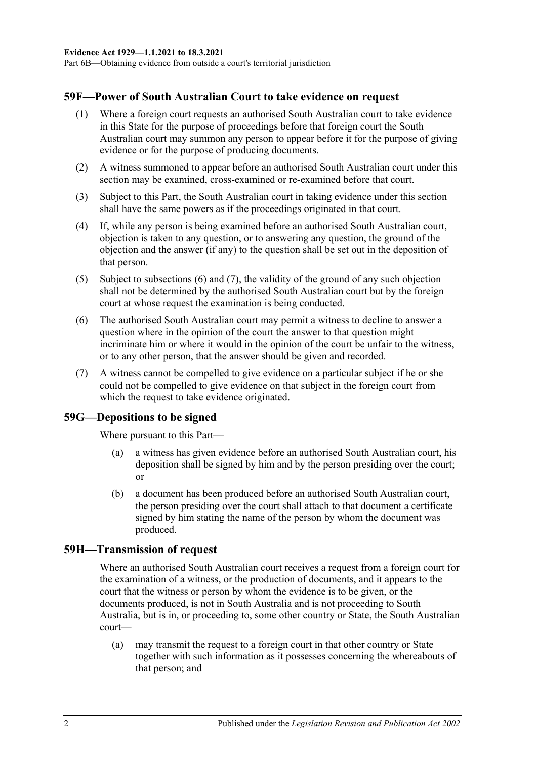## 59F—Power of South Australian Court to take evidence on request

(1) Where a foreign court requests an authorised South Australian court to take evidence in this State for the purpose of proceedings before that foreign court the South Australian court may summon any person to appear before it for the purpose of giving evidence or for the purpose of producing documents.

(2) A witness summoned to appear before an authorised South Australian court under this section may be examined, cross-examined or re-examined before that court.

(3) Subject to this Part, the South Australian court in taking evidence under this section shall have the same powers as if the proceedings originated in that court.

(4) If, while any person is being examined before an authorised South Australian court, objection is taken to any question, or to answering any question, the ground of the objection and the answer (if any) to the question shall be set out in the deposition of that person.

(5) Subject to subsections (6) and (7), the validity of the ground of any such objection shall not be determined by the authorised South Australian court but by the foreign court at whose request the examination is being conducted.

(6) The authorised South Australian court may permit a witness to decline to answer a question where in the opinion of the court the answer to that question might incriminate him or where it would in the opinion of the court be unfair to the witness, or to any other person, that the answer should be given and recorded.

(7) A witness cannot be compelled to give evidence on a particular subject if he or she could not be compelled to give evidence on that subject in the foreign court from which the request to take evidence originated.

## 59G—Depositions to be signed

Where pursuant to this Part—

(a) a witness has given evidence before an authorised South Australian court, his deposition shall be signed by him and by the person presiding over the court; or

(b) a document has been produced before an authorised South Australian court, the person presiding over the court shall attach to that document a certificate signed by him stating the name of the person by whom the document was produced.

## 59H—Transmission of request

Where an authorised South Australian court receives a request from a foreign court for the examination of a witness, or the production of documents, and it appears to the court that the witness or person by whom the evidence is to be given, or the documents produced, is not in South Australia and is not proceeding to South Australia, but is in, or proceeding to, some other country or State, the South Australian court—

(a) may transmit the request to a foreign court in that other country or State together with such information as it possesses concerning the whereabouts of that person; and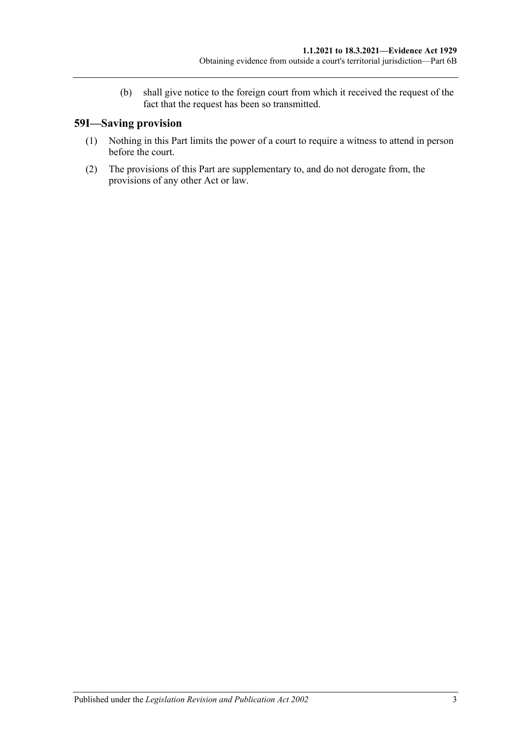(b) shall give notice to the foreign court from which it received the request of the fact that the request has been so transmitted.

## 59I—Saving provision

(1) Nothing in this Part limits the power of a court to require a witness to attend in person before the court.

(2) The provisions of this Part are supplementary to, and do not derogate from, the provisions of any other Act or law.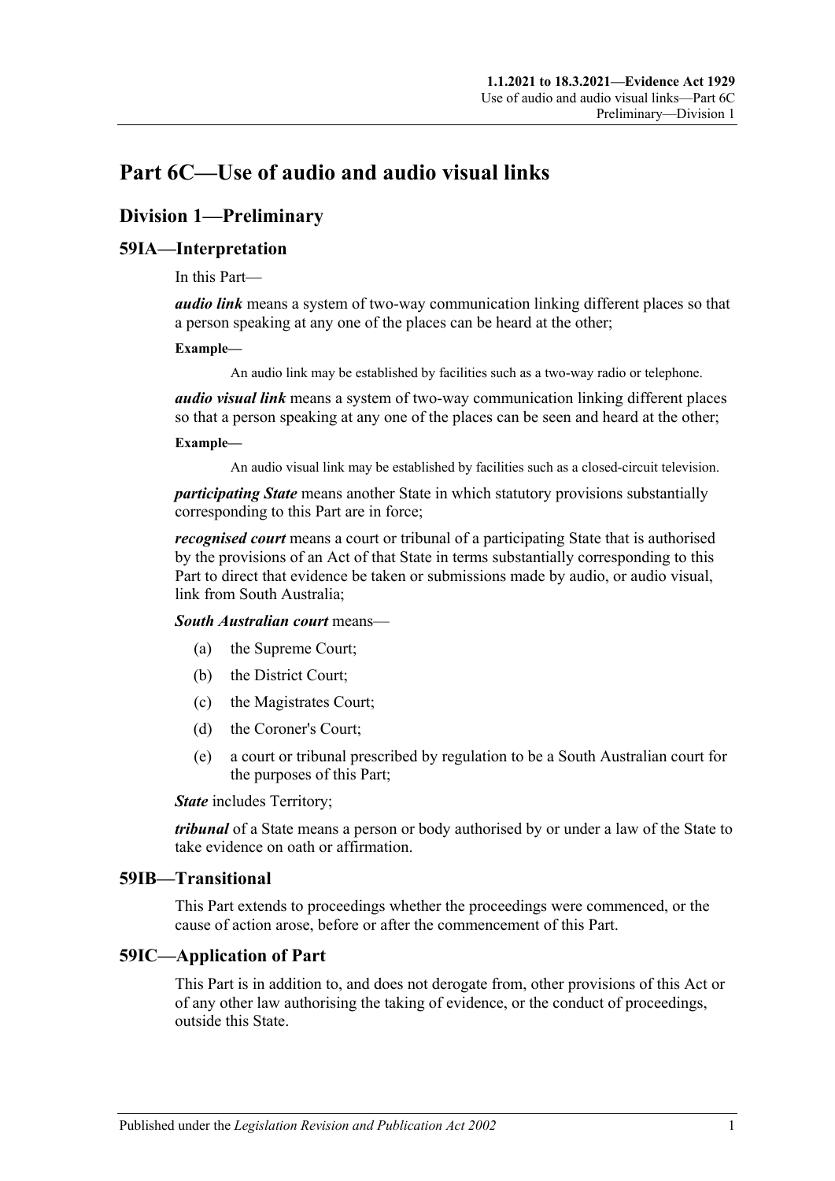# Part 6C—Use of audio and audio visual links

## Division 1—Preliminary

### 59IA—Interpretation

In this Part—

***audio link*** means a system of two-way communication linking different places so that a person speaking at any one of the places can be heard at the other;

**Example—**

An audio link may be established by facilities such as a two-way radio or telephone.

***audio visual link*** means a system of two-way communication linking different places so that a person speaking at any one of the places can be seen and heard at the other;

**Example—**

An audio visual link may be established by facilities such as a closed-circuit television.

***participating State*** means another State in which statutory provisions substantially corresponding to this Part are in force;

***recognised court*** means a court or tribunal of a participating State that is authorised by the provisions of an Act of that State in terms substantially corresponding to this Part to direct that evidence be taken or submissions made by audio, or audio visual, link from South Australia;

***South Australian court*** means—

(a) the Supreme Court;

(b) the District Court;

(c) the Magistrates Court;

(d) the Coroner's Court;

(e) a court or tribunal prescribed by regulation to be a South Australian court for the purposes of this Part;

***State*** includes Territory;

***tribunal*** of a State means a person or body authorised by or under a law of the State to take evidence on oath or affirmation.

### 59IB—Transitional

This Part extends to proceedings whether the proceedings were commenced, or the cause of action arose, before or after the commencement of this Part.

### 59IC—Application of Part

This Part is in addition to, and does not derogate from, other provisions of this Act or of any other law authorising the taking of evidence, or the conduct of proceedings, outside this State.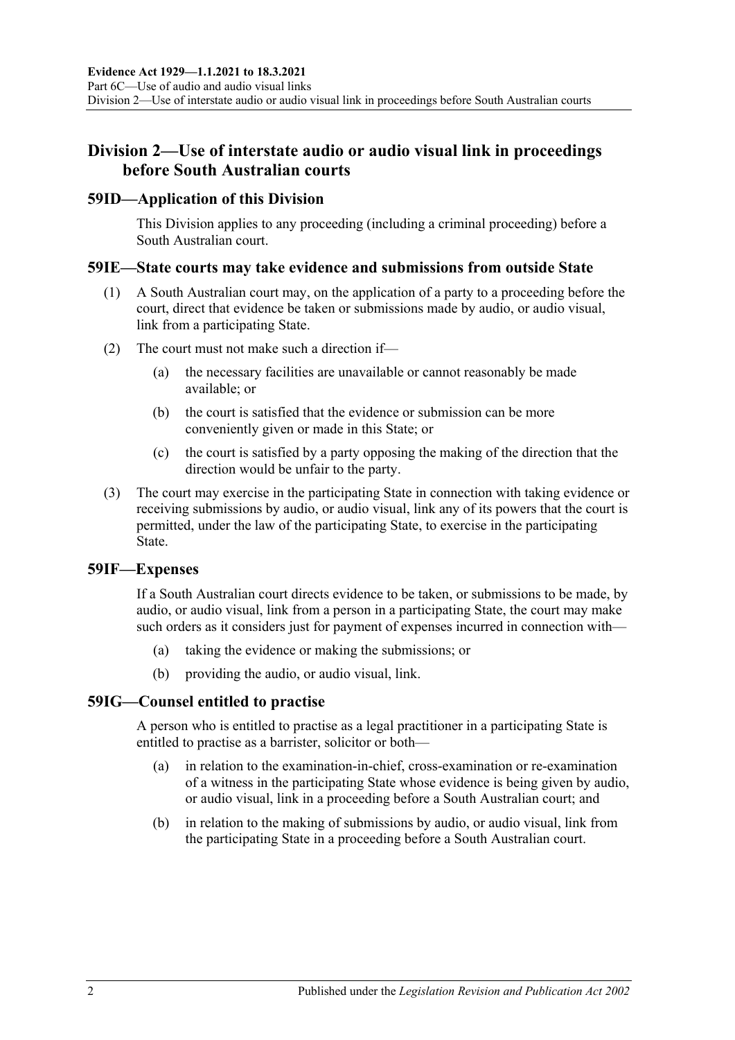## Division 2—Use of interstate audio or audio visual link in proceedings before South Australian courts

### 59ID—Application of this Division

This Division applies to any proceeding (including a criminal proceeding) before a South Australian court.

### 59IE—State courts may take evidence and submissions from outside State

(1) A South Australian court may, on the application of a party to a proceeding before the court, direct that evidence be taken or submissions made by audio, or audio visual, link from a participating State.

(2) The court must not make such a direction if—

(a) the necessary facilities are unavailable or cannot reasonably be made available; or

(b) the court is satisfied that the evidence or submission can be more conveniently given or made in this State; or

(c) the court is satisfied by a party opposing the making of the direction that the direction would be unfair to the party.

(3) The court may exercise in the participating State in connection with taking evidence or receiving submissions by audio, or audio visual, link any of its powers that the court is permitted, under the law of the participating State, to exercise in the participating State.

### 59IF—Expenses

If a South Australian court directs evidence to be taken, or submissions to be made, by audio, or audio visual, link from a person in a participating State, the court may make such orders as it considers just for payment of expenses incurred in connection with—

(a) taking the evidence or making the submissions; or

(b) providing the audio, or audio visual, link.

### 59IG—Counsel entitled to practise

A person who is entitled to practise as a legal practitioner in a participating State is entitled to practise as a barrister, solicitor or both—

(a) in relation to the examination-in-chief, cross-examination or re-examination of a witness in the participating State whose evidence is being given by audio, or audio visual, link in a proceeding before a South Australian court; and

(b) in relation to the making of submissions by audio, or audio visual, link from the participating State in a proceeding before a South Australian court.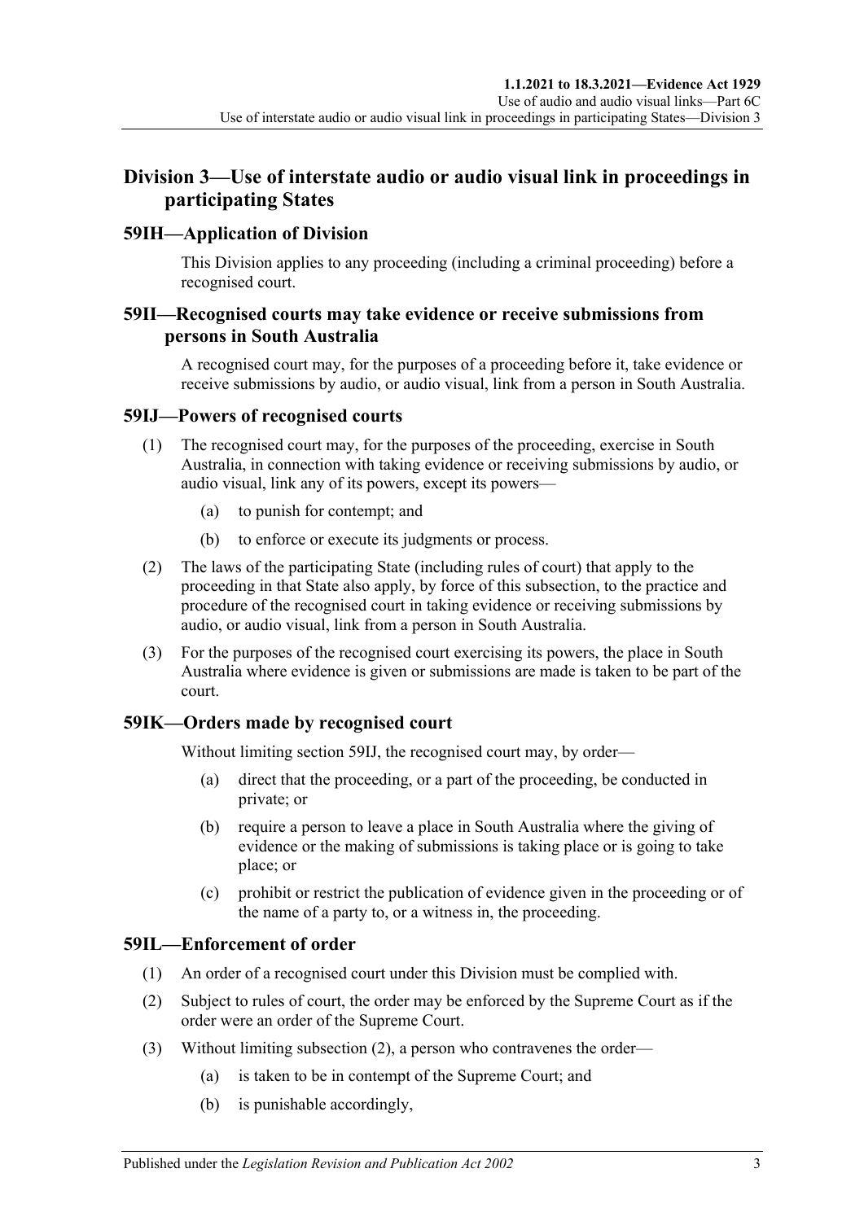## Division 3—Use of interstate audio or audio visual link in proceedings in participating States

### 59IH—Application of Division

This Division applies to any proceeding (including a criminal proceeding) before a recognised court.

### 59II—Recognised courts may take evidence or receive submissions from persons in South Australia

A recognised court may, for the purposes of a proceeding before it, take evidence or receive submissions by audio, or audio visual, link from a person in South Australia.

### 59IJ—Powers of recognised courts

(1) The recognised court may, for the purposes of the proceeding, exercise in South Australia, in connection with taking evidence or receiving submissions by audio, or audio visual, link any of its powers, except its powers—

  (a) to punish for contempt; and

  (b) to enforce or execute its judgments or process.

(2) The laws of the participating State (including rules of court) that apply to the proceeding in that State also apply, by force of this subsection, to the practice and procedure of the recognised court in taking evidence or receiving submissions by audio, or audio visual, link from a person in South Australia.

(3) For the purposes of the recognised court exercising its powers, the place in South Australia where evidence is given or submissions are made is taken to be part of the court.

### 59IK—Orders made by recognised court

Without limiting section 59IJ, the recognised court may, by order—

  (a) direct that the proceeding, or a part of the proceeding, be conducted in private; or

  (b) require a person to leave a place in South Australia where the giving of evidence or the making of submissions is taking place or is going to take place; or

  (c) prohibit or restrict the publication of evidence given in the proceeding or of the name of a party to, or a witness in, the proceeding.

### 59IL—Enforcement of order

(1) An order of a recognised court under this Division must be complied with.

(2) Subject to rules of court, the order may be enforced by the Supreme Court as if the order were an order of the Supreme Court.

(3) Without limiting subsection (2), a person who contravenes the order—

  (a) is taken to be in contempt of the Supreme Court; and

  (b) is punishable accordingly,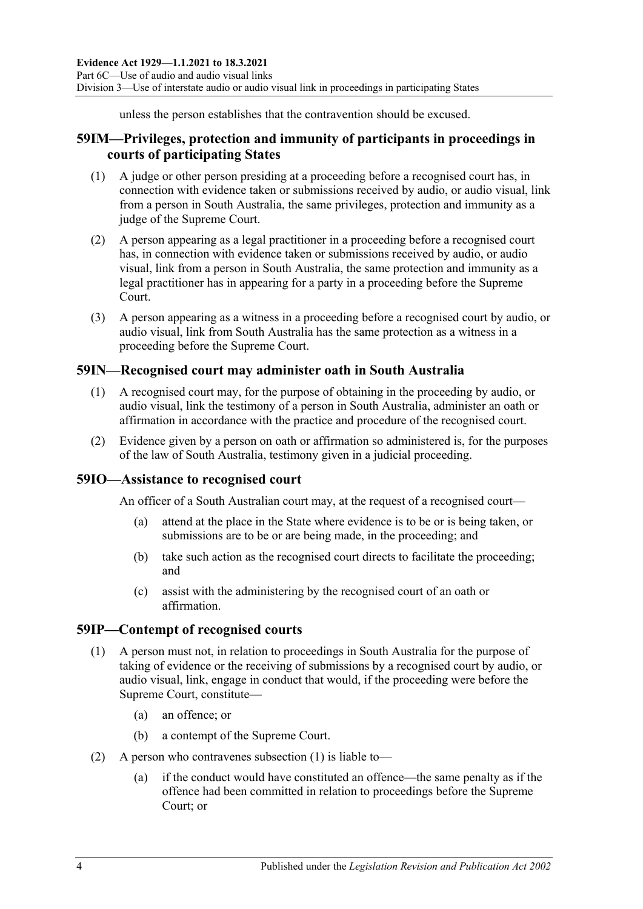unless the person establishes that the contravention should be excused.

## 59IM—Privileges, protection and immunity of participants in proceedings in courts of participating States

(1) A judge or other person presiding at a proceeding before a recognised court has, in connection with evidence taken or submissions received by audio, or audio visual, link from a person in South Australia, the same privileges, protection and immunity as a judge of the Supreme Court.

(2) A person appearing as a legal practitioner in a proceeding before a recognised court has, in connection with evidence taken or submissions received by audio, or audio visual, link from a person in South Australia, the same protection and immunity as a legal practitioner has in appearing for a party in a proceeding before the Supreme Court.

(3) A person appearing as a witness in a proceeding before a recognised court by audio, or audio visual, link from South Australia has the same protection as a witness in a proceeding before the Supreme Court.

## 59IN—Recognised court may administer oath in South Australia

(1) A recognised court may, for the purpose of obtaining in the proceeding by audio, or audio visual, link the testimony of a person in South Australia, administer an oath or affirmation in accordance with the practice and procedure of the recognised court.

(2) Evidence given by a person on oath or affirmation so administered is, for the purposes of the law of South Australia, testimony given in a judicial proceeding.

## 59IO—Assistance to recognised court

An officer of a South Australian court may, at the request of a recognised court—

(a) attend at the place in the State where evidence is to be or is being taken, or submissions are to be or are being made, in the proceeding; and

(b) take such action as the recognised court directs to facilitate the proceeding; and

(c) assist with the administering by the recognised court of an oath or affirmation.

## 59IP—Contempt of recognised courts

(1) A person must not, in relation to proceedings in South Australia for the purpose of taking of evidence or the receiving of submissions by a recognised court by audio, or audio visual, link, engage in conduct that would, if the proceeding were before the Supreme Court, constitute—

(a) an offence; or

(b) a contempt of the Supreme Court.

(2) A person who contravenes subsection (1) is liable to—

(a) if the conduct would have constituted an offence—the same penalty as if the offence had been committed in relation to proceedings before the Supreme Court; or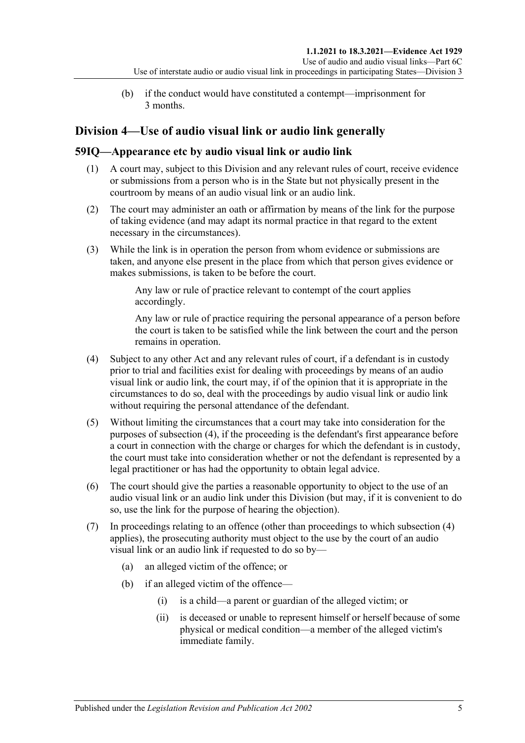(b) if the conduct would have constituted a contempt—imprisonment for 3 months.

## Division 4—Use of audio visual link or audio link generally

### 59IQ—Appearance etc by audio visual link or audio link

(1) A court may, subject to this Division and any relevant rules of court, receive evidence or submissions from a person who is in the State but not physically present in the courtroom by means of an audio visual link or an audio link.

(2) The court may administer an oath or affirmation by means of the link for the purpose of taking evidence (and may adapt its normal practice in that regard to the extent necessary in the circumstances).

(3) While the link is in operation the person from whom evidence or submissions are taken, and anyone else present in the place from which that person gives evidence or makes submissions, is taken to be before the court.

Any law or rule of practice relevant to contempt of the court applies accordingly.

Any law or rule of practice requiring the personal appearance of a person before the court is taken to be satisfied while the link between the court and the person remains in operation.

(4) Subject to any other Act and any relevant rules of court, if a defendant is in custody prior to trial and facilities exist for dealing with proceedings by means of an audio visual link or audio link, the court may, if of the opinion that it is appropriate in the circumstances to do so, deal with the proceedings by audio visual link or audio link without requiring the personal attendance of the defendant.

(5) Without limiting the circumstances that a court may take into consideration for the purposes of subsection (4), if the proceeding is the defendant's first appearance before a court in connection with the charge or charges for which the defendant is in custody, the court must take into consideration whether or not the defendant is represented by a legal practitioner or has had the opportunity to obtain legal advice.

(6) The court should give the parties a reasonable opportunity to object to the use of an audio visual link or an audio link under this Division (but may, if it is convenient to do so, use the link for the purpose of hearing the objection).

(7) In proceedings relating to an offence (other than proceedings to which subsection (4) applies), the prosecuting authority must object to the use by the court of an audio visual link or an audio link if requested to do so by—

(a) an alleged victim of the offence; or

(b) if an alleged victim of the offence—

(i) is a child—a parent or guardian of the alleged victim; or

(ii) is deceased or unable to represent himself or herself because of some physical or medical condition—a member of the alleged victim's immediate family.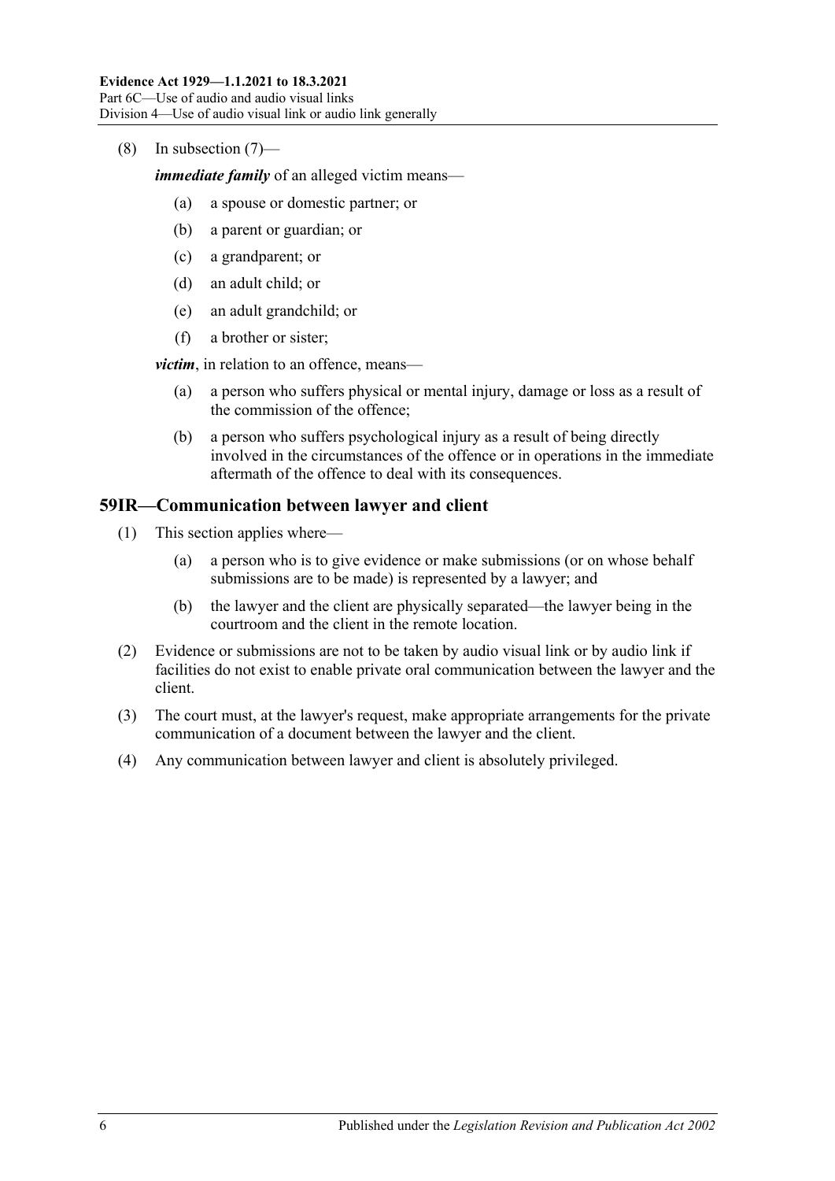(8) In subsection (7)—

***immediate family*** of an alleged victim means—

(a) a spouse or domestic partner; or

(b) a parent or guardian; or

(c) a grandparent; or

(d) an adult child; or

(e) an adult grandchild; or

(f) a brother or sister;

***victim***, in relation to an offence, means—

(a) a person who suffers physical or mental injury, damage or loss as a result of the commission of the offence;

(b) a person who suffers psychological injury as a result of being directly involved in the circumstances of the offence or in operations in the immediate aftermath of the offence to deal with its consequences.

## 59IR—Communication between lawyer and client

(1) This section applies where—

(a) a person who is to give evidence or make submissions (or on whose behalf submissions are to be made) is represented by a lawyer; and

(b) the lawyer and the client are physically separated—the lawyer being in the courtroom and the client in the remote location.

(2) Evidence or submissions are not to be taken by audio visual link or by audio link if facilities do not exist to enable private oral communication between the lawyer and the client.

(3) The court must, at the lawyer's request, make appropriate arrangements for the private communication of a document between the lawyer and the client.

(4) Any communication between lawyer and client is absolutely privileged.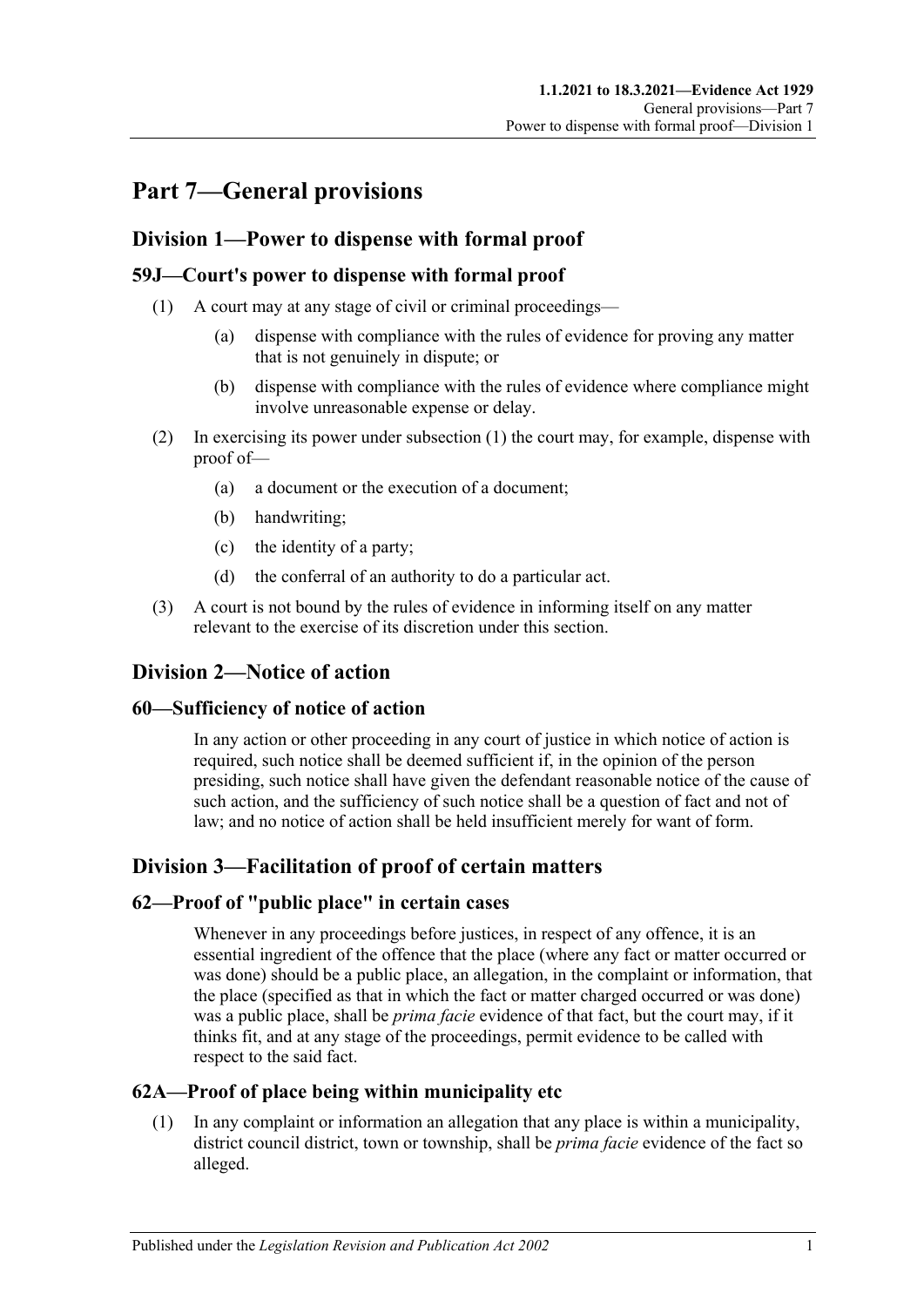# Part 7—General provisions

## Division 1—Power to dispense with formal proof

### 59J—Court's power to dispense with formal proof

(1) A court may at any stage of civil or criminal proceedings—

- (a) dispense with compliance with the rules of evidence for proving any matter that is not genuinely in dispute; or
- (b) dispense with compliance with the rules of evidence where compliance might involve unreasonable expense or delay.

(2) In exercising its power under subsection (1) the court may, for example, dispense with proof of—

- (a) a document or the execution of a document;
- (b) handwriting;
- (c) the identity of a party;
- (d) the conferral of an authority to do a particular act.

(3) A court is not bound by the rules of evidence in informing itself on any matter relevant to the exercise of its discretion under this section.

## Division 2—Notice of action

### 60—Sufficiency of notice of action

In any action or other proceeding in any court of justice in which notice of action is required, such notice shall be deemed sufficient if, in the opinion of the person presiding, such notice shall have given the defendant reasonable notice of the cause of such action, and the sufficiency of such notice shall be a question of fact and not of law; and no notice of action shall be held insufficient merely for want of form.

## Division 3—Facilitation of proof of certain matters

### 62—Proof of "public place" in certain cases

Whenever in any proceedings before justices, in respect of any offence, it is an essential ingredient of the offence that the place (where any fact or matter occurred or was done) should be a public place, an allegation, in the complaint or information, that the place (specified as that in which the fact or matter charged occurred or was done) was a public place, shall be *prima facie* evidence of that fact, but the court may, if it thinks fit, and at any stage of the proceedings, permit evidence to be called with respect to the said fact.

### 62A—Proof of place being within municipality etc

(1) In any complaint or information an allegation that any place is within a municipality, district council district, town or township, shall be *prima facie* evidence of the fact so alleged.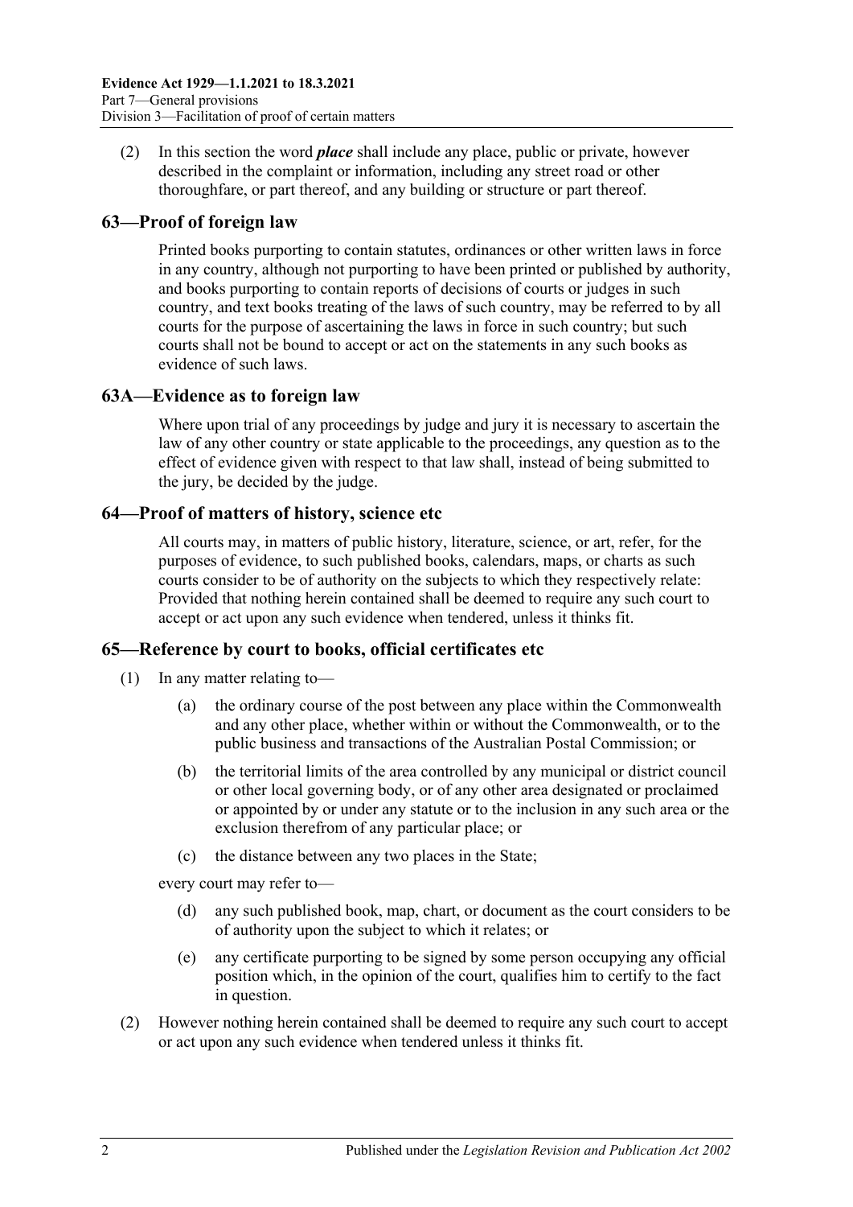(2) In this section the word ***place*** shall include any place, public or private, however described in the complaint or information, including any street road or other thoroughfare, or part thereof, and any building or structure or part thereof.

## 63—Proof of foreign law

Printed books purporting to contain statutes, ordinances or other written laws in force in any country, although not purporting to have been printed or published by authority, and books purporting to contain reports of decisions of courts or judges in such country, and text books treating of the laws of such country, may be referred to by all courts for the purpose of ascertaining the laws in force in such country; but such courts shall not be bound to accept or act on the statements in any such books as evidence of such laws.

## 63A—Evidence as to foreign law

Where upon trial of any proceedings by judge and jury it is necessary to ascertain the law of any other country or state applicable to the proceedings, any question as to the effect of evidence given with respect to that law shall, instead of being submitted to the jury, be decided by the judge.

## 64—Proof of matters of history, science etc

All courts may, in matters of public history, literature, science, or art, refer, for the purposes of evidence, to such published books, calendars, maps, or charts as such courts consider to be of authority on the subjects to which they respectively relate: Provided that nothing herein contained shall be deemed to require any such court to accept or act upon any such evidence when tendered, unless it thinks fit.

## 65—Reference by court to books, official certificates etc

(1) In any matter relating to—

(a) the ordinary course of the post between any place within the Commonwealth and any other place, whether within or without the Commonwealth, or to the public business and transactions of the Australian Postal Commission; or

(b) the territorial limits of the area controlled by any municipal or district council or other local governing body, or of any other area designated or proclaimed or appointed by or under any statute or to the inclusion in any such area or the exclusion therefrom of any particular place; or

(c) the distance between any two places in the State;

every court may refer to—

(d) any such published book, map, chart, or document as the court considers to be of authority upon the subject to which it relates; or

(e) any certificate purporting to be signed by some person occupying any official position which, in the opinion of the court, qualifies him to certify to the fact in question.

(2) However nothing herein contained shall be deemed to require any such court to accept or act upon any such evidence when tendered unless it thinks fit.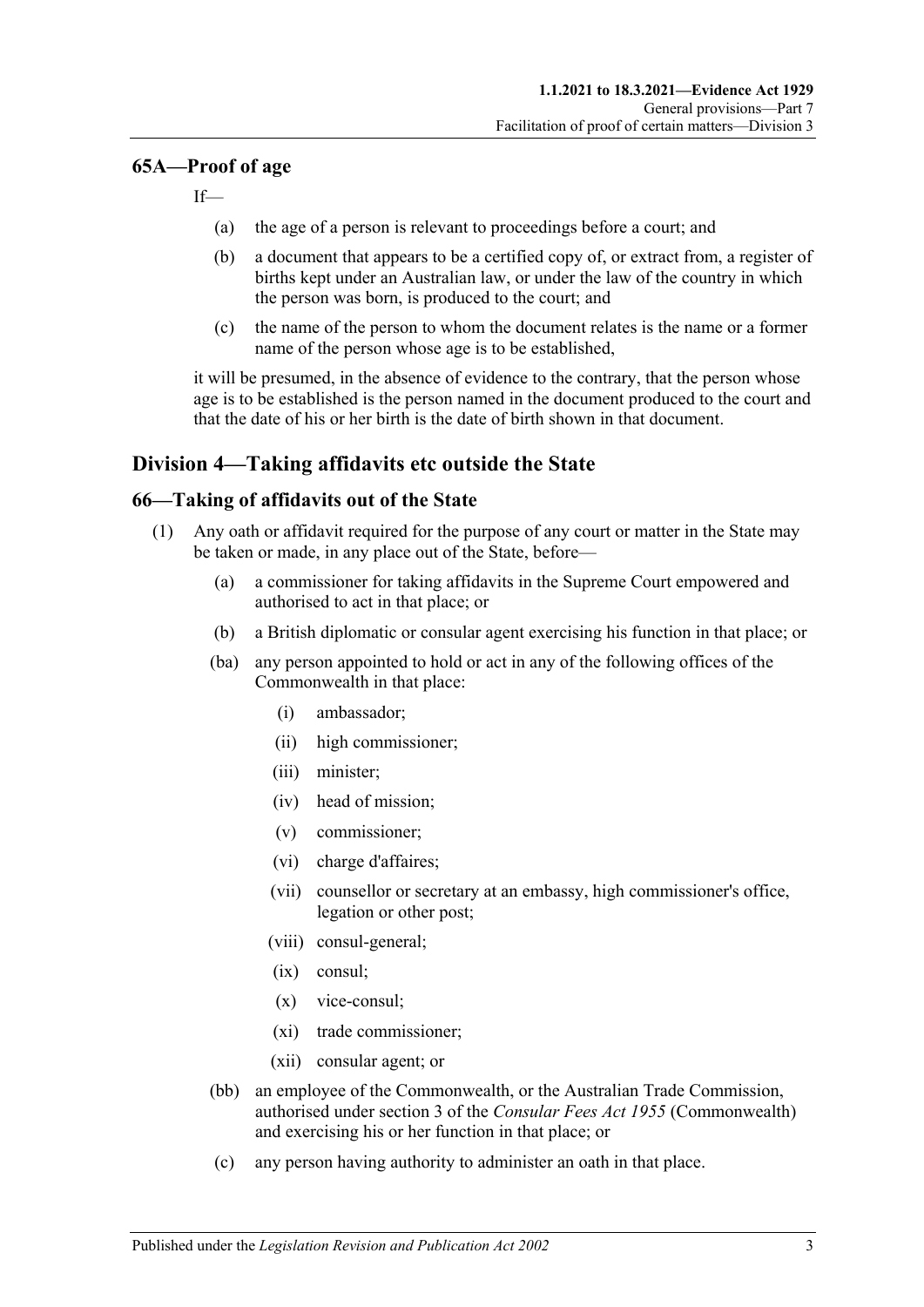## 65A—Proof of age

If—

(a) the age of a person is relevant to proceedings before a court; and

(b) a document that appears to be a certified copy of, or extract from, a register of births kept under an Australian law, or under the law of the country in which the person was born, is produced to the court; and

(c) the name of the person to whom the document relates is the name or a former name of the person whose age is to be established,

it will be presumed, in the absence of evidence to the contrary, that the person whose age is to be established is the person named in the document produced to the court and that the date of his or her birth is the date of birth shown in that document.

# Division 4—Taking affidavits etc outside the State

## 66—Taking of affidavits out of the State

(1) Any oath or affidavit required for the purpose of any court or matter in the State may be taken or made, in any place out of the State, before—

(a) a commissioner for taking affidavits in the Supreme Court empowered and authorised to act in that place; or

(b) a British diplomatic or consular agent exercising his function in that place; or

(ba) any person appointed to hold or act in any of the following offices of the Commonwealth in that place:

(i) ambassador;

(ii) high commissioner;

(iii) minister;

(iv) head of mission;

(v) commissioner;

(vi) charge d'affaires;

(vii) counsellor or secretary at an embassy, high commissioner's office, legation or other post;

(viii) consul-general;

(ix) consul;

(x) vice-consul;

(xi) trade commissioner;

(xii) consular agent; or

(bb) an employee of the Commonwealth, or the Australian Trade Commission, authorised under section 3 of the *Consular Fees Act 1955* (Commonwealth) and exercising his or her function in that place; or

(c) any person having authority to administer an oath in that place.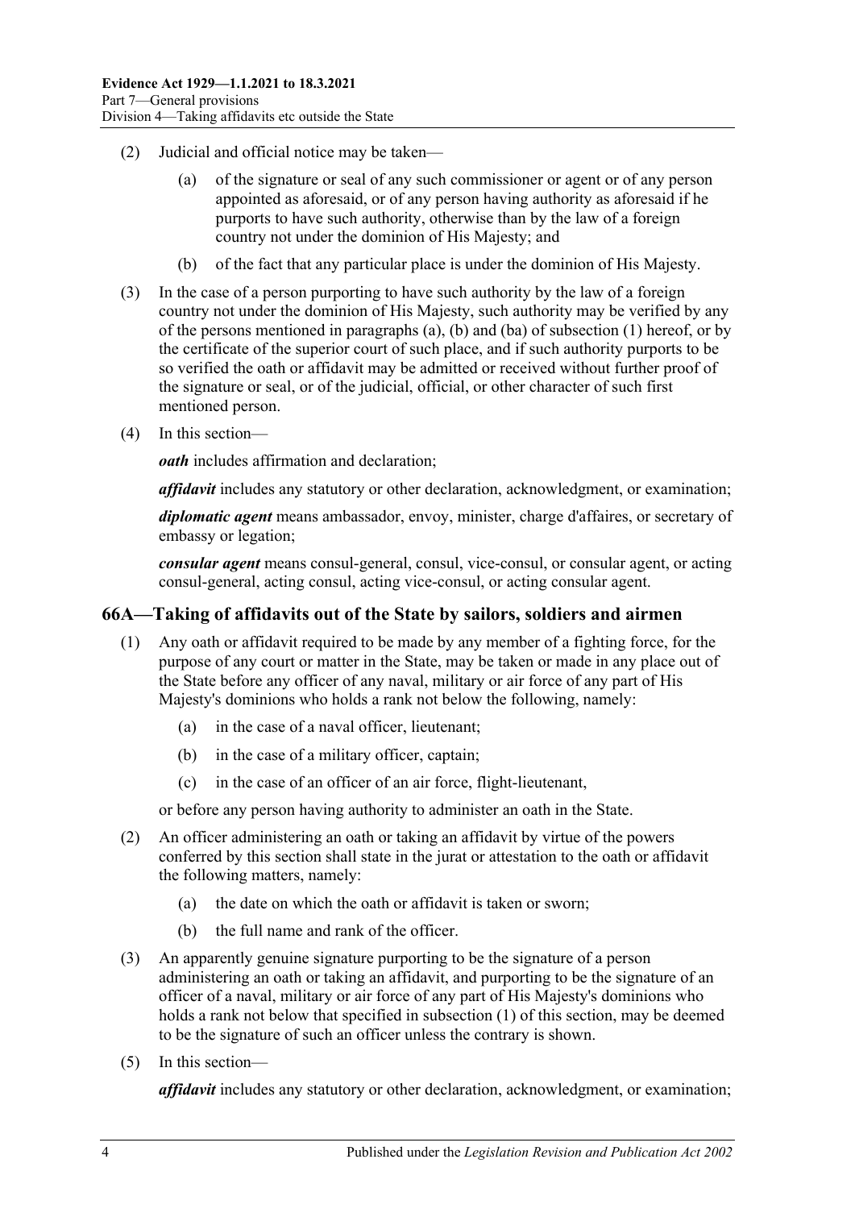(2) Judicial and official notice may be taken—

(a) of the signature or seal of any such commissioner or agent or of any person appointed as aforesaid, or of any person having authority as aforesaid if he purports to have such authority, otherwise than by the law of a foreign country not under the dominion of His Majesty; and

(b) of the fact that any particular place is under the dominion of His Majesty.

(3) In the case of a person purporting to have such authority by the law of a foreign country not under the dominion of His Majesty, such authority may be verified by any of the persons mentioned in paragraphs (a), (b) and (ba) of subsection (1) hereof, or by the certificate of the superior court of such place, and if such authority purports to be so verified the oath or affidavit may be admitted or received without further proof of the signature or seal, or of the judicial, official, or other character of such first mentioned person.

(4) In this section—

***oath*** includes affirmation and declaration;

***affidavit*** includes any statutory or other declaration, acknowledgment, or examination;

***diplomatic agent*** means ambassador, envoy, minister, charge d'affaires, or secretary of embassy or legation;

***consular agent*** means consul-general, consul, vice-consul, or consular agent, or acting consul-general, acting consul, acting vice-consul, or acting consular agent.

## 66A—Taking of affidavits out of the State by sailors, soldiers and airmen

(1) Any oath or affidavit required to be made by any member of a fighting force, for the purpose of any court or matter in the State, may be taken or made in any place out of the State before any officer of any naval, military or air force of any part of His Majesty's dominions who holds a rank not below the following, namely:

(a) in the case of a naval officer, lieutenant;

(b) in the case of a military officer, captain;

(c) in the case of an officer of an air force, flight-lieutenant,

or before any person having authority to administer an oath in the State.

(2) An officer administering an oath or taking an affidavit by virtue of the powers conferred by this section shall state in the jurat or attestation to the oath or affidavit the following matters, namely:

(a) the date on which the oath or affidavit is taken or sworn;

(b) the full name and rank of the officer.

(3) An apparently genuine signature purporting to be the signature of a person administering an oath or taking an affidavit, and purporting to be the signature of an officer of a naval, military or air force of any part of His Majesty's dominions who holds a rank not below that specified in subsection (1) of this section, may be deemed to be the signature of such an officer unless the contrary is shown.

(5) In this section—

***affidavit*** includes any statutory or other declaration, acknowledgment, or examination;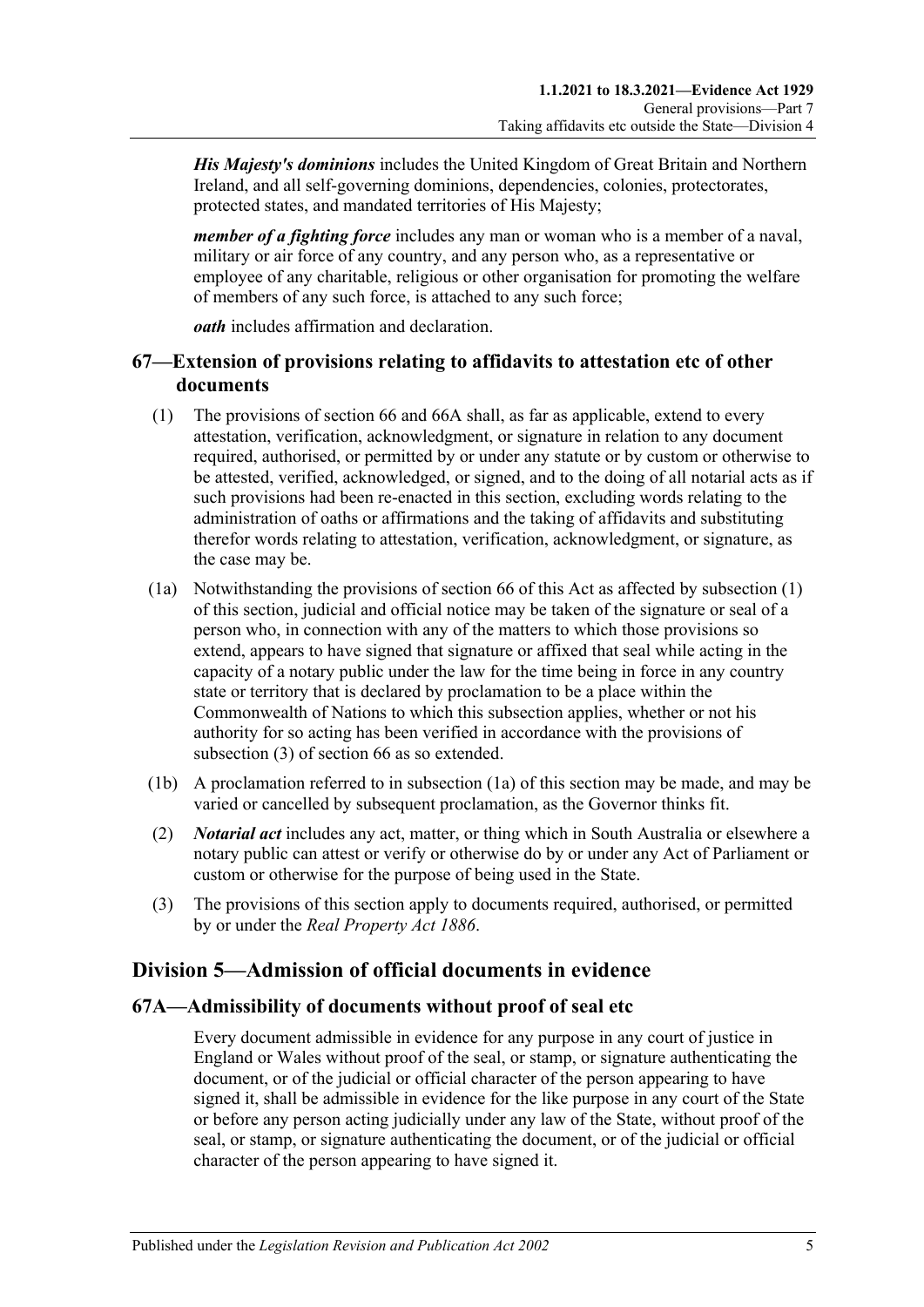***His Majesty's dominions*** includes the United Kingdom of Great Britain and Northern Ireland, and all self-governing dominions, dependencies, colonies, protectorates, protected states, and mandated territories of His Majesty;

***member of a fighting force*** includes any man or woman who is a member of a naval, military or air force of any country, and any person who, as a representative or employee of any charitable, religious or other organisation for promoting the welfare of members of any such force, is attached to any such force;

***oath*** includes affirmation and declaration.

## 67—Extension of provisions relating to affidavits to attestation etc of other documents

(1) The provisions of section 66 and 66A shall, as far as applicable, extend to every attestation, verification, acknowledgment, or signature in relation to any document required, authorised, or permitted by or under any statute or by custom or otherwise to be attested, verified, acknowledged, or signed, and to the doing of all notarial acts as if such provisions had been re-enacted in this section, excluding words relating to the administration of oaths or affirmations and the taking of affidavits and substituting therefor words relating to attestation, verification, acknowledgment, or signature, as the case may be.

(1a) Notwithstanding the provisions of section 66 of this Act as affected by subsection (1) of this section, judicial and official notice may be taken of the signature or seal of a person who, in connection with any of the matters to which those provisions so extend, appears to have signed that signature or affixed that seal while acting in the capacity of a notary public under the law for the time being in force in any country state or territory that is declared by proclamation to be a place within the Commonwealth of Nations to which this subsection applies, whether or not his authority for so acting has been verified in accordance with the provisions of subsection (3) of section 66 as so extended.

(1b) A proclamation referred to in subsection (1a) of this section may be made, and may be varied or cancelled by subsequent proclamation, as the Governor thinks fit.

(2) ***Notarial act*** includes any act, matter, or thing which in South Australia or elsewhere a notary public can attest or verify or otherwise do by or under any Act of Parliament or custom or otherwise for the purpose of being used in the State.

(3) The provisions of this section apply to documents required, authorised, or permitted by or under the *Real Property Act 1886*.

# Division 5—Admission of official documents in evidence

## 67A—Admissibility of documents without proof of seal etc

Every document admissible in evidence for any purpose in any court of justice in England or Wales without proof of the seal, or stamp, or signature authenticating the document, or of the judicial or official character of the person appearing to have signed it, shall be admissible in evidence for the like purpose in any court of the State or before any person acting judicially under any law of the State, without proof of the seal, or stamp, or signature authenticating the document, or of the judicial or official character of the person appearing to have signed it.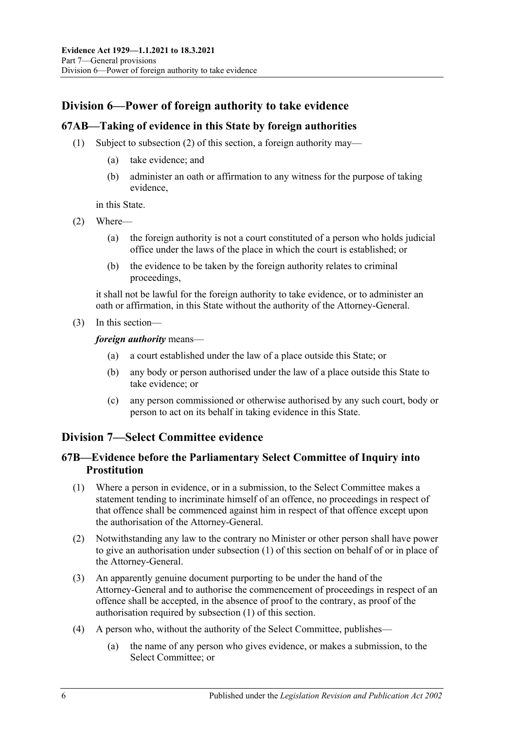## Division 6—Power of foreign authority to take evidence

### 67AB—Taking of evidence in this State by foreign authorities

(1) Subject to subsection (2) of this section, a foreign authority may—

(a) take evidence; and

(b) administer an oath or affirmation to any witness for the purpose of taking evidence,

in this State.

(2) Where—

(a) the foreign authority is not a court constituted of a person who holds judicial office under the laws of the place in which the court is established; or

(b) the evidence to be taken by the foreign authority relates to criminal proceedings,

it shall not be lawful for the foreign authority to take evidence, or to administer an oath or affirmation, in this State without the authority of the Attorney-General.

(3) In this section—

***foreign authority*** means—

(a) a court established under the law of a place outside this State; or

(b) any body or person authorised under the law of a place outside this State to take evidence; or

(c) any person commissioned or otherwise authorised by any such court, body or person to act on its behalf in taking evidence in this State.

## Division 7—Select Committee evidence

### 67B—Evidence before the Parliamentary Select Committee of Inquiry into Prostitution

(1) Where a person in evidence, or in a submission, to the Select Committee makes a statement tending to incriminate himself of an offence, no proceedings in respect of that offence shall be commenced against him in respect of that offence except upon the authorisation of the Attorney-General.

(2) Notwithstanding any law to the contrary no Minister or other person shall have power to give an authorisation under subsection (1) of this section on behalf of or in place of the Attorney-General.

(3) An apparently genuine document purporting to be under the hand of the Attorney-General and to authorise the commencement of proceedings in respect of an offence shall be accepted, in the absence of proof to the contrary, as proof of the authorisation required by subsection (1) of this section.

(4) A person who, without the authority of the Select Committee, publishes—

(a) the name of any person who gives evidence, or makes a submission, to the Select Committee; or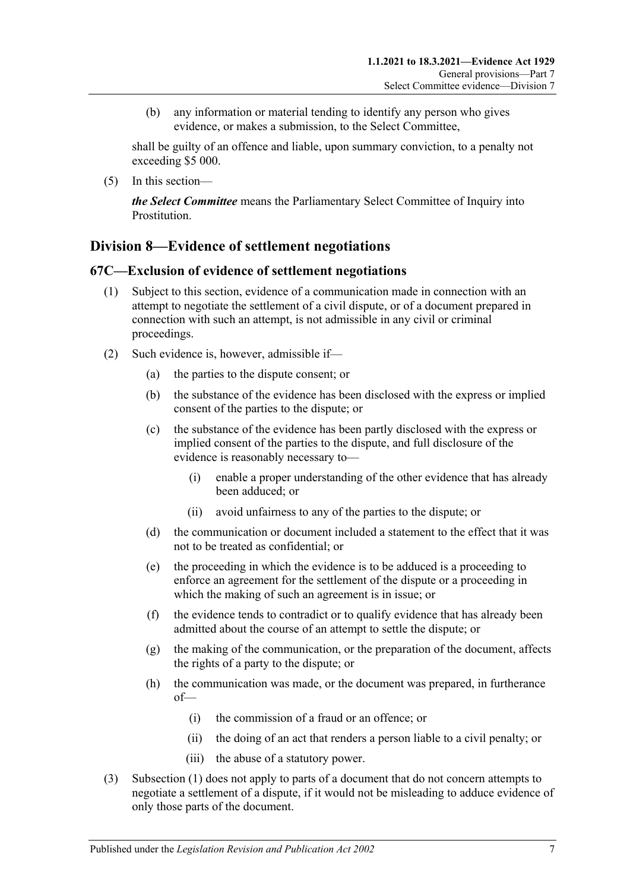(b) any information or material tending to identify any person who gives evidence, or makes a submission, to the Select Committee,

shall be guilty of an offence and liable, upon summary conviction, to a penalty not exceeding $5 000.

(5) In this section—

***the Select Committee*** means the Parliamentary Select Committee of Inquiry into Prostitution.

## Division 8—Evidence of settlement negotiations

### 67C—Exclusion of evidence of settlement negotiations

(1) Subject to this section, evidence of a communication made in connection with an attempt to negotiate the settlement of a civil dispute, or of a document prepared in connection with such an attempt, is not admissible in any civil or criminal proceedings.

(2) Such evidence is, however, admissible if—

(a) the parties to the dispute consent; or

(b) the substance of the evidence has been disclosed with the express or implied consent of the parties to the dispute; or

(c) the substance of the evidence has been partly disclosed with the express or implied consent of the parties to the dispute, and full disclosure of the evidence is reasonably necessary to—

(i) enable a proper understanding of the other evidence that has already been adduced; or

(ii) avoid unfairness to any of the parties to the dispute; or

(d) the communication or document included a statement to the effect that it was not to be treated as confidential; or

(e) the proceeding in which the evidence is to be adduced is a proceeding to enforce an agreement for the settlement of the dispute or a proceeding in which the making of such an agreement is in issue; or

(f) the evidence tends to contradict or to qualify evidence that has already been admitted about the course of an attempt to settle the dispute; or

(g) the making of the communication, or the preparation of the document, affects the rights of a party to the dispute; or

(h) the communication was made, or the document was prepared, in furtherance of—

(i) the commission of a fraud or an offence; or

(ii) the doing of an act that renders a person liable to a civil penalty; or

(iii) the abuse of a statutory power.

(3) Subsection (1) does not apply to parts of a document that do not concern attempts to negotiate a settlement of a dispute, if it would not be misleading to adduce evidence of only those parts of the document.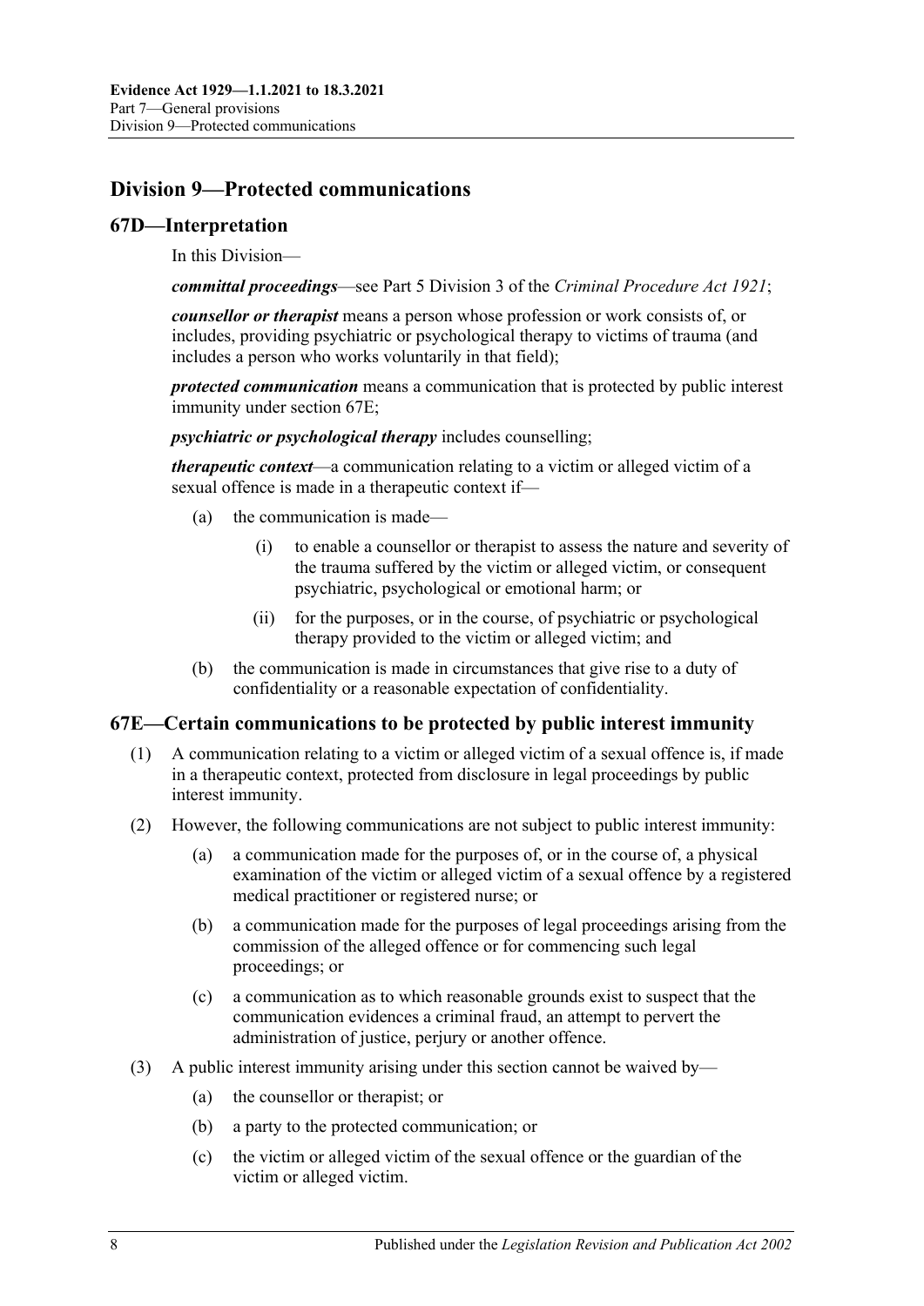## Division 9—Protected communications

### 67D—Interpretation

In this Division—

***committal proceedings***—see Part 5 Division 3 of the *Criminal Procedure Act 1921*;

***counsellor or therapist*** means a person whose profession or work consists of, or includes, providing psychiatric or psychological therapy to victims of trauma (and includes a person who works voluntarily in that field);

***protected communication*** means a communication that is protected by public interest immunity under section 67E;

***psychiatric or psychological therapy*** includes counselling;

***therapeutic context***—a communication relating to a victim or alleged victim of a sexual offence is made in a therapeutic context if—

(a) the communication is made—

(i) to enable a counsellor or therapist to assess the nature and severity of the trauma suffered by the victim or alleged victim, or consequent psychiatric, psychological or emotional harm; or

(ii) for the purposes, or in the course, of psychiatric or psychological therapy provided to the victim or alleged victim; and

(b) the communication is made in circumstances that give rise to a duty of confidentiality or a reasonable expectation of confidentiality.

### 67E—Certain communications to be protected by public interest immunity

(1) A communication relating to a victim or alleged victim of a sexual offence is, if made in a therapeutic context, protected from disclosure in legal proceedings by public interest immunity.

(2) However, the following communications are not subject to public interest immunity:

(a) a communication made for the purposes of, or in the course of, a physical examination of the victim or alleged victim of a sexual offence by a registered medical practitioner or registered nurse; or

(b) a communication made for the purposes of legal proceedings arising from the commission of the alleged offence or for commencing such legal proceedings; or

(c) a communication as to which reasonable grounds exist to suspect that the communication evidences a criminal fraud, an attempt to pervert the administration of justice, perjury or another offence.

(3) A public interest immunity arising under this section cannot be waived by—

(a) the counsellor or therapist; or

(b) a party to the protected communication; or

(c) the victim or alleged victim of the sexual offence or the guardian of the victim or alleged victim.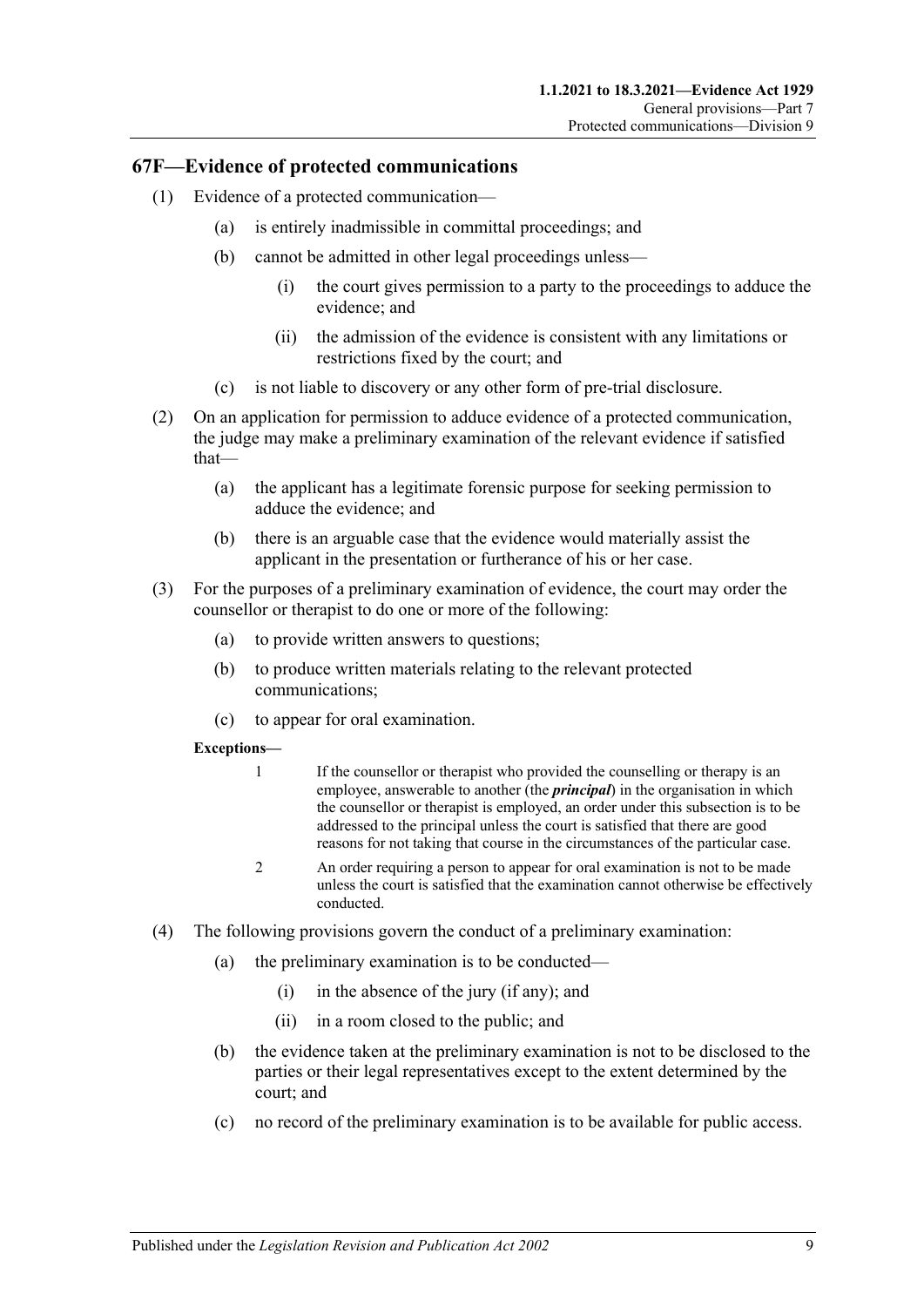## 67F—Evidence of protected communications

(1) Evidence of a protected communication—

  (a) is entirely inadmissible in committal proceedings; and

  (b) cannot be admitted in other legal proceedings unless—

    (i) the court gives permission to a party to the proceedings to adduce the evidence; and

    (ii) the admission of the evidence is consistent with any limitations or restrictions fixed by the court; and

  (c) is not liable to discovery or any other form of pre-trial disclosure.

(2) On an application for permission to adduce evidence of a protected communication, the judge may make a preliminary examination of the relevant evidence if satisfied that—

  (a) the applicant has a legitimate forensic purpose for seeking permission to adduce the evidence; and

  (b) there is an arguable case that the evidence would materially assist the applicant in the presentation or furtherance of his or her case.

(3) For the purposes of a preliminary examination of evidence, the court may order the counsellor or therapist to do one or more of the following:

  (a) to provide written answers to questions;

  (b) to produce written materials relating to the relevant protected communications;

  (c) to appear for oral examination.

**Exceptions—**

1 If the counsellor or therapist who provided the counselling or therapy is an employee, answerable to another (the ***principal***) in the organisation in which the counsellor or therapist is employed, an order under this subsection is to be addressed to the principal unless the court is satisfied that there are good reasons for not taking that course in the circumstances of the particular case.

2 An order requiring a person to appear for oral examination is not to be made unless the court is satisfied that the examination cannot otherwise be effectively conducted.

(4) The following provisions govern the conduct of a preliminary examination:

  (a) the preliminary examination is to be conducted—

    (i) in the absence of the jury (if any); and

    (ii) in a room closed to the public; and

  (b) the evidence taken at the preliminary examination is not to be disclosed to the parties or their legal representatives except to the extent determined by the court; and

  (c) no record of the preliminary examination is to be available for public access.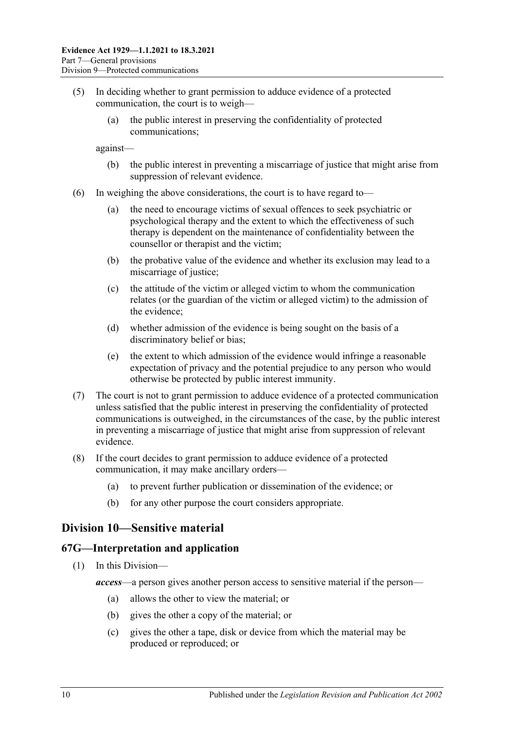(5) In deciding whether to grant permission to adduce evidence of a protected communication, the court is to weigh—

  (a) the public interest in preserving the confidentiality of protected communications;

against—

  (b) the public interest in preventing a miscarriage of justice that might arise from suppression of relevant evidence.

(6) In weighing the above considerations, the court is to have regard to—

  (a) the need to encourage victims of sexual offences to seek psychiatric or psychological therapy and the extent to which the effectiveness of such therapy is dependent on the maintenance of confidentiality between the counsellor or therapist and the victim;

  (b) the probative value of the evidence and whether its exclusion may lead to a miscarriage of justice;

  (c) the attitude of the victim or alleged victim to whom the communication relates (or the guardian of the victim or alleged victim) to the admission of the evidence;

  (d) whether admission of the evidence is being sought on the basis of a discriminatory belief or bias;

  (e) the extent to which admission of the evidence would infringe a reasonable expectation of privacy and the potential prejudice to any person who would otherwise be protected by public interest immunity.

(7) The court is not to grant permission to adduce evidence of a protected communication unless satisfied that the public interest in preserving the confidentiality of protected communications is outweighed, in the circumstances of the case, by the public interest in preventing a miscarriage of justice that might arise from suppression of relevant evidence.

(8) If the court decides to grant permission to adduce evidence of a protected communication, it may make ancillary orders—

  (a) to prevent further publication or dissemination of the evidence; or

  (b) for any other purpose the court considers appropriate.

## Division 10—Sensitive material

### 67G—Interpretation and application

(1) In this Division—

***access***—a person gives another person access to sensitive material if the person—

  (a) allows the other to view the material; or

  (b) gives the other a copy of the material; or

  (c) gives the other a tape, disk or device from which the material may be produced or reproduced; or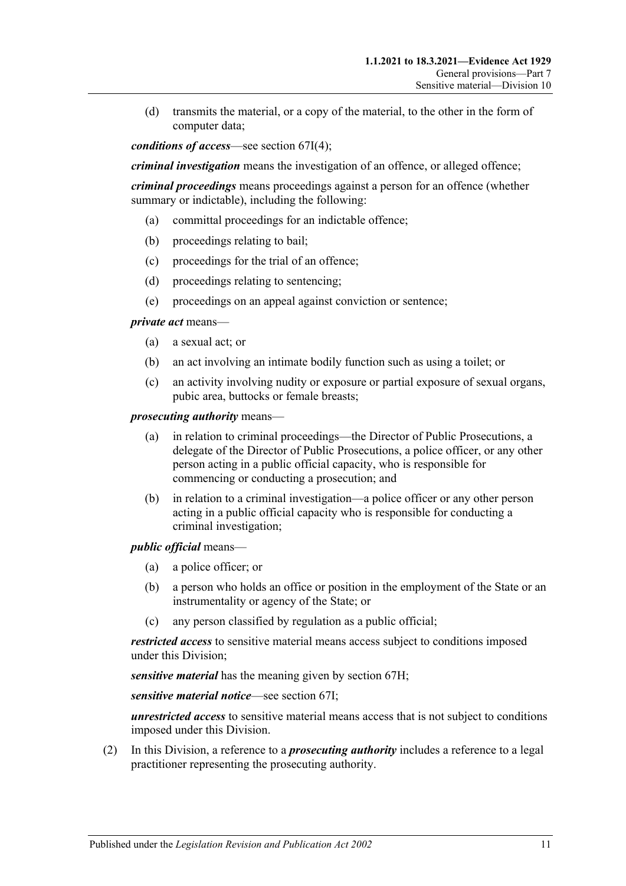(d) transmits the material, or a copy of the material, to the other in the form of computer data;

***conditions of access***—see section 67I(4);

***criminal investigation*** means the investigation of an offence, or alleged offence;

***criminal proceedings*** means proceedings against a person for an offence (whether summary or indictable), including the following:

(a) committal proceedings for an indictable offence;

(b) proceedings relating to bail;

(c) proceedings for the trial of an offence;

(d) proceedings relating to sentencing;

(e) proceedings on an appeal against conviction or sentence;

***private act*** means—

(a) a sexual act; or

(b) an act involving an intimate bodily function such as using a toilet; or

(c) an activity involving nudity or exposure or partial exposure of sexual organs, pubic area, buttocks or female breasts;

***prosecuting authority*** means—

(a) in relation to criminal proceedings—the Director of Public Prosecutions, a delegate of the Director of Public Prosecutions, a police officer, or any other person acting in a public official capacity, who is responsible for commencing or conducting a prosecution; and

(b) in relation to a criminal investigation—a police officer or any other person acting in a public official capacity who is responsible for conducting a criminal investigation;

***public official*** means—

(a) a police officer; or

(b) a person who holds an office or position in the employment of the State or an instrumentality or agency of the State; or

(c) any person classified by regulation as a public official;

***restricted access*** to sensitive material means access subject to conditions imposed under this Division;

***sensitive material*** has the meaning given by section 67H;

***sensitive material notice***—see section 67I;

***unrestricted access*** to sensitive material means access that is not subject to conditions imposed under this Division.

(2) In this Division, a reference to a ***prosecuting authority*** includes a reference to a legal practitioner representing the prosecuting authority.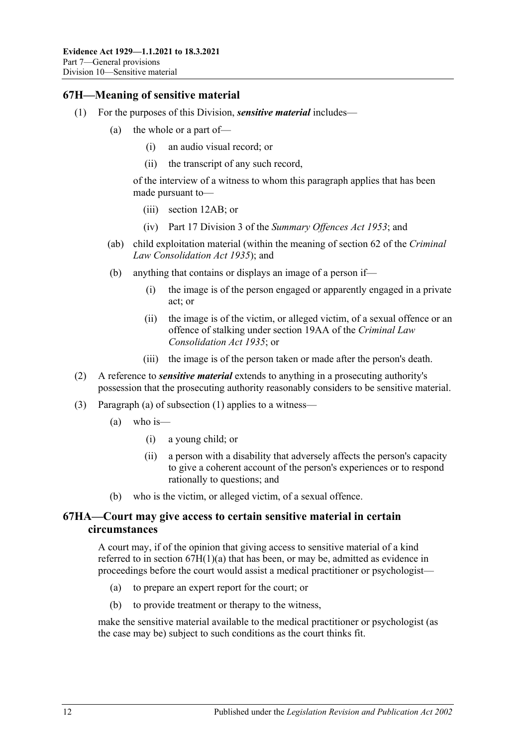## 67H—Meaning of sensitive material

(1) For the purposes of this Division, ***sensitive material*** includes—

(a) the whole or a part of—

(i) an audio visual record; or

(ii) the transcript of any such record,

of the interview of a witness to whom this paragraph applies that has been made pursuant to—

(iii) section 12AB; or

(iv) Part 17 Division 3 of the *Summary Offences Act 1953*; and

(ab) child exploitation material (within the meaning of section 62 of the *Criminal Law Consolidation Act 1935*); and

(b) anything that contains or displays an image of a person if—

(i) the image is of the person engaged or apparently engaged in a private act; or

(ii) the image is of the victim, or alleged victim, of a sexual offence or an offence of stalking under section 19AA of the *Criminal Law Consolidation Act 1935*; or

(iii) the image is of the person taken or made after the person's death.

(2) A reference to ***sensitive material*** extends to anything in a prosecuting authority's possession that the prosecuting authority reasonably considers to be sensitive material.

(3) Paragraph (a) of subsection (1) applies to a witness—

(a) who is—

(i) a young child; or

(ii) a person with a disability that adversely affects the person's capacity to give a coherent account of the person's experiences or to respond rationally to questions; and

(b) who is the victim, or alleged victim, of a sexual offence.

## 67HA—Court may give access to certain sensitive material in certain circumstances

A court may, if of the opinion that giving access to sensitive material of a kind referred to in section 67H(1)(a) that has been, or may be, admitted as evidence in proceedings before the court would assist a medical practitioner or psychologist—

(a) to prepare an expert report for the court; or

(b) to provide treatment or therapy to the witness,

make the sensitive material available to the medical practitioner or psychologist (as the case may be) subject to such conditions as the court thinks fit.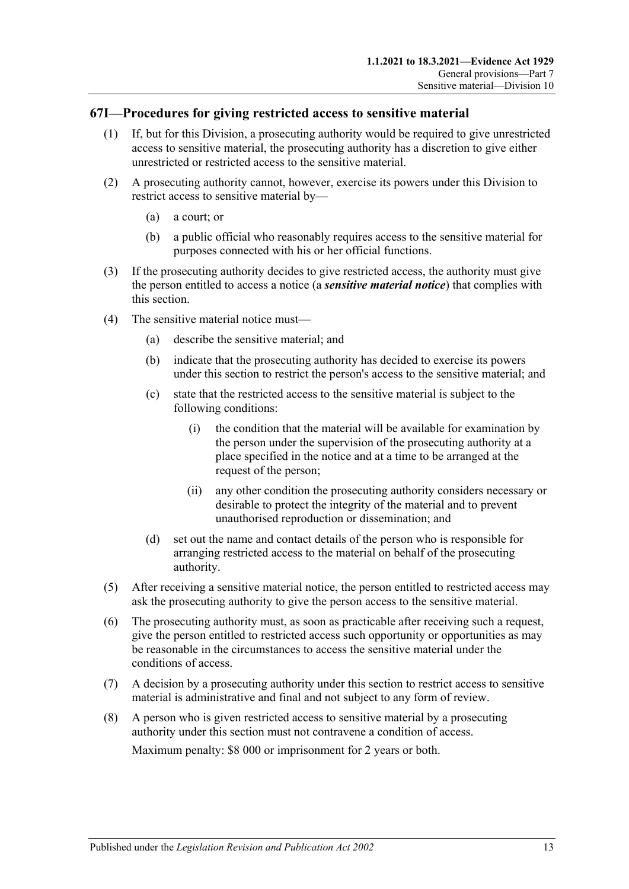## 67I—Procedures for giving restricted access to sensitive material

(1) If, but for this Division, a prosecuting authority would be required to give unrestricted access to sensitive material, the prosecuting authority has a discretion to give either unrestricted or restricted access to the sensitive material.

(2) A prosecuting authority cannot, however, exercise its powers under this Division to restrict access to sensitive material by—

- (a) a court; or
- (b) a public official who reasonably requires access to the sensitive material for purposes connected with his or her official functions.

(3) If the prosecuting authority decides to give restricted access, the authority must give the person entitled to access a notice (a ***sensitive material notice***) that complies with this section.

(4) The sensitive material notice must—

- (a) describe the sensitive material; and
- (b) indicate that the prosecuting authority has decided to exercise its powers under this section to restrict the person's access to the sensitive material; and
- (c) state that the restricted access to the sensitive material is subject to the following conditions:
  - (i) the condition that the material will be available for examination by the person under the supervision of the prosecuting authority at a place specified in the notice and at a time to be arranged at the request of the person;
  - (ii) any other condition the prosecuting authority considers necessary or desirable to protect the integrity of the material and to prevent unauthorised reproduction or dissemination; and
- (d) set out the name and contact details of the person who is responsible for arranging restricted access to the material on behalf of the prosecuting authority.

(5) After receiving a sensitive material notice, the person entitled to restricted access may ask the prosecuting authority to give the person access to the sensitive material.

(6) The prosecuting authority must, as soon as practicable after receiving such a request, give the person entitled to restricted access such opportunity or opportunities as may be reasonable in the circumstances to access the sensitive material under the conditions of access.

(7) A decision by a prosecuting authority under this section to restrict access to sensitive material is administrative and final and not subject to any form of review.

(8) A person who is given restricted access to sensitive material by a prosecuting authority under this section must not contravene a condition of access.

Maximum penalty: $8 000 or imprisonment for 2 years or both.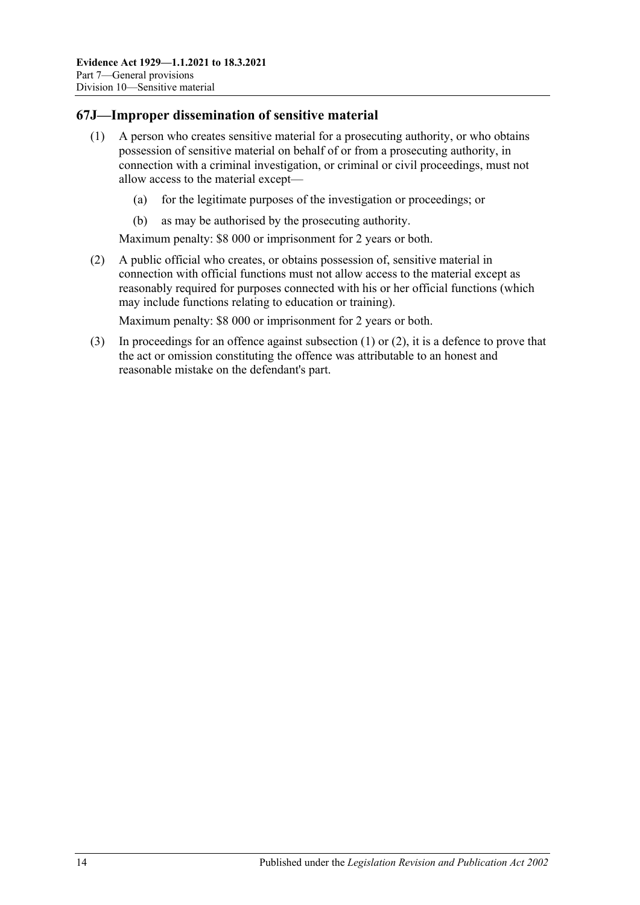## 67J—Improper dissemination of sensitive material

(1) A person who creates sensitive material for a prosecuting authority, or who obtains possession of sensitive material on behalf of or from a prosecuting authority, in connection with a criminal investigation, or criminal or civil proceedings, must not allow access to the material except—

   (a) for the legitimate purposes of the investigation or proceedings; or

   (b) as may be authorised by the prosecuting authority.

   Maximum penalty: $8 000 or imprisonment for 2 years or both.

(2) A public official who creates, or obtains possession of, sensitive material in connection with official functions must not allow access to the material except as reasonably required for purposes connected with his or her official functions (which may include functions relating to education or training).

   Maximum penalty: $8 000 or imprisonment for 2 years or both.

(3) In proceedings for an offence against subsection (1) or (2), it is a defence to prove that the act or omission constituting the offence was attributable to an honest and reasonable mistake on the defendant's part.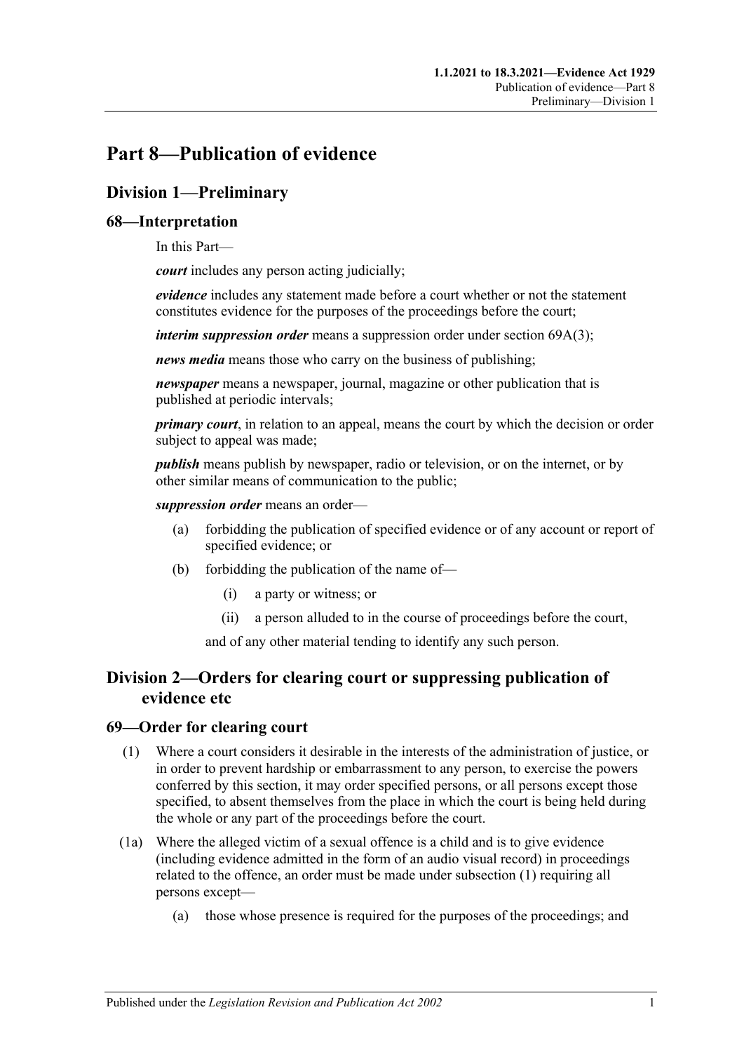# Part 8—Publication of evidence

## Division 1—Preliminary

### 68—Interpretation

In this Part—

***court*** includes any person acting judicially;

***evidence*** includes any statement made before a court whether or not the statement constitutes evidence for the purposes of the proceedings before the court;

***interim suppression order*** means a suppression order under section 69A(3);

***news media*** means those who carry on the business of publishing;

***newspaper*** means a newspaper, journal, magazine or other publication that is published at periodic intervals;

***primary court***, in relation to an appeal, means the court by which the decision or order subject to appeal was made;

***publish*** means publish by newspaper, radio or television, or on the internet, or by other similar means of communication to the public;

***suppression order*** means an order—

(a) forbidding the publication of specified evidence or of any account or report of specified evidence; or

(b) forbidding the publication of the name of—

(i) a party or witness; or

(ii) a person alluded to in the course of proceedings before the court,

and of any other material tending to identify any such person.

## Division 2—Orders for clearing court or suppressing publication of evidence etc

### 69—Order for clearing court

(1) Where a court considers it desirable in the interests of the administration of justice, or in order to prevent hardship or embarrassment to any person, to exercise the powers conferred by this section, it may order specified persons, or all persons except those specified, to absent themselves from the place in which the court is being held during the whole or any part of the proceedings before the court.

(1a) Where the alleged victim of a sexual offence is a child and is to give evidence (including evidence admitted in the form of an audio visual record) in proceedings related to the offence, an order must be made under subsection (1) requiring all persons except—

(a) those whose presence is required for the purposes of the proceedings; and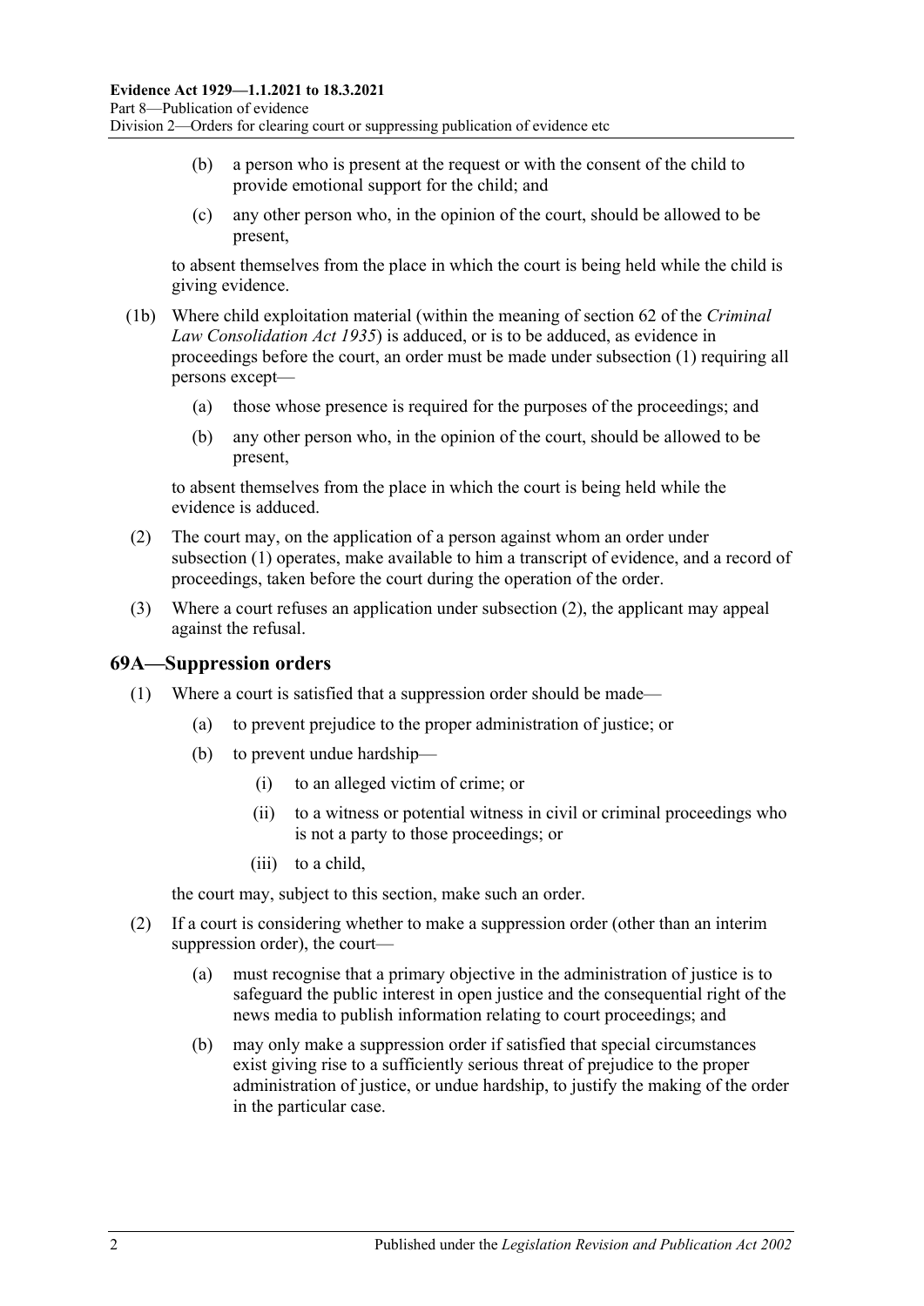(b) a person who is present at the request or with the consent of the child to provide emotional support for the child; and

(c) any other person who, in the opinion of the court, should be allowed to be present,

to absent themselves from the place in which the court is being held while the child is giving evidence.

(1b) Where child exploitation material (within the meaning of section 62 of the *Criminal Law Consolidation Act 1935*) is adduced, or is to be adduced, as evidence in proceedings before the court, an order must be made under subsection (1) requiring all persons except—

(a) those whose presence is required for the purposes of the proceedings; and

(b) any other person who, in the opinion of the court, should be allowed to be present,

to absent themselves from the place in which the court is being held while the evidence is adduced.

(2) The court may, on the application of a person against whom an order under subsection (1) operates, make available to him a transcript of evidence, and a record of proceedings, taken before the court during the operation of the order.

(3) Where a court refuses an application under subsection (2), the applicant may appeal against the refusal.

## 69A—Suppression orders

(1) Where a court is satisfied that a suppression order should be made—

(a) to prevent prejudice to the proper administration of justice; or

(b) to prevent undue hardship—

(i) to an alleged victim of crime; or

(ii) to a witness or potential witness in civil or criminal proceedings who is not a party to those proceedings; or

(iii) to a child,

the court may, subject to this section, make such an order.

(2) If a court is considering whether to make a suppression order (other than an interim suppression order), the court—

(a) must recognise that a primary objective in the administration of justice is to safeguard the public interest in open justice and the consequential right of the news media to publish information relating to court proceedings; and

(b) may only make a suppression order if satisfied that special circumstances exist giving rise to a sufficiently serious threat of prejudice to the proper administration of justice, or undue hardship, to justify the making of the order in the particular case.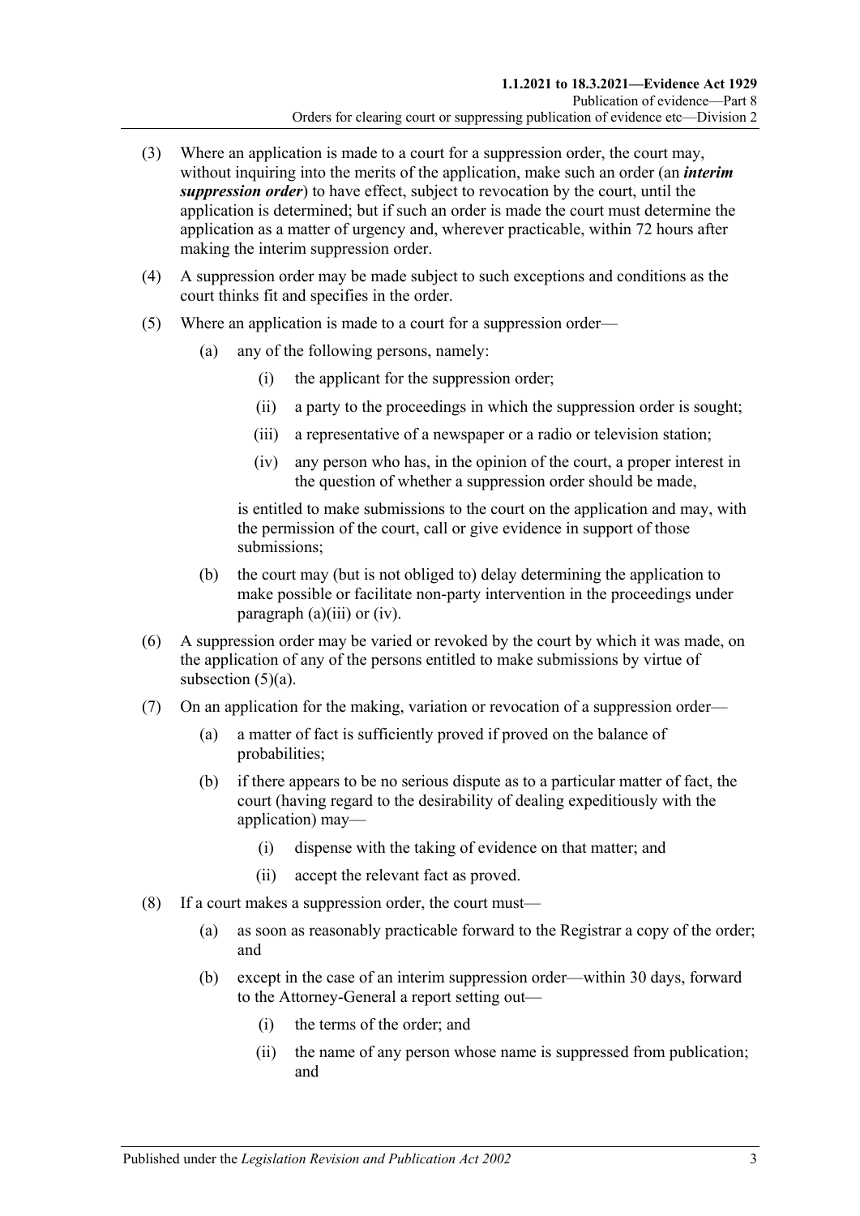(3) Where an application is made to a court for a suppression order, the court may, without inquiring into the merits of the application, make such an order (an ***interim suppression order***) to have effect, subject to revocation by the court, until the application is determined; but if such an order is made the court must determine the application as a matter of urgency and, wherever practicable, within 72 hours after making the interim suppression order.

(4) A suppression order may be made subject to such exceptions and conditions as the court thinks fit and specifies in the order.

(5) Where an application is made to a court for a suppression order—

(a) any of the following persons, namely:

(i) the applicant for the suppression order;

(ii) a party to the proceedings in which the suppression order is sought;

(iii) a representative of a newspaper or a radio or television station;

(iv) any person who has, in the opinion of the court, a proper interest in the question of whether a suppression order should be made,

is entitled to make submissions to the court on the application and may, with the permission of the court, call or give evidence in support of those submissions;

(b) the court may (but is not obliged to) delay determining the application to make possible or facilitate non-party intervention in the proceedings under paragraph (a)(iii) or (iv).

(6) A suppression order may be varied or revoked by the court by which it was made, on the application of any of the persons entitled to make submissions by virtue of subsection (5)(a).

(7) On an application for the making, variation or revocation of a suppression order—

(a) a matter of fact is sufficiently proved if proved on the balance of probabilities;

(b) if there appears to be no serious dispute as to a particular matter of fact, the court (having regard to the desirability of dealing expeditiously with the application) may—

(i) dispense with the taking of evidence on that matter; and

(ii) accept the relevant fact as proved.

(8) If a court makes a suppression order, the court must—

(a) as soon as reasonably practicable forward to the Registrar a copy of the order; and

(b) except in the case of an interim suppression order—within 30 days, forward to the Attorney-General a report setting out—

(i) the terms of the order; and

(ii) the name of any person whose name is suppressed from publication; and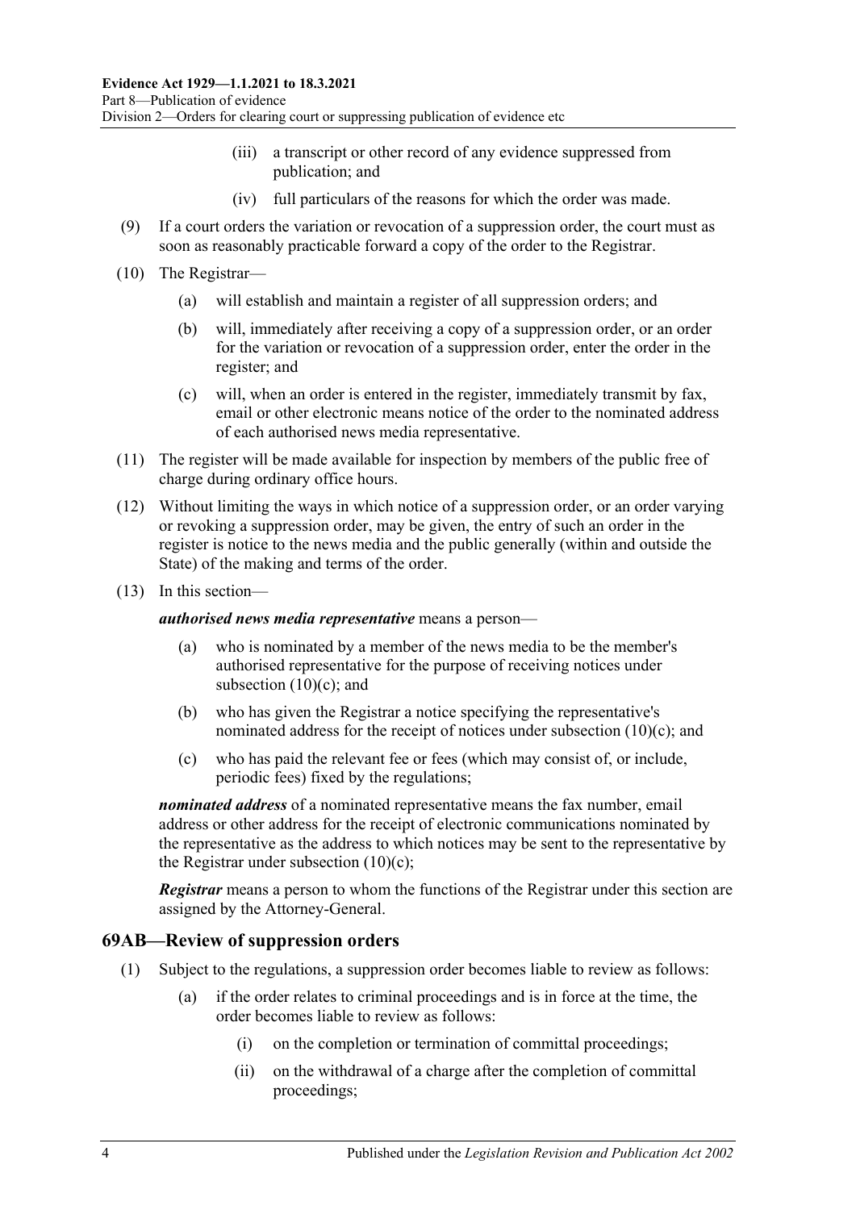- (iii) a transcript or other record of any evidence suppressed from publication; and
- (iv) full particulars of the reasons for which the order was made.

(9) If a court orders the variation or revocation of a suppression order, the court must as soon as reasonably practicable forward a copy of the order to the Registrar.

(10) The Registrar—

- (a) will establish and maintain a register of all suppression orders; and
- (b) will, immediately after receiving a copy of a suppression order, or an order for the variation or revocation of a suppression order, enter the order in the register; and
- (c) will, when an order is entered in the register, immediately transmit by fax, email or other electronic means notice of the order to the nominated address of each authorised news media representative.

(11) The register will be made available for inspection by members of the public free of charge during ordinary office hours.

(12) Without limiting the ways in which notice of a suppression order, or an order varying or revoking a suppression order, may be given, the entry of such an order in the register is notice to the news media and the public generally (within and outside the State) of the making and terms of the order.

(13) In this section—

***authorised news media representative*** means a person—

- (a) who is nominated by a member of the news media to be the member's authorised representative for the purpose of receiving notices under subsection (10)(c); and
- (b) who has given the Registrar a notice specifying the representative's nominated address for the receipt of notices under subsection (10)(c); and
- (c) who has paid the relevant fee or fees (which may consist of, or include, periodic fees) fixed by the regulations;

***nominated address*** of a nominated representative means the fax number, email address or other address for the receipt of electronic communications nominated by the representative as the address to which notices may be sent to the representative by the Registrar under subsection (10)(c);

***Registrar*** means a person to whom the functions of the Registrar under this section are assigned by the Attorney-General.

## 69AB—Review of suppression orders

(1) Subject to the regulations, a suppression order becomes liable to review as follows:

- (a) if the order relates to criminal proceedings and is in force at the time, the order becomes liable to review as follows:
  - (i) on the completion or termination of committal proceedings;
  - (ii) on the withdrawal of a charge after the completion of committal proceedings;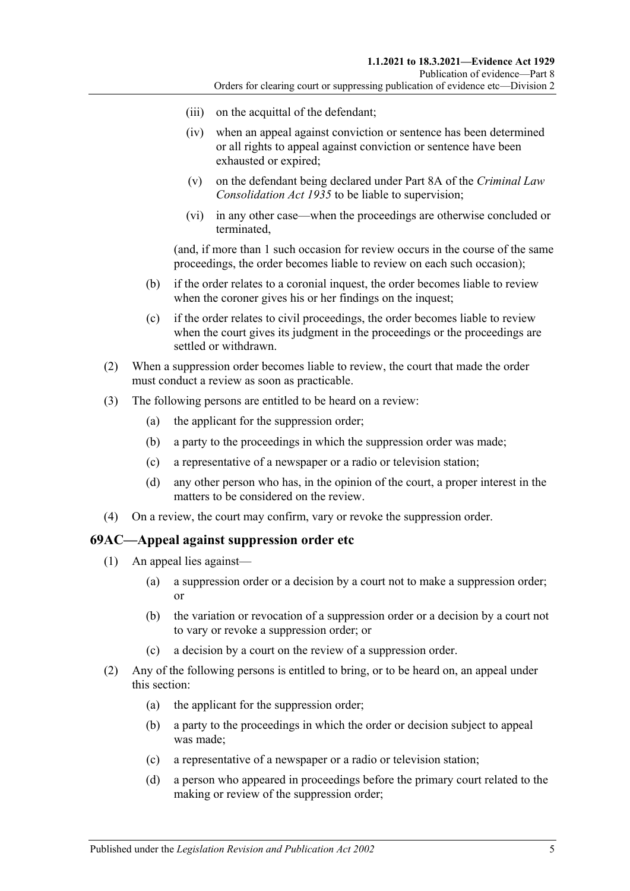(iii) on the acquittal of the defendant;

(iv) when an appeal against conviction or sentence has been determined or all rights to appeal against conviction or sentence have been exhausted or expired;

(v) on the defendant being declared under Part 8A of the *Criminal Law Consolidation Act 1935* to be liable to supervision;

(vi) in any other case—when the proceedings are otherwise concluded or terminated,

(and, if more than 1 such occasion for review occurs in the course of the same proceedings, the order becomes liable to review on each such occasion);

(b) if the order relates to a coronial inquest, the order becomes liable to review when the coroner gives his or her findings on the inquest;

(c) if the order relates to civil proceedings, the order becomes liable to review when the court gives its judgment in the proceedings or the proceedings are settled or withdrawn.

(2) When a suppression order becomes liable to review, the court that made the order must conduct a review as soon as practicable.

(3) The following persons are entitled to be heard on a review:

(a) the applicant for the suppression order;

(b) a party to the proceedings in which the suppression order was made;

(c) a representative of a newspaper or a radio or television station;

(d) any other person who has, in the opinion of the court, a proper interest in the matters to be considered on the review.

(4) On a review, the court may confirm, vary or revoke the suppression order.

## 69AC—Appeal against suppression order etc

(1) An appeal lies against—

(a) a suppression order or a decision by a court not to make a suppression order; or

(b) the variation or revocation of a suppression order or a decision by a court not to vary or revoke a suppression order; or

(c) a decision by a court on the review of a suppression order.

(2) Any of the following persons is entitled to bring, or to be heard on, an appeal under this section:

(a) the applicant for the suppression order;

(b) a party to the proceedings in which the order or decision subject to appeal was made;

(c) a representative of a newspaper or a radio or television station;

(d) a person who appeared in proceedings before the primary court related to the making or review of the suppression order;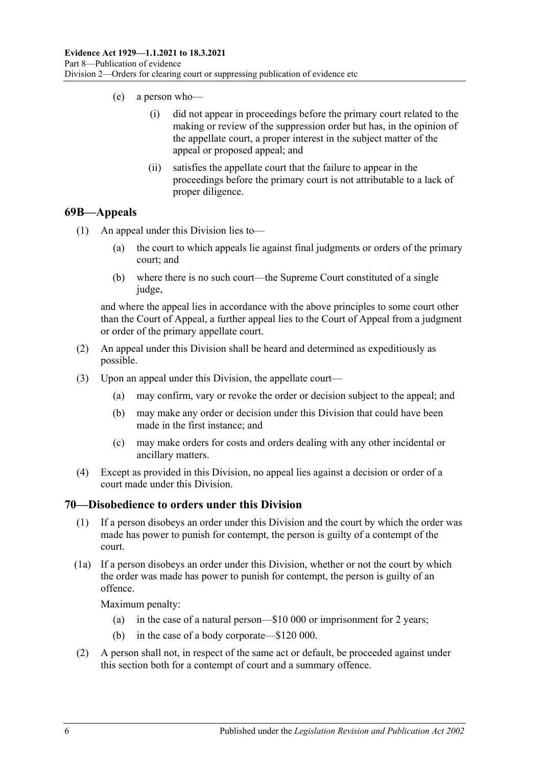(e) a person who—

(i) did not appear in proceedings before the primary court related to the making or review of the suppression order but has, in the opinion of the appellate court, a proper interest in the subject matter of the appeal or proposed appeal; and

(ii) satisfies the appellate court that the failure to appear in the proceedings before the primary court is not attributable to a lack of proper diligence.

## 69B—Appeals

(1) An appeal under this Division lies to—

(a) the court to which appeals lie against final judgments or orders of the primary court; and

(b) where there is no such court—the Supreme Court constituted of a single judge,

and where the appeal lies in accordance with the above principles to some court other than the Court of Appeal, a further appeal lies to the Court of Appeal from a judgment or order of the primary appellate court.

(2) An appeal under this Division shall be heard and determined as expeditiously as possible.

(3) Upon an appeal under this Division, the appellate court—

(a) may confirm, vary or revoke the order or decision subject to the appeal; and

(b) may make any order or decision under this Division that could have been made in the first instance; and

(c) may make orders for costs and orders dealing with any other incidental or ancillary matters.

(4) Except as provided in this Division, no appeal lies against a decision or order of a court made under this Division.

## 70—Disobedience to orders under this Division

(1) If a person disobeys an order under this Division and the court by which the order was made has power to punish for contempt, the person is guilty of a contempt of the court.

(1a) If a person disobeys an order under this Division, whether or not the court by which the order was made has power to punish for contempt, the person is guilty of an offence.

Maximum penalty:

(a) in the case of a natural person—$10 000 or imprisonment for 2 years;

(b) in the case of a body corporate—$120 000.

(2) A person shall not, in respect of the same act or default, be proceeded against under this section both for a contempt of court and a summary offence.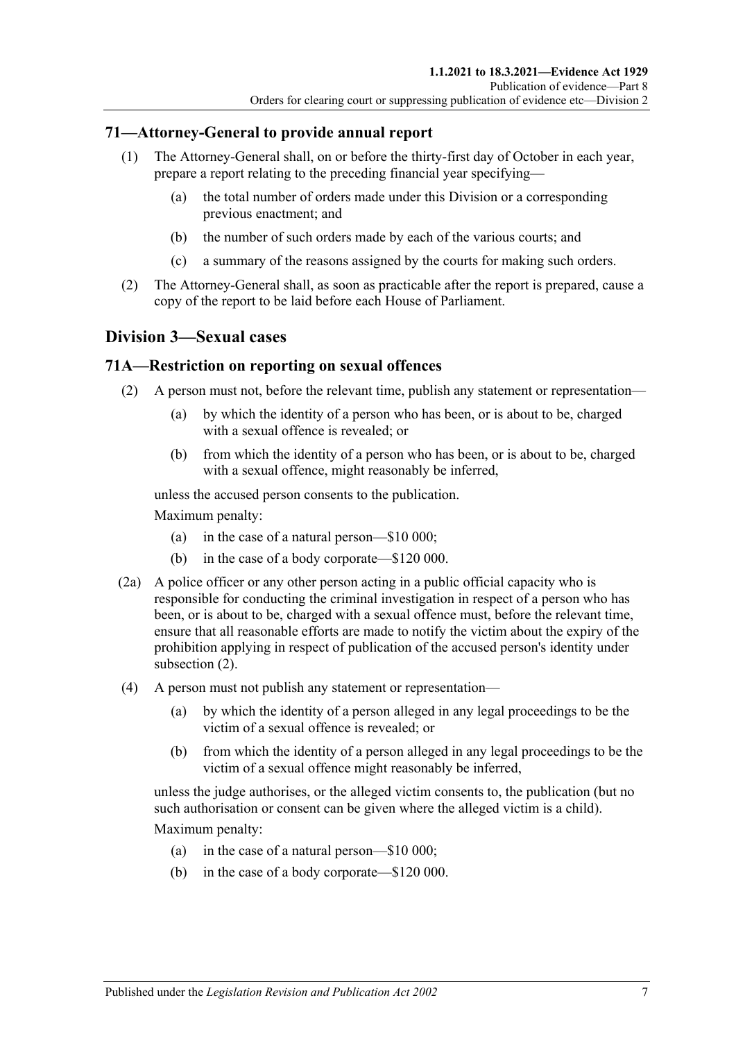## 71—Attorney-General to provide annual report

(1) The Attorney-General shall, on or before the thirty-first day of October in each year, prepare a report relating to the preceding financial year specifying—

(a) the total number of orders made under this Division or a corresponding previous enactment; and

(b) the number of such orders made by each of the various courts; and

(c) a summary of the reasons assigned by the courts for making such orders.

(2) The Attorney-General shall, as soon as practicable after the report is prepared, cause a copy of the report to be laid before each House of Parliament.

# Division 3—Sexual cases

## 71A—Restriction on reporting on sexual offences

(2) A person must not, before the relevant time, publish any statement or representation—

(a) by which the identity of a person who has been, or is about to be, charged with a sexual offence is revealed; or

(b) from which the identity of a person who has been, or is about to be, charged with a sexual offence, might reasonably be inferred,

unless the accused person consents to the publication.

Maximum penalty:

(a) in the case of a natural person—$10 000;

(b) in the case of a body corporate—$120 000.

(2a) A police officer or any other person acting in a public official capacity who is responsible for conducting the criminal investigation in respect of a person who has been, or is about to be, charged with a sexual offence must, before the relevant time, ensure that all reasonable efforts are made to notify the victim about the expiry of the prohibition applying in respect of publication of the accused person's identity under subsection (2).

(4) A person must not publish any statement or representation—

(a) by which the identity of a person alleged in any legal proceedings to be the victim of a sexual offence is revealed; or

(b) from which the identity of a person alleged in any legal proceedings to be the victim of a sexual offence might reasonably be inferred,

unless the judge authorises, or the alleged victim consents to, the publication (but no such authorisation or consent can be given where the alleged victim is a child).

Maximum penalty:

(a) in the case of a natural person—$10 000;

(b) in the case of a body corporate—$120 000.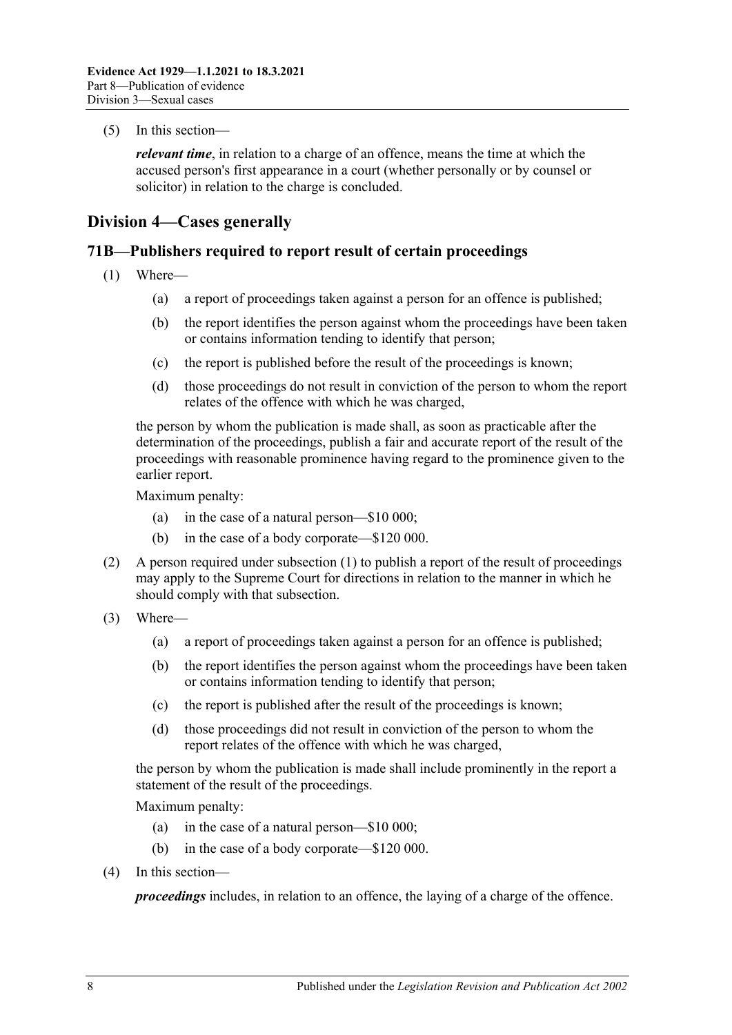(5) In this section—

*relevant time*, in relation to a charge of an offence, means the time at which the accused person's first appearance in a court (whether personally or by counsel or solicitor) in relation to the charge is concluded.

## Division 4—Cases generally

### 71B—Publishers required to report result of certain proceedings

(1) Where—

- (a) a report of proceedings taken against a person for an offence is published;
- (b) the report identifies the person against whom the proceedings have been taken or contains information tending to identify that person;
- (c) the report is published before the result of the proceedings is known;
- (d) those proceedings do not result in conviction of the person to whom the report relates of the offence with which he was charged,

the person by whom the publication is made shall, as soon as practicable after the determination of the proceedings, publish a fair and accurate report of the result of the proceedings with reasonable prominence having regard to the prominence given to the earlier report.

Maximum penalty:

- (a) in the case of a natural person—$10 000;
- (b) in the case of a body corporate—$120 000.

(2) A person required under subsection (1) to publish a report of the result of proceedings may apply to the Supreme Court for directions in relation to the manner in which he should comply with that subsection.

(3) Where—

- (a) a report of proceedings taken against a person for an offence is published;
- (b) the report identifies the person against whom the proceedings have been taken or contains information tending to identify that person;
- (c) the report is published after the result of the proceedings is known;
- (d) those proceedings did not result in conviction of the person to whom the report relates of the offence with which he was charged,

the person by whom the publication is made shall include prominently in the report a statement of the result of the proceedings.

Maximum penalty:

- (a) in the case of a natural person—$10 000;
- (b) in the case of a body corporate—$120 000.

(4) In this section—

*proceedings* includes, in relation to an offence, the laying of a charge of the offence.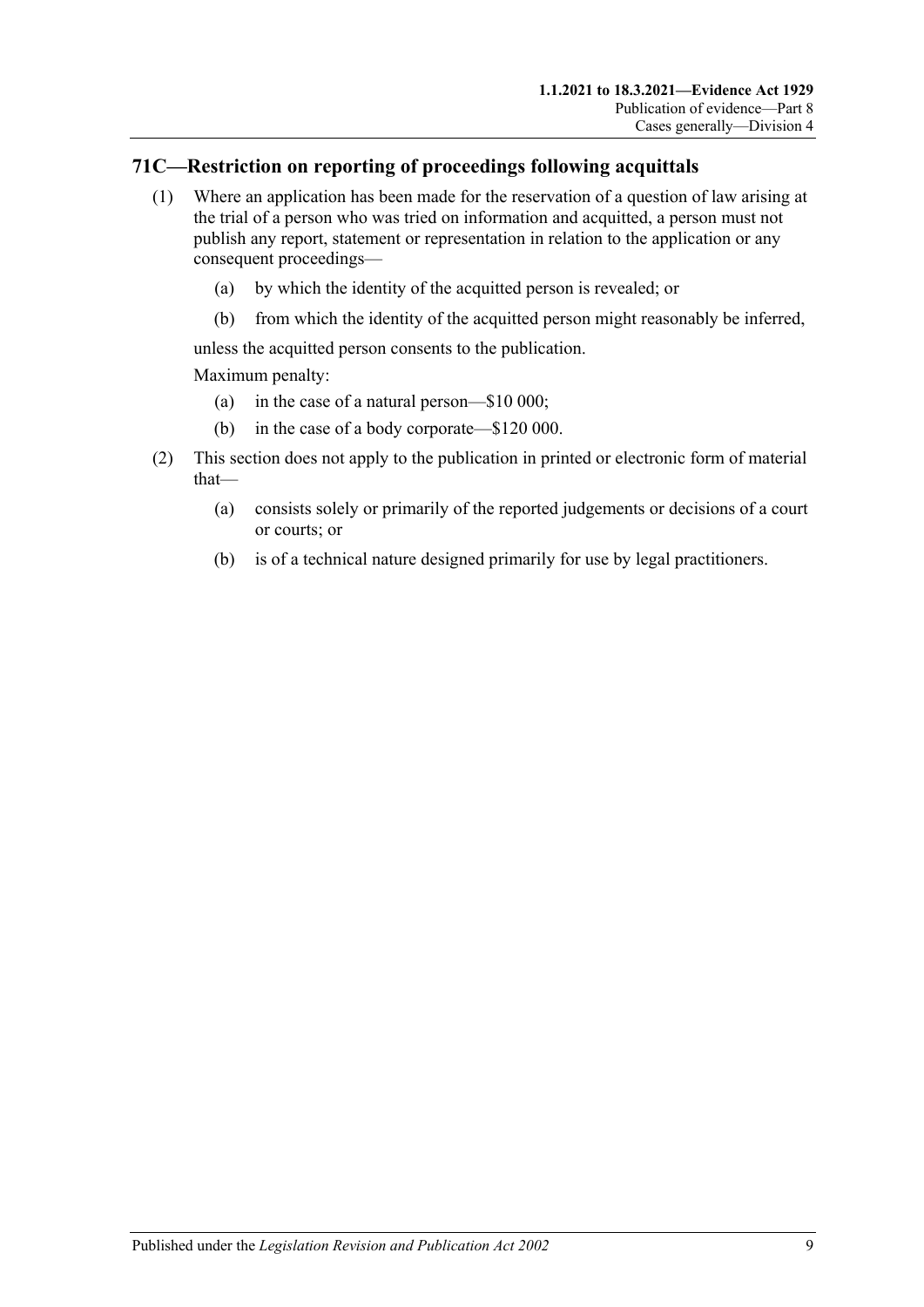## 71C—Restriction on reporting of proceedings following acquittals

(1) Where an application has been made for the reservation of a question of law arising at the trial of a person who was tried on information and acquitted, a person must not publish any report, statement or representation in relation to the application or any consequent proceedings—

   (a) by which the identity of the acquitted person is revealed; or

   (b) from which the identity of the acquitted person might reasonably be inferred,

   unless the acquitted person consents to the publication.

   Maximum penalty:

   (a) in the case of a natural person—$10 000;

   (b) in the case of a body corporate—$120 000.

(2) This section does not apply to the publication in printed or electronic form of material that—

   (a) consists solely or primarily of the reported judgements or decisions of a court or courts; or

   (b) is of a technical nature designed primarily for use by legal practitioners.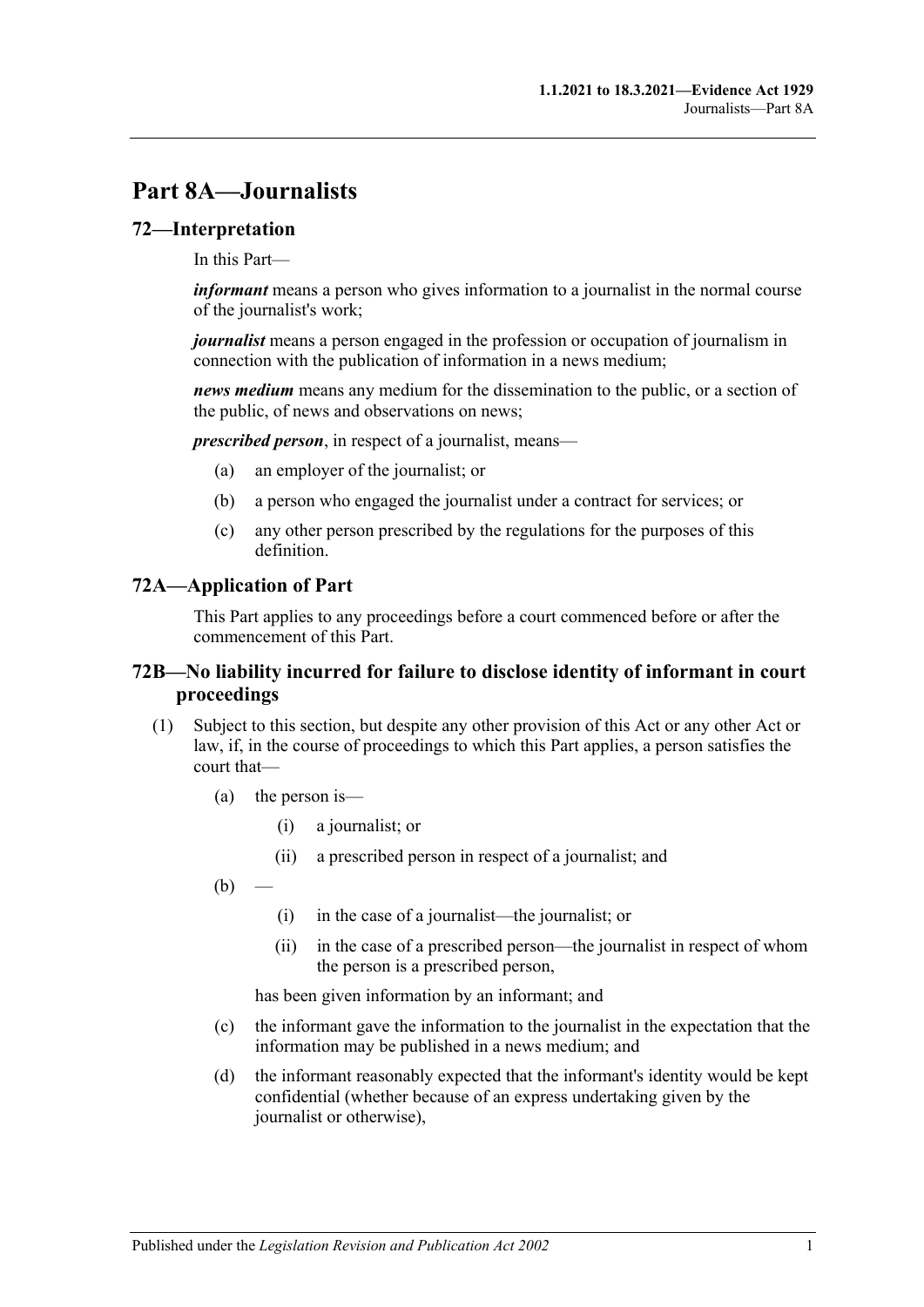# Part 8A—Journalists

## 72—Interpretation

In this Part—

***informant*** means a person who gives information to a journalist in the normal course of the journalist's work;

***journalist*** means a person engaged in the profession or occupation of journalism in connection with the publication of information in a news medium;

***news medium*** means any medium for the dissemination to the public, or a section of the public, of news and observations on news;

***prescribed person***, in respect of a journalist, means—

- (a) an employer of the journalist; or
- (b) a person who engaged the journalist under a contract for services; or
- (c) any other person prescribed by the regulations for the purposes of this definition.

## 72A—Application of Part

This Part applies to any proceedings before a court commenced before or after the commencement of this Part.

## 72B—No liability incurred for failure to disclose identity of informant in court proceedings

(1) Subject to this section, but despite any other provision of this Act or any other Act or law, if, in the course of proceedings to which this Part applies, a person satisfies the court that—

- (a) the person is—
  - (i) a journalist; or
  - (ii) a prescribed person in respect of a journalist; and
- (b) —
  - (i) in the case of a journalist—the journalist; or
  - (ii) in the case of a prescribed person—the journalist in respect of whom the person is a prescribed person,

  has been given information by an informant; and
- (c) the informant gave the information to the journalist in the expectation that the information may be published in a news medium; and
- (d) the informant reasonably expected that the informant's identity would be kept confidential (whether because of an express undertaking given by the journalist or otherwise),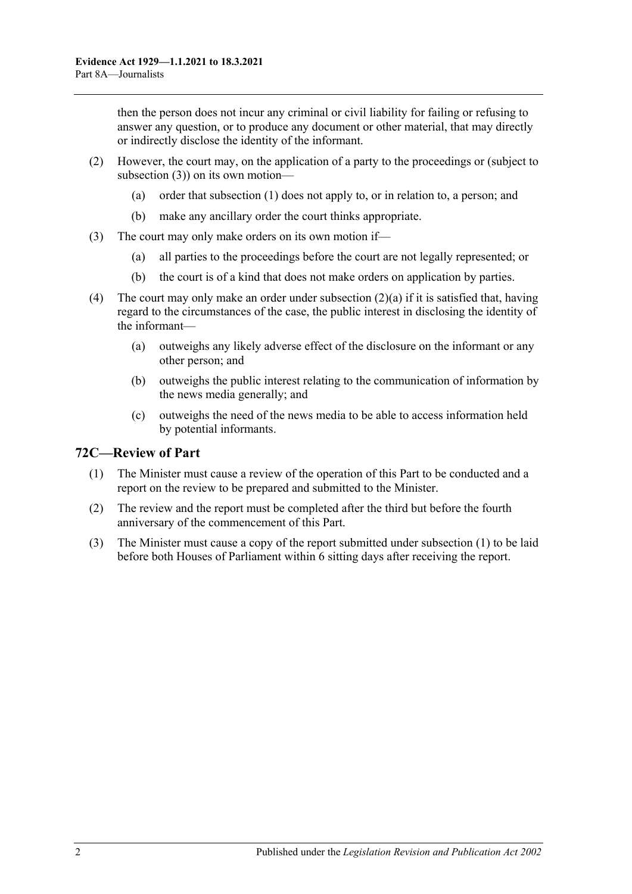then the person does not incur any criminal or civil liability for failing or refusing to answer any question, or to produce any document or other material, that may directly or indirectly disclose the identity of the informant.

(2) However, the court may, on the application of a party to the proceedings or (subject to subsection (3)) on its own motion—

(a) order that subsection (1) does not apply to, or in relation to, a person; and

(b) make any ancillary order the court thinks appropriate.

(3) The court may only make orders on its own motion if—

(a) all parties to the proceedings before the court are not legally represented; or

(b) the court is of a kind that does not make orders on application by parties.

(4) The court may only make an order under subsection (2)(a) if it is satisfied that, having regard to the circumstances of the case, the public interest in disclosing the identity of the informant—

(a) outweighs any likely adverse effect of the disclosure on the informant or any other person; and

(b) outweighs the public interest relating to the communication of information by the news media generally; and

(c) outweighs the need of the news media to be able to access information held by potential informants.

## 72C—Review of Part

(1) The Minister must cause a review of the operation of this Part to be conducted and a report on the review to be prepared and submitted to the Minister.

(2) The review and the report must be completed after the third but before the fourth anniversary of the commencement of this Part.

(3) The Minister must cause a copy of the report submitted under subsection (1) to be laid before both Houses of Parliament within 6 sitting days after receiving the report.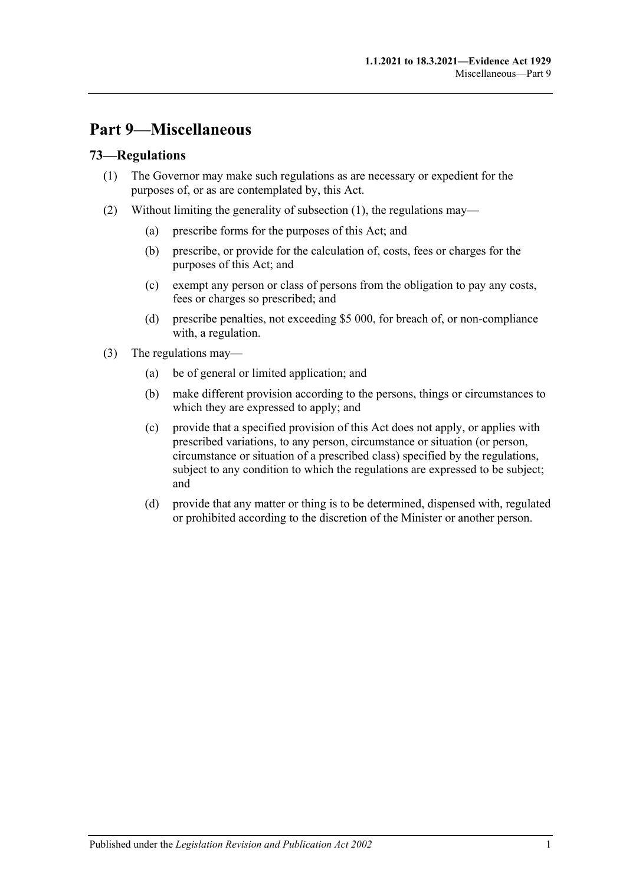# Part 9—Miscellaneous

## 73—Regulations

(1) The Governor may make such regulations as are necessary or expedient for the purposes of, or as are contemplated by, this Act.

(2) Without limiting the generality of subsection (1), the regulations may—

(a) prescribe forms for the purposes of this Act; and

(b) prescribe, or provide for the calculation of, costs, fees or charges for the purposes of this Act; and

(c) exempt any person or class of persons from the obligation to pay any costs, fees or charges so prescribed; and

(d) prescribe penalties, not exceeding $5 000, for breach of, or non-compliance with, a regulation.

(3) The regulations may—

(a) be of general or limited application; and

(b) make different provision according to the persons, things or circumstances to which they are expressed to apply; and

(c) provide that a specified provision of this Act does not apply, or applies with prescribed variations, to any person, circumstance or situation (or person, circumstance or situation of a prescribed class) specified by the regulations, subject to any condition to which the regulations are expressed to be subject; and

(d) provide that any matter or thing is to be determined, dispensed with, regulated or prohibited according to the discretion of the Minister or another person.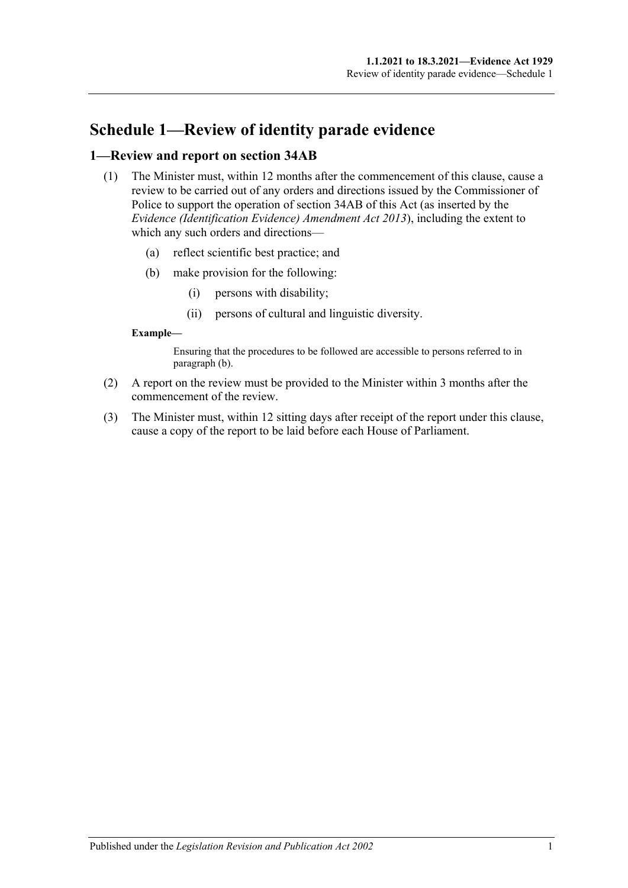# Schedule 1—Review of identity parade evidence

## 1—Review and report on section 34AB

(1) The Minister must, within 12 months after the commencement of this clause, cause a review to be carried out of any orders and directions issued by the Commissioner of Police to support the operation of section 34AB of this Act (as inserted by the *Evidence (Identification Evidence) Amendment Act 2013*), including the extent to which any such orders and directions—

(a) reflect scientific best practice; and

(b) make provision for the following:

(i) persons with disability;

(ii) persons of cultural and linguistic diversity.

**Example—**

Ensuring that the procedures to be followed are accessible to persons referred to in paragraph (b).

(2) A report on the review must be provided to the Minister within 3 months after the commencement of the review.

(3) The Minister must, within 12 sitting days after receipt of the report under this clause, cause a copy of the report to be laid before each House of Parliament.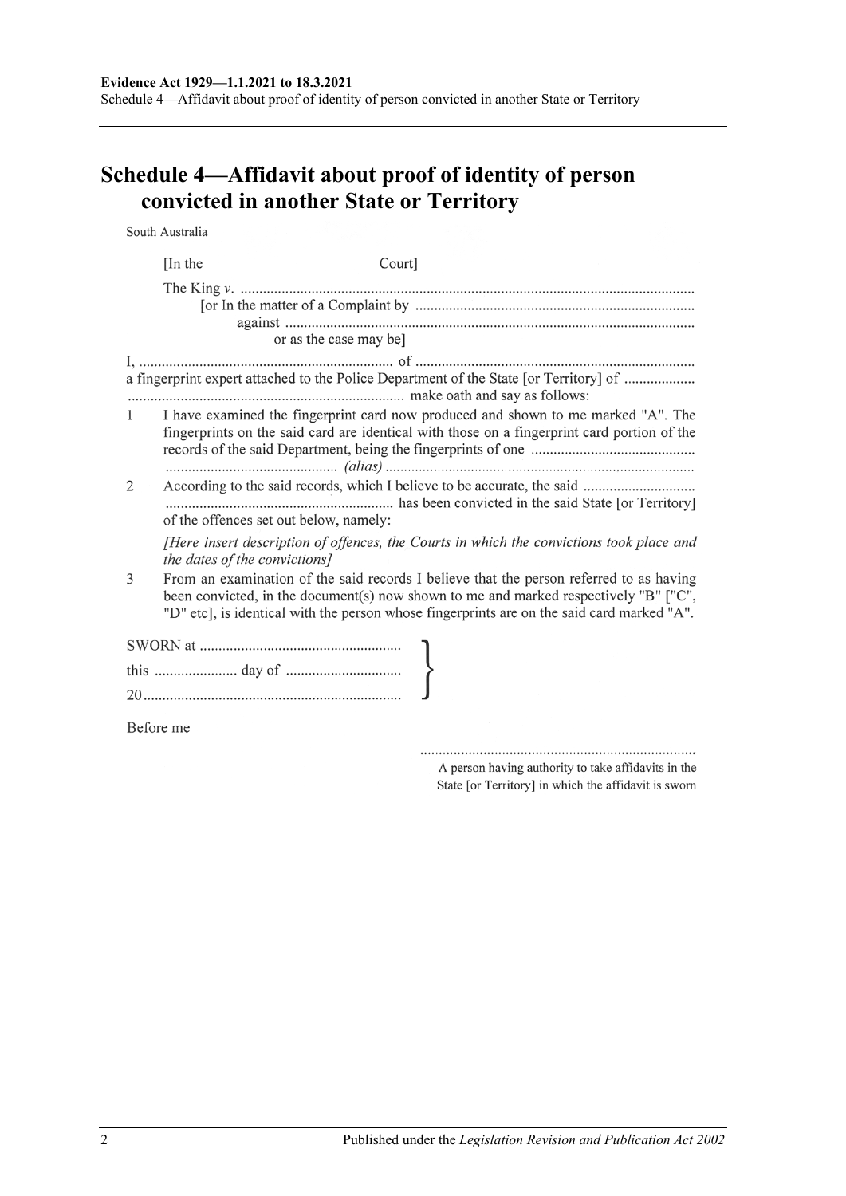# Schedule 4—Affidavit about proof of identity of person convicted in another State or Territory

South Australia

[In the                                   Court]

The King *v.* ..........................................................................................................................
  [or In the matter of a Complaint by ..........................................................................
    against .............................................................................................................
      or as the case may be]

I, .................................................................... of ..........................................................................
a fingerprint expert attached to the Police Department of the State [or Territory] of ..................
.......................................................................... make oath and say as follows:

1 I have examined the fingerprint card now produced and shown to me marked "A". The fingerprints on the said card are identical with those on a fingerprint card portion of the records of the said Department, being the fingerprints of one ..........................................
.............................................. *(alias)* ..................................................................................

2 According to the said records, which I believe to be accurate, the said ..............................
............................................................ has been convicted in the said State [or Territory] of the offences set out below, namely:

*[Here insert description of offences, the Courts in which the convictions took place and the dates of the convictions]*

3 From an examination of the said records I believe that the person referred to as having been convicted, in the document(s) now shown to me and marked respectively "B" ["C", "D" etc], is identical with the person whose fingerprints are on the said card marked "A".

SWORN at .....................................................
this ...................... day of ..............................
20....................................................................

Before me

..........................................................................
A person having authority to take affidavits in the State [or Territory] in which the affidavit is sworn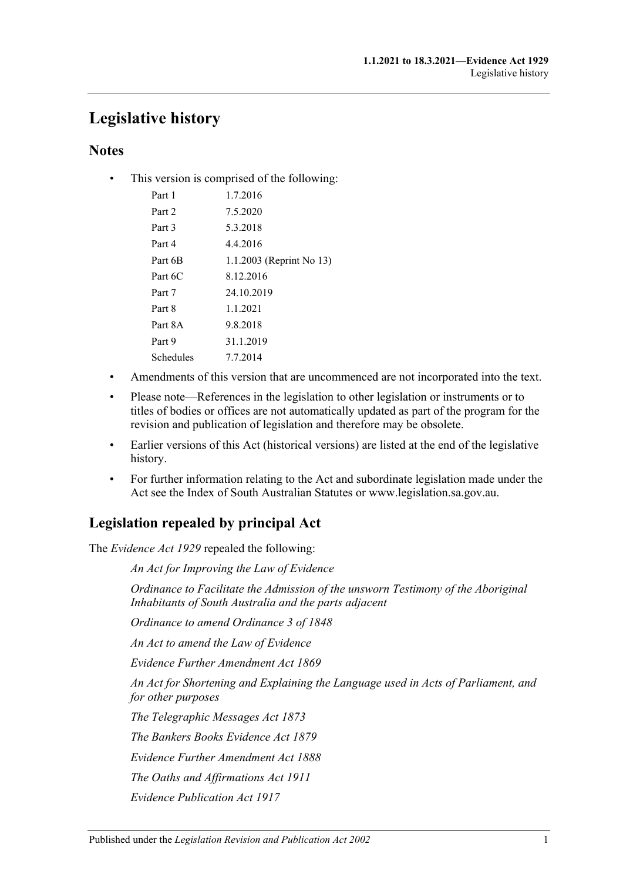# Legislative history

## Notes

- This version is comprised of the following:

| | |
|---|---|
| Part 1 | 1.7.2016 |
| Part 2 | 7.5.2020 |
| Part 3 | 5.3.2018 |
| Part 4 | 4.4.2016 |
| Part 6B | 1.1.2003 (Reprint No 13) |
| Part 6C | 8.12.2016 |
| Part 7 | 24.10.2019 |
| Part 8 | 1.1.2021 |
| Part 8A | 9.8.2018 |
| Part 9 | 31.1.2019 |
| Schedules | 7.7.2014 |

- Amendments of this version that are uncommenced are not incorporated into the text.
- Please note—References in the legislation to other legislation or instruments or to titles of bodies or offices are not automatically updated as part of the program for the revision and publication of legislation and therefore may be obsolete.
- Earlier versions of this Act (historical versions) are listed at the end of the legislative history.
- For further information relating to the Act and subordinate legislation made under the Act see the Index of South Australian Statutes or www.legislation.sa.gov.au.

## Legislation repealed by principal Act

The *Evidence Act 1929* repealed the following:

*An Act for Improving the Law of Evidence*

*Ordinance to Facilitate the Admission of the unsworn Testimony of the Aboriginal Inhabitants of South Australia and the parts adjacent*

*Ordinance to amend Ordinance 3 of 1848*

*An Act to amend the Law of Evidence*

*Evidence Further Amendment Act 1869*

*An Act for Shortening and Explaining the Language used in Acts of Parliament, and for other purposes*

*The Telegraphic Messages Act 1873*

*The Bankers Books Evidence Act 1879*

*Evidence Further Amendment Act 1888*

*The Oaths and Affirmations Act 1911*

*Evidence Publication Act 1917*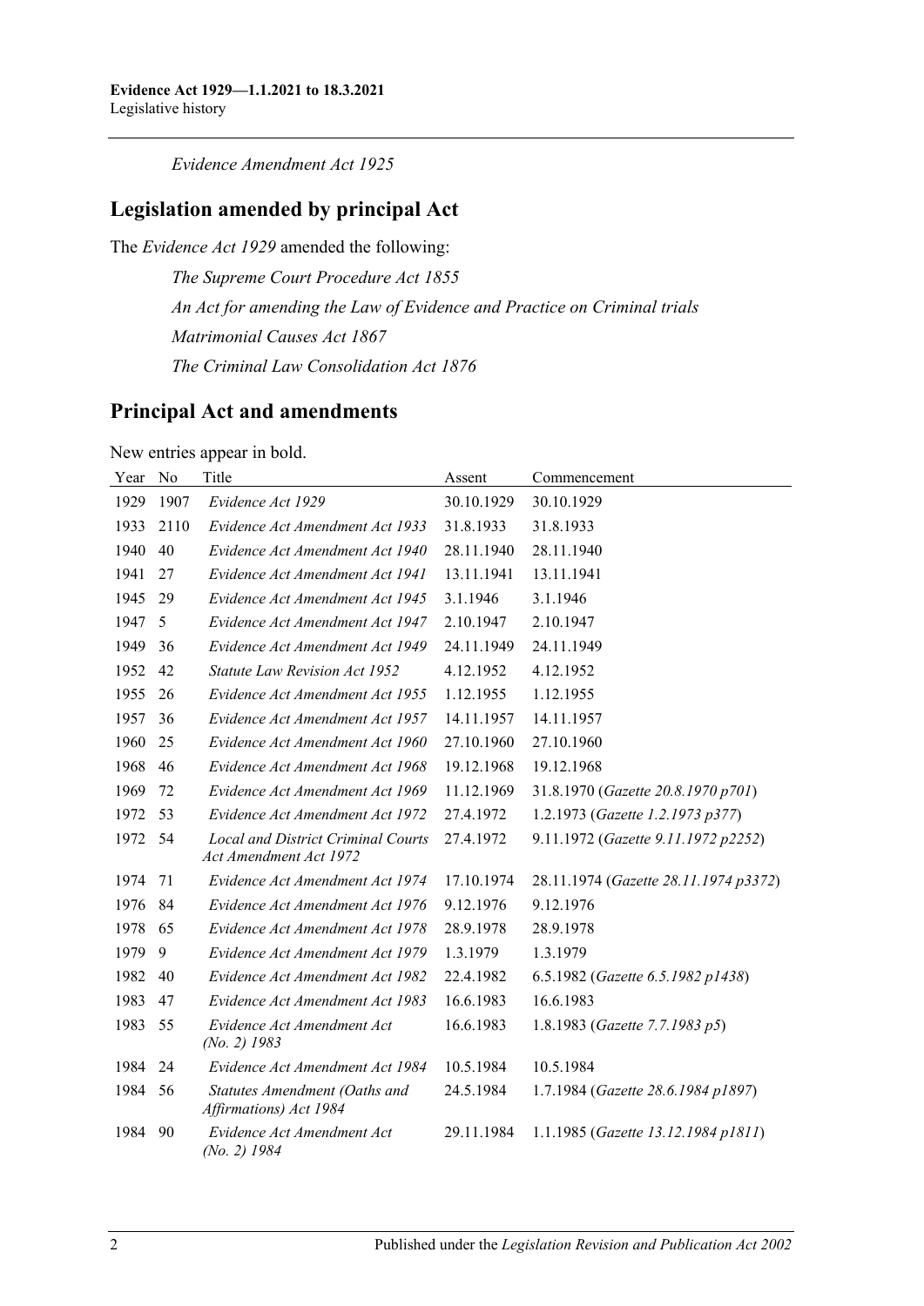*Evidence Amendment Act 1925*

## Legislation amended by principal Act

The *Evidence Act 1929* amended the following:

*The Supreme Court Procedure Act 1855*

*An Act for amending the Law of Evidence and Practice on Criminal trials*

*Matrimonial Causes Act 1867*

*The Criminal Law Consolidation Act 1876*

## Principal Act and amendments

New entries appear in bold.

| Year | No | Title | Assent | Commencement |
|---|---|---|---|---|
| 1929 | 1907 | *Evidence Act 1929* | 30.10.1929 | 30.10.1929 |
| 1933 | 2110 | *Evidence Act Amendment Act 1933* | 31.8.1933 | 31.8.1933 |
| 1940 | 40 | *Evidence Act Amendment Act 1940* | 28.11.1940 | 28.11.1940 |
| 1941 | 27 | *Evidence Act Amendment Act 1941* | 13.11.1941 | 13.11.1941 |
| 1945 | 29 | *Evidence Act Amendment Act 1945* | 3.1.1946 | 3.1.1946 |
| 1947 | 5 | *Evidence Act Amendment Act 1947* | 2.10.1947 | 2.10.1947 |
| 1949 | 36 | *Evidence Act Amendment Act 1949* | 24.11.1949 | 24.11.1949 |
| 1952 | 42 | *Statute Law Revision Act 1952* | 4.12.1952 | 4.12.1952 |
| 1955 | 26 | *Evidence Act Amendment Act 1955* | 1.12.1955 | 1.12.1955 |
| 1957 | 36 | *Evidence Act Amendment Act 1957* | 14.11.1957 | 14.11.1957 |
| 1960 | 25 | *Evidence Act Amendment Act 1960* | 27.10.1960 | 27.10.1960 |
| 1968 | 46 | *Evidence Act Amendment Act 1968* | 19.12.1968 | 19.12.1968 |
| 1969 | 72 | *Evidence Act Amendment Act 1969* | 11.12.1969 | 31.8.1970 (*Gazette 20.8.1970 p701*) |
| 1972 | 53 | *Evidence Act Amendment Act 1972* | 27.4.1972 | 1.2.1973 (*Gazette 1.2.1973 p377*) |
| 1972 | 54 | *Local and District Criminal Courts Act Amendment Act 1972* | 27.4.1972 | 9.11.1972 (*Gazette 9.11.1972 p2252*) |
| 1974 | 71 | *Evidence Act Amendment Act 1974* | 17.10.1974 | 28.11.1974 (*Gazette 28.11.1974 p3372*) |
| 1976 | 84 | *Evidence Act Amendment Act 1976* | 9.12.1976 | 9.12.1976 |
| 1978 | 65 | *Evidence Act Amendment Act 1978* | 28.9.1978 | 28.9.1978 |
| 1979 | 9 | *Evidence Act Amendment Act 1979* | 1.3.1979 | 1.3.1979 |
| 1982 | 40 | *Evidence Act Amendment Act 1982* | 22.4.1982 | 6.5.1982 (*Gazette 6.5.1982 p1438*) |
| 1983 | 47 | *Evidence Act Amendment Act 1983* | 16.6.1983 | 16.6.1983 |
| 1983 | 55 | *Evidence Act Amendment Act (No. 2) 1983* | 16.6.1983 | 1.8.1983 (*Gazette 7.7.1983 p5*) |
| 1984 | 24 | *Evidence Act Amendment Act 1984* | 10.5.1984 | 10.5.1984 |
| 1984 | 56 | *Statutes Amendment (Oaths and Affirmations) Act 1984* | 24.5.1984 | 1.7.1984 (*Gazette 28.6.1984 p1897*) |
| 1984 | 90 | *Evidence Act Amendment Act (No. 2) 1984* | 29.11.1984 | 1.1.1985 (*Gazette 13.12.1984 p1811*) |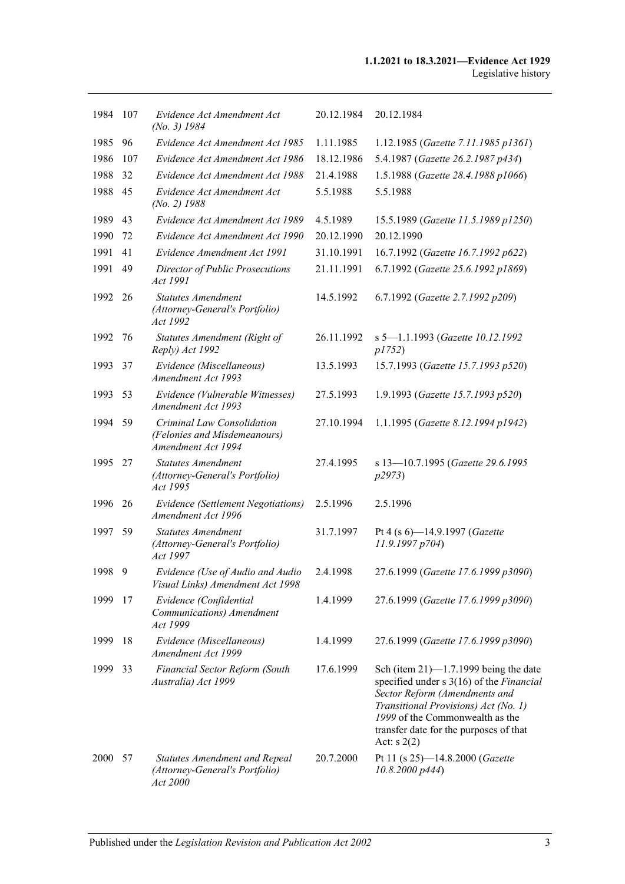| | | | | |
|---|---|---|---|---|
| 1984 | 107 | *Evidence Act Amendment Act (No. 3) 1984* | 20.12.1984 | 20.12.1984 |
| 1985 | 96 | *Evidence Act Amendment Act 1985* | 1.11.1985 | 1.12.1985 (*Gazette 7.11.1985 p1361*) |
| 1986 | 107 | *Evidence Act Amendment Act 1986* | 18.12.1986 | 5.4.1987 (*Gazette 26.2.1987 p434*) |
| 1988 | 32 | *Evidence Act Amendment Act 1988* | 21.4.1988 | 1.5.1988 (*Gazette 28.4.1988 p1066*) |
| 1988 | 45 | *Evidence Act Amendment Act (No. 2) 1988* | 5.5.1988 | 5.5.1988 |
| 1989 | 43 | *Evidence Act Amendment Act 1989* | 4.5.1989 | 15.5.1989 (*Gazette 11.5.1989 p1250*) |
| 1990 | 72 | *Evidence Act Amendment Act 1990* | 20.12.1990 | 20.12.1990 |
| 1991 | 41 | *Evidence Amendment Act 1991* | 31.10.1991 | 16.7.1992 (*Gazette 16.7.1992 p622*) |
| 1991 | 49 | *Director of Public Prosecutions Act 1991* | 21.11.1991 | 6.7.1992 (*Gazette 25.6.1992 p1869*) |
| 1992 | 26 | *Statutes Amendment (Attorney-General's Portfolio) Act 1992* | 14.5.1992 | 6.7.1992 (*Gazette 2.7.1992 p209*) |
| 1992 | 76 | *Statutes Amendment (Right of Reply) Act 1992* | 26.11.1992 | s 5—1.1.1993 (*Gazette 10.12.1992 p1752*) |
| 1993 | 37 | *Evidence (Miscellaneous) Amendment Act 1993* | 13.5.1993 | 15.7.1993 (*Gazette 15.7.1993 p520*) |
| 1993 | 53 | *Evidence (Vulnerable Witnesses) Amendment Act 1993* | 27.5.1993 | 1.9.1993 (*Gazette 15.7.1993 p520*) |
| 1994 | 59 | *Criminal Law Consolidation (Felonies and Misdemeanours) Amendment Act 1994* | 27.10.1994 | 1.1.1995 (*Gazette 8.12.1994 p1942*) |
| 1995 | 27 | *Statutes Amendment (Attorney-General's Portfolio) Act 1995* | 27.4.1995 | s 13—10.7.1995 (*Gazette 29.6.1995 p2973*) |
| 1996 | 26 | *Evidence (Settlement Negotiations) Amendment Act 1996* | 2.5.1996 | 2.5.1996 |
| 1997 | 59 | *Statutes Amendment (Attorney-General's Portfolio) Act 1997* | 31.7.1997 | Pt 4 (s 6)—14.9.1997 (*Gazette 11.9.1997 p704*) |
| 1998 | 9 | *Evidence (Use of Audio and Audio Visual Links) Amendment Act 1998* | 2.4.1998 | 27.6.1999 (*Gazette 17.6.1999 p3090*) |
| 1999 | 17 | *Evidence (Confidential Communications) Amendment Act 1999* | 1.4.1999 | 27.6.1999 (*Gazette 17.6.1999 p3090*) |
| 1999 | 18 | *Evidence (Miscellaneous) Amendment Act 1999* | 1.4.1999 | 27.6.1999 (*Gazette 17.6.1999 p3090*) |
| 1999 | 33 | *Financial Sector Reform (South Australia) Act 1999* | 17.6.1999 | Sch (item 21)—1.7.1999 being the date specified under s 3(16) of the *Financial Sector Reform (Amendments and Transitional Provisions) Act (No. 1) 1999* of the Commonwealth as the transfer date for the purposes of that Act: s 2(2) |
| 2000 | 57 | *Statutes Amendment and Repeal (Attorney-General's Portfolio) Act 2000* | 20.7.2000 | Pt 11 (s 25)—14.8.2000 (*Gazette 10.8.2000 p444*) |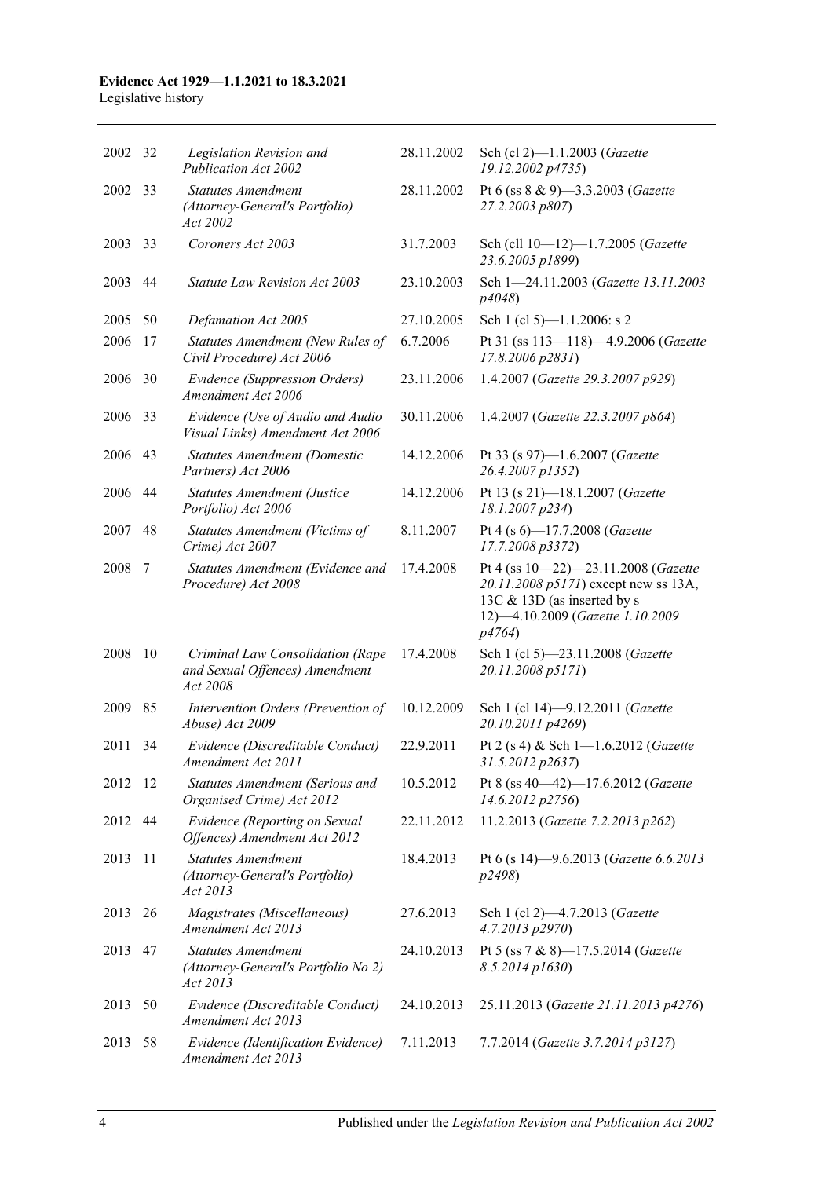| | | | | |
|---|---|---|---|---|
| 2002 | 32 | *Legislation Revision and Publication Act 2002* | 28.11.2002 | Sch (cl 2)—1.1.2003 (*Gazette 19.12.2002 p4735*) |
| 2002 | 33 | *Statutes Amendment (Attorney-General's Portfolio) Act 2002* | 28.11.2002 | Pt 6 (ss 8 & 9)—3.3.2003 (*Gazette 27.2.2003 p807*) |
| 2003 | 33 | *Coroners Act 2003* | 31.7.2003 | Sch (cll 10—12)—1.7.2005 (*Gazette 23.6.2005 p1899*) |
| 2003 | 44 | *Statute Law Revision Act 2003* | 23.10.2003 | Sch 1—24.11.2003 (*Gazette 13.11.2003 p4048*) |
| 2005 | 50 | *Defamation Act 2005* | 27.10.2005 | Sch 1 (cl 5)—1.1.2006: s 2 |
| 2006 | 17 | *Statutes Amendment (New Rules of Civil Procedure) Act 2006* | 6.7.2006 | Pt 31 (ss 113—118)—4.9.2006 (*Gazette 17.8.2006 p2831*) |
| 2006 | 30 | *Evidence (Suppression Orders) Amendment Act 2006* | 23.11.2006 | 1.4.2007 (*Gazette 29.3.2007 p929*) |
| 2006 | 33 | *Evidence (Use of Audio and Audio Visual Links) Amendment Act 2006* | 30.11.2006 | 1.4.2007 (*Gazette 22.3.2007 p864*) |
| 2006 | 43 | *Statutes Amendment (Domestic Partners) Act 2006* | 14.12.2006 | Pt 33 (s 97)—1.6.2007 (*Gazette 26.4.2007 p1352*) |
| 2006 | 44 | *Statutes Amendment (Justice Portfolio) Act 2006* | 14.12.2006 | Pt 13 (s 21)—18.1.2007 (*Gazette 18.1.2007 p234*) |
| 2007 | 48 | *Statutes Amendment (Victims of Crime) Act 2007* | 8.11.2007 | Pt 4 (s 6)—17.7.2008 (*Gazette 17.7.2008 p3372*) |
| 2008 | 7 | *Statutes Amendment (Evidence and Procedure) Act 2008* | 17.4.2008 | Pt 4 (ss 10—22)—23.11.2008 (*Gazette 20.11.2008 p5171*) except new ss 13A, 13C & 13D (as inserted by s 12)—4.10.2009 (*Gazette 1.10.2009 p4764*) |
| 2008 | 10 | *Criminal Law Consolidation (Rape and Sexual Offences) Amendment Act 2008* | 17.4.2008 | Sch 1 (cl 5)—23.11.2008 (*Gazette 20.11.2008 p5171*) |
| 2009 | 85 | *Intervention Orders (Prevention of Abuse) Act 2009* | 10.12.2009 | Sch 1 (cl 14)—9.12.2011 (*Gazette 20.10.2011 p4269*) |
| 2011 | 34 | *Evidence (Discreditable Conduct) Amendment Act 2011* | 22.9.2011 | Pt 2 (s 4) & Sch 1—1.6.2012 (*Gazette 31.5.2012 p2637*) |
| 2012 | 12 | *Statutes Amendment (Serious and Organised Crime) Act 2012* | 10.5.2012 | Pt 8 (ss 40—42)—17.6.2012 (*Gazette 14.6.2012 p2756*) |
| 2012 | 44 | *Evidence (Reporting on Sexual Offences) Amendment Act 2012* | 22.11.2012 | 11.2.2013 (*Gazette 7.2.2013 p262*) |
| 2013 | 11 | *Statutes Amendment (Attorney-General's Portfolio) Act 2013* | 18.4.2013 | Pt 6 (s 14)—9.6.2013 (*Gazette 6.6.2013 p2498*) |
| 2013 | 26 | *Magistrates (Miscellaneous) Amendment Act 2013* | 27.6.2013 | Sch 1 (cl 2)—4.7.2013 (*Gazette 4.7.2013 p2970*) |
| 2013 | 47 | *Statutes Amendment (Attorney-General's Portfolio No 2) Act 2013* | 24.10.2013 | Pt 5 (ss 7 & 8)—17.5.2014 (*Gazette 8.5.2014 p1630*) |
| 2013 | 50 | *Evidence (Discreditable Conduct) Amendment Act 2013* | 24.10.2013 | 25.11.2013 (*Gazette 21.11.2013 p4276*) |
| 2013 | 58 | *Evidence (Identification Evidence) Amendment Act 2013* | 7.11.2013 | 7.7.2014 (*Gazette 3.7.2014 p3127*) |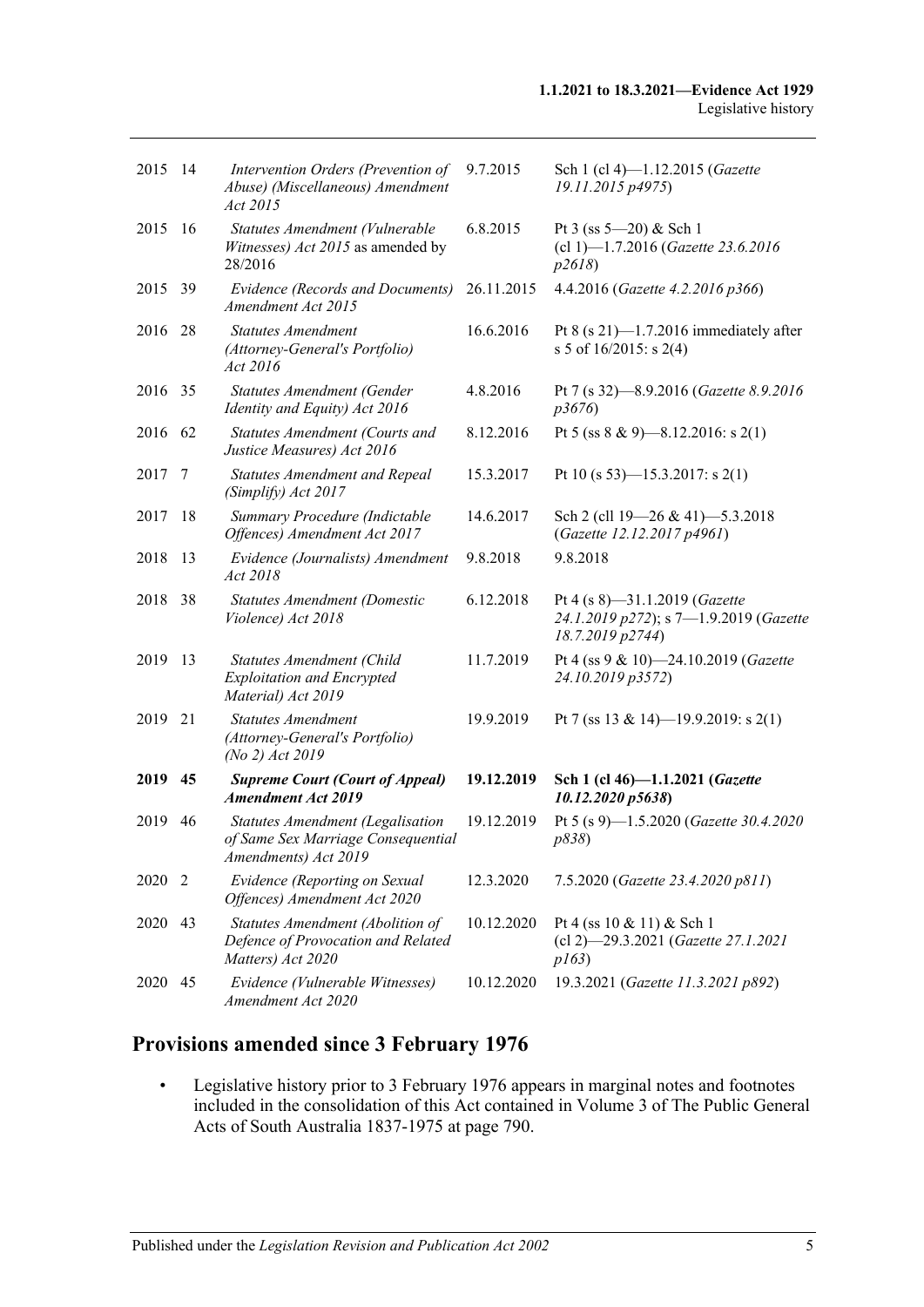| | | | | |
|---|---|---|---|---|
| 2015 | 14 | *Intervention Orders (Prevention of Abuse) (Miscellaneous) Amendment Act 2015* | 9.7.2015 | Sch 1 (cl 4)—1.12.2015 (*Gazette 19.11.2015 p4975*) |
| 2015 | 16 | *Statutes Amendment (Vulnerable Witnesses) Act 2015* as amended by 28/2016 | 6.8.2015 | Pt 3 (ss 5—20) & Sch 1 (cl 1)—1.7.2016 (*Gazette 23.6.2016 p2618*) |
| 2015 | 39 | *Evidence (Records and Documents) Amendment Act 2015* | 26.11.2015 | 4.4.2016 (*Gazette 4.2.2016 p366*) |
| 2016 | 28 | *Statutes Amendment (Attorney-General's Portfolio) Act 2016* | 16.6.2016 | Pt 8 (s 21)—1.7.2016 immediately after s 5 of 16/2015: s 2(4) |
| 2016 | 35 | *Statutes Amendment (Gender Identity and Equity) Act 2016* | 4.8.2016 | Pt 7 (s 32)—8.9.2016 (*Gazette 8.9.2016 p3676*) |
| 2016 | 62 | *Statutes Amendment (Courts and Justice Measures) Act 2016* | 8.12.2016 | Pt 5 (ss 8 & 9)—8.12.2016: s 2(1) |
| 2017 | 7 | *Statutes Amendment and Repeal (Simplify) Act 2017* | 15.3.2017 | Pt 10 (s 53)—15.3.2017: s 2(1) |
| 2017 | 18 | *Summary Procedure (Indictable Offences) Amendment Act 2017* | 14.6.2017 | Sch 2 (cll 19—26 & 41)—5.3.2018 (*Gazette 12.12.2017 p4961*) |
| 2018 | 13 | *Evidence (Journalists) Amendment Act 2018* | 9.8.2018 | 9.8.2018 |
| 2018 | 38 | *Statutes Amendment (Domestic Violence) Act 2018* | 6.12.2018 | Pt 4 (s 8)—31.1.2019 (*Gazette 24.1.2019 p272*); s 7—1.9.2019 (*Gazette 18.7.2019 p2744*) |
| 2019 | 13 | *Statutes Amendment (Child Exploitation and Encrypted Material) Act 2019* | 11.7.2019 | Pt 4 (ss 9 & 10)—24.10.2019 (*Gazette 24.10.2019 p3572*) |
| 2019 | 21 | *Statutes Amendment (Attorney-General's Portfolio) (No 2) Act 2019* | 19.9.2019 | Pt 7 (ss 13 & 14)—19.9.2019: s 2(1) |
| **2019** | **45** | ***Supreme Court (Court of Appeal) Amendment Act 2019*** | **19.12.2019** | **Sch 1 (cl 46)—1.1.2021 (*Gazette 10.12.2020 p5638*)** |
| 2019 | 46 | *Statutes Amendment (Legalisation of Same Sex Marriage Consequential Amendments) Act 2019* | 19.12.2019 | Pt 5 (s 9)—1.5.2020 (*Gazette 30.4.2020 p838*) |
| 2020 | 2 | *Evidence (Reporting on Sexual Offences) Amendment Act 2020* | 12.3.2020 | 7.5.2020 (*Gazette 23.4.2020 p811*) |
| 2020 | 43 | *Statutes Amendment (Abolition of Defence of Provocation and Related Matters) Act 2020* | 10.12.2020 | Pt 4 (ss 10 & 11) & Sch 1 (cl 2)—29.3.2021 (*Gazette 27.1.2021 p163*) |
| 2020 | 45 | *Evidence (Vulnerable Witnesses) Amendment Act 2020* | 10.12.2020 | 19.3.2021 (*Gazette 11.3.2021 p892*) |

## Provisions amended since 3 February 1976

- Legislative history prior to 3 February 1976 appears in marginal notes and footnotes included in the consolidation of this Act contained in Volume 3 of The Public General Acts of South Australia 1837-1975 at page 790.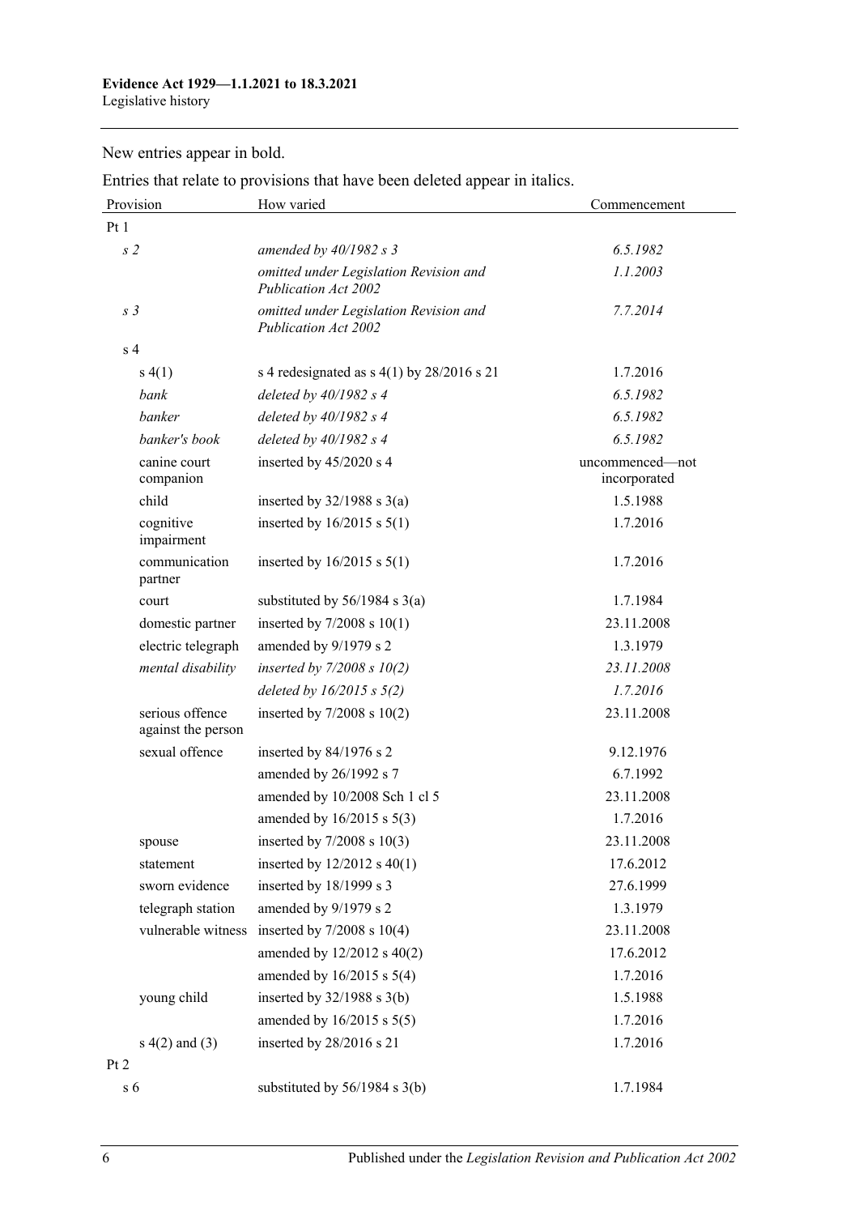New entries appear in bold.

Entries that relate to provisions that have been deleted appear in italics.

| Provision | How varied | Commencement |
|---|---|---|
| Pt 1 | | |
| *s 2* | *amended by 40/1982 s 3* | *6.5.1982* |
| | *omitted under Legislation Revision and Publication Act 2002* | *1.1.2003* |
| *s 3* | *omitted under Legislation Revision and Publication Act 2002* | *7.7.2014* |
| s 4 | | |
| s 4(1) | s 4 redesignated as s 4(1) by 28/2016 s 21 | 1.7.2016 |
| *bank* | *deleted by 40/1982 s 4* | *6.5.1982* |
| *banker* | *deleted by 40/1982 s 4* | *6.5.1982* |
| *banker's book* | *deleted by 40/1982 s 4* | *6.5.1982* |
| canine court companion | inserted by 45/2020 s 4 | uncommenced—not incorporated |
| child | inserted by 32/1988 s 3(a) | 1.5.1988 |
| cognitive impairment | inserted by 16/2015 s 5(1) | 1.7.2016 |
| communication partner | inserted by 16/2015 s 5(1) | 1.7.2016 |
| court | substituted by 56/1984 s 3(a) | 1.7.1984 |
| domestic partner | inserted by 7/2008 s 10(1) | 23.11.2008 |
| electric telegraph | amended by 9/1979 s 2 | 1.3.1979 |
| *mental disability* | *inserted by 7/2008 s 10(2)* | *23.11.2008* |
| | *deleted by 16/2015 s 5(2)* | *1.7.2016* |
| serious offence against the person | inserted by 7/2008 s 10(2) | 23.11.2008 |
| sexual offence | inserted by 84/1976 s 2 | 9.12.1976 |
| | amended by 26/1992 s 7 | 6.7.1992 |
| | amended by 10/2008 Sch 1 cl 5 | 23.11.2008 |
| | amended by 16/2015 s 5(3) | 1.7.2016 |
| spouse | inserted by 7/2008 s 10(3) | 23.11.2008 |
| statement | inserted by 12/2012 s 40(1) | 17.6.2012 |
| sworn evidence | inserted by 18/1999 s 3 | 27.6.1999 |
| telegraph station | amended by 9/1979 s 2 | 1.3.1979 |
| vulnerable witness | inserted by 7/2008 s 10(4) | 23.11.2008 |
| | amended by 12/2012 s 40(2) | 17.6.2012 |
| | amended by 16/2015 s 5(4) | 1.7.2016 |
| young child | inserted by 32/1988 s 3(b) | 1.5.1988 |
| | amended by 16/2015 s 5(5) | 1.7.2016 |
| s 4(2) and (3) | inserted by 28/2016 s 21 | 1.7.2016 |
| Pt 2 | | |
| s 6 | substituted by 56/1984 s 3(b) | 1.7.1984 |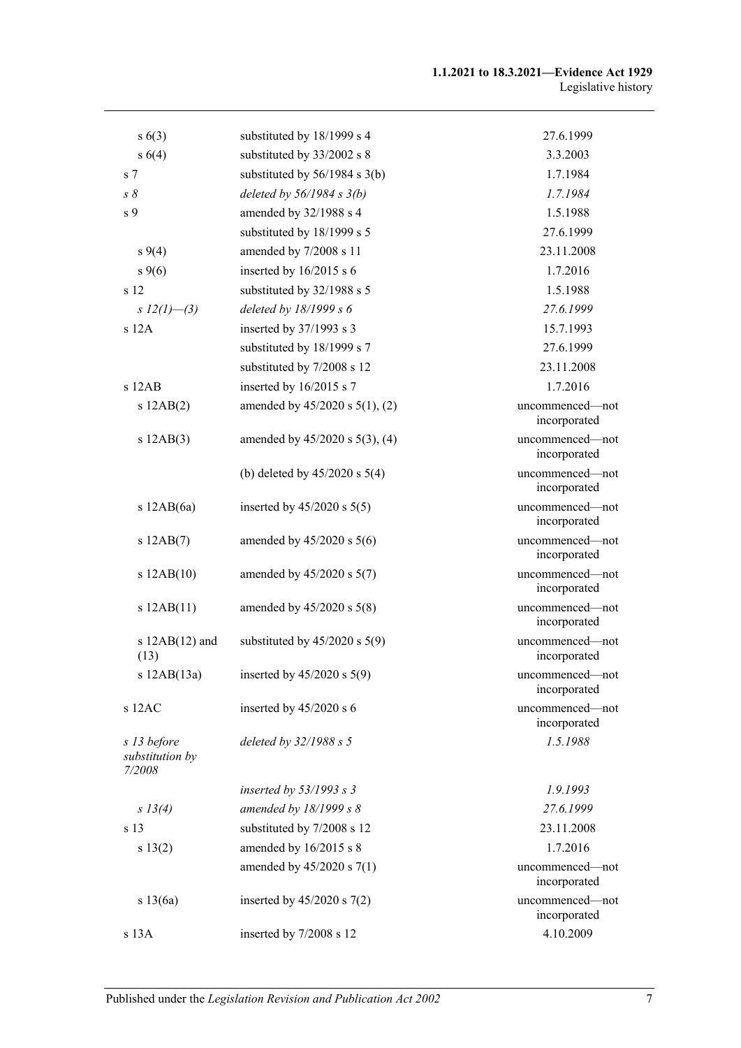| | | |
|---|---|---|
| s 6(3) | substituted by 18/1999 s 4 | 27.6.1999 |
| s 6(4) | substituted by 33/2002 s 8 | 3.3.2003 |
| s 7 | substituted by 56/1984 s 3(b) | 1.7.1984 |
| *s 8* | *deleted by 56/1984 s 3(b)* | *1.7.1984* |
| s 9 | amended by 32/1988 s 4 | 1.5.1988 |
| | substituted by 18/1999 s 5 | 27.6.1999 |
| s 9(4) | amended by 7/2008 s 11 | 23.11.2008 |
| s 9(6) | inserted by 16/2015 s 6 | 1.7.2016 |
| s 12 | substituted by 32/1988 s 5 | 1.5.1988 |
| *s 12(1)—(3)* | *deleted by 18/1999 s 6* | *27.6.1999* |
| s 12A | inserted by 37/1993 s 3 | 15.7.1993 |
| | substituted by 18/1999 s 7 | 27.6.1999 |
| | substituted by 7/2008 s 12 | 23.11.2008 |
| s 12AB | inserted by 16/2015 s 7 | 1.7.2016 |
| s 12AB(2) | amended by 45/2020 s 5(1), (2) | uncommenced—not incorporated |
| s 12AB(3) | amended by 45/2020 s 5(3), (4) | uncommenced—not incorporated |
| | (b) deleted by 45/2020 s 5(4) | uncommenced—not incorporated |
| s 12AB(6a) | inserted by 45/2020 s 5(5) | uncommenced—not incorporated |
| s 12AB(7) | amended by 45/2020 s 5(6) | uncommenced—not incorporated |
| s 12AB(10) | amended by 45/2020 s 5(7) | uncommenced—not incorporated |
| s 12AB(11) | amended by 45/2020 s 5(8) | uncommenced—not incorporated |
| s 12AB(12) and (13) | substituted by 45/2020 s 5(9) | uncommenced—not incorporated |
| s 12AB(13a) | inserted by 45/2020 s 5(9) | uncommenced—not incorporated |
| s 12AC | inserted by 45/2020 s 6 | uncommenced—not incorporated |
| *s 13 before substitution by 7/2008* | *deleted by 32/1988 s 5* | *1.5.1988* |
| | *inserted by 53/1993 s 3* | *1.9.1993* |
| *s 13(4)* | *amended by 18/1999 s 8* | *27.6.1999* |
| s 13 | substituted by 7/2008 s 12 | 23.11.2008 |
| s 13(2) | amended by 16/2015 s 8 | 1.7.2016 |
| | amended by 45/2020 s 7(1) | uncommenced—not incorporated |
| s 13(6a) | inserted by 45/2020 s 7(2) | uncommenced—not incorporated |
| s 13A | inserted by 7/2008 s 12 | 4.10.2009 |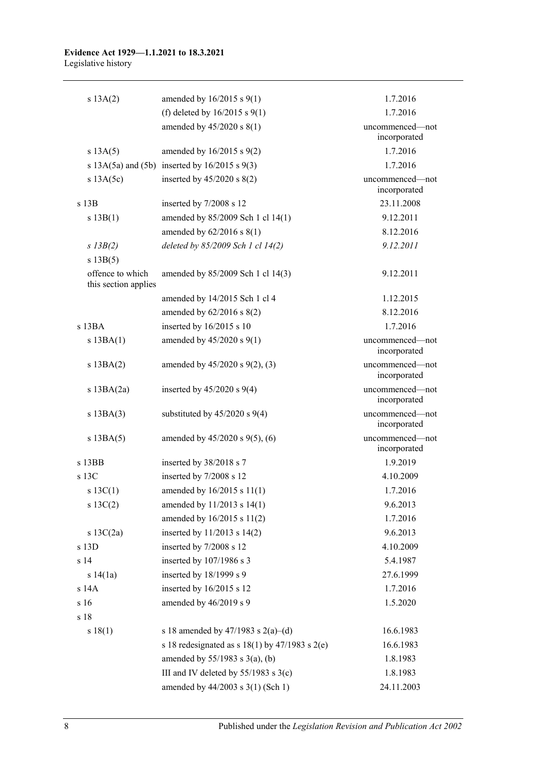| | | |
|---|---|---|
| s 13A(2) | amended by 16/2015 s 9(1) | 1.7.2016 |
| | (f) deleted by 16/2015 s 9(1) | 1.7.2016 |
| | amended by 45/2020 s 8(1) | uncommenced—not incorporated |
| s 13A(5) | amended by 16/2015 s 9(2) | 1.7.2016 |
| s 13A(5a) and (5b) | inserted by 16/2015 s 9(3) | 1.7.2016 |
| s 13A(5c) | inserted by 45/2020 s 8(2) | uncommenced—not incorporated |
| s 13B | inserted by 7/2008 s 12 | 23.11.2008 |
| s 13B(1) | amended by 85/2009 Sch 1 cl 14(1) | 9.12.2011 |
| | amended by 62/2016 s 8(1) | 8.12.2016 |
| *s 13B(2)* | *deleted by 85/2009 Sch 1 cl 14(2)* | *9.12.2011* |
| s 13B(5) | | |
| offence to which this section applies | amended by 85/2009 Sch 1 cl 14(3) | 9.12.2011 |
| | amended by 14/2015 Sch 1 cl 4 | 1.12.2015 |
| | amended by 62/2016 s 8(2) | 8.12.2016 |
| s 13BA | inserted by 16/2015 s 10 | 1.7.2016 |
| s 13BA(1) | amended by 45/2020 s 9(1) | uncommenced—not incorporated |
| s 13BA(2) | amended by 45/2020 s 9(2), (3) | uncommenced—not incorporated |
| s 13BA(2a) | inserted by 45/2020 s 9(4) | uncommenced—not incorporated |
| s 13BA(3) | substituted by 45/2020 s 9(4) | uncommenced—not incorporated |
| s 13BA(5) | amended by 45/2020 s 9(5), (6) | uncommenced—not incorporated |
| s 13BB | inserted by 38/2018 s 7 | 1.9.2019 |
| s 13C | inserted by 7/2008 s 12 | 4.10.2009 |
| s 13C(1) | amended by 16/2015 s 11(1) | 1.7.2016 |
| s 13C(2) | amended by 11/2013 s 14(1) | 9.6.2013 |
| | amended by 16/2015 s 11(2) | 1.7.2016 |
| s 13C(2a) | inserted by 11/2013 s 14(2) | 9.6.2013 |
| s 13D | inserted by 7/2008 s 12 | 4.10.2009 |
| s 14 | inserted by 107/1986 s 3 | 5.4.1987 |
| s 14(1a) | inserted by 18/1999 s 9 | 27.6.1999 |
| s 14A | inserted by 16/2015 s 12 | 1.7.2016 |
| s 16 | amended by 46/2019 s 9 | 1.5.2020 |
| s 18 | | |
| s 18(1) | s 18 amended by 47/1983 s 2(a)–(d) | 16.6.1983 |
| | s 18 redesignated as s 18(1) by 47/1983 s 2(e) | 16.6.1983 |
| | amended by 55/1983 s 3(a), (b) | 1.8.1983 |
| | III and IV deleted by 55/1983 s 3(c) | 1.8.1983 |
| | amended by 44/2003 s 3(1) (Sch 1) | 24.11.2003 |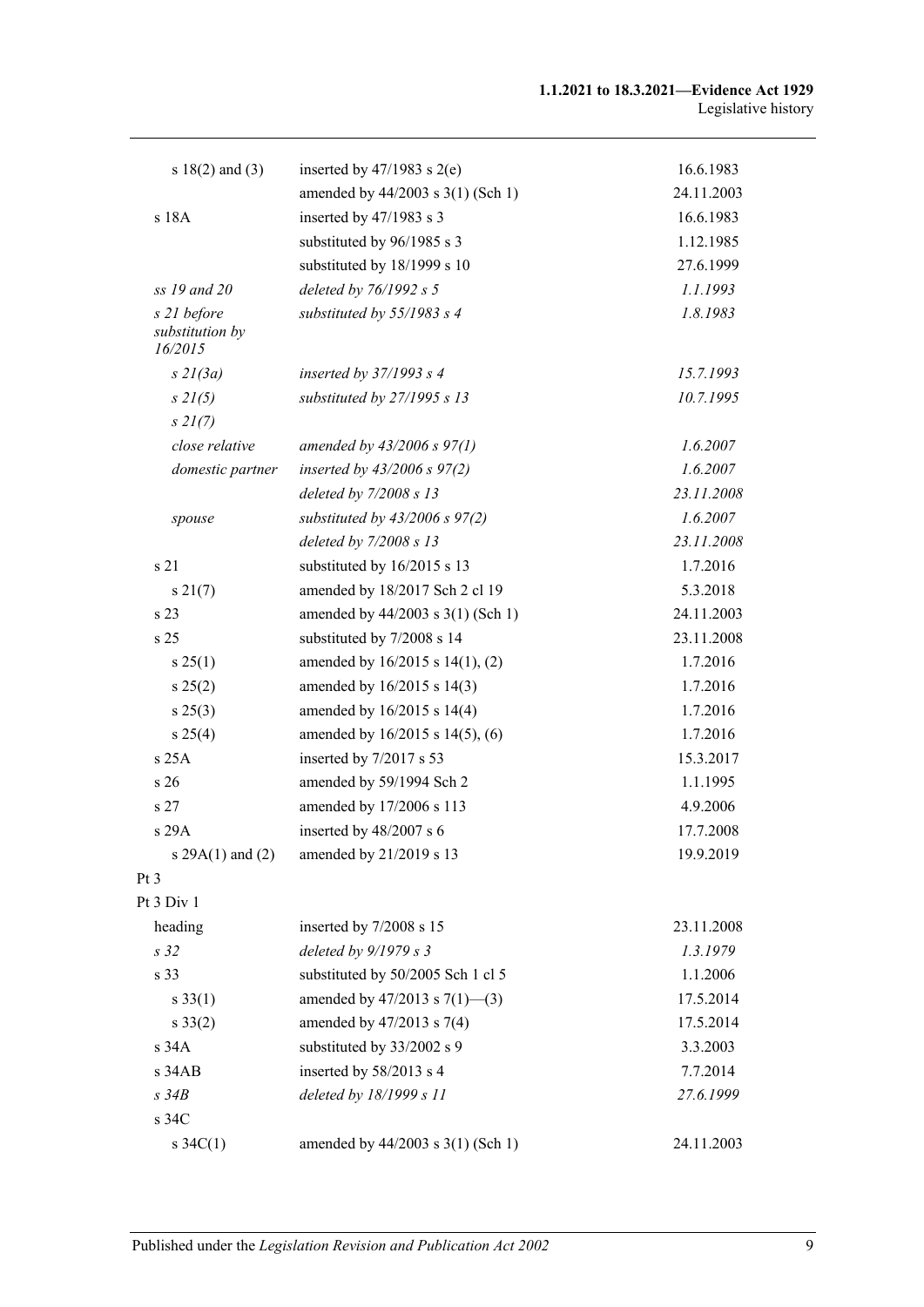| | | |
|---|---|---|
| s 18(2) and (3) | inserted by 47/1983 s 2(e) | 16.6.1983 |
| | amended by 44/2003 s 3(1) (Sch 1) | 24.11.2003 |
| s 18A | inserted by 47/1983 s 3 | 16.6.1983 |
| | substituted by 96/1985 s 3 | 1.12.1985 |
| | substituted by 18/1999 s 10 | 27.6.1999 |
| *ss 19 and 20* | *deleted by 76/1992 s 5* | *1.1.1993* |
| *s 21 before substitution by 16/2015* | *substituted by 55/1983 s 4* | *1.8.1983* |
| *s 21(3a)* | *inserted by 37/1993 s 4* | *15.7.1993* |
| *s 21(5)* | *substituted by 27/1995 s 13* | *10.7.1995* |
| *s 21(7)* | | |
| *close relative* | *amended by 43/2006 s 97(1)* | *1.6.2007* |
| *domestic partner* | *inserted by 43/2006 s 97(2)* | *1.6.2007* |
| | *deleted by 7/2008 s 13* | *23.11.2008* |
| *spouse* | *substituted by 43/2006 s 97(2)* | *1.6.2007* |
| | *deleted by 7/2008 s 13* | *23.11.2008* |
| s 21 | substituted by 16/2015 s 13 | 1.7.2016 |
| s 21(7) | amended by 18/2017 Sch 2 cl 19 | 5.3.2018 |
| s 23 | amended by 44/2003 s 3(1) (Sch 1) | 24.11.2003 |
| s 25 | substituted by 7/2008 s 14 | 23.11.2008 |
| s 25(1) | amended by 16/2015 s 14(1), (2) | 1.7.2016 |
| s 25(2) | amended by 16/2015 s 14(3) | 1.7.2016 |
| s 25(3) | amended by 16/2015 s 14(4) | 1.7.2016 |
| s 25(4) | amended by 16/2015 s 14(5), (6) | 1.7.2016 |
| s 25A | inserted by 7/2017 s 53 | 15.3.2017 |
| s 26 | amended by 59/1994 Sch 2 | 1.1.1995 |
| s 27 | amended by 17/2006 s 113 | 4.9.2006 |
| s 29A | inserted by 48/2007 s 6 | 17.7.2008 |
| s 29A(1) and (2) | amended by 21/2019 s 13 | 19.9.2019 |
| Pt 3 | | |
| Pt 3 Div 1 | | |
| heading | inserted by 7/2008 s 15 | 23.11.2008 |
| *s 32* | *deleted by 9/1979 s 3* | *1.3.1979* |
| s 33 | substituted by 50/2005 Sch 1 cl 5 | 1.1.2006 |
| s 33(1) | amended by 47/2013 s 7(1)—(3) | 17.5.2014 |
| s 33(2) | amended by 47/2013 s 7(4) | 17.5.2014 |
| s 34A | substituted by 33/2002 s 9 | 3.3.2003 |
| s 34AB | inserted by 58/2013 s 4 | 7.7.2014 |
| *s 34B* | *deleted by 18/1999 s 11* | *27.6.1999* |
| s 34C | | |
| s 34C(1) | amended by 44/2003 s 3(1) (Sch 1) | 24.11.2003 |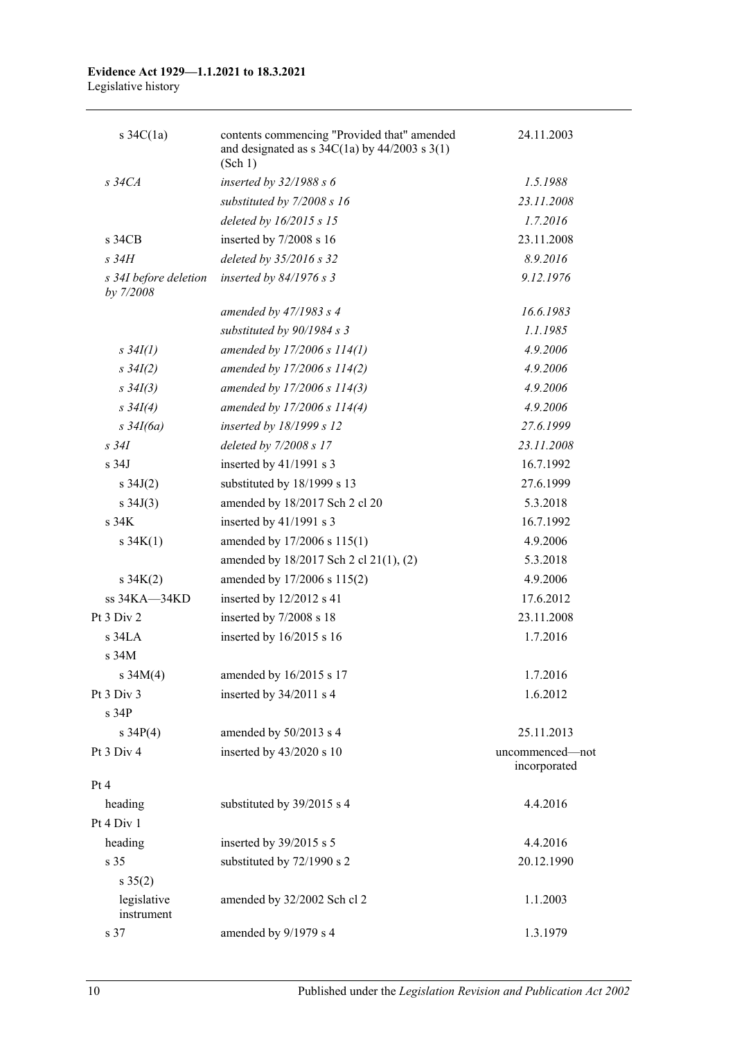| | | |
|---|---|---|
| s 34C(1a) | contents commencing "Provided that" amended and designated as s 34C(1a) by 44/2003 s 3(1) (Sch 1) | 24.11.2003 |
| *s 34CA* | *inserted by 32/1988 s 6* | *1.5.1988* |
| | *substituted by 7/2008 s 16* | *23.11.2008* |
| | *deleted by 16/2015 s 15* | *1.7.2016* |
| s 34CB | inserted by 7/2008 s 16 | 23.11.2008 |
| *s 34H* | *deleted by 35/2016 s 32* | *8.9.2016* |
| *s 34I before deletion by 7/2008* | *inserted by 84/1976 s 3* | *9.12.1976* |
| | *amended by 47/1983 s 4* | *16.6.1983* |
| | *substituted by 90/1984 s 3* | *1.1.1985* |
| *s 34I(1)* | *amended by 17/2006 s 114(1)* | *4.9.2006* |
| *s 34I(2)* | *amended by 17/2006 s 114(2)* | *4.9.2006* |
| *s 34I(3)* | *amended by 17/2006 s 114(3)* | *4.9.2006* |
| *s 34I(4)* | *amended by 17/2006 s 114(4)* | *4.9.2006* |
| *s 34I(6a)* | *inserted by 18/1999 s 12* | *27.6.1999* |
| *s 34I* | *deleted by 7/2008 s 17* | *23.11.2008* |
| s 34J | inserted by 41/1991 s 3 | 16.7.1992 |
| s 34J(2) | substituted by 18/1999 s 13 | 27.6.1999 |
| s 34J(3) | amended by 18/2017 Sch 2 cl 20 | 5.3.2018 |
| s 34K | inserted by 41/1991 s 3 | 16.7.1992 |
| s 34K(1) | amended by 17/2006 s 115(1) | 4.9.2006 |
| | amended by 18/2017 Sch 2 cl 21(1), (2) | 5.3.2018 |
| s 34K(2) | amended by 17/2006 s 115(2) | 4.9.2006 |
| ss 34KA—34KD | inserted by 12/2012 s 41 | 17.6.2012 |
| Pt 3 Div 2 | inserted by 7/2008 s 18 | 23.11.2008 |
| s 34LA | inserted by 16/2015 s 16 | 1.7.2016 |
| s 34M | | |
| s 34M(4) | amended by 16/2015 s 17 | 1.7.2016 |
| Pt 3 Div 3 | inserted by 34/2011 s 4 | 1.6.2012 |
| s 34P | | |
| s 34P(4) | amended by 50/2013 s 4 | 25.11.2013 |
| Pt 3 Div 4 | inserted by 43/2020 s 10 | uncommenced—not incorporated |
| Pt 4 | | |
| heading | substituted by 39/2015 s 4 | 4.4.2016 |
| Pt 4 Div 1 | | |
| heading | inserted by 39/2015 s 5 | 4.4.2016 |
| s 35 | substituted by 72/1990 s 2 | 20.12.1990 |
| s 35(2) | | |
| legislative instrument | amended by 32/2002 Sch cl 2 | 1.1.2003 |
| s 37 | amended by 9/1979 s 4 | 1.3.1979 |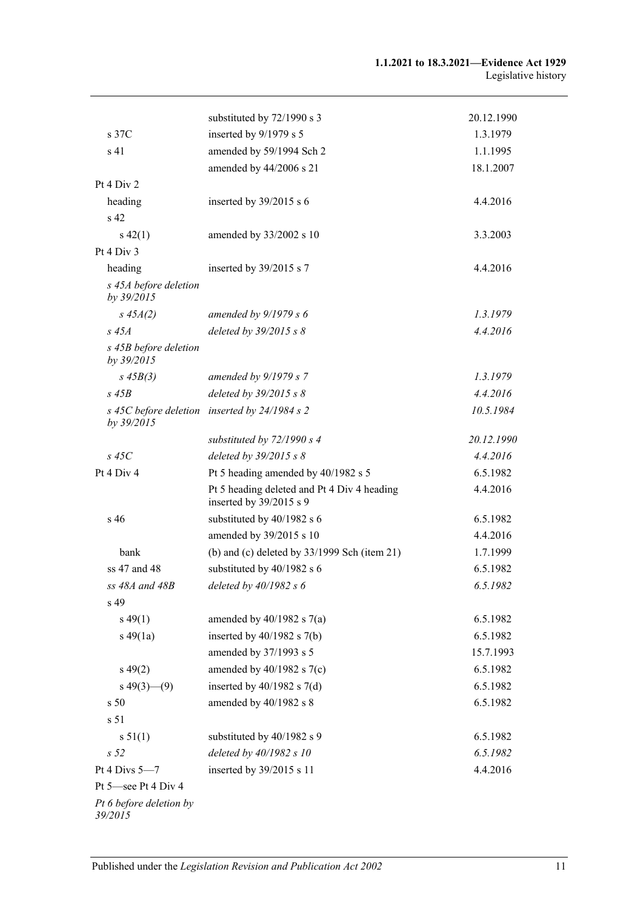| | | |
|---|---|---|
| | substituted by 72/1990 s 3 | 20.12.1990 |
| s 37C | inserted by 9/1979 s 5 | 1.3.1979 |
| s 41 | amended by 59/1994 Sch 2 | 1.1.1995 |
| | amended by 44/2006 s 21 | 18.1.2007 |
| Pt 4 Div 2 | | |
| heading | inserted by 39/2015 s 6 | 4.4.2016 |
| s 42 | | |
| s 42(1) | amended by 33/2002 s 10 | 3.3.2003 |
| Pt 4 Div 3 | | |
| heading | inserted by 39/2015 s 7 | 4.4.2016 |
| *s 45A before deletion by 39/2015* | | |
| *s 45A(2)* | *amended by 9/1979 s 6* | *1.3.1979* |
| *s 45A* | *deleted by 39/2015 s 8* | *4.4.2016* |
| *s 45B before deletion by 39/2015* | | |
| *s 45B(3)* | *amended by 9/1979 s 7* | *1.3.1979* |
| *s 45B* | *deleted by 39/2015 s 8* | *4.4.2016* |
| *s 45C before deletion by 39/2015* | *inserted by 24/1984 s 2* | *10.5.1984* |
| | *substituted by 72/1990 s 4* | *20.12.1990* |
| *s 45C* | *deleted by 39/2015 s 8* | *4.4.2016* |
| Pt 4 Div 4 | Pt 5 heading amended by 40/1982 s 5 | 6.5.1982 |
| | Pt 5 heading deleted and Pt 4 Div 4 heading inserted by 39/2015 s 9 | 4.4.2016 |
| s 46 | substituted by 40/1982 s 6 | 6.5.1982 |
| | amended by 39/2015 s 10 | 4.4.2016 |
| bank | (b) and (c) deleted by 33/1999 Sch (item 21) | 1.7.1999 |
| ss 47 and 48 | substituted by 40/1982 s 6 | 6.5.1982 |
| *ss 48A and 48B* | *deleted by 40/1982 s 6* | *6.5.1982* |
| s 49 | | |
| s 49(1) | amended by 40/1982 s 7(a) | 6.5.1982 |
| s 49(1a) | inserted by 40/1982 s 7(b) | 6.5.1982 |
| | amended by 37/1993 s 5 | 15.7.1993 |
| s 49(2) | amended by 40/1982 s 7(c) | 6.5.1982 |
| s 49(3)—(9) | inserted by 40/1982 s 7(d) | 6.5.1982 |
| s 50 | amended by 40/1982 s 8 | 6.5.1982 |
| s 51 | | |
| s 51(1) | substituted by 40/1982 s 9 | 6.5.1982 |
| *s 52* | *deleted by 40/1982 s 10* | *6.5.1982* |
| Pt 4 Divs 5—7 | inserted by 39/2015 s 11 | 4.4.2016 |
| Pt 5—see Pt 4 Div 4 | | |
| *Pt 6 before deletion by 39/2015* | | |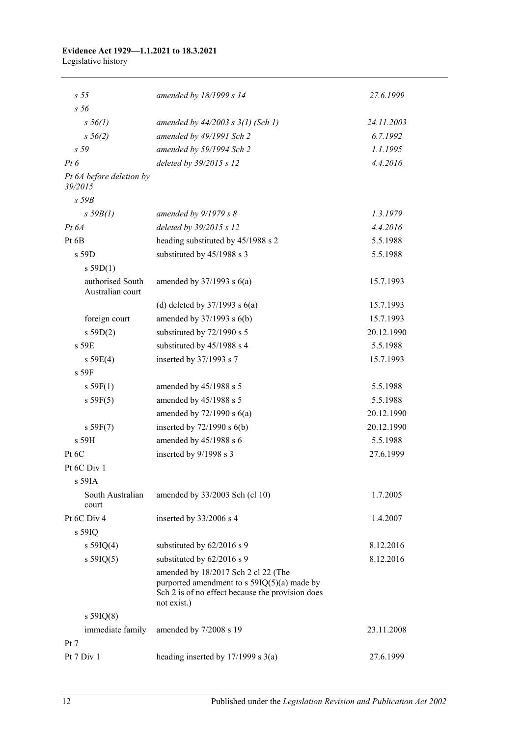| | | |
|---|---|---|
| *s 55* | *amended by 18/1999 s 14* | *27.6.1999* |
| *s 56* | | |
| *s 56(1)* | *amended by 44/2003 s 3(1) (Sch 1)* | *24.11.2003* |
| *s 56(2)* | *amended by 49/1991 Sch 2* | *6.7.1992* |
| *s 59* | *amended by 59/1994 Sch 2* | *1.1.1995* |
| *Pt 6* | *deleted by 39/2015 s 12* | *4.4.2016* |
| *Pt 6A before deletion by 39/2015* | | |
| *s 59B* | | |
| *s 59B(1)* | *amended by 9/1979 s 8* | *1.3.1979* |
| *Pt 6A* | *deleted by 39/2015 s 12* | *4.4.2016* |
| Pt 6B | heading substituted by 45/1988 s 2 | 5.5.1988 |
| s 59D | substituted by 45/1988 s 3 | 5.5.1988 |
| s 59D(1) | | |
| authorised South Australian court | amended by 37/1993 s 6(a) | 15.7.1993 |
| | (d) deleted by 37/1993 s 6(a) | 15.7.1993 |
| foreign court | amended by 37/1993 s 6(b) | 15.7.1993 |
| s 59D(2) | substituted by 72/1990 s 5 | 20.12.1990 |
| s 59E | substituted by 45/1988 s 4 | 5.5.1988 |
| s 59E(4) | inserted by 37/1993 s 7 | 15.7.1993 |
| s 59F | | |
| s 59F(1) | amended by 45/1988 s 5 | 5.5.1988 |
| s 59F(5) | amended by 45/1988 s 5 | 5.5.1988 |
| | amended by 72/1990 s 6(a) | 20.12.1990 |
| s 59F(7) | inserted by 72/1990 s 6(b) | 20.12.1990 |
| s 59H | amended by 45/1988 s 6 | 5.5.1988 |
| Pt 6C | inserted by 9/1998 s 3 | 27.6.1999 |
| Pt 6C Div 1 | | |
| s 59IA | | |
| South Australian court | amended by 33/2003 Sch (cl 10) | 1.7.2005 |
| Pt 6C Div 4 | inserted by 33/2006 s 4 | 1.4.2007 |
| s 59IQ | | |
| s 59IQ(4) | substituted by 62/2016 s 9 | 8.12.2016 |
| s 59IQ(5) | substituted by 62/2016 s 9 | 8.12.2016 |
| | amended by 18/2017 Sch 2 cl 22 (The purported amendment to s 59IQ(5)(a) made by Sch 2 is of no effect because the provision does not exist.) | |
| s 59IQ(8) | | |
| immediate family | amended by 7/2008 s 19 | 23.11.2008 |
| Pt 7 | | |
| Pt 7 Div 1 | heading inserted by 17/1999 s 3(a) | 27.6.1999 |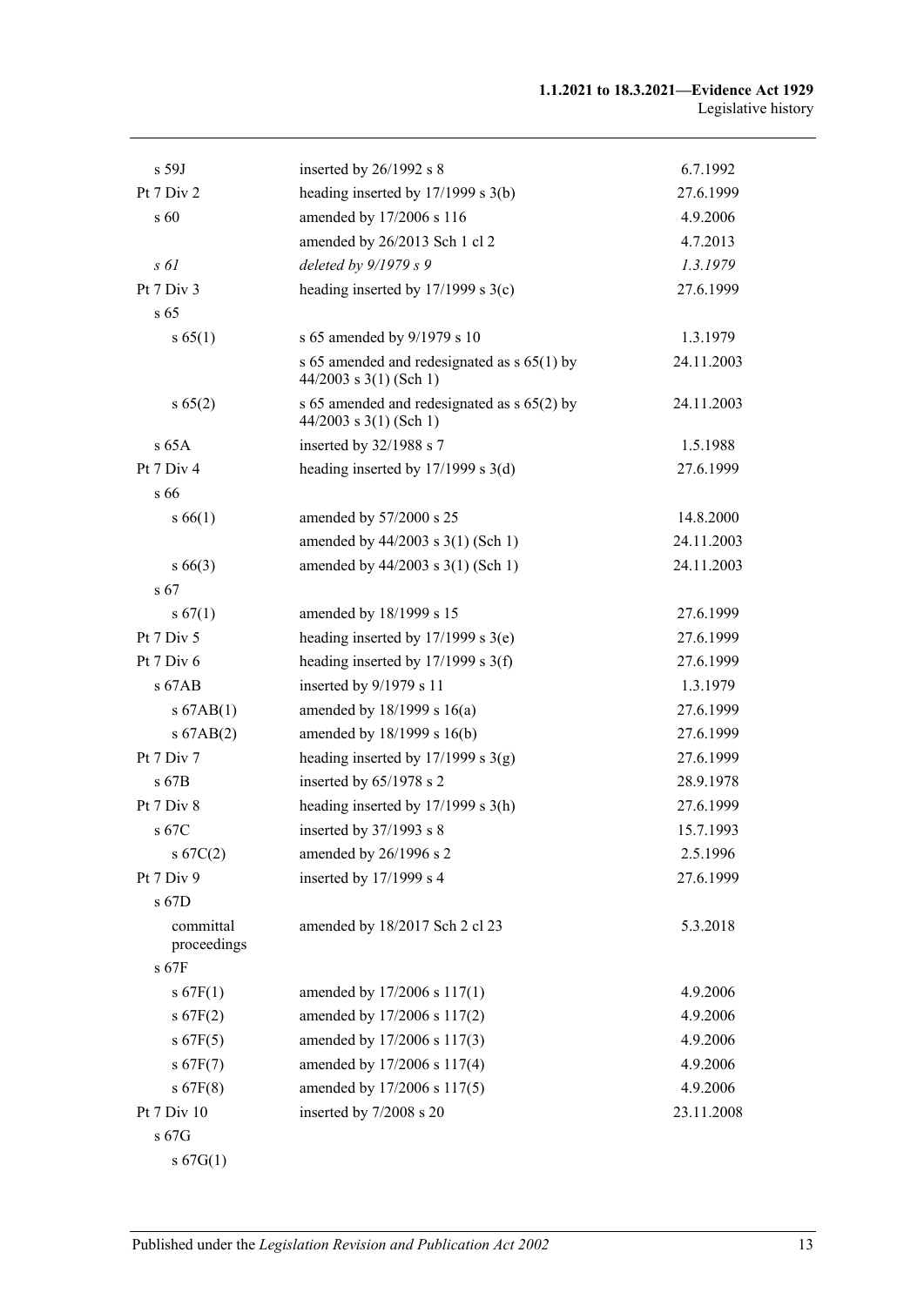| | | |
|---|---|---|
| s 59J | inserted by 26/1992 s 8 | 6.7.1992 |
| Pt 7 Div 2 | heading inserted by 17/1999 s 3(b) | 27.6.1999 |
| s 60 | amended by 17/2006 s 116 | 4.9.2006 |
| | amended by 26/2013 Sch 1 cl 2 | 4.7.2013 |
| *s 61* | *deleted by 9/1979 s 9* | *1.3.1979* |
| Pt 7 Div 3 | heading inserted by 17/1999 s 3(c) | 27.6.1999 |
| s 65 | | |
| s 65(1) | s 65 amended by 9/1979 s 10 | 1.3.1979 |
| | s 65 amended and redesignated as s 65(1) by 44/2003 s 3(1) (Sch 1) | 24.11.2003 |
| s 65(2) | s 65 amended and redesignated as s 65(2) by 44/2003 s 3(1) (Sch 1) | 24.11.2003 |
| s 65A | inserted by 32/1988 s 7 | 1.5.1988 |
| Pt 7 Div 4 | heading inserted by 17/1999 s 3(d) | 27.6.1999 |
| s 66 | | |
| s 66(1) | amended by 57/2000 s 25 | 14.8.2000 |
| | amended by 44/2003 s 3(1) (Sch 1) | 24.11.2003 |
| s 66(3) | amended by 44/2003 s 3(1) (Sch 1) | 24.11.2003 |
| s 67 | | |
| s 67(1) | amended by 18/1999 s 15 | 27.6.1999 |
| Pt 7 Div 5 | heading inserted by 17/1999 s 3(e) | 27.6.1999 |
| Pt 7 Div 6 | heading inserted by 17/1999 s 3(f) | 27.6.1999 |
| s 67AB | inserted by 9/1979 s 11 | 1.3.1979 |
| s 67AB(1) | amended by 18/1999 s 16(a) | 27.6.1999 |
| s 67AB(2) | amended by 18/1999 s 16(b) | 27.6.1999 |
| Pt 7 Div 7 | heading inserted by 17/1999 s 3(g) | 27.6.1999 |
| s 67B | inserted by 65/1978 s 2 | 28.9.1978 |
| Pt 7 Div 8 | heading inserted by 17/1999 s 3(h) | 27.6.1999 |
| s 67C | inserted by 37/1993 s 8 | 15.7.1993 |
| s 67C(2) | amended by 26/1996 s 2 | 2.5.1996 |
| Pt 7 Div 9 | inserted by 17/1999 s 4 | 27.6.1999 |
| s 67D | | |
| committal proceedings | amended by 18/2017 Sch 2 cl 23 | 5.3.2018 |
| s 67F | | |
| s 67F(1) | amended by 17/2006 s 117(1) | 4.9.2006 |
| s 67F(2) | amended by 17/2006 s 117(2) | 4.9.2006 |
| s 67F(5) | amended by 17/2006 s 117(3) | 4.9.2006 |
| s 67F(7) | amended by 17/2006 s 117(4) | 4.9.2006 |
| s 67F(8) | amended by 17/2006 s 117(5) | 4.9.2006 |
| Pt 7 Div 10 | inserted by 7/2008 s 20 | 23.11.2008 |
| s 67G | | |
| s 67G(1) | | |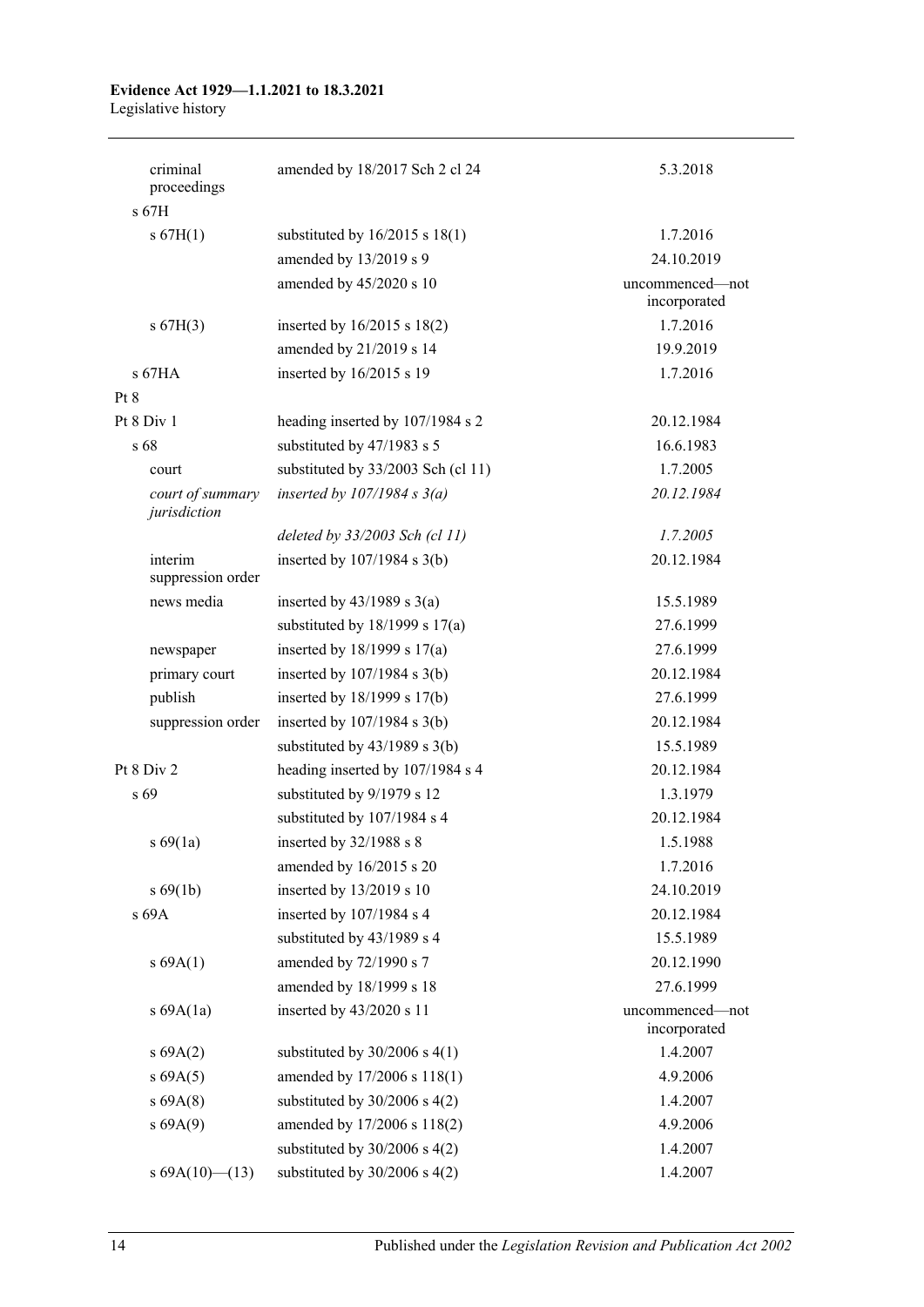| | | |
|---|---|---|
| criminal proceedings | amended by 18/2017 Sch 2 cl 24 | 5.3.2018 |
| s 67H | | |
| s 67H(1) | substituted by 16/2015 s 18(1) | 1.7.2016 |
| | amended by 13/2019 s 9 | 24.10.2019 |
| | amended by 45/2020 s 10 | uncommenced—not incorporated |
| s 67H(3) | inserted by 16/2015 s 18(2) | 1.7.2016 |
| | amended by 21/2019 s 14 | 19.9.2019 |
| s 67HA | inserted by 16/2015 s 19 | 1.7.2016 |
| Pt 8 | | |
| Pt 8 Div 1 | heading inserted by 107/1984 s 2 | 20.12.1984 |
| s 68 | substituted by 47/1983 s 5 | 16.6.1983 |
| court | substituted by 33/2003 Sch (cl 11) | 1.7.2005 |
| *court of summary jurisdiction* | *inserted by 107/1984 s 3(a)* | *20.12.1984* |
| | *deleted by 33/2003 Sch (cl 11)* | *1.7.2005* |
| interim suppression order | inserted by 107/1984 s 3(b) | 20.12.1984 |
| news media | inserted by 43/1989 s 3(a) | 15.5.1989 |
| | substituted by 18/1999 s 17(a) | 27.6.1999 |
| newspaper | inserted by 18/1999 s 17(a) | 27.6.1999 |
| primary court | inserted by 107/1984 s 3(b) | 20.12.1984 |
| publish | inserted by 18/1999 s 17(b) | 27.6.1999 |
| suppression order | inserted by 107/1984 s 3(b) | 20.12.1984 |
| | substituted by 43/1989 s 3(b) | 15.5.1989 |
| Pt 8 Div 2 | heading inserted by 107/1984 s 4 | 20.12.1984 |
| s 69 | substituted by 9/1979 s 12 | 1.3.1979 |
| | substituted by 107/1984 s 4 | 20.12.1984 |
| s 69(1a) | inserted by 32/1988 s 8 | 1.5.1988 |
| | amended by 16/2015 s 20 | 1.7.2016 |
| s 69(1b) | inserted by 13/2019 s 10 | 24.10.2019 |
| s 69A | inserted by 107/1984 s 4 | 20.12.1984 |
| | substituted by 43/1989 s 4 | 15.5.1989 |
| s 69A(1) | amended by 72/1990 s 7 | 20.12.1990 |
| | amended by 18/1999 s 18 | 27.6.1999 |
| s 69A(1a) | inserted by 43/2020 s 11 | uncommenced—not incorporated |
| s 69A(2) | substituted by 30/2006 s 4(1) | 1.4.2007 |
| s 69A(5) | amended by 17/2006 s 118(1) | 4.9.2006 |
| s 69A(8) | substituted by 30/2006 s 4(2) | 1.4.2007 |
| s 69A(9) | amended by 17/2006 s 118(2) | 4.9.2006 |
| | substituted by 30/2006 s 4(2) | 1.4.2007 |
| s 69A(10)—(13) | substituted by 30/2006 s 4(2) | 1.4.2007 |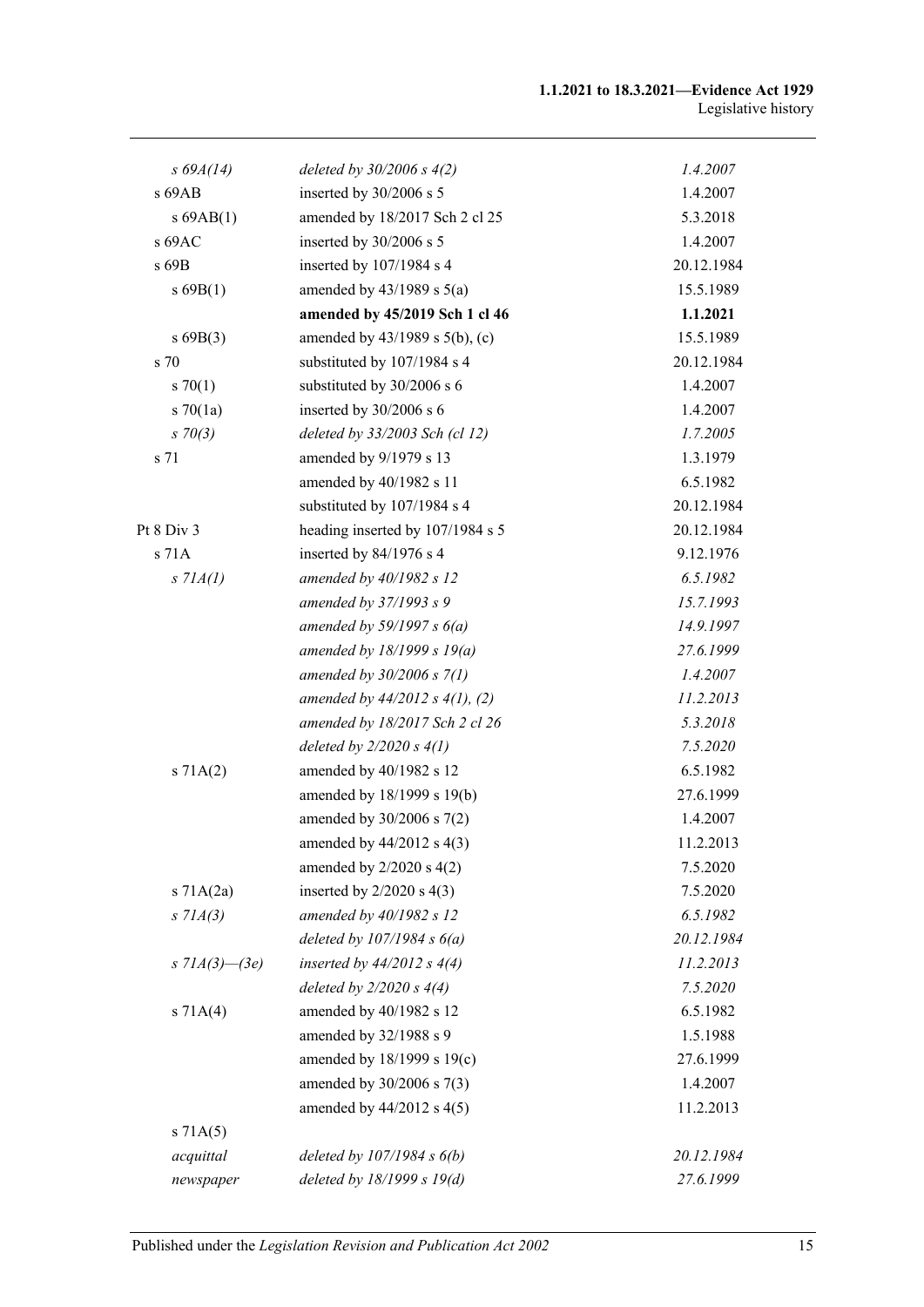| | | |
|---|---|---|
| *s 69A(14)* | *deleted by 30/2006 s 4(2)* | *1.4.2007* |
| s 69AB | inserted by 30/2006 s 5 | 1.4.2007 |
| s 69AB(1) | amended by 18/2017 Sch 2 cl 25 | 5.3.2018 |
| s 69AC | inserted by 30/2006 s 5 | 1.4.2007 |
| s 69B | inserted by 107/1984 s 4 | 20.12.1984 |
| s 69B(1) | amended by 43/1989 s 5(a) | 15.5.1989 |
| | **amended by 45/2019 Sch 1 cl 46** | **1.1.2021** |
| s 69B(3) | amended by 43/1989 s 5(b), (c) | 15.5.1989 |
| s 70 | substituted by 107/1984 s 4 | 20.12.1984 |
| s 70(1) | substituted by 30/2006 s 6 | 1.4.2007 |
| s 70(1a) | inserted by 30/2006 s 6 | 1.4.2007 |
| *s 70(3)* | *deleted by 33/2003 Sch (cl 12)* | *1.7.2005* |
| s 71 | amended by 9/1979 s 13 | 1.3.1979 |
| | amended by 40/1982 s 11 | 6.5.1982 |
| | substituted by 107/1984 s 4 | 20.12.1984 |
| Pt 8 Div 3 | heading inserted by 107/1984 s 5 | 20.12.1984 |
| s 71A | inserted by 84/1976 s 4 | 9.12.1976 |
| *s 71A(1)* | *amended by 40/1982 s 12* | *6.5.1982* |
| | *amended by 37/1993 s 9* | *15.7.1993* |
| | *amended by 59/1997 s 6(a)* | *14.9.1997* |
| | *amended by 18/1999 s 19(a)* | *27.6.1999* |
| | *amended by 30/2006 s 7(1)* | *1.4.2007* |
| | *amended by 44/2012 s 4(1), (2)* | *11.2.2013* |
| | *amended by 18/2017 Sch 2 cl 26* | *5.3.2018* |
| | *deleted by 2/2020 s 4(1)* | *7.5.2020* |
| s 71A(2) | amended by 40/1982 s 12 | 6.5.1982 |
| | amended by 18/1999 s 19(b) | 27.6.1999 |
| | amended by 30/2006 s 7(2) | 1.4.2007 |
| | amended by 44/2012 s 4(3) | 11.2.2013 |
| | amended by 2/2020 s 4(2) | 7.5.2020 |
| s 71A(2a) | inserted by 2/2020 s 4(3) | 7.5.2020 |
| *s 71A(3)* | *amended by 40/1982 s 12* | *6.5.1982* |
| | *deleted by 107/1984 s 6(a)* | *20.12.1984* |
| *s 71A(3)—(3e)* | *inserted by 44/2012 s 4(4)* | *11.2.2013* |
| | *deleted by 2/2020 s 4(4)* | *7.5.2020* |
| s 71A(4) | amended by 40/1982 s 12 | 6.5.1982 |
| | amended by 32/1988 s 9 | 1.5.1988 |
| | amended by 18/1999 s 19(c) | 27.6.1999 |
| | amended by 30/2006 s 7(3) | 1.4.2007 |
| | amended by 44/2012 s 4(5) | 11.2.2013 |
| s 71A(5) | | |
| *acquittal* | *deleted by 107/1984 s 6(b)* | *20.12.1984* |
| *newspaper* | *deleted by 18/1999 s 19(d)* | *27.6.1999* |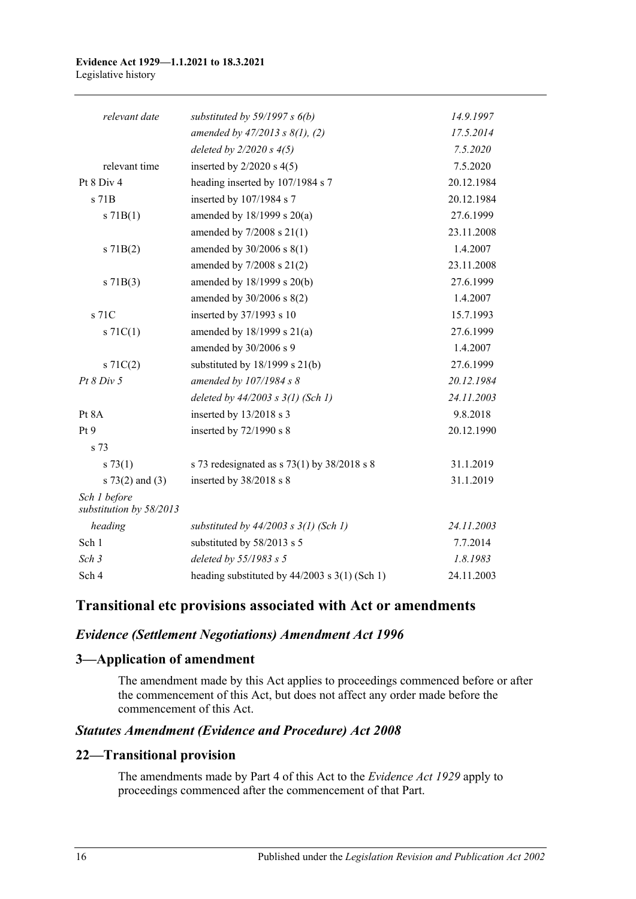| | | |
|---|---|---|
| *relevant date* | *substituted by 59/1997 s 6(b)* | *14.9.1997* |
| | *amended by 47/2013 s 8(1), (2)* | *17.5.2014* |
| | *deleted by 2/2020 s 4(5)* | *7.5.2020* |
| relevant time | inserted by 2/2020 s 4(5) | 7.5.2020 |
| Pt 8 Div 4 | heading inserted by 107/1984 s 7 | 20.12.1984 |
| s 71B | inserted by 107/1984 s 7 | 20.12.1984 |
| s 71B(1) | amended by 18/1999 s 20(a) | 27.6.1999 |
| | amended by 7/2008 s 21(1) | 23.11.2008 |
| s 71B(2) | amended by 30/2006 s 8(1) | 1.4.2007 |
| | amended by 7/2008 s 21(2) | 23.11.2008 |
| s 71B(3) | amended by 18/1999 s 20(b) | 27.6.1999 |
| | amended by 30/2006 s 8(2) | 1.4.2007 |
| s 71C | inserted by 37/1993 s 10 | 15.7.1993 |
| s 71C(1) | amended by 18/1999 s 21(a) | 27.6.1999 |
| | amended by 30/2006 s 9 | 1.4.2007 |
| s 71C(2) | substituted by 18/1999 s 21(b) | 27.6.1999 |
| *Pt 8 Div 5* | *amended by 107/1984 s 8* | *20.12.1984* |
| | *deleted by 44/2003 s 3(1) (Sch 1)* | *24.11.2003* |
| Pt 8A | inserted by 13/2018 s 3 | 9.8.2018 |
| Pt 9 | inserted by 72/1990 s 8 | 20.12.1990 |
| s 73 | | |
| s 73(1) | s 73 redesignated as s 73(1) by 38/2018 s 8 | 31.1.2019 |
| s 73(2) and (3) | inserted by 38/2018 s 8 | 31.1.2019 |
| *Sch 1 before substitution by 58/2013* | | |
| *heading* | *substituted by 44/2003 s 3(1) (Sch 1)* | *24.11.2003* |
| Sch 1 | substituted by 58/2013 s 5 | 7.7.2014 |
| *Sch 3* | *deleted by 55/1983 s 5* | *1.8.1983* |
| Sch 4 | heading substituted by 44/2003 s 3(1) (Sch 1) | 24.11.2003 |

## Transitional etc provisions associated with Act or amendments

### *Evidence (Settlement Negotiations) Amendment Act 1996*

### 3—Application of amendment

The amendment made by this Act applies to proceedings commenced before or after the commencement of this Act, but does not affect any order made before the commencement of this Act.

### *Statutes Amendment (Evidence and Procedure) Act 2008*

### 22—Transitional provision

The amendments made by Part 4 of this Act to the *Evidence Act 1929* apply to proceedings commenced after the commencement of that Part.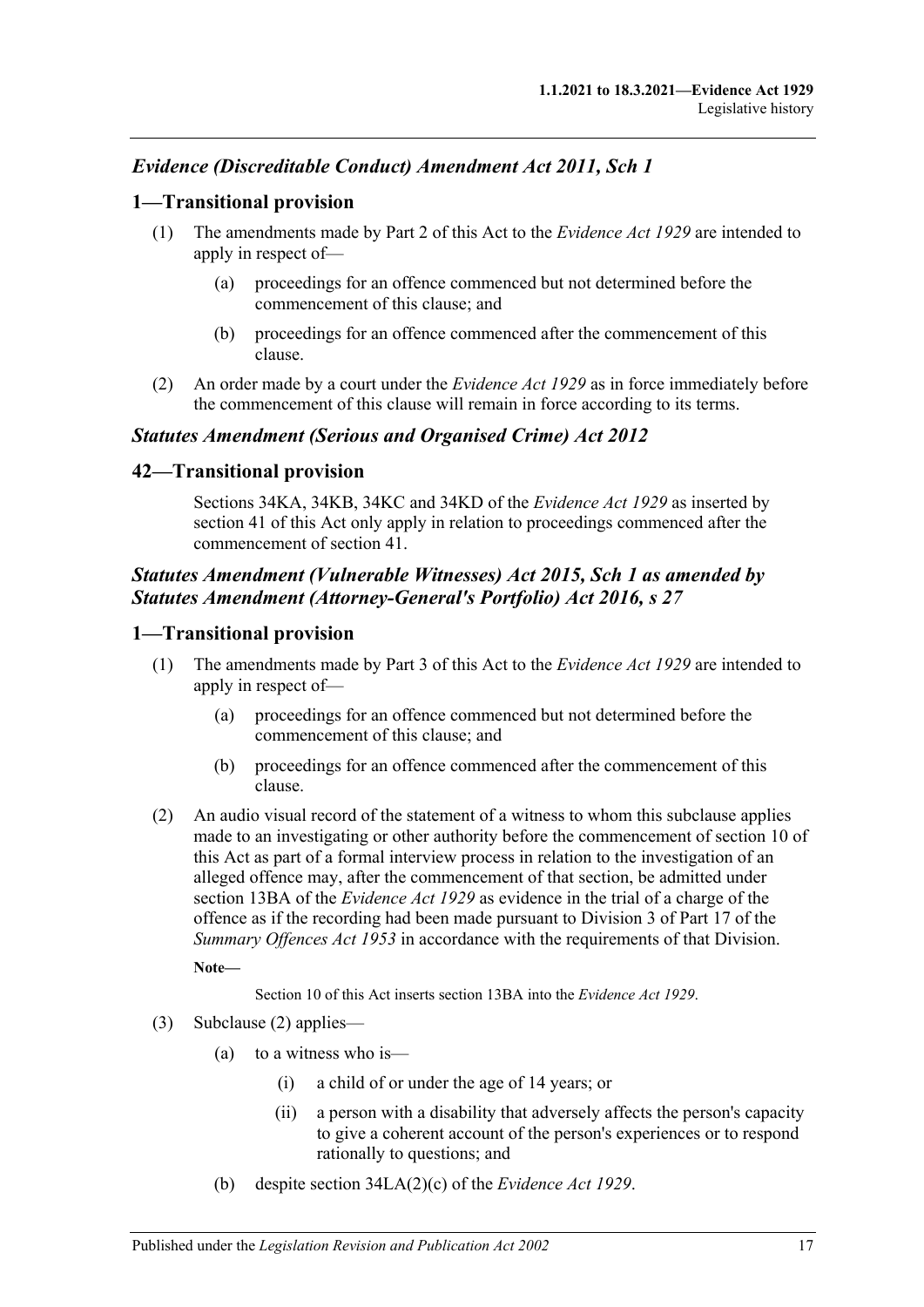## *Evidence (Discreditable Conduct) Amendment Act 2011, Sch 1*

### 1—Transitional provision

(1) The amendments made by Part 2 of this Act to the *Evidence Act 1929* are intended to apply in respect of—

   (a) proceedings for an offence commenced but not determined before the commencement of this clause; and

   (b) proceedings for an offence commenced after the commencement of this clause.

(2) An order made by a court under the *Evidence Act 1929* as in force immediately before the commencement of this clause will remain in force according to its terms.

## *Statutes Amendment (Serious and Organised Crime) Act 2012*

### 42—Transitional provision

Sections 34KA, 34KB, 34KC and 34KD of the *Evidence Act 1929* as inserted by section 41 of this Act only apply in relation to proceedings commenced after the commencement of section 41.

## *Statutes Amendment (Vulnerable Witnesses) Act 2015, Sch 1 as amended by Statutes Amendment (Attorney-General's Portfolio) Act 2016, s 27*

### 1—Transitional provision

(1) The amendments made by Part 3 of this Act to the *Evidence Act 1929* are intended to apply in respect of—

   (a) proceedings for an offence commenced but not determined before the commencement of this clause; and

   (b) proceedings for an offence commenced after the commencement of this clause.

(2) An audio visual record of the statement of a witness to whom this subclause applies made to an investigating or other authority before the commencement of section 10 of this Act as part of a formal interview process in relation to the investigation of an alleged offence may, after the commencement of that section, be admitted under section 13BA of the *Evidence Act 1929* as evidence in the trial of a charge of the offence as if the recording had been made pursuant to Division 3 of Part 17 of the *Summary Offences Act 1953* in accordance with the requirements of that Division.

**Note—**

Section 10 of this Act inserts section 13BA into the *Evidence Act 1929*.

(3) Subclause (2) applies—

   (a) to a witness who is—

      (i) a child of or under the age of 14 years; or

      (ii) a person with a disability that adversely affects the person's capacity to give a coherent account of the person's experiences or to respond rationally to questions; and

   (b) despite section 34LA(2)(c) of the *Evidence Act 1929*.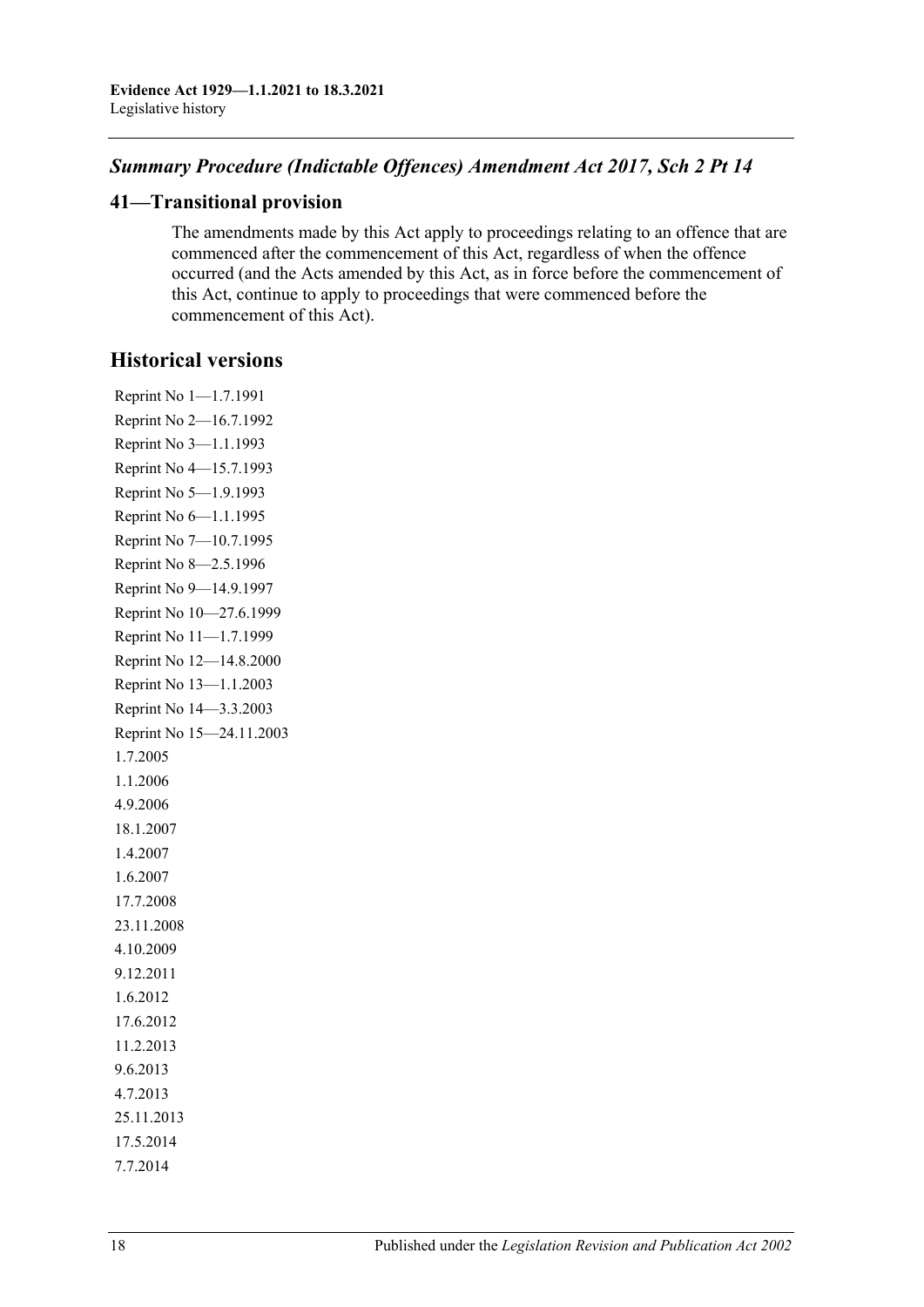### *Summary Procedure (Indictable Offences) Amendment Act 2017, Sch 2 Pt 14*

## 41—Transitional provision

The amendments made by this Act apply to proceedings relating to an offence that are commenced after the commencement of this Act, regardless of when the offence occurred (and the Acts amended by this Act, as in force before the commencement of this Act, continue to apply to proceedings that were commenced before the commencement of this Act).

## Historical versions

Reprint No 1—1.7.1991

Reprint No 2—16.7.1992

Reprint No 3—1.1.1993

Reprint No 4—15.7.1993

Reprint No 5—1.9.1993

Reprint No 6—1.1.1995

Reprint No 7—10.7.1995

Reprint No 8—2.5.1996

Reprint No 9—14.9.1997

Reprint No 10—27.6.1999

Reprint No 11—1.7.1999

Reprint No 12—14.8.2000

Reprint No 13—1.1.2003

Reprint No 14—3.3.2003

Reprint No 15—24.11.2003

1.7.2005

1.1.2006

4.9.2006

18.1.2007

1.4.2007

1.6.2007

17.7.2008

23.11.2008

4.10.2009

9.12.2011

1.6.2012

17.6.2012

11.2.2013

9.6.2013

4.7.2013

25.11.2013

17.5.2014

7.7.2014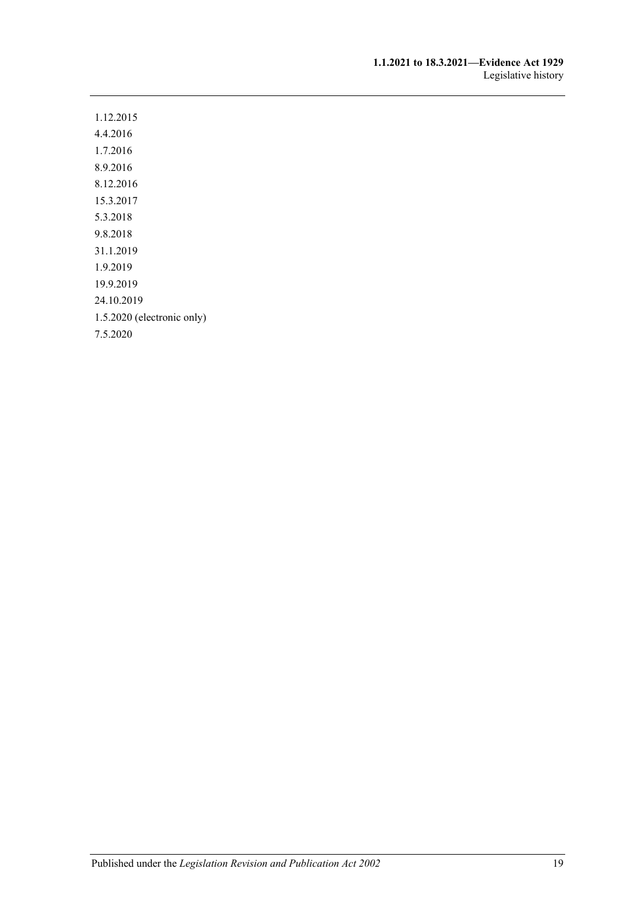1.12.2015

4.4.2016

1.7.2016

8.9.2016

8.12.2016

15.3.2017

5.3.2018

9.8.2018

31.1.2019

1.9.2019

19.9.2019

24.10.2019

1.5.2020 (electronic only)

7.5.2020